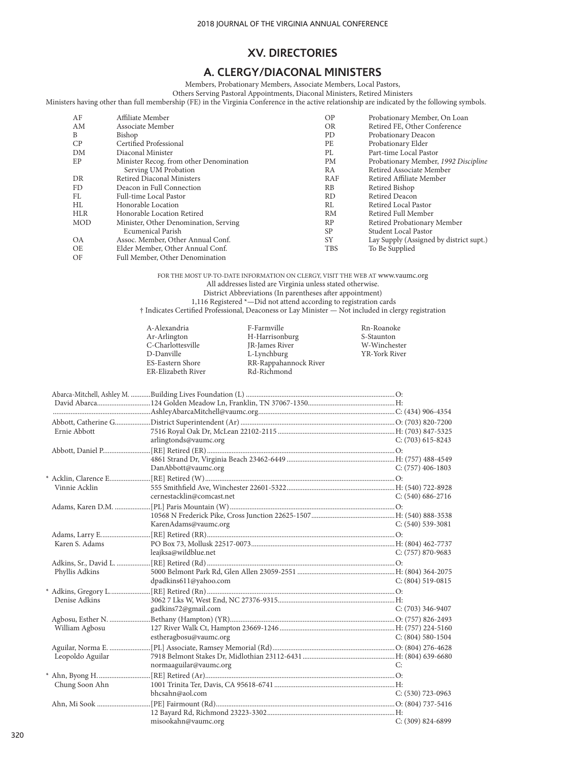# XV. DIRECTORIES

## A. CLERGY/DIACONAL MINISTERS

Members, Probationary Members, Associate Members, Local Pastors,
Others Serving Pastoral Appointments, Diaconal Ministers, Retired Ministers

Ministers having other than full membership (FE) in the Virginia Conference in the active relationship are indicated by the following symbols.

| | | | |
|---|---|---|---|
| AF | Affiliate Member | OP | Probationary Member, On Loan |
| AM | Associate Member | OR | Retired FE, Other Conference |
| B | Bishop | PD | Probationary Deacon |
| CP | Certified Professional | PE | Probationary Elder |
| DM | Diaconal Minister | PL | Part-time Local Pastor |
| EP | Minister Recog. from other Denomination Serving UM Probation | PM | Probationary Member, *1992 Discipline* |
| | | RA | Retired Associate Member |
| DR | Retired Diaconal Ministers | RAF | Retired Affiliate Member |
| FD | Deacon in Full Connection | RB | Retired Bishop |
| FL | Full-time Local Pastor | RD | Retired Deacon |
| HL | Honorable Location | RL | Retired Local Pastor |
| HLR | Honorable Location Retired | RM | Retired Full Member |
| MOD | Minister, Other Denomination, Serving Ecumenical Parish | RP | Retired Probationary Member |
| | | SP | Student Local Pastor |
| OA | Assoc. Member, Other Annual Conf. | SY | Lay Supply (Assigned by district supt.) |
| OE | Elder Member, Other Annual Conf. | TBS | To Be Supplied |
| OF | Full Member, Other Denomination | | |

FOR THE MOST UP-TO-DATE INFORMATION ON CLERGY, VISIT THE WEB AT www.vaumc.org
All addresses listed are Virginia unless stated otherwise.
District Abbreviations (In parentheses after appointment)
1,116 Registered *—Did not attend according to registration cards
† Indicates Certified Professional, Deaconess or Lay Minister — Not included in clergy registration

| | | |
|---|---|---|
| A-Alexandria | F-Farmville | Rn-Roanoke |
| Ar-Arlington | H-Harrisonburg | S-Staunton |
| C-Charlottesville | JR-James River | W-Winchester |
| D-Danville | L-Lynchburg | YR-York River |
| ES-Eastern Shore | RR-Rappahannock River | |
| ER-Elizabeth River | Rd-Richmond | |

| Name / Spouse | Appointment / Address / Email | Phone |
|---|---|---|
| Abarca-Mitchell, Ashley M. | Building Lives Foundation (L) | O: |
| David Abarca | 124 Golden Meadow Ln, Franklin, TN 37067-1350 | H: |
| | AshleyAbarcaMitchell@vaumc.org | C: (434) 906-4354 |
| Abbott, Catherine G. | District Superintendent (Ar) | O: (703) 820-7200 |
| Ernie Abbott | 7516 Royal Oak Dr, McLean 22102-2115 | H: (703) 847-5325 |
| | arlingtonds@vaumc.org | C: (703) 615-8243 |
| Abbott, Daniel P. | [RE] Retired (ER) | O: |
| | 4861 Strand Dr, Virginia Beach 23462-6449 | H: (757) 488-4549 |
| | DanAbbott@vaumc.org | C: (757) 406-1803 |
| * Acklin, Clarence E. | [RE] Retired (W) | O: |
| Vinnie Acklin | 555 Smithfield Ave, Winchester 22601-5322 | H: (540) 722-8928 |
| | cernestacklin@comcast.net | C: (540) 686-2716 |
| Adams, Karen D.M. | [PL] Paris Mountain (W) | O: |
| | 10568 N Frederick Pike, Cross Junction 22625-1507 | H: (540) 888-3538 |
| | KarenAdams@vaumc.org | C: (540) 539-3081 |
| Adams, Larry E. | [RE] Retired (RR) | O: |
| Karen S. Adams | PO Box 73, Mollusk 22517-0073 | H: (804) 462-7737 |
| | leajksa@wildblue.net | C: (757) 870-9683 |
| Adkins, Sr., David L. | [RE] Retired (Rd) | O: |
| Phyllis Adkins | 5000 Belmont Park Rd, Glen Allen 23059-2551 | H: (804) 364-2075 |
| | dpadkins611@yahoo.com | C: (804) 519-0815 |
| * Adkins, Gregory L. | [RE] Retired (Rn) | O: |
| Denise Adkins | 3062 7 Lks W, West End, NC 27376-9315 | H: |
| | gadkins72@gmail.com | C: (703) 346-9407 |
| Agbosu, Esther N. | Bethany (Hampton) (YR) | O: (757) 826-2493 |
| William Agbosu | 127 River Walk Ct, Hampton 23669-1246 | H: (757) 224-5160 |
| | estheragbosu@vaumc.org | C: (804) 580-1504 |
| Aguilar, Norma E. | [PL] Associate, Ramsey Memorial (Rd) | O: (804) 276-4628 |
| Leopoldo Aguilar | 7918 Belmont Stakes Dr, Midlothian 23112-6431 | H: (804) 639-6680 |
| | normaaguilar@vaumc.org | C: |
| * Ahn, Byong H. | [RE] Retired (Ar) | O: |
| Chung Soon Ahn | 1001 Trinita Ter, Davis, CA 95618-6741 | H: |
| | bhcsahn@aol.com | C: (530) 723-0963 |
| Ahn, Mi Sook | [PE] Fairmount (Rd) | O: (804) 737-5416 |
| | 12 Bayard Rd, Richmond 23223-3302 | H: |
| | misookahn@vaumc.org | C: (309) 824-6899 |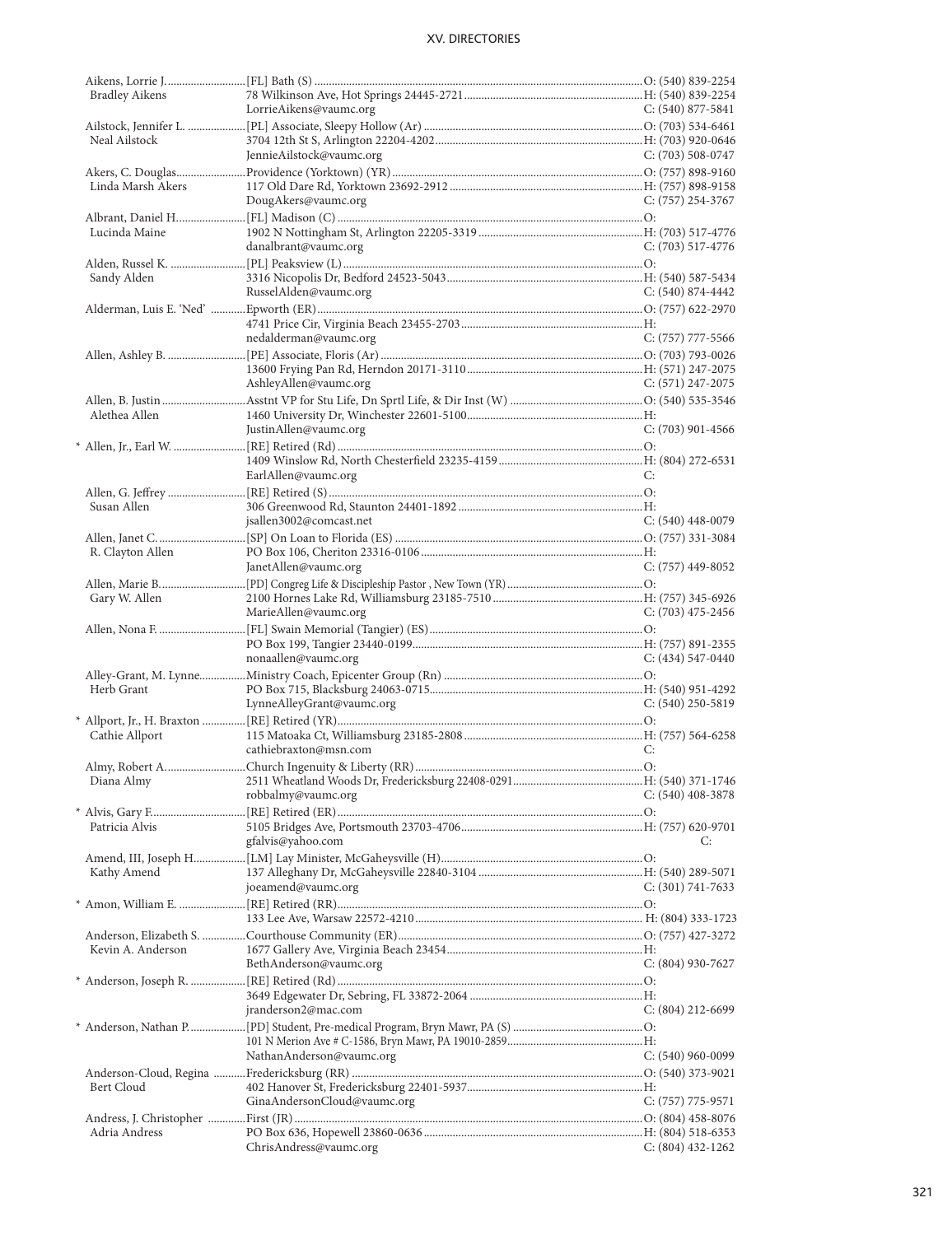Aikens, Lorrie J. ........................... [FL] Bath (S) ................................................................................................. O: (540) 839-2254
Bradley Aikens 78 Wilkinson Ave, Hot Springs 24445-2721 ............................................................ H: (540) 839-2254
LorrieAikens@vaumc.org C: (540) 877-5841

Ailstock, Jennifer L. ..................... [PL] Associate, Sleepy Hollow (Ar) ........................................................... O: (703) 534-6461
Neal Ailstock 3704 12th St S, Arlington 22204-4202 ....................................................... H: (703) 920-0646
JennieAilstock@vaumc.org C: (703) 508-0747

Akers, C. Douglas ........................ Providence (Yorktown) (YR) ...................................................................... O: (757) 898-9160
Linda Marsh Akers 117 Old Dare Rd, Yorktown 23692-2912 .................................................. H: (757) 898-9158
DougAkers@vaumc.org C: (757) 254-3767

Albrant, Daniel H. ........................ [FL] Madison (C) ........................................................................................ O:
Lucinda Maine 1902 N Nottingham St, Arlington 22205-3319 ......................................... H: (703) 517-4776
danalbrant@vaumc.org C: (703) 517-4776

Alden, Russel K. .......................... [PL] Peaksview (L) ..................................................................................... O:
Sandy Alden 3316 Nicopolis Dr, Bedford 24523-5043 ................................................... H: (540) 587-5434
RusselAlden@vaumc.org C: (540) 874-4442

Alderman, Luis E. 'Ned' ............ Epworth (ER) ............................................................................................. O: (757) 622-2970
4741 Price Cir, Virginia Beach 23455-2703 ............................................... H:
nedalderman@vaumc.org C: (757) 777-5566

Allen, Ashley B. ........................... [PE] Associate, Floris (Ar) .......................................................................... O: (703) 793-0026
13600 Frying Pan Rd, Herndon 20171-3110 ............................................ H: (571) 247-2075
AshleyAllen@vaumc.org C: (571) 247-2075

Allen, B. Justin ............................. Asstnt VP for Stu Life, Dn Sprtl Life, & Dir Inst (W) ............................................. O: (540) 535-3546
Alethea Allen 1460 University Dr, Winchester 22601-5100 ............................................ H:
JustinAllen@vaumc.org C: (703) 901-4566

\* Allen, Jr., Earl W. ......................... [RE] Retired (Rd) ........................................................................................ O:
1409 Winslow Rd, North Chesterfield 23235-4159 ................................. H: (804) 272-6531
EarlAllen@vaumc.org C:

Allen, G. Jeffrey ........................... [RE] Retired (S) .......................................................................................... O:
Susan Allen 306 Greenwood Rd, Staunton 24401-1892 ............................................... H:
jsallen3002@comcast.net C: (540) 448-0079

Allen, Janet C. .............................. [SP] On Loan to Florida (ES) ..................................................................... O: (757) 331-3084
R. Clayton Allen PO Box 106, Cheriton 23316-0106 ............................................................ H:
JanetAllen@vaumc.org C: (757) 449-8052

Allen, Marie B. .............................. [PD] Congreg Life & Discipleship Pastor , New Town (YR) .............................................. O:
Gary W. Allen 2100 Hornes Lake Rd, Williamsburg 23185-7510 ................................... H: (757) 345-6926
MarieAllen@vaumc.org C: (703) 475-2456

Allen, Nona F. .............................. [FL] Swain Memorial (Tangier) (ES) ......................................................... O:
PO Box 199, Tangier 23440-0199 ............................................................... H: (757) 891-2355
nonaallen@vaumc.org C: (434) 547-0440

Alley-Grant, M. Lynne ................ Ministry Coach, Epicenter Group (Rn) .................................................... O:
Herb Grant PO Box 715, Blacksburg 24063-0715 ......................................................... H: (540) 951-4292
LynneAlleyGrant@vaumc.org C: (540) 250-5819

\* Allport, Jr., H. Braxton ............... [RE] Retired (YR) ........................................................................................ O:
Cathie Allport 115 Matoaka Ct, Williamsburg 23185-2808 ............................................. H: (757) 564-6258
cathiebraxton@msn.com C:

Almy, Robert A. ........................... Church Ingenuity & Liberty (RR) ............................................................. O:
Diana Almy 2511 Wheatland Woods Dr, Fredericksburg 22408-0291 ............................ H: (540) 371-1746
robbalmy@vaumc.org C: (540) 408-3878

\* Alvis, Gary F. ................................ [RE] Retired (ER) ........................................................................................ O:
Patricia Alvis 5105 Bridges Ave, Portsmouth 23703-4706 ............................................. H: (757) 620-9701
gfalvis@yahoo.com C:

Amend, III, Joseph H. .................. [LM] Lay Minister, McGaheysville (H) ..................................................... O:
Kathy Amend 137 Alleghany Dr, McGaheysville 22840-3104 ........................................ H: (540) 289-5071
joeamend@vaumc.org C: (301) 741-7633

\* Amon, William E. ....................... [RE] Retired (RR) ........................................................................................ O:
133 Lee Ave, Warsaw 22572-4210 .............................................................. H: (804) 333-1723

Anderson, Elizabeth S. ............... Courthouse Community (ER) .................................................................... O: (757) 427-3272
Kevin A. Anderson 1677 Gallery Ave, Virginia Beach 23454 .................................................. H:
BethAnderson@vaumc.org C: (804) 930-7627

\* Anderson, Joseph R. ................... [RE] Retired (Rd) ........................................................................................ O:
3649 Edgewater Dr, Sebring, FL 33872-2064 ........................................... H:
jranderson2@mac.com C: (804) 212-6699

\* Anderson, Nathan P. ................... [PD] Student, Pre-medical Program, Bryn Mawr, PA (S) ............................................ O:
101 N Merion Ave # C-1586, Bryn Mawr, PA 19010-2859 ..................................... H:
NathanAnderson@vaumc.org C: (540) 960-0099

Anderson-Cloud, Regina ........... Fredericksburg (RR) ................................................................................... O: (540) 373-9021
Bert Cloud 402 Hanover St, Fredericksburg 22401-5937 ............................................. H:
GinaAndersonCloud@vaumc.org C: (757) 775-9571

Andress, J. Christopher ............. First (JR) ...................................................................................................... O: (804) 458-8076
Adria Andress PO Box 636, Hopewell 23860-0636 ........................................................... H: (804) 518-6353
ChrisAndress@vaumc.org C: (804) 432-1262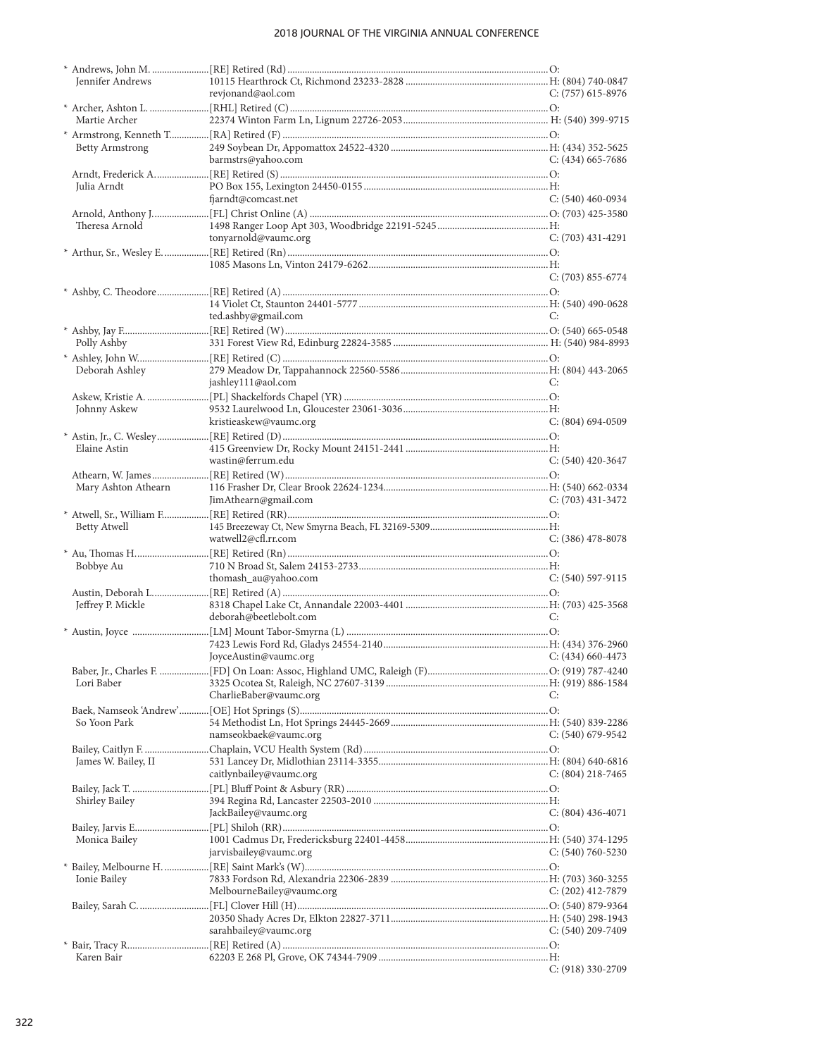| Name | Appointment / Address / Email | Phone |
|---|---|---|
| * Andrews, John M. | [RE] Retired (Rd) | O: |
| Jennifer Andrews | 10115 Hearthrock Ct, Richmond 23233-2828 | H: (804) 740-0847 |
| | revjonand@aol.com | C: (757) 615-8976 |
| * Archer, Ashton L. | [RHL] Retired (C) | O: |
| Martie Archer | 22374 Winton Farm Ln, Lignum 22726-2053 | H: (540) 399-9715 |
| * Armstrong, Kenneth T. | [RA] Retired (F) | O: |
| Betty Armstrong | 249 Soybean Dr, Appomattox 24522-4320 | H: (434) 352-5625 |
| | barmstrs@yahoo.com | C: (434) 665-7686 |
| Arndt, Frederick A. | [RE] Retired (S) | O: |
| Julia Arndt | PO Box 155, Lexington 24450-0155 | H: |
| | fjarndt@comcast.net | C: (540) 460-0934 |
| Arnold, Anthony J. | [FL] Christ Online (A) | O: (703) 425-3580 |
| Theresa Arnold | 1498 Ranger Loop Apt 303, Woodbridge 22191-5245 | H: |
| | tonyarnold@vaumc.org | C: (703) 431-4291 |
| * Arthur, Sr., Wesley E. | [RE] Retired (Rn) | O: |
| | 1085 Masons Ln, Vinton 24179-6262 | H: |
| | | C: (703) 855-6774 |
| * Ashby, C. Theodore | [RE] Retired (A) | O: |
| | 14 Violet Ct, Staunton 24401-5777 | H: (540) 490-0628 |
| | ted.ashby@gmail.com | C: |
| * Ashby, Jay F. | [RE] Retired (W) | O: (540) 665-0548 |
| Polly Ashby | 331 Forest View Rd, Edinburg 22824-3585 | H: (540) 984-8993 |
| * Ashley, John W. | [RE] Retired (C) | O: |
| Deborah Ashley | 279 Meadow Dr, Tappahannock 22560-5586 | H: (804) 443-2065 |
| | jashley111@aol.com | C: |
| Askew, Kristie A. | [PL] Shackelfords Chapel (YR) | O: |
| Johnny Askew | 9532 Laurelwood Ln, Gloucester 23061-3036 | H: |
| | kristieaskew@vaumc.org | C: (804) 694-0509 |
| * Astin, Jr., C. Wesley | [RE] Retired (D) | O: |
| Elaine Astin | 415 Greenview Dr, Rocky Mount 24151-2441 | H: |
| | wastin@ferrum.edu | C: (540) 420-3647 |
| Athearn, W. James | [RE] Retired (W) | O: |
| Mary Ashton Athearn | 116 Frasher Dr, Clear Brook 22624-1234 | H: (540) 662-0334 |
| | JimAthearn@gmail.com | C: (703) 431-3472 |
| * Atwell, Sr., William F. | [RE] Retired (RR) | O: |
| Betty Atwell | 145 Breezeway Ct, New Smyrna Beach, FL 32169-5309 | H: |
| | watwell2@cfl.rr.com | C: (386) 478-8078 |
| * Au, Thomas H. | [RE] Retired (Rn) | O: |
| Bobbye Au | 710 N Broad St, Salem 24153-2733 | H: |
| | thomash_au@yahoo.com | C: (540) 597-9115 |
| Austin, Deborah L. | [RE] Retired (A) | O: |
| Jeffrey P. Mickle | 8318 Chapel Lake Ct, Annandale 22003-4401 | H: (703) 425-3568 |
| | deborah@beetlebolt.com | C: |
| * Austin, Joyce | [LM] Mount Tabor-Smyrna (L) | O: |
| | 7423 Lewis Ford Rd, Gladys 24554-2140 | H: (434) 376-2960 |
| | JoyceAustin@vaumc.org | C: (434) 660-4473 |
| Baber, Jr., Charles F. | [FD] On Loan: Assoc, Highland UMC, Raleigh (F) | O: (919) 787-4240 |
| Lori Baber | 3325 Ocotea St, Raleigh, NC 27607-3139 | H: (919) 886-1584 |
| | CharlieBaber@vaumc.org | C: |
| Baek, Namseok 'Andrew' | [OE] Hot Springs (S) | O: |
| So Yoon Park | 54 Methodist Ln, Hot Springs 24445-2669 | H: (540) 839-2286 |
| | namseokbaek@vaumc.org | C: (540) 679-9542 |
| Bailey, Caitlyn F. | Chaplain, VCU Health System (Rd) | O: |
| James W. Bailey, II | 531 Lancey Dr, Midlothian 23114-3355 | H: (804) 640-6816 |
| | caitlynbailey@vaumc.org | C: (804) 218-7465 |
| Bailey, Jack T. | [PL] Bluff Point & Asbury (RR) | O: |
| Shirley Bailey | 394 Regina Rd, Lancaster 22503-2010 | H: |
| | JackBailey@vaumc.org | C: (804) 436-4071 |
| Bailey, Jarvis E. | [PL] Shiloh (RR) | O: |
| Monica Bailey | 1001 Cadmus Dr, Fredericksburg 22401-4458 | H: (540) 374-1295 |
| | jarvisbailey@vaumc.org | C: (540) 760-5230 |
| * Bailey, Melbourne H. | [RE] Saint Mark's (W) | O: |
| Ionie Bailey | 7833 Fordson Rd, Alexandria 22306-2839 | H: (703) 360-3255 |
| | MelbourneBailey@vaumc.org | C: (202) 412-7879 |
| Bailey, Sarah C. | [FL] Clover Hill (H) | O: (540) 879-9364 |
| | 20350 Shady Acres Dr, Elkton 22827-3711 | H: (540) 298-1943 |
| | sarahbailey@vaumc.org | C: (540) 209-7409 |
| * Bair, Tracy R. | [RE] Retired (A) | O: |
| Karen Bair | 62203 E 268 Pl, Grove, OK 74344-7909 | H: |
| | | C: (918) 330-2709 |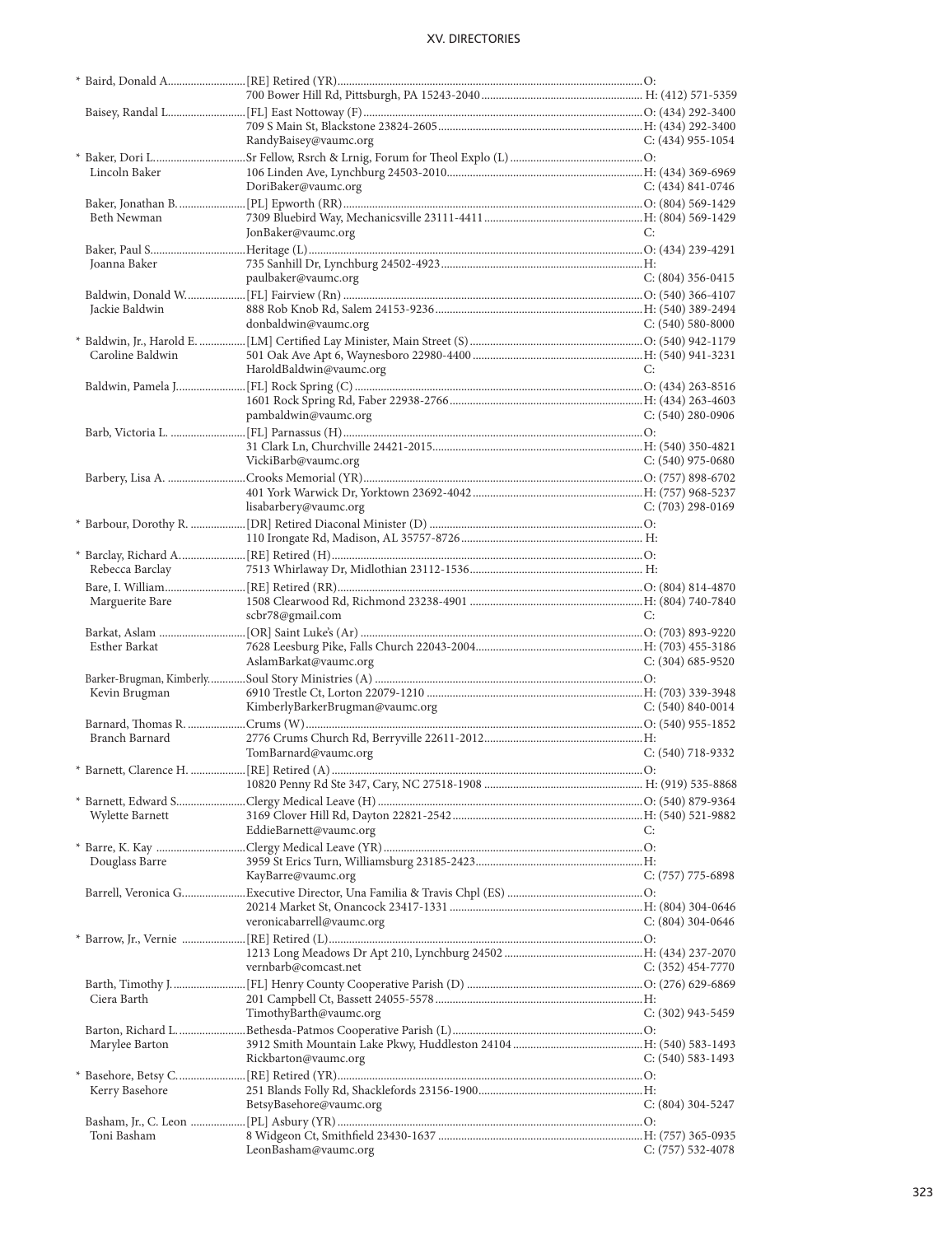| Name | Appointment / Address / Email | Phone |
|---|---|---|
| * Baird, Donald A. | [RE] Retired (YR) | O: |
| | 700 Bower Hill Rd, Pittsburgh, PA 15243-2040 | H: (412) 571-5359 |
| Baisey, Randal L. | [FL] East Nottoway (F) | O: (434) 292-3400 |
| | 709 S Main St, Blackstone 23824-2605 | H: (434) 292-3400 |
| | RandyBaisey@vaumc.org | C: (434) 955-1054 |
| * Baker, Dori L. | Sr Fellow, Rsrch & Lrnig, Forum for Theol Explo (L) | O: |
| Lincoln Baker | 106 Linden Ave, Lynchburg 24503-2010 | H: (434) 369-6969 |
| | DoriBaker@vaumc.org | C: (434) 841-0746 |
| Baker, Jonathan B. | [PL] Epworth (RR) | O: (804) 569-1429 |
| Beth Newman | 7309 Bluebird Way, Mechanicsville 23111-4411 | H: (804) 569-1429 |
| | JonBaker@vaumc.org | C: |
| Baker, Paul S. | Heritage (L) | O: (434) 239-4291 |
| Joanna Baker | 735 Sanhill Dr, Lynchburg 24502-4923 | H: |
| | paulbaker@vaumc.org | C: (804) 356-0415 |
| Baldwin, Donald W. | [FL] Fairview (Rn) | O: (540) 366-4107 |
| Jackie Baldwin | 888 Rob Knob Rd, Salem 24153-9236 | H: (540) 389-2494 |
| | donbaldwin@vaumc.org | C: (540) 580-8000 |
| * Baldwin, Jr., Harold E. | [LM] Certified Lay Minister, Main Street (S) | O: (540) 942-1179 |
| Caroline Baldwin | 501 Oak Ave Apt 6, Waynesboro 22980-4400 | H: (540) 941-3231 |
| | HaroldBaldwin@vaumc.org | C: |
| Baldwin, Pamela J. | [FL] Rock Spring (C) | O: (434) 263-8516 |
| | 1601 Rock Spring Rd, Faber 22938-2766 | H: (434) 263-4603 |
| | pambaldwin@vaumc.org | C: (540) 280-0906 |
| Barb, Victoria L. | [FL] Parnassus (H) | O: |
| | 31 Clark Ln, Churchville 24421-2015 | H: (540) 350-4821 |
| | VickiBarb@vaumc.org | C: (540) 975-0680 |
| Barbery, Lisa A. | Crooks Memorial (YR) | O: (757) 898-6702 |
| | 401 York Warwick Dr, Yorktown 23692-4042 | H: (757) 968-5237 |
| | lisabarbery@vaumc.org | C: (703) 298-0169 |
| * Barbour, Dorothy R. | [DR] Retired Diaconal Minister (D) | O: |
| | 110 Irongate Rd, Madison, AL 35757-8726 | H: |
| * Barclay, Richard A. | [RE] Retired (H) | O: |
| Rebecca Barclay | 7513 Whirlaway Dr, Midlothian 23112-1536 | H: |
| Bare, I. William | [RE] Retired (RR) | O: (804) 814-4870 |
| Marguerite Bare | 1508 Clearwood Rd, Richmond 23238-4901 | H: (804) 740-7840 |
| | scbr78@gmail.com | C: |
| Barkat, Aslam | [OR] Saint Luke's (Ar) | O: (703) 893-9220 |
| Esther Barkat | 7628 Leesburg Pike, Falls Church 22043-2004 | H: (703) 455-3186 |
| | AslamBarkat@vaumc.org | C: (304) 685-9520 |
| Barker-Brugman, Kimberly | Soul Story Ministries (A) | O: |
| Kevin Brugman | 6910 Trestle Ct, Lorton 22079-1210 | H: (703) 339-3948 |
| | KimberlyBarkerBrugman@vaumc.org | C: (540) 840-0014 |
| Barnard, Thomas R. | Crums (W) | O: (540) 955-1852 |
| Branch Barnard | 2776 Crums Church Rd, Berryville 22611-2012 | H: |
| | TomBarnard@vaumc.org | C: (540) 718-9332 |
| * Barnett, Clarence H. | [RE] Retired (A) | O: |
| | 10820 Penny Rd Ste 347, Cary, NC 27518-1908 | H: (919) 535-8868 |
| * Barnett, Edward S. | Clergy Medical Leave (H) | O: (540) 879-9364 |
| Wylette Barnett | 3169 Clover Hill Rd, Dayton 22821-2542 | H: (540) 521-9882 |
| | EddieBarnett@vaumc.org | C: |
| * Barre, K. Kay | Clergy Medical Leave (YR) | O: |
| Douglass Barre | 3959 St Erics Turn, Williamsburg 23185-2423 | H: |
| | KayBarre@vaumc.org | C: (757) 775-6898 |
| Barrell, Veronica G. | Executive Director, Una Familia & Travis Chpl (ES) | O: |
| | 20214 Market St, Onancock 23417-1331 | H: (804) 304-0646 |
| | veronicabarrell@vaumc.org | C: (804) 304-0646 |
| * Barrow, Jr., Vernie | [RE] Retired (L) | O: |
| | 1213 Long Meadows Dr Apt 210, Lynchburg 24502 | H: (434) 237-2070 |
| | vernbarb@comcast.net | C: (352) 454-7770 |
| Barth, Timothy J. | [FL] Henry County Cooperative Parish (D) | O: (276) 629-6869 |
| Ciera Barth | 201 Campbell Ct, Bassett 24055-5578 | H: |
| | TimothyBarth@vaumc.org | C: (302) 943-5459 |
| Barton, Richard L. | Bethesda-Patmos Cooperative Parish (L) | O: |
| Marylee Barton | 3912 Smith Mountain Lake Pkwy, Huddleston 24104 | H: (540) 583-1493 |
| | Rickbarton@vaumc.org | C: (540) 583-1493 |
| * Basehore, Betsy C. | [RE] Retired (YR) | O: |
| Kerry Basehore | 251 Blands Folly Rd, Shacklefords 23156-1900 | H: |
| | BetsyBasehore@vaumc.org | C: (804) 304-5247 |
| Basham, Jr., C. Leon | [PL] Asbury (YR) | O: |
| Toni Basham | 8 Widgeon Ct, Smithfield 23430-1637 | H: (757) 365-0935 |
| | LeonBasham@vaumc.org | C: (757) 532-4078 |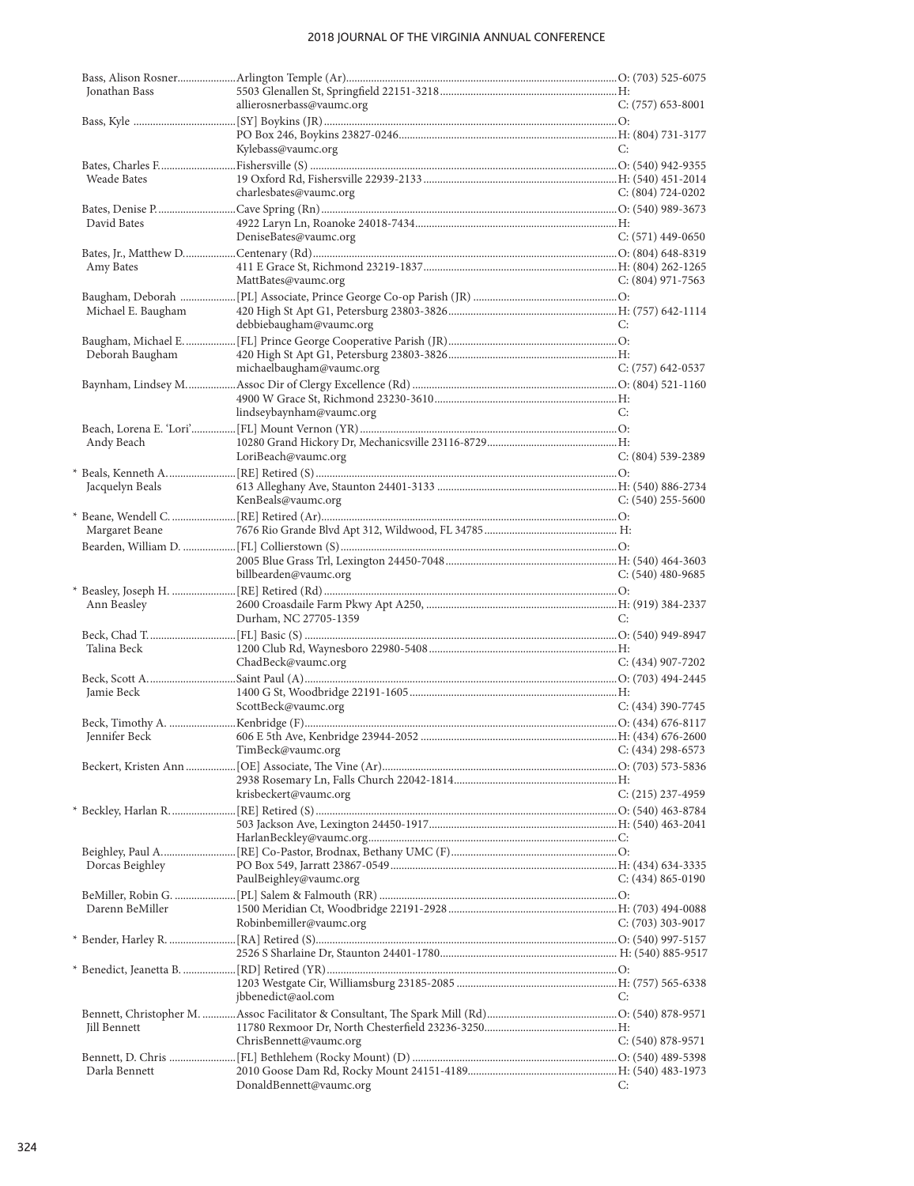| Name / Spouse | Appointment / Address / Email | Phone |
|---|---|---|
| Bass, Alison Rosner | Arlington Temple (Ar) | O: (703) 525-6075 |
| Jonathan Bass | 5503 Glenallen St, Springfield 22151-3218 | H: |
| | allierosnerbass@vaumc.org | C: (757) 653-8001 |
| Bass, Kyle | [SY] Boykins (JR) | O: |
| | PO Box 246, Boykins 23827-0246 | H: (804) 731-3177 |
| | Kylebass@vaumc.org | C: |
| Bates, Charles F. | Fishersville (S) | O: (540) 942-9355 |
| Weade Bates | 19 Oxford Rd, Fishersville 22939-2133 | H: (540) 451-2014 |
| | charlesbates@vaumc.org | C: (804) 724-0202 |
| Bates, Denise P. | Cave Spring (Rn) | O: (540) 989-3673 |
| David Bates | 4922 Laryn Ln, Roanoke 24018-7434 | H: |
| | DeniseBates@vaumc.org | C: (571) 449-0650 |
| Bates, Jr., Matthew D. | Centenary (Rd) | O: (804) 648-8319 |
| Amy Bates | 411 E Grace St, Richmond 23219-1837 | H: (804) 262-1265 |
| | MattBates@vaumc.org | C: (804) 971-7563 |
| Baugham, Deborah | [PL] Associate, Prince George Co-op Parish (JR) | O: |
| Michael E. Baugham | 420 High St Apt G1, Petersburg 23803-3826 | H: (757) 642-1114 |
| | debbiebaugham@vaumc.org | C: |
| Baugham, Michael E. | [FL] Prince George Cooperative Parish (JR) | O: |
| Deborah Baugham | 420 High St Apt G1, Petersburg 23803-3826 | H: |
| | michaelbaugham@vaumc.org | C: (757) 642-0537 |
| Baynham, Lindsey M. | Assoc Dir of Clergy Excellence (Rd) | O: (804) 521-1160 |
| | 4900 W Grace St, Richmond 23230-3610 | H: |
| | lindseybaynham@vaumc.org | C: |
| Beach, Lorena E. 'Lori' | [FL] Mount Vernon (YR) | O: |
| Andy Beach | 10280 Grand Hickory Dr, Mechanicsville 23116-8729 | H: |
| | LoriBeach@vaumc.org | C: (804) 539-2389 |
| * Beals, Kenneth A. | [RE] Retired (S) | O: |
| Jacquelyn Beals | 613 Alleghany Ave, Staunton 24401-3133 | H: (540) 886-2734 |
| | KenBeals@vaumc.org | C: (540) 255-5600 |
| * Beane, Wendell C. | [RE] Retired (Ar) | O: |
| Margaret Beane | 7676 Rio Grande Blvd Apt 312, Wildwood, FL 34785 | H: |
| Bearden, William D. | [FL] Collierstown (S) | O: |
| | 2005 Blue Grass Trl, Lexington 24450-7048 | H: (540) 464-3603 |
| | billbearden@vaumc.org | C: (540) 480-9685 |
| * Beasley, Joseph H. | [RE] Retired (Rd) | O: |
| Ann Beasley | 2600 Croasdaile Farm Pkwy Apt A250, | H: (919) 384-2337 |
| | Durham, NC 27705-1359 | C: |
| Beck, Chad T. | [FL] Basic (S) | O: (540) 949-8947 |
| Talina Beck | 1200 Club Rd, Waynesboro 22980-5408 | H: |
| | ChadBeck@vaumc.org | C: (434) 907-7202 |
| Beck, Scott A. | Saint Paul (A) | O: (703) 494-2445 |
| Jamie Beck | 1400 G St, Woodbridge 22191-1605 | H: |
| | ScottBeck@vaumc.org | C: (434) 390-7745 |
| Beck, Timothy A. | Kenbridge (F) | O: (434) 676-8117 |
| Jennifer Beck | 606 E 5th Ave, Kenbridge 23944-2052 | H: (434) 676-2600 |
| | TimBeck@vaumc.org | C: (434) 298-6573 |
| Beckert, Kristen Ann | [OE] Associate, The Vine (Ar) | O: (703) 573-5836 |
| | 2938 Rosemary Ln, Falls Church 22042-1814 | H: |
| | krisbeckert@vaumc.org | C: (215) 237-4959 |
| * Beckley, Harlan R. | [RE] Retired (S) | O: (540) 463-8784 |
| | 503 Jackson Ave, Lexington 24450-1917 | H: (540) 463-2041 |
| | HarlanBeckley@vaumc.org | C: |
| Beighley, Paul A. | [RE] Co-Pastor, Brodnax, Bethany UMC (F) | O: |
| Dorcas Beighley | PO Box 549, Jarratt 23867-0549 | H: (434) 634-3335 |
| | PaulBeighley@vaumc.org | C: (434) 865-0190 |
| BeMiller, Robin G. | [PL] Salem & Falmouth (RR) | O: |
| Darenn BeMiller | 1500 Meridian Ct, Woodbridge 22191-2928 | H: (703) 494-0088 |
| | Robinbemiller@vaumc.org | C: (703) 303-9017 |
| * Bender, Harley R. | [RA] Retired (S) | O: (540) 997-5157 |
| | 2526 S Sharlaine Dr, Staunton 24401-1780 | H: (540) 885-9517 |
| * Benedict, Jeanetta B. | [RD] Retired (YR) | O: |
| | 1203 Westgate Cir, Williamsburg 23185-2085 | H: (757) 565-6338 |
| | jbbenedict@aol.com | C: |
| Bennett, Christopher M. | Assoc Facilitator & Consultant, The Spark Mill (Rd) | O: (540) 878-9571 |
| Jill Bennett | 11780 Rexmoor Dr, North Chesterfield 23236-3250 | H: |
| | ChrisBennett@vaumc.org | C: (540) 878-9571 |
| Bennett, D. Chris | [FL] Bethlehem (Rocky Mount) (D) | O: (540) 489-5398 |
| Darla Bennett | 2010 Goose Dam Rd, Rocky Mount 24151-4189 | H: (540) 483-1973 |
| | DonaldBennett@vaumc.org | C: |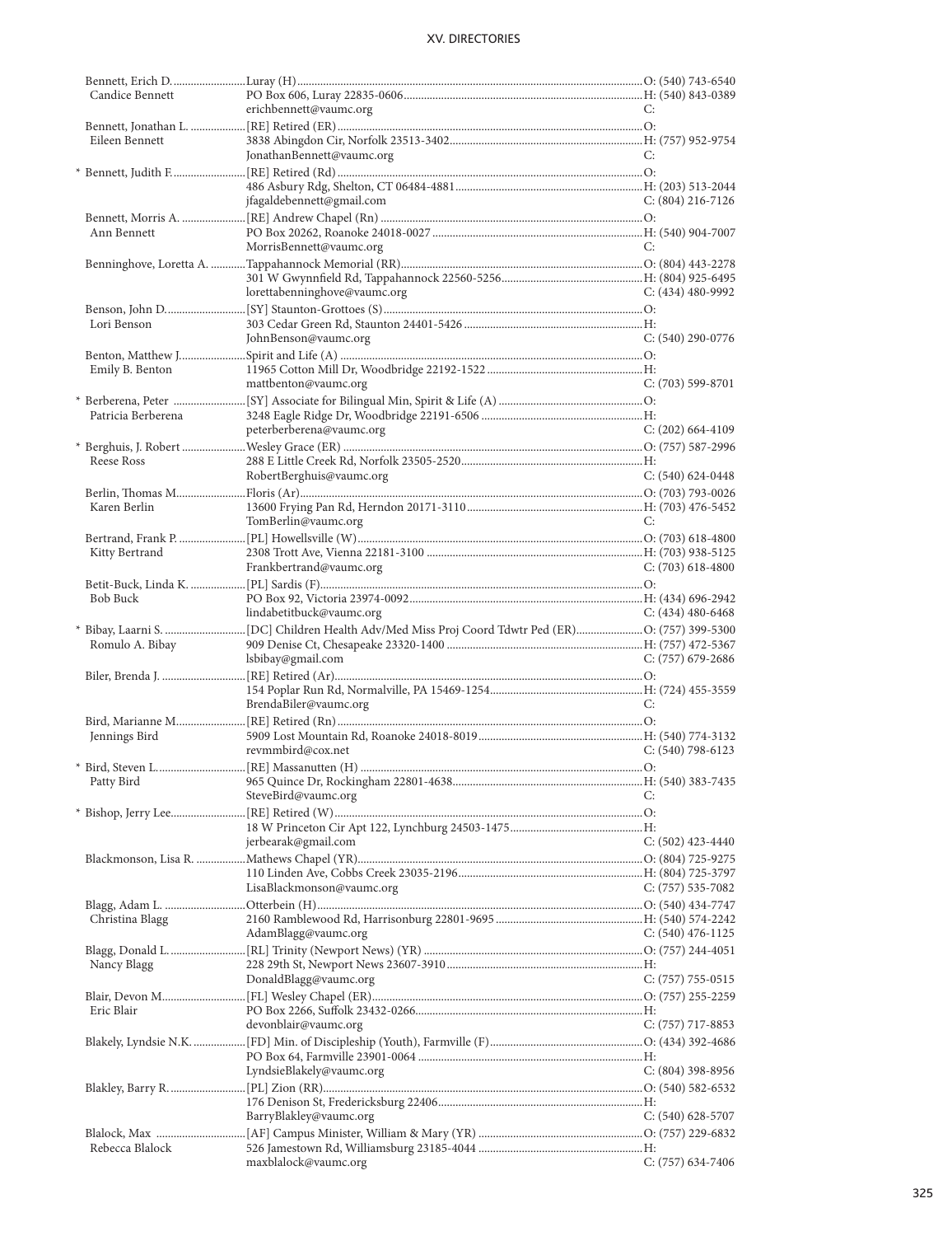| Name | Appointment / Address / Email | Phone |
|---|---|---|
| Bennett, Erich D. | Luray (H) | O: (540) 743-6540 |
| Candice Bennett | PO Box 606, Luray 22835-0606 | H: (540) 843-0389 |
| | erichbennett@vaumc.org | C: |
| Bennett, Jonathan L. | [RE] Retired (ER) | O: |
| Eileen Bennett | 3838 Abingdon Cir, Norfolk 23513-3402 | H: (757) 952-9754 |
| | JonathanBennett@vaumc.org | C: |
| * Bennett, Judith F. | [RE] Retired (Rd) | O: |
| | 486 Asbury Rdg, Shelton, CT 06484-4881 | H: (203) 513-2044 |
| | jfagaldebennett@gmail.com | C: (804) 216-7126 |
| Bennett, Morris A. | [RE] Andrew Chapel (Rn) | O: |
| Ann Bennett | PO Box 20262, Roanoke 24018-0027 | H: (540) 904-7007 |
| | MorrisBennett@vaumc.org | C: |
| Benninghove, Loretta A. | Tappahannock Memorial (RR) | O: (804) 443-2278 |
| | 301 W Gwynnfield Rd, Tappahannock 22560-5256 | H: (804) 925-6495 |
| | lorettabenninghove@vaumc.org | C: (434) 480-9992 |
| Benson, John D. | [SY] Staunton-Grottoes (S) | O: |
| Lori Benson | 303 Cedar Green Rd, Staunton 24401-5426 | H: |
| | JohnBenson@vaumc.org | C: (540) 290-0776 |
| Benton, Matthew J. | Spirit and Life (A) | O: |
| Emily B. Benton | 11965 Cotton Mill Dr, Woodbridge 22192-1522 | H: |
| | mattbenton@vaumc.org | C: (703) 599-8701 |
| * Berberena, Peter | [SY] Associate for Bilingual Min, Spirit & Life (A) | O: |
| Patricia Berberena | 3248 Eagle Ridge Dr, Woodbridge 22191-6506 | H: |
| | peterberberena@vaumc.org | C: (202) 664-4109 |
| * Berghuis, J. Robert | Wesley Grace (ER) | O: (757) 587-2996 |
| Reese Ross | 288 E Little Creek Rd, Norfolk 23505-2520 | H: |
| | RobertBerghuis@vaumc.org | C: (540) 624-0448 |
| Berlin, Thomas M. | Floris (Ar) | O: (703) 793-0026 |
| Karen Berlin | 13600 Frying Pan Rd, Herndon 20171-3110 | H: (703) 476-5452 |
| | TomBerlin@vaumc.org | C: |
| Bertrand, Frank P. | [PL] Howellsville (W) | O: (703) 618-4800 |
| Kitty Bertrand | 2308 Trott Ave, Vienna 22181-3100 | H: (703) 938-5125 |
| | Frankbertrand@vaumc.org | C: (703) 618-4800 |
| Betit-Buck, Linda K. | [PL] Sardis (F) | O: |
| Bob Buck | PO Box 92, Victoria 23974-0092 | H: (434) 696-2942 |
| | lindabetitbuck@vaumc.org | C: (434) 480-6468 |
| * Bibay, Laarni S. | [DC] Children Health Adv/Med Miss Proj Coord Tdwtr Ped (ER) | O: (757) 399-5300 |
| Romulo A. Bibay | 909 Denise Ct, Chesapeake 23320-1400 | H: (757) 472-5367 |
| | lsbibay@gmail.com | C: (757) 679-2686 |
| Biler, Brenda J. | [RE] Retired (Ar) | O: |
| | 154 Poplar Run Rd, Normalville, PA 15469-1254 | H: (724) 455-3559 |
| | BrendaBiler@vaumc.org | C: |
| Bird, Marianne M. | [RE] Retired (Rn) | O: |
| Jennings Bird | 5909 Lost Mountain Rd, Roanoke 24018-8019 | H: (540) 774-3132 |
| | revmmbird@cox.net | C: (540) 798-6123 |
| * Bird, Steven L. | [RE] Massanutten (H) | O: |
| Patty Bird | 965 Quince Dr, Rockingham 22801-4638 | H: (540) 383-7435 |
| | SteveBird@vaumc.org | C: |
| * Bishop, Jerry Lee | [RE] Retired (W) | O: |
| | 18 W Princeton Cir Apt 122, Lynchburg 24503-1475 | H: |
| | jerbearak@gmail.com | C: (502) 423-4440 |
| Blackmonson, Lisa R. | Mathews Chapel (YR) | O: (804) 725-9275 |
| | 110 Linden Ave, Cobbs Creek 23035-2196 | H: (804) 725-3797 |
| | LisaBlackmonson@vaumc.org | C: (757) 535-7082 |
| Blagg, Adam L. | Otterbein (H) | O: (540) 434-7747 |
| Christina Blagg | 2160 Ramblewood Rd, Harrisonburg 22801-9695 | H: (540) 574-2242 |
| | AdamBlagg@vaumc.org | C: (540) 476-1125 |
| Blagg, Donald L. | [RL] Trinity (Newport News) (YR) | O: (757) 244-4051 |
| Nancy Blagg | 228 29th St, Newport News 23607-3910 | H: |
| | DonaldBlagg@vaumc.org | C: (757) 755-0515 |
| Blair, Devon M. | [FL] Wesley Chapel (ER) | O: (757) 255-2259 |
| Eric Blair | PO Box 2266, Suffolk 23432-0266 | H: |
| | devonblair@vaumc.org | C: (757) 717-8853 |
| Blakely, Lyndsie N.K. | [FD] Min. of Discipleship (Youth), Farmville (F) | O: (434) 392-4686 |
| | PO Box 64, Farmville 23901-0064 | H: |
| | LyndsieBlakely@vaumc.org | C: (804) 398-8956 |
| Blakley, Barry R. | [PL] Zion (RR) | O: (540) 582-6532 |
| | 176 Denison St, Fredericksburg 22406 | H: |
| | BarryBlakley@vaumc.org | C: (540) 628-5707 |
| Blalock, Max | [AF] Campus Minister, William & Mary (YR) | O: (757) 229-6832 |
| Rebecca Blalock | 526 Jamestown Rd, Williamsburg 23185-4044 | H: |
| | maxblalock@vaumc.org | C: (757) 634-7406 |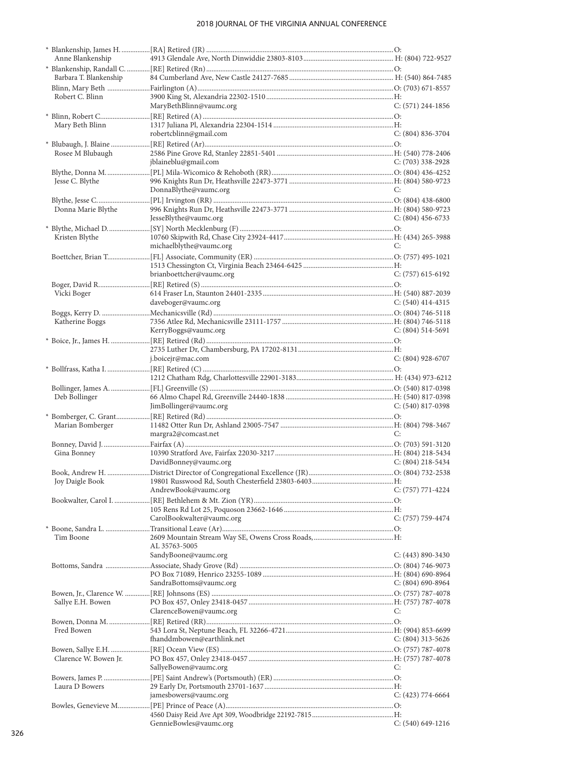* Blankenship, James H. ................[RA] Retired (JR) ..........................................................................................O:
  Anne Blankenship — 4913 Glendale Ave, North Dinwiddie 23803-8103 .................................................. H: (804) 722-9527

* Blankenship, Randall C. .............[RE] Retired (Rn) ..........................................................................................O:
  Barbara T. Blankenship — 84 Cumberland Ave, New Castle 24127-7685 .......................................................... H: (540) 864-7485

Blinn, Mary Beth ........................Fairlington (A) ..............................................................................................O: (703) 671-8557
  Robert C. Blinn — 3900 King St, Alexandria 22302-1510 ........................................................................H:
  MaryBethBlinn@vaumc.org — C: (571) 244-1856

* Blinn, Robert C. ............................[RE] Retired (A) ..........................................................................................O:
  Mary Beth Blinn — 1317 Juliana Pl, Alexandria 22304-1514 ....................................................................H:
  robertcblinn@gmail.com — C: (804) 836-3704

* Blubaugh, J. Blaine ......................[RE] Retired (Ar) ..........................................................................................O:
  Rosee M Blubaugh — 2586 Pine Grove Rd, Stanley 22851-5401 .................................................................H: (540) 778-2406
  jblaineblu@gmail.com — C: (703) 338-2928

Blythe, Donna M. ........................[PL] Mila-Wicomico & Rehoboth (RR) ....................................................O: (804) 436-4252
  Jesse C. Blythe — 996 Knights Run Dr, Heathsville 22473-3771 ..........................................................H: (804) 580-9723
  DonnaBlythe@vaumc.org — C:

Blythe, Jesse C. .............................[PL] Irvington (RR) ......................................................................................O: (804) 438-6800
  Donna Marie Blythe — 996 Knights Run Dr, Heathsville 22473-3771 ..........................................................H: (804) 580-9723
  JesseBlythe@vaumc.org — C: (804) 456-6733

* Blythe, Michael D. .......................[SY] North Mecklenburg (F) .......................................................................O:
  Kristen Blythe — 10760 Skipwith Rd, Chase City 23924-4417 .............................................................H: (434) 265-3988
  michaelblythe@vaumc.org — C:

Boettcher, Brian T. .......................[FL] Associate, Community (ER) ...............................................................O: (757) 495-1021
  1513 Chessington Ct, Virginia Beach 23464-6425 ..................................................H:
  brianboettcher@vaumc.org — C: (757) 615-6192

Boger, David R. .............................[RE] Retired (S) ...........................................................................................O:
  Vicki Boger — 614 Fraser Ln, Staunton 24401-2335 ..........................................................................H: (540) 887-2039
  daveboger@vaumc.org — C: (540) 414-4315

Boggs, Kerry D. ...........................Mechanicsville (Rd) .....................................................................................O: (804) 746-5118
  Katherine Boggs — 7356 Atlee Rd, Mechanicsville 23111-1757 ...............................................................H: (804) 746-5118
  KerryBoggs@vaumc.org — C: (804) 514-5691

* Boice, Jr., James H. ......................[RE] Retired (Rd) ..........................................................................................O:
  2735 Luther Dr, Chambersburg, PA 17202-8131 .....................................................H:
  j.boicejr@mac.com — C: (804) 928-6707

* Bollfrass, Katha I. ........................[RE] Retired (C) ...........................................................................................O:
  1212 Chatham Rdg, Charlottesville 22901-3183 ...................................................... H: (434) 973-6212

Bollinger, James A. ......................[FL] Greenville (S) ........................................................................................O: (540) 817-0398
  Deb Bollinger — 66 Almo Chapel Rd, Greenville 24440-1838 ............................................................H: (540) 817-0398
  JimBollinger@vaumc.org — C: (540) 817-0398

* Bomberger, C. Grant ...................[RE] Retired (Rd) ..........................................................................................O:
  Marian Bomberger — 11482 Otter Run Dr, Ashland 23005-7547 ...............................................................H: (804) 798-3467
  margra2@comcast.net — C:

Bonney, David J. ..........................Fairfax (A) ......................................................................................................O: (703) 591-3120
  Gina Bonney — 10390 Stratford Ave, Fairfax 22030-3217 ...................................................................H: (804) 218-5434
  DavidBonney@vaumc.org — C: (804) 218-5434

Book, Andrew H. .........................District Director of Congregational Excellence (JR) ...............................O: (804) 732-2538
  Joy Daigle Book — 19801 Russwood Rd, South Chesterfield 23803-6403 .............................................H:
  AndrewBook@vaumc.org — C: (757) 771-4224

Bookwalter, Carol I. ....................[RE] Bethlehem & Mt. Zion (YR) ...............................................................O:
  105 Rens Rd Lot 25, Poquoson 23662-1646 .............................................................H:
  CarolBookwalter@vaumc.org — C: (757) 759-4474

* Boone, Sandra L. .........................Transitional Leave (Ar) ................................................................................O:
  Tim Boone — 2609 Mountain Stream Way SE, Owens Cross Roads, AL 35763-5005 ...........................................H:
  SandyBoone@vaumc.org — C: (443) 890-3430

Bottoms, Sandra .........................Associate, Shady Grove (Rd) .........................................................................O: (804) 746-9073
  PO Box 71089, Henrico 23255-1089 .........................................................................H: (804) 690-8964
  SandraBottoms@vaumc.org — C: (804) 690-8964

Bowen, Jr., Clarence W. ..............[RE] Johnsons (ES) .......................................................................................O: (757) 787-4078
  Sallye E.H. Bowen — PO Box 457, Onley 23418-0457 .................................................................................H: (757) 787-4078
  ClarenceBowen@vaumc.org — C:

Bowen, Donna M. ........................[RE] Retired (RR) .........................................................................................O:
  Fred Bowen — 543 Lora St, Neptune Beach, FL 32266-4721 ............................................................H: (904) 853-6699
  fhanddmbowen@earthlink.net — C: (804) 313-5626

Bowen, Sallye E.H. .......................[RE] Ocean View (ES) .................................................................................O: (757) 787-4078
  Clarence W. Bowen Jr. — PO Box 457, Onley 23418-0457 .................................................................................H: (757) 787-4078
  SallyeBowen@vaumc.org — C:

Bowers, James P. ..........................[PE] Saint Andrew's (Portsmouth) (ER) ...................................................O:
  Laura D Bowers — 29 Early Dr, Portsmouth 23701-1637 .........................................................................H:
  jamesbowers@vaumc.org — C: (423) 774-6664

Bowles, Genevieve M. ..................[PE] Prince of Peace (A) ..............................................................................O:
  4560 Daisy Reid Ave Apt 309, Woodbridge 22192-7815 .............................................H:
  GennieBowles@vaumc.org — C: (540) 649-1216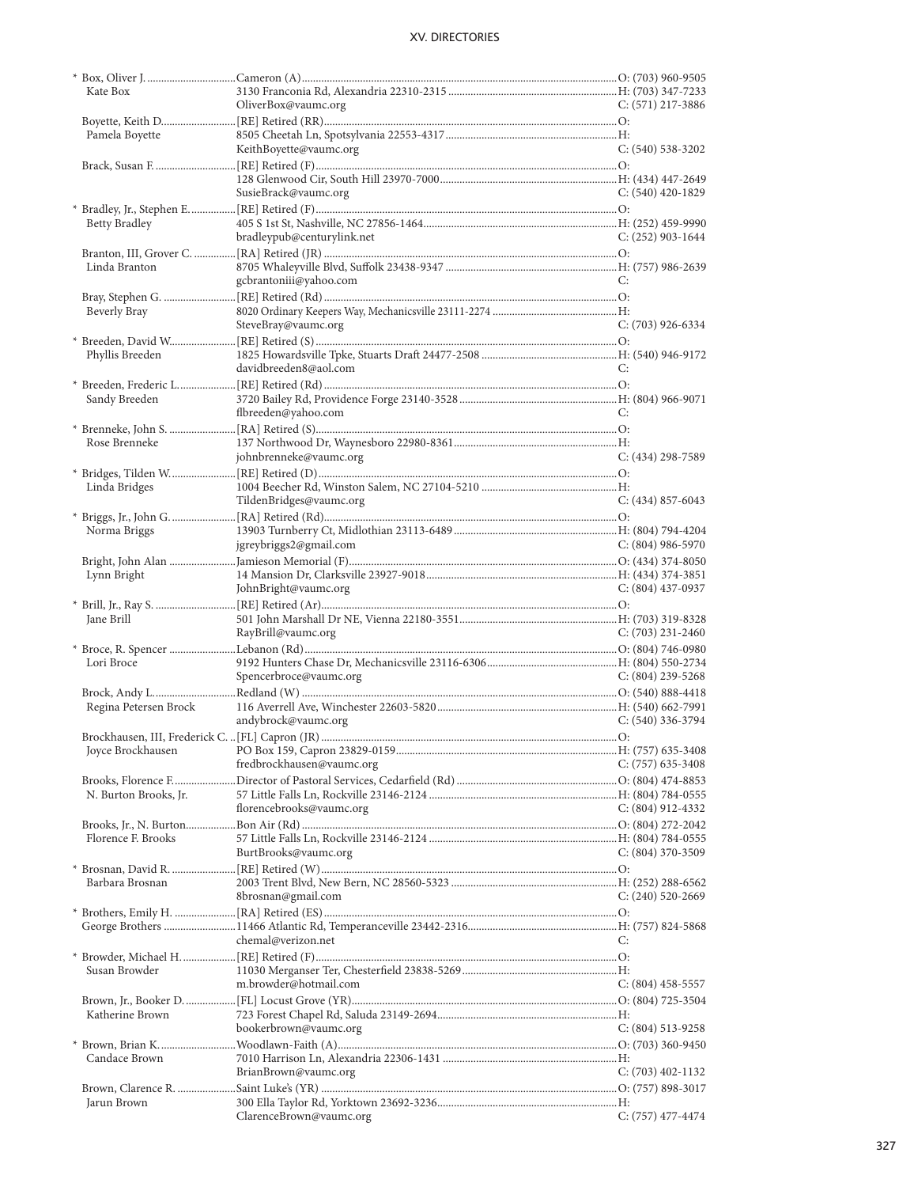| Name | Appointment / Address / Email | Phone |
|---|---|---|
| * Box, Oliver J. | Cameron (A) | O: (703) 960-9505 |
| Kate Box | 3130 Franconia Rd, Alexandria 22310-2315 | H: (703) 347-7233 |
| | OliverBox@vaumc.org | C: (571) 217-3886 |
| Boyette, Keith D. | [RE] Retired (RR) | O: |
| Pamela Boyette | 8505 Cheetah Ln, Spotsylvania 22553-4317 | H: |
| | KeithBoyette@vaumc.org | C: (540) 538-3202 |
| Brack, Susan F. | [RE] Retired (F) | O: |
| | 128 Glenwood Cir, South Hill 23970-7000 | H: (434) 447-2649 |
| | SusieBrack@vaumc.org | C: (540) 420-1829 |
| * Bradley, Jr., Stephen E. | [RE] Retired (F) | O: |
| Betty Bradley | 405 S 1st St, Nashville, NC 27856-1464 | H: (252) 459-9990 |
| | bradleypub@centurylink.net | C: (252) 903-1644 |
| Branton, III, Grover C. | [RA] Retired (JR) | O: |
| Linda Branton | 8705 Whaleyville Blvd, Suffolk 23438-9347 | H: (757) 986-2639 |
| | gcbrantoniii@yahoo.com | C: |
| Bray, Stephen G. | [RE] Retired (Rd) | O: |
| Beverly Bray | 8020 Ordinary Keepers Way, Mechanicsville 23111-2274 | H: |
| | SteveBray@vaumc.org | C: (703) 926-6334 |
| * Breeden, David W. | [RE] Retired (S) | O: |
| Phyllis Breeden | 1825 Howardsville Tpke, Stuarts Draft 24477-2508 | H: (540) 946-9172 |
| | davidbreeden8@aol.com | C: |
| * Breeden, Frederic L. | [RE] Retired (Rd) | O: |
| Sandy Breeden | 3720 Bailey Rd, Providence Forge 23140-3528 | H: (804) 966-9071 |
| | flbreeden@yahoo.com | C: |
| * Brenneke, John S. | [RA] Retired (S) | O: |
| Rose Brenneke | 137 Northwood Dr, Waynesboro 22980-8361 | H: |
| | johnbrenneke@vaumc.org | C: (434) 298-7589 |
| * Bridges, Tilden W. | [RE] Retired (D) | O: |
| Linda Bridges | 1004 Beecher Rd, Winston Salem, NC 27104-5210 | H: |
| | TildenBridges@vaumc.org | C: (434) 857-6043 |
| * Briggs, Jr., John G. | [RA] Retired (Rd) | O: |
| Norma Briggs | 13903 Turnberry Ct, Midlothian 23113-6489 | H: (804) 794-4204 |
| | jgreybriggs2@gmail.com | C: (804) 986-5970 |
| Bright, John Alan | Jamieson Memorial (F) | O: (434) 374-8050 |
| Lynn Bright | 14 Mansion Dr, Clarksville 23927-9018 | H: (434) 374-3851 |
| | JohnBright@vaumc.org | C: (804) 437-0937 |
| * Brill, Jr., Ray S. | [RE] Retired (Ar) | O: |
| Jane Brill | 501 John Marshall Dr NE, Vienna 22180-3551 | H: (703) 319-8328 |
| | RayBrill@vaumc.org | C: (703) 231-2460 |
| * Broce, R. Spencer | Lebanon (Rd) | O: (804) 746-0980 |
| Lori Broce | 9192 Hunters Chase Dr, Mechanicsville 23116-6306 | H: (804) 550-2734 |
| | Spencerbroce@vaumc.org | C: (804) 239-5268 |
| Brock, Andy L. | Redland (W) | O: (540) 888-4418 |
| Regina Petersen Brock | 116 Averrell Ave, Winchester 22603-5820 | H: (540) 662-7991 |
| | andybrock@vaumc.org | C: (540) 336-3794 |
| Brockhausen, III, Frederick C. | [FL] Capron (JR) | O: |
| Joyce Brockhausen | PO Box 159, Capron 23829-0159 | H: (757) 635-3408 |
| | fredbrockhausen@vaumc.org | C: (757) 635-3408 |
| Brooks, Florence F. | Director of Pastoral Services, Cedarfield (Rd) | O: (804) 474-8853 |
| N. Burton Brooks, Jr. | 57 Little Falls Ln, Rockville 23146-2124 | H: (804) 784-0555 |
| | florencebrooks@vaumc.org | C: (804) 912-4332 |
| Brooks, Jr., N. Burton | Bon Air (Rd) | O: (804) 272-2042 |
| Florence F. Brooks | 57 Little Falls Ln, Rockville 23146-2124 | H: (804) 784-0555 |
| | BurtBrooks@vaumc.org | C: (804) 370-3509 |
| * Brosnan, David R. | [RE] Retired (W) | O: |
| Barbara Brosnan | 2003 Trent Blvd, New Bern, NC 28560-5323 | H: (252) 288-6562 |
| | 8brosnan@gmail.com | C: (240) 520-2669 |
| * Brothers, Emily H. | [RA] Retired (ES) | O: |
| George Brothers | 11466 Atlantic Rd, Temperanceville 23442-2316 | H: (757) 824-5868 |
| | chemal@verizon.net | C: |
| * Browder, Michael H. | [RE] Retired (F) | O: |
| Susan Browder | 11030 Merganser Ter, Chesterfield 23838-5269 | H: |
| | m.browder@hotmail.com | C: (804) 458-5557 |
| Brown, Jr., Booker D. | [FL] Locust Grove (YR) | O: (804) 725-3504 |
| Katherine Brown | 723 Forest Chapel Rd, Saluda 23149-2694 | H: |
| | bookerbrown@vaumc.org | C: (804) 513-9258 |
| * Brown, Brian K. | Woodlawn-Faith (A) | O: (703) 360-9450 |
| Candace Brown | 7010 Harrison Ln, Alexandria 22306-1431 | H: |
| | BrianBrown@vaumc.org | C: (703) 402-1132 |
| Brown, Clarence R. | Saint Luke's (YR) | O: (757) 898-3017 |
| Jarun Brown | 300 Ella Taylor Rd, Yorktown 23692-3236 | H: |
| | ClarenceBrown@vaumc.org | C: (757) 477-4474 |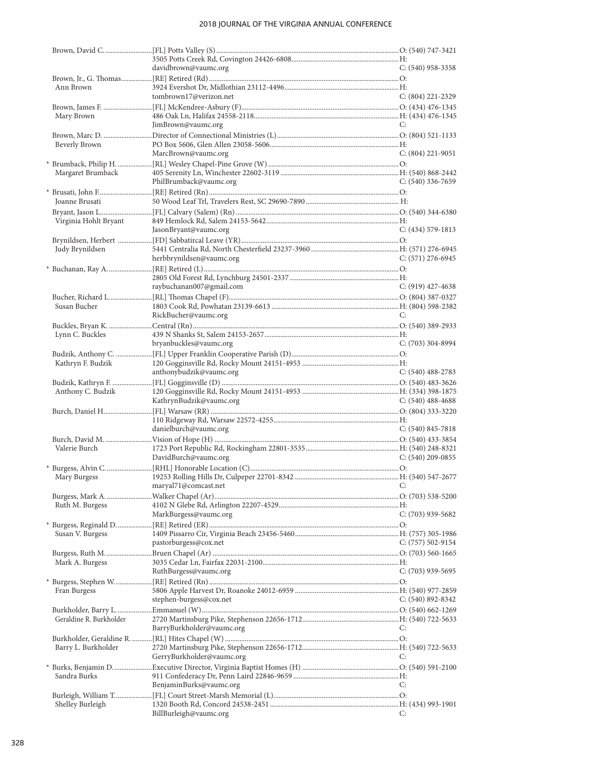| Name / Spouse | Appointment / Address / Email | Phone |
|---|---|---|
| Brown, David C. | [FL] Potts Valley (S) | O: (540) 747-3421 |
| | 3505 Potts Creek Rd, Covington 24426-6808 | H: |
| | davidbrown@vaumc.org | C: (540) 958-3358 |
| Brown, Jr., G. Thomas | [RE] Retired (Rd) | O: |
| Ann Brown | 3924 Evershot Dr, Midlothian 23112-4496 | H: |
| | tombrown17@verizon.net | C: (804) 221-2329 |
| Brown, James F. | [FL] McKendree-Asbury (F) | O: (434) 476-1345 |
| Mary Brown | 486 Oak Ln, Halifax 24558-2118 | H: (434) 476-1345 |
| | JimBrown@vaumc.org | C: |
| Brown, Marc D. | Director of Connectional Ministries (L) | O: (804) 521-1133 |
| Beverly Brown | PO Box 5606, Glen Allen 23058-5606 | H: |
| | MarcBrown@vaumc.org | C: (804) 221-9051 |
| * Brumback, Philip H. | [RL] Wesley Chapel-Pine Grove (W) | O: |
| Margaret Brumback | 405 Serenity Ln, Winchester 22602-3119 | H: (540) 868-2442 |
| | PhilBrumback@vaumc.org | C: (540) 336-7659 |
| * Brusati, John F. | [RE] Retired (Rn) | O: |
| Joanne Brusati | 50 Wood Leaf Trl, Travelers Rest, SC 29690-7890 | H: |
| Bryant, Jason L. | [FL] Calvary (Salem) (Rn) | O: (540) 344-6380 |
| Virginia Hohlt Bryant | 849 Hemlock Rd, Salem 24153-5642 | H: |
| | JasonBryant@vaumc.org | C: (434) 579-1813 |
| Brynildsen, Herbert | [FD] Sabbatircal Leave (YR) | O: |
| Judy Brynildsen | 5441 Centralia Rd, North Chesterfield 23237-3960 | H: (571) 276-6945 |
| | herbbrynildsen@vaumc.org | C: (571) 276-6945 |
| * Buchanan, Ray A. | [RE] Retired (L) | O: |
| | 2805 Old Forest Rd, Lynchburg 24501-2337 | H: |
| | raybuchanan007@gmail.com | C: (919) 427-4638 |
| Bucher, Richard L. | [RL] Thomas Chapel (F) | O: (804) 387-0327 |
| Susan Bucher | 1803 Cook Rd, Powhatan 23139-6613 | H: (804) 598-2382 |
| | RickBucher@vaumc.org | C: |
| Buckles, Bryan K. | Central (Rn) | O: (540) 389-2933 |
| Lynn C. Buckles | 439 N Shanks St, Salem 24153-2657 | H: |
| | bryanbuckles@vaumc.org | C: (703) 304-8994 |
| Budzik, Anthony C. | [FL] Upper Franklin Cooperative Parish (D) | O: |
| Kathryn F. Budzik | 120 Gogginsville Rd, Rocky Mount 24151-4953 | H: |
| | anthonybudzik@vaumc.org | C: (540) 488-2783 |
| Budzik, Kathryn F. | [FL] Gogginsville (D) | O: (540) 483-3626 |
| Anthony C. Budzik | 120 Gogginsville Rd, Rocky Mount 24151-4953 | H: (334) 398-1875 |
| | KathrynBudzik@vaumc.org | C: (540) 488-4688 |
| Burch, Daniel H. | [FL] Warsaw (RR) | O: (804) 333-3220 |
| | 110 Ridgeway Rd, Warsaw 22572-4255 | H: |
| | danielburch@vaumc.org | C: (540) 845-7818 |
| Burch, David M. | Vision of Hope (H) | O: (540) 433-3854 |
| Valerie Burch | 1723 Port Republic Rd, Rockingham 22801-3535 | H: (540) 248-8321 |
| | DavidBurch@vaumc.org | C: (540) 209-0855 |
| * Burgess, Alvin C. | [RHL] Honorable Location (C) | O: |
| Mary Burgess | 19253 Rolling Hills Dr, Culpeper 22701-8342 | H: (540) 547-2677 |
| | maryal71@comcast.net | C: |
| Burgess, Mark A. | Walker Chapel (Ar) | O: (703) 538-5200 |
| Ruth M. Burgess | 4102 N Glebe Rd, Arlington 22207-4529 | H: |
| | MarkBurgess@vaumc.org | C: (703) 939-5682 |
| * Burgess, Reginald D. | [RE] Retired (ER) | O: |
| Susan V. Burgess | 1409 Pissarro Cir, Virginia Beach 23456-5460 | H: (757) 305-1986 |
| | pastorburgess@cox.net | C: (757) 502-9154 |
| Burgess, Ruth M. | Bruen Chapel (Ar) | O: (703) 560-1665 |
| Mark A. Burgess | 3035 Cedar Ln, Fairfax 22031-2100 | H: |
| | RuthBurgess@vaumc.org | C: (703) 939-5695 |
| * Burgess, Stephen W. | [RE] Retired (Rn) | O: |
| Fran Burgess | 5806 Apple Harvest Dr, Roanoke 24012-6959 | H: (540) 977-2859 |
| | stephen-burgess@cox.net | C: (540) 892-8342 |
| Burkholder, Barry L. | Emmanuel (W) | O: (540) 662-1269 |
| Geraldine R. Burkholder | 2720 Martinsburg Pike, Stephenson 22656-1712 | H: (540) 722-5633 |
| | BarryBurkholder@vaumc.org | C: |
| Burkholder, Geraldine R. | [RL] Hites Chapel (W) | O: |
| Barry L. Burkholder | 2720 Martinsburg Pike, Stephenson 22656-1712 | H: (540) 722-5633 |
| | GerryBurkholder@vaumc.org | C: |
| * Burks, Benjamin D. | Executive Director, Virginia Baptist Homes (H) | O: (540) 591-2100 |
| Sandra Burks | 911 Confederacy Dr, Penn Laird 22846-9659 | H: |
| | BenjaminBurks@vaumc.org | C: |
| Burleigh, William T. | [FL] Court Street-Marsh Memorial (L) | O: |
| Shelley Burleigh | 1320 Booth Rd, Concord 24538-2451 | H: (434) 993-1901 |
| | BillBurleigh@vaumc.org | C: |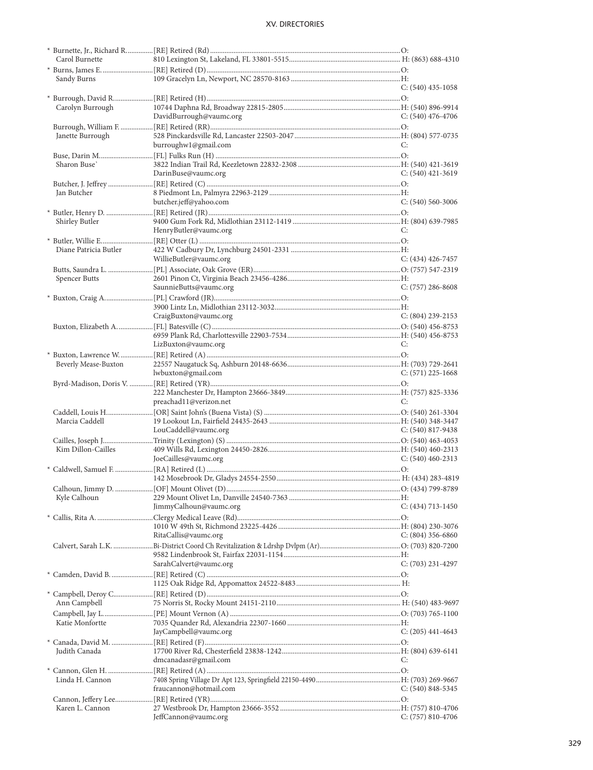| Name | Appointment / Address | Phone |
|---|---|---|
| * Burnette, Jr., Richard R. | [RE] Retired (Rd) | O: |
| Carol Burnette | 810 Lexington St, Lakeland, FL 33801-5515 | H: (863) 688-4310 |
| * Burns, James E. | [RE] Retired (D) | O: |
| Sandy Burns | 109 Gracelyn Ln, Newport, NC 28570-8163 | H: |
| | | C: (540) 435-1058 |
| * Burrough, David R. | [RE] Retired (H) | O: |
| Carolyn Burrough | 10744 Daphna Rd, Broadway 22815-2805 | H: (540) 896-9914 |
| | DavidBurrough@vaumc.org | C: (540) 476-4706 |
| Burrough, William F. | [RE] Retired (RR) | O: |
| Janette Burrough | 528 Pinckardsville Rd, Lancaster 22503-2047 | H: (804) 577-0735 |
| | burroughw1@gmail.com | C: |
| Buse, Darin M. | [FL] Fulks Run (H) | O: |
| Sharon Buse` | 3822 Indian Trail Rd, Keezletown 22832-2308 | H: (540) 421-3619 |
| | DarinBuse@vaumc.org | C: (540) 421-3619 |
| Butcher, J. Jeffrey | [RE] Retired (C) | O: |
| Jan Butcher | 8 Piedmont Ln, Palmyra 22963-2129 | H: |
| | butcher.jeff@yahoo.com | C: (540) 560-3006 |
| * Butler, Henry D. | [RE] Retired (JR) | O: |
| Shirley Butler | 9400 Gum Fork Rd, Midlothian 23112-1419 | H: (804) 639-7985 |
| | HenryButler@vaumc.org | C: |
| * Butler, Willie E. | [RE] Otter (L) | O: |
| Diane Patricia Butler | 422 W Cadbury Dr, Lynchburg 24501-2331 | H: |
| | WillieButler@vaumc.org | C: (434) 426-7457 |
| Butts, Saundra L. | [PL] Associate, Oak Grove (ER) | O: (757) 547-2319 |
| Spencer Butts | 2601 Pinon Ct, Virginia Beach 23456-4286 | H: |
| | SaunnieButts@vaumc.org | C: (757) 286-8608 |
| * Buxton, Craig A. | [PL] Crawford (JR) | O: |
| | 3900 Lintz Ln, Midlothian 23112-3032 | H: |
| | CraigBuxton@vaumc.org | C: (804) 239-2153 |
| Buxton, Elizabeth A. | [FL] Batesville (C) | O: (540) 456-8753 |
| | 6959 Plank Rd, Charlottesville 22903-7534 | H: (540) 456-8753 |
| | LizBuxton@vaumc.org | C: |
| * Buxton, Lawrence W. | [RE] Retired (A) | O: |
| Beverly Mease-Buxton | 22557 Naugatuck Sq, Ashburn 20148-6636 | H: (703) 729-2641 |
| | lwbuxton@gmail.com | C: (571) 225-1668 |
| Byrd-Madison, Doris V. | [RE] Retired (YR) | O: |
| | 222 Manchester Dr, Hampton 23666-3849 | H: (757) 825-3336 |
| | preachad11@verizon.net | C: |
| Caddell, Louis H. | [OR] Saint John's (Buena Vista) (S) | O: (540) 261-3304 |
| Marcia Caddell | 19 Lookout Ln, Fairfield 24435-2643 | H: (540) 348-3447 |
| | LouCaddell@vaumc.org | C: (540) 817-9438 |
| Cailles, Joseph J. | Trinity (Lexington) (S) | O: (540) 463-4053 |
| Kim Dillon-Cailles | 409 Wills Rd, Lexington 24450-2826 | H: (540) 460-2313 |
| | JoeCailles@vaumc.org | C: (540) 460-2313 |
| * Caldwell, Samuel F. | [RA] Retired (L) | O: |
| | 142 Mosebrook Dr, Gladys 24554-2550 | H: (434) 283-4819 |
| Calhoun, Jimmy D. | [OF] Mount Olivet (D) | O: (434) 799-8789 |
| Kyle Calhoun | 229 Mount Olivet Ln, Danville 24540-7363 | H: |
| | JimmyCalhoun@vaumc.org | C: (434) 713-1450 |
| * Callis, Rita A. | Clergy Medical Leave (Rd) | O: |
| | 1010 W 49th St, Richmond 23225-4426 | H: (804) 230-3076 |
| | RitaCallis@vaumc.org | C: (804) 356-6860 |
| Calvert, Sarah L.K. | Bi-District Coord Ch Revitalization & Ldrshp Dvlpm (Ar) | O: (703) 820-7200 |
| | 9582 Lindenbrook St, Fairfax 22031-1154 | H: |
| | SarahCalvert@vaumc.org | C: (703) 231-4297 |
| * Camden, David B. | [RE] Retired (C) | O: |
| | 1125 Oak Ridge Rd, Appomattox 24522-8483 | H: |
| * Campbell, Deroy C. | [RE] Retired (D) | O: |
| Ann Campbell | 75 Norris St, Rocky Mount 24151-2110 | H: (540) 483-9697 |
| Campbell, Jay L. | [PE] Mount Vernon (A) | O: (703) 765-1100 |
| Katie Monfortte | 7035 Quander Rd, Alexandria 22307-1660 | H: |
| | JayCampbell@vaumc.org | C: (205) 441-4643 |
| * Canada, David M. | [RE] Retired (F) | O: |
| Judith Canada | 17700 River Rd, Chesterfield 23838-1242 | H: (804) 639-6141 |
| | dmcanadasr@gmail.com | C: |
| * Cannon, Glen H. | [RE] Retired (A) | O: |
| Linda H. Cannon | 7408 Spring Village Dr Apt 123, Springfield 22150-4490 | H: (703) 269-9667 |
| | fraucannon@hotmail.com | C: (540) 848-5345 |
| Cannon, Jeffery Lee | [RE] Retired (YR) | O: |
| Karen L. Cannon | 27 Westbrook Dr, Hampton 23666-3552 | H: (757) 810-4706 |
| | JeffCannon@vaumc.org | C: (757) 810-4706 |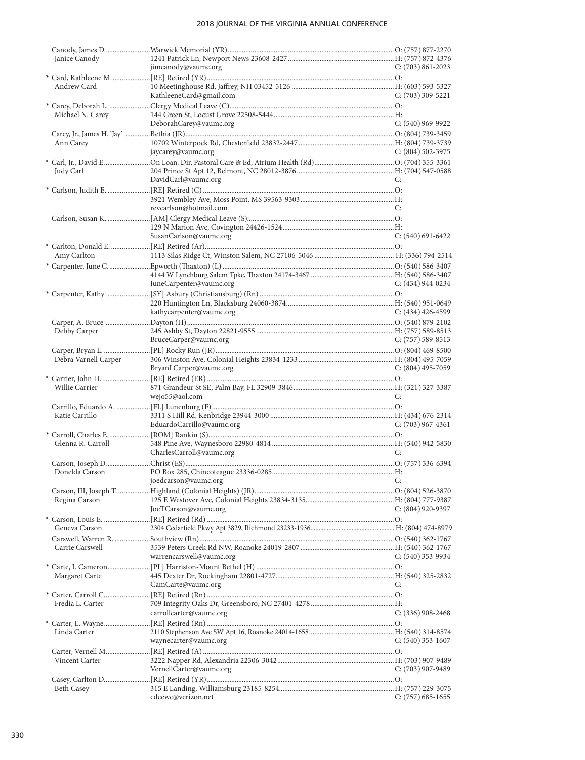| Name | Appointment / Address / Email | Phone |
|---|---|---|
| Canody, James D. | Warwick Memorial (YR) | O: (757) 877-2270 |
| Janice Canody | 1241 Patrick Ln, Newport News 23608-2427 | H: (757) 872-4376 |
| | jimcanody@vaumc.org | C: (703) 861-2023 |
| * Card, Kathleene M. | [RE] Retired (YR) | O: |
| Andrew Card | 10 Meetinghouse Rd, Jaffrey, NH 03452-5126 | H: (603) 593-5327 |
| | KathleeneCard@gmail.com | C: (703) 309-5221 |
| * Carey, Deborah L. | Clergy Medical Leave (C) | O: |
| Michael N. Carey | 144 Green St, Locust Grove 22508-5444 | H: |
| | DeborahCarey@vaumc.org | C: (540) 969-9922 |
| Carey, Jr., James H. 'Jay' | Bethia (JR) | O: (804) 739-3459 |
| Ann Carey | 10702 Winterpock Rd, Chesterfield 23832-2447 | H: (804) 739-3739 |
| | jaycarey@vaumc.org | C: (804) 502-3975 |
| * Carl, Jr., David E. | On Loan: Dir, Pastoral Care & Ed, Atrium Health (Rd) | O: (704) 355-3361 |
| Judy Carl | 204 Prince St Apt 12, Belmont, NC 28012-3876 | H: (704) 547-0588 |
| | DavidCarl@vaumc.org | C: |
| * Carlson, Judith E. | [RE] Retired (C) | O: |
| | 3921 Wembley Ave, Moss Point, MS 39563-9303 | H: |
| | revcarlson@hotmail.com | C: |
| Carlson, Susan K. | [AM] Clergy Medical Leave (S) | O: |
| | 129 N Marion Ave, Covington 24426-1524 | H: |
| | SusanCarlson@vaumc.org | C: (540) 691-6422 |
| * Carlton, Donald E. | [RE] Retired (Ar) | O: |
| Amy Carlton | 1113 Silas Ridge Ct, Winston Salem, NC 27106-5046 | H: (336) 794-2514 |
| * Carpenter, June C. | Epworth (Thaxton) (L) | O: (540) 586-3407 |
| | 4144 W Lynchburg Salem Tpke, Thaxton 24174-3467 | H: (540) 586-3407 |
| | JuneCarpenter@vaumc.org | C: (434) 944-0234 |
| * Carpenter, Kathy | [SY] Asbury (Christiansburg) (Rn) | O: |
| | 220 Huntington Ln, Blacksburg 24060-3874 | H: (540) 951-0649 |
| | kathycarpenter@vaumc.org | C: (434) 426-4599 |
| Carper, A. Bruce | Dayton (H) | O: (540) 879-2102 |
| Debby Carper | 245 Ashby St, Dayton 22821-9555 | H: (757) 589-8513 |
| | BruceCarper@vaumc.org | C: (757) 589-8513 |
| Carper, Bryan L. | [PL] Rocky Run (JR) | O: (804) 469-8500 |
| Debra Varnell Carper | 306 Winston Ave, Colonial Heights 23834-1233 | H: (804) 495-7059 |
| | BryanLCarper@vaumc.org | C: (804) 495-7059 |
| * Carrier, John H. | [RE] Retired (ER) | O: |
| Willie Carrier | 871 Grandeur St SE, Palm Bay, FL 32909-3846 | H: (321) 327-3387 |
| | wejo55@aol.com | C: |
| Carrillo, Eduardo A. | [FL] Lunenburg (F) | O: |
| Katie Carrillo | 3311 S Hill Rd, Kenbridge 23944-3000 | H: (434) 676-2314 |
| | EduardoCarrillo@vaumc.org | C: (703) 967-4361 |
| * Carroll, Charles E. | [ROM] Rankin (S) | O: |
| Glenna R. Carroll | 548 Pine Ave, Waynesboro 22980-4814 | H: (540) 942-5830 |
| | CharlesCarroll@vaumc.org | C: |
| Carson, Joseph D. | Christ (ES) | O: (757) 336-6394 |
| Donelda Carson | PO Box 285, Chincoteague 23336-0285 | H: |
| | joedcarson@vaumc.org | C: |
| Carson, III, Joseph T. | Highland (Colonial Heights) (JR) | O: (804) 526-3870 |
| Regina Carson | 125 E Westover Ave, Colonial Heights 23834-3135 | H: (804) 777-9387 |
| | JoeTCarson@vaumc.org | C: (804) 920-9397 |
| * Carson, Louis E. | [RE] Retired (Rd) | O: |
| Geneva Carson | 2304 Cedarfield Pkwy Apt 3829, Richmond 23233-1936 | H: (804) 474-8979 |
| Carswell, Warren R. | Southview (Rn) | O: (540) 362-1767 |
| Carrie Carswell | 3539 Peters Creek Rd NW, Roanoke 24019-2807 | H: (540) 362-1767 |
| | warrencarswell@vaumc.org | C: (540) 353-9934 |
| * Carte, I. Cameron | [PL] Harriston-Mount Bethel (H) | O: |
| Margaret Carte | 445 Dexter Dr, Rockingham 22801-4727 | H: (540) 325-2832 |
| | CamCarte@vaumc.org | C: |
| * Carter, Carroll C. | [RE] Retired (Rn) | O: |
| Fredia L. Carter | 709 Integrity Oaks Dr, Greensboro, NC 27401-4278 | H: |
| | carrollcarter@vaumc.org | C: (336) 908-2468 |
| * Carter, L. Wayne | [RE] Retired (Rn) | O: |
| Linda Carter | 2110 Stephenson Ave SW Apt 16, Roanoke 24014-1658 | H: (540) 314-8574 |
| | waynecarter@vaumc.org | C: (540) 353-1607 |
| Carter, Vernell M. | [RE] Retired (A) | O: |
| Vincent Carter | 3222 Napper Rd, Alexandria 22306-3042 | H: (703) 907-9489 |
| | VernellCarter@vaumc.org | C: (703) 907-9489 |
| Casey, Carlton D. | [RE] Retired (YR) | O: |
| Beth Casey | 315 E Landing, Williamsburg 23185-8254 | H: (757) 229-3075 |
| | cdcewc@verizon.net | C: (757) 685-1655 |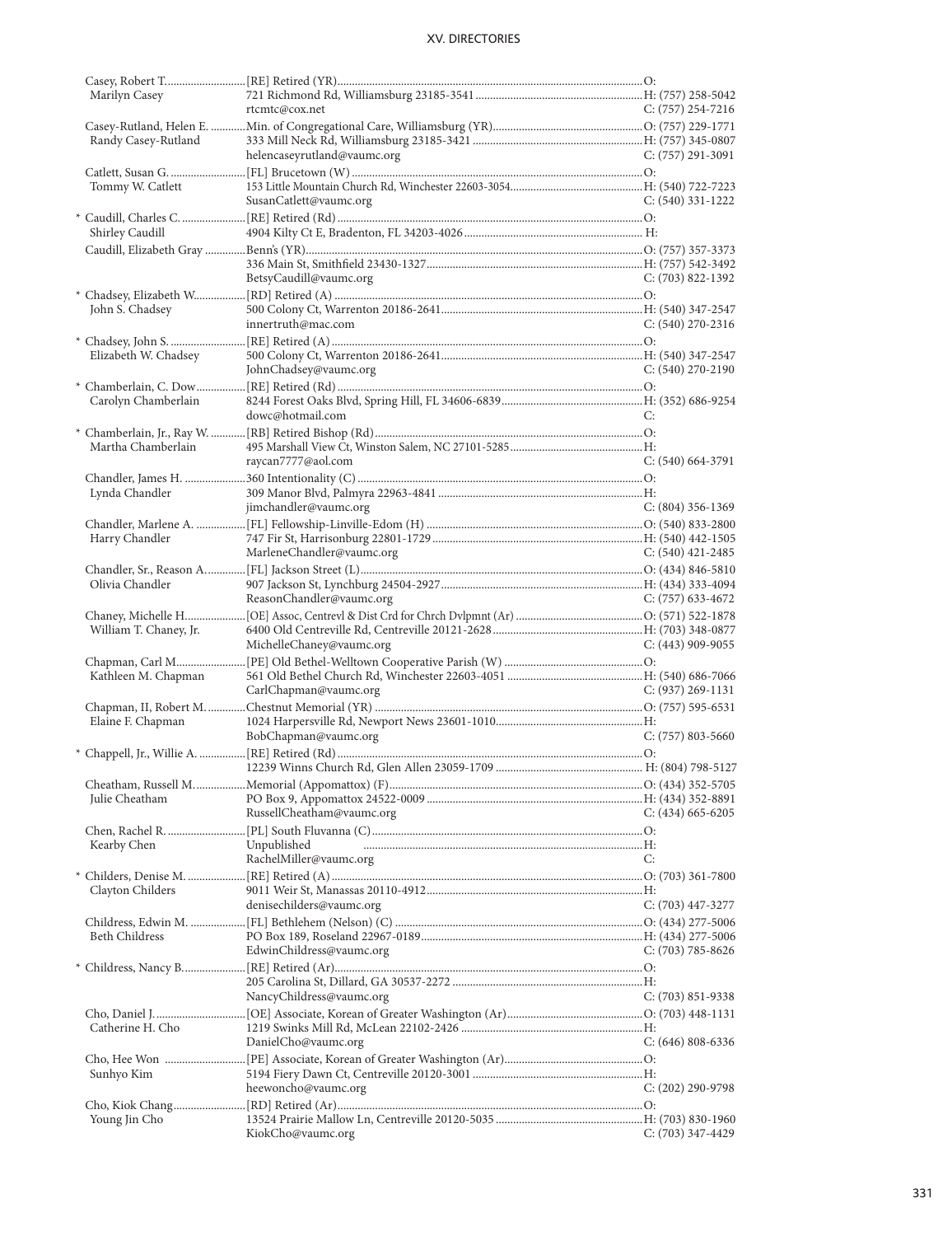Casey, Robert T. .......................... [RE] Retired (YR) ..................................................................................................... O:
Marilyn Casey — 721 Richmond Rd, Williamsburg 23185-3541 ........................................................ H: (757) 258-5042
rtcmtc@cox.net — C: (757) 254-7216

Casey-Rutland, Helen E. ............ Min. of Congregational Care, Williamsburg (YR) ................................................ O: (757) 229-1771
Randy Casey-Rutland — 333 Mill Neck Rd, Williamsburg 23185-3421 ........................................................ H: (757) 345-0807
helencaseyrutland@vaumc.org — C: (757) 291-3091

Catlett, Susan G. .......................... [FL] Brucetown (W) ..................................................................................................... O:
Tommy W. Catlett — 153 Little Mountain Church Rd, Winchester 22603-3054 ................................................ H: (540) 722-7223
SusanCatlett@vaumc.org — C: (540) 331-1222

* Caudill, Charles C. ...................... [RE] Retired (Rd) ..................................................................................................... O:
Shirley Caudill — 4904 Kilty Ct E, Bradenton, FL 34203-4026 ........................................................ H:

Caudill, Elizabeth Gray .............. Benn's (YR) ..................................................................................................... O: (757) 357-3373
336 Main St, Smithfield 23430-1327 ........................................................ H: (757) 542-3492
BetsyCaudill@vaumc.org — C: (703) 822-1392

* Chadsey, Elizabeth W. ................. [RD] Retired (A) ..................................................................................................... O:
John S. Chadsey — 500 Colony Ct, Warrenton 20186-2641 ........................................................ H: (540) 347-2547
innertruth@mac.com — C: (540) 270-2316

* Chadsey, John S. .......................... [RE] Retired (A) ..................................................................................................... O:
Elizabeth W. Chadsey — 500 Colony Ct, Warrenton 20186-2641 ........................................................ H: (540) 347-2547
JohnChadsey@vaumc.org — C: (540) 270-2190

* Chamberlain, C. Dow ................. [RE] Retired (Rd) ..................................................................................................... O:
Carolyn Chamberlain — 8244 Forest Oaks Blvd, Spring Hill, FL 34606-6839 ................................................ H: (352) 686-9254
dowc@hotmail.com — C:

* Chamberlain, Jr., Ray W. ............ [RB] Retired Bishop (Rd) ..................................................................................................... O:
Martha Chamberlain — 495 Marshall View Ct, Winston Salem, NC 27101-5285 ................................................ H:
raycan7777@aol.com — C: (540) 664-3791

Chandler, James H. ..................... 360 Intentionality (C) ..................................................................................................... O:
Lynda Chandler — 309 Manor Blvd, Palmyra 22963-4841 ........................................................ H:
jimchandler@vaumc.org — C: (804) 356-1369

Chandler, Marlene A. ................. [FL] Fellowship-Linville-Edom (H) ........................................................ O: (540) 833-2800
Harry Chandler — 747 Fir St, Harrisonburg 22801-1729 ........................................................ H: (540) 442-1505
MarleneChandler@vaumc.org — C: (540) 421-2485

Chandler, Sr., Reason A. ............. [FL] Jackson Street (L) ..................................................................................................... O: (434) 846-5810
Olivia Chandler — 907 Jackson St, Lynchburg 24504-2927 ........................................................ H: (434) 333-4094
ReasonChandler@vaumc.org — C: (757) 633-4672

Chaney, Michelle H. .................... [OE] Assoc, Centrevl & Dist Crd for Chrch Dvlpmnt (Ar) ................................................ O: (571) 522-1878
William T. Chaney, Jr. — 6400 Old Centreville Rd, Centreville 20121-2628 ................................................ H: (703) 348-0877
MichelleChaney@vaumc.org — C: (443) 909-9055

Chapman, Carl M. ....................... [PE] Old Bethel-Welltown Cooperative Parish (W) ................................................ O:
Kathleen M. Chapman — 561 Old Bethel Church Rd, Winchester 22603-4051 ................................................ H: (540) 686-7066
CarlChapman@vaumc.org — C: (937) 269-1131

Chapman, II, Robert M. ............. Chestnut Memorial (YR) ..................................................................................................... O: (757) 595-6531
Elaine F. Chapman — 1024 Harpersville Rd, Newport News 23601-1010 ................................................ H:
BobChapman@vaumc.org — C: (757) 803-5660

* Chappell, Jr., Willie A. ............... [RE] Retired (Rd) ..................................................................................................... O:
12239 Winns Church Rd, Glen Allen 23059-1709 ........................................................ H: (804) 798-5127

Cheatham, Russell M. ................. Memorial (Appomattox) (F) ..................................................................................................... O: (434) 352-5705
Julie Cheatham — PO Box 9, Appomattox 24522-0009 ........................................................ H: (434) 352-8891
RussellCheatham@vaumc.org — C: (434) 665-6205

Chen, Rachel R. ........................... [PL] South Fluvanna (C) ..................................................................................................... O:
Kearby Chen — Unpublished ........................................................ H:
RachelMiller@vaumc.org — C:

* Childers, Denise M. .................... [RE] Retired (A) ..................................................................................................... O: (703) 361-7800
Clayton Childers — 9011 Weir St, Manassas 20110-4912 ........................................................ H:
denisechilders@vaumc.org — C: (703) 447-3277

Childress, Edwin M. ................... [FL] Bethlehem (Nelson) (C) ..................................................................................................... O: (434) 277-5006
Beth Childress — PO Box 189, Roseland 22967-0189 ........................................................ H: (434) 277-5006
EdwinChildress@vaumc.org — C: (703) 785-8626

* Childress, Nancy B. .................... [RE] Retired (Ar) ..................................................................................................... O:
205 Carolina St, Dillard, GA 30537-2272 ........................................................ H:
NancyChildress@vaumc.org — C: (703) 851-9338

Cho, Daniel J. .............................. [OE] Associate, Korean of Greater Washington (Ar) ................................................ O: (703) 448-1131
Catherine H. Cho — 1219 Swinks Mill Rd, McLean 22102-2426 ........................................................ H:
DanielCho@vaumc.org — C: (646) 808-6336

Cho, Hee Won ............................ [PE] Associate, Korean of Greater Washington (Ar) ................................................ O:
Sunhyo Kim — 5194 Fiery Dawn Ct, Centreville 20120-3001 ........................................................ H:
heewoncho@vaumc.org — C: (202) 290-9798

Cho, Kiok Chang ......................... [RD] Retired (Ar) ..................................................................................................... O:
Young Jin Cho — 13524 Prairie Mallow Ln, Centreville 20120-5035 ................................................ H: (703) 830-1960
KiokCho@vaumc.org — C: (703) 347-4429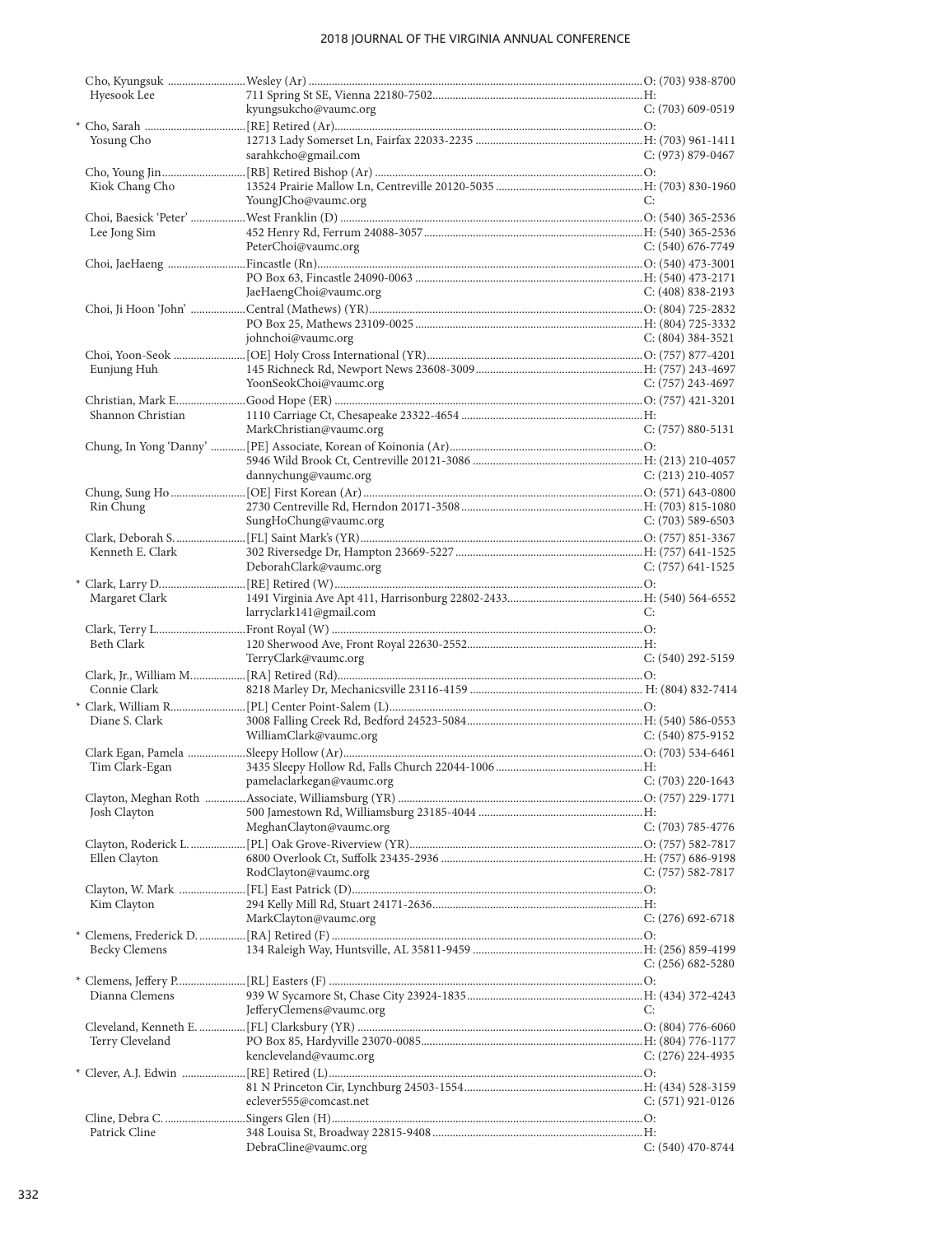| Name | Appointment / Address | Phone |
|---|---|---|
| Cho, Kyungsuk | Wesley (Ar) | O: (703) 938-8700 |
| Hyesook Lee | 711 Spring St SE, Vienna 22180-7502 | H: |
| | kyungsukcho@vaumc.org | C: (703) 609-0519 |
| * Cho, Sarah | [RE] Retired (Ar) | O: |
| Yosung Cho | 12713 Lady Somerset Ln, Fairfax 22033-2235 | H: (703) 961-1411 |
| | sarahkcho@gmail.com | C: (973) 879-0467 |
| Cho, Young Jin | [RB] Retired Bishop (Ar) | O: |
| Kiok Chang Cho | 13524 Prairie Mallow Ln, Centreville 20120-5035 | H: (703) 830-1960 |
| | YoungJCho@vaumc.org | C: |
| Choi, Baesick 'Peter' | West Franklin (D) | O: (540) 365-2536 |
| Lee Jong Sim | 452 Henry Rd, Ferrum 24088-3057 | H: (540) 365-2536 |
| | PeterChoi@vaumc.org | C: (540) 676-7749 |
| Choi, JaeHaeng | Fincastle (Rn) | O: (540) 473-3001 |
| | PO Box 63, Fincastle 24090-0063 | H: (540) 473-2171 |
| | JaeHaengChoi@vaumc.org | C: (408) 838-2193 |
| Choi, Ji Hoon 'John' | Central (Mathews) (YR) | O: (804) 725-2832 |
| | PO Box 25, Mathews 23109-0025 | H: (804) 725-3332 |
| | johnchoi@vaumc.org | C: (804) 384-3521 |
| Choi, Yoon-Seok | [OE] Holy Cross International (YR) | O: (757) 877-4201 |
| Eunjung Huh | 145 Richneck Rd, Newport News 23608-3009 | H: (757) 243-4697 |
| | YoonSeokChoi@vaumc.org | C: (757) 243-4697 |
| Christian, Mark E. | Good Hope (ER) | O: (757) 421-3201 |
| Shannon Christian | 1110 Carriage Ct, Chesapeake 23322-4654 | H: |
| | MarkChristian@vaumc.org | C: (757) 880-5131 |
| Chung, In Yong 'Danny' | [PE] Associate, Korean of Koinonia (Ar) | O: |
| | 5946 Wild Brook Ct, Centreville 20121-3086 | H: (213) 210-4057 |
| | dannychung@vaumc.org | C: (213) 210-4057 |
| Chung, Sung Ho | [OE] First Korean (Ar) | O: (571) 643-0800 |
| Rin Chung | 2730 Centreville Rd, Herndon 20171-3508 | H: (703) 815-1080 |
| | SungHoChung@vaumc.org | C: (703) 589-6503 |
| Clark, Deborah S. | [FL] Saint Mark's (YR) | O: (757) 851-3367 |
| Kenneth E. Clark | 302 Riversedge Dr, Hampton 23669-5227 | H: (757) 641-1525 |
| | DeborahClark@vaumc.org | C: (757) 641-1525 |
| * Clark, Larry D. | [RE] Retired (W) | O: |
| Margaret Clark | 1491 Virginia Ave Apt 411, Harrisonburg 22802-2433 | H: (540) 564-6552 |
| | larryclark141@gmail.com | C: |
| Clark, Terry L. | Front Royal (W) | O: |
| Beth Clark | 120 Sherwood Ave, Front Royal 22630-2552 | H: |
| | TerryClark@vaumc.org | C: (540) 292-5159 |
| Clark, Jr., William M. | [RA] Retired (Rd) | O: |
| Connie Clark | 8218 Marley Dr, Mechanicsville 23116-4159 | H: (804) 832-7414 |
| * Clark, William R. | [PL] Center Point-Salem (L) | O: |
| Diane S. Clark | 3008 Falling Creek Rd, Bedford 24523-5084 | H: (540) 586-0553 |
| | WilliamClark@vaumc.org | C: (540) 875-9152 |
| Clark Egan, Pamela | Sleepy Hollow (Ar) | O: (703) 534-6461 |
| Tim Clark-Egan | 3435 Sleepy Hollow Rd, Falls Church 22044-1006 | H: |
| | pamelaclarkegan@vaumc.org | C: (703) 220-1643 |
| Clayton, Meghan Roth | Associate, Williamsburg (YR) | O: (757) 229-1771 |
| Josh Clayton | 500 Jamestown Rd, Williamsburg 23185-4044 | H: |
| | MeghanClayton@vaumc.org | C: (703) 785-4776 |
| Clayton, Roderick L. | [PL] Oak Grove-Riverview (YR) | O: (757) 582-7817 |
| Ellen Clayton | 6800 Overlook Ct, Suffolk 23435-2936 | H: (757) 686-9198 |
| | RodClayton@vaumc.org | C: (757) 582-7817 |
| Clayton, W. Mark | [FL] East Patrick (D) | O: |
| Kim Clayton | 294 Kelly Mill Rd, Stuart 24171-2636 | H: |
| | MarkClayton@vaumc.org | C: (276) 692-6718 |
| * Clemens, Frederick D. | [RA] Retired (F) | O: |
| Becky Clemens | 134 Raleigh Way, Huntsville, AL 35811-9459 | H: (256) 859-4199 |
| | | C: (256) 682-5280 |
| * Clemens, Jeffery P. | [RL] Easters (F) | O: |
| Dianna Clemens | 939 W Sycamore St, Chase City 23924-1835 | H: (434) 372-4243 |
| | JefferyClemens@vaumc.org | C: |
| Cleveland, Kenneth E. | [FL] Clarksbury (YR) | O: (804) 776-6060 |
| Terry Cleveland | PO Box 85, Hardyville 23070-0085 | H: (804) 776-1177 |
| | kencleveland@vaumc.org | C: (276) 224-4935 |
| * Clever, A.J. Edwin | [RE] Retired (L) | O: |
| | 81 N Princeton Cir, Lynchburg 24503-1554 | H: (434) 528-3159 |
| | eclever555@comcast.net | C: (571) 921-0126 |
| Cline, Debra C. | Singers Glen (H) | O: |
| Patrick Cline | 348 Louisa St, Broadway 22815-9408 | H: |
| | DebraCline@vaumc.org | C: (540) 470-8744 |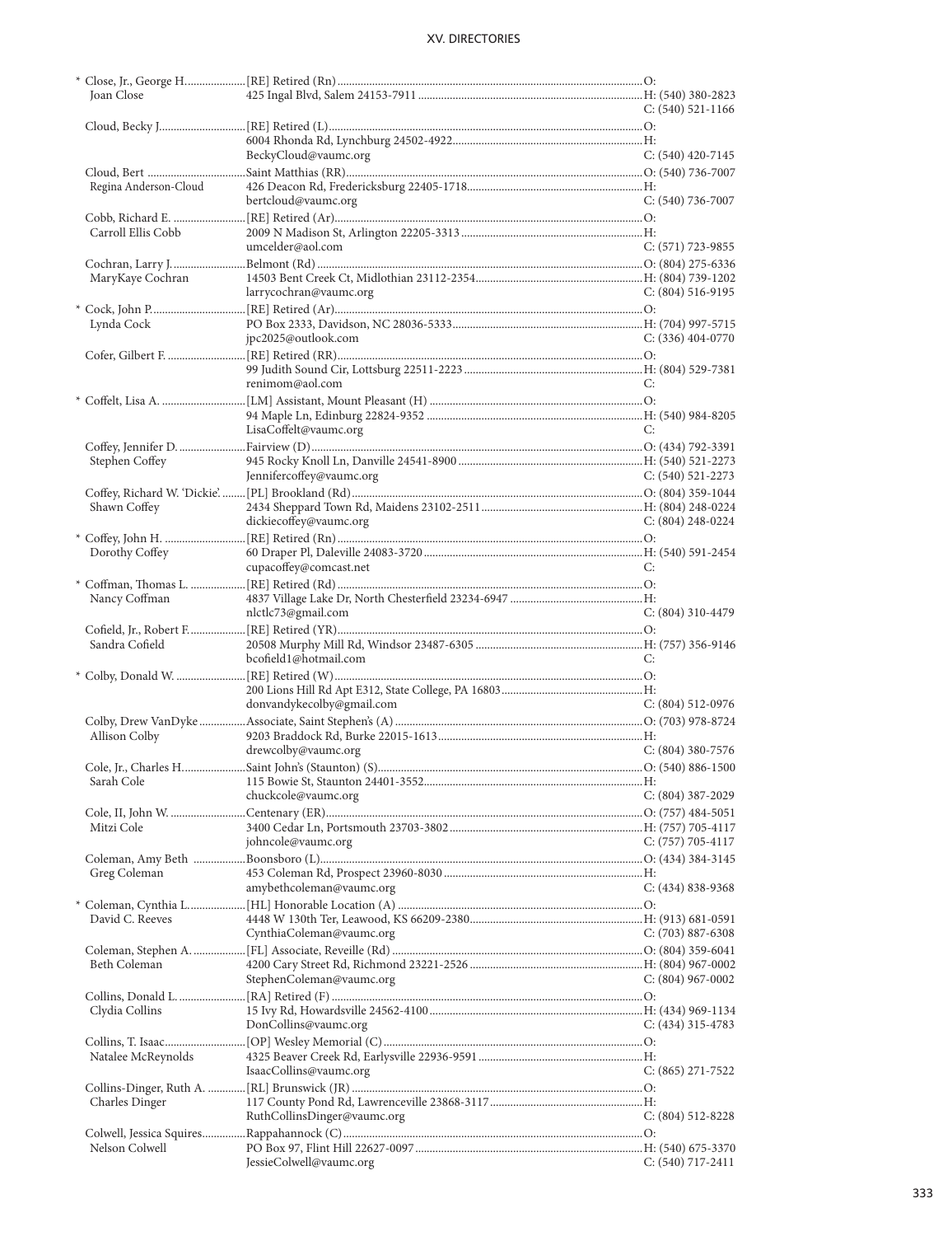| Name | Appointment / Address / Email | Phone |
|---|---|---|
| * Close, Jr., George H. | [RE] Retired (Rn) | O: |
| Joan Close | 425 Ingal Blvd, Salem 24153-7911 | H: (540) 380-2823 |
| | | C: (540) 521-1166 |
| Cloud, Becky J. | [RE] Retired (L) | O: |
| | 6004 Rhonda Rd, Lynchburg 24502-4922 | H: |
| | BeckyCloud@vaumc.org | C: (540) 420-7145 |
| Cloud, Bert | Saint Matthias (RR) | O: (540) 736-7007 |
| Regina Anderson-Cloud | 426 Deacon Rd, Fredericksburg 22405-1718 | H: |
| | bertcloud@vaumc.org | C: (540) 736-7007 |
| Cobb, Richard E. | [RE] Retired (Ar) | O: |
| Carroll Ellis Cobb | 2009 N Madison St, Arlington 22205-3313 | H: |
| | umcelder@aol.com | C: (571) 723-9855 |
| Cochran, Larry J. | Belmont (Rd) | O: (804) 275-6336 |
| MaryKaye Cochran | 14503 Bent Creek Ct, Midlothian 23112-2354 | H: (804) 739-1202 |
| | larrycochran@vaumc.org | C: (804) 516-9195 |
| * Cock, John P. | [RE] Retired (Ar) | O: |
| Lynda Cock | PO Box 2333, Davidson, NC 28036-5333 | H: (704) 997-5715 |
| | jpc2025@outlook.com | C: (336) 404-0770 |
| Cofer, Gilbert F. | [RE] Retired (RR) | O: |
| | 99 Judith Sound Cir, Lottsburg 22511-2223 | H: (804) 529-7381 |
| | renimom@aol.com | C: |
| * Coffelt, Lisa A. | [LM] Assistant, Mount Pleasant (H) | O: |
| | 94 Maple Ln, Edinburg 22824-9352 | H: (540) 984-8205 |
| | LisaCoffelt@vaumc.org | C: |
| Coffey, Jennifer D. | Fairview (D) | O: (434) 792-3391 |
| Stephen Coffey | 945 Rocky Knoll Ln, Danville 24541-8900 | H: (540) 521-2273 |
| | Jennifercoffey@vaumc.org | C: (540) 521-2273 |
| Coffey, Richard W. 'Dickie'. | [PL] Brookland (Rd) | O: (804) 359-1044 |
| Shawn Coffey | 2434 Sheppard Town Rd, Maidens 23102-2511 | H: (804) 248-0224 |
| | dickiecoffey@vaumc.org | C: (804) 248-0224 |
| * Coffey, John H. | [RE] Retired (Rn) | O: |
| Dorothy Coffey | 60 Draper Pl, Daleville 24083-3720 | H: (540) 591-2454 |
| | cupacoffey@comcast.net | C: |
| * Coffman, Thomas L. | [RE] Retired (Rd) | O: |
| Nancy Coffman | 4837 Village Lake Dr, North Chesterfield 23234-6947 | H: |
| | nlctlc73@gmail.com | C: (804) 310-4479 |
| Cofield, Jr., Robert F. | [RE] Retired (YR) | O: |
| Sandra Cofield | 20508 Murphy Mill Rd, Windsor 23487-6305 | H: (757) 356-9146 |
| | bcofield1@hotmail.com | C: |
| * Colby, Donald W. | [RE] Retired (W) | O: |
| | 200 Lions Hill Rd Apt E312, State College, PA 16803 | H: |
| | donvandykecolby@gmail.com | C: (804) 512-0976 |
| Colby, Drew VanDyke | Associate, Saint Stephen's (A) | O: (703) 978-8724 |
| Allison Colby | 9203 Braddock Rd, Burke 22015-1613 | H: |
| | drewcolby@vaumc.org | C: (804) 380-7576 |
| Cole, Jr., Charles H. | Saint John's (Staunton) (S) | O: (540) 886-1500 |
| Sarah Cole | 115 Bowie St, Staunton 24401-3552 | H: |
| | chuckcole@vaumc.org | C: (804) 387-2029 |
| Cole, II, John W. | Centenary (ER) | O: (757) 484-5051 |
| Mitzi Cole | 3400 Cedar Ln, Portsmouth 23703-3802 | H: (757) 705-4117 |
| | johncole@vaumc.org | C: (757) 705-4117 |
| Coleman, Amy Beth | Boonsboro (L) | O: (434) 384-3145 |
| Greg Coleman | 453 Coleman Rd, Prospect 23960-8030 | H: |
| | amybethcoleman@vaumc.org | C: (434) 838-9368 |
| * Coleman, Cynthia L. | [HL] Honorable Location (A) | O: |
| David C. Reeves | 4448 W 130th Ter, Leawood, KS 66209-2380 | H: (913) 681-0591 |
| | CynthiaColeman@vaumc.org | C: (703) 887-6308 |
| Coleman, Stephen A. | [FL] Associate, Reveille (Rd) | O: (804) 359-6041 |
| Beth Coleman | 4200 Cary Street Rd, Richmond 23221-2526 | H: (804) 967-0002 |
| | StephenColeman@vaumc.org | C: (804) 967-0002 |
| Collins, Donald L. | [RA] Retired (F) | O: |
| Clydia Collins | 15 Ivy Rd, Howardsville 24562-4100 | H: (434) 969-1134 |
| | DonCollins@vaumc.org | C: (434) 315-4783 |
| Collins, T. Isaac | [OP] Wesley Memorial (C) | O: |
| Natalee McReynolds | 4325 Beaver Creek Rd, Earlysville 22936-9591 | H: |
| | IsaacCollins@vaumc.org | C: (865) 271-7522 |
| Collins-Dinger, Ruth A. | [RL] Brunswick (JR) | O: |
| Charles Dinger | 117 County Pond Rd, Lawrenceville 23868-3117 | H: |
| | RuthCollinsDinger@vaumc.org | C: (804) 512-8228 |
| Colwell, Jessica Squires | Rappahannock (C) | O: |
| Nelson Colwell | PO Box 97, Flint Hill 22627-0097 | H: (540) 675-3370 |
| | JessieColwell@vaumc.org | C: (540) 717-2411 |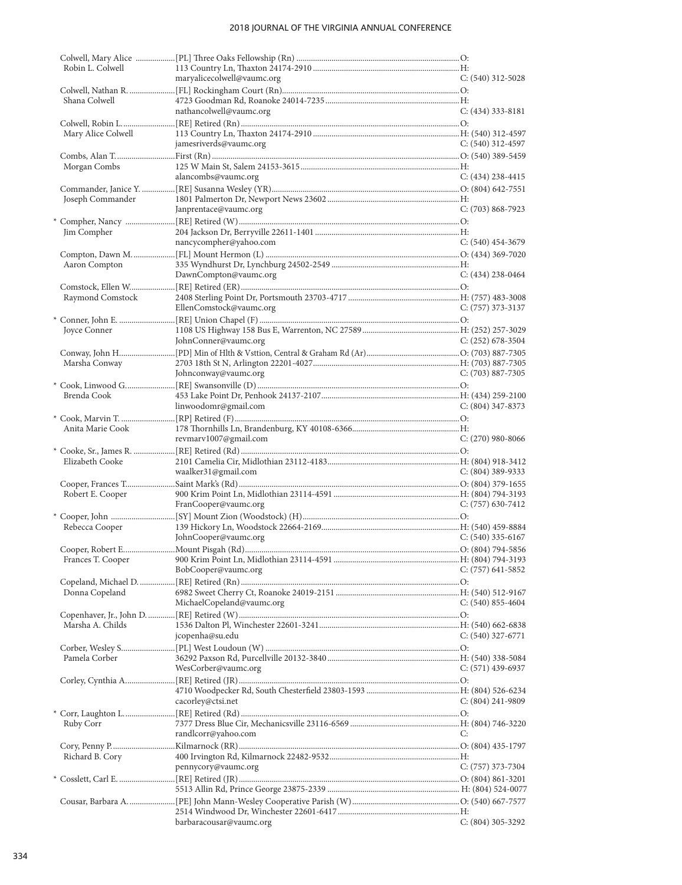| Name / Spouse | Appointment / Address / Email | Phone |
|---|---|---|
| Colwell, Mary Alice | [PL] Three Oaks Fellowship (Rn) | O: |
| Robin L. Colwell | 113 Country Ln, Thaxton 24174-2910 | H: |
| | maryalicecolwell@vaumc.org | C: (540) 312-5028 |
| Colwell, Nathan R. | [FL] Rockingham Court (Rn) | O: |
| Shana Colwell | 4723 Goodman Rd, Roanoke 24014-7235 | H: |
| | nathancolwell@vaumc.org | C: (434) 333-8181 |
| Colwell, Robin L. | [RE] Retired (Rn) | O: |
| Mary Alice Colwell | 113 Country Ln, Thaxton 24174-2910 | H: (540) 312-4597 |
| | jamesriverds@vaumc.org | C: (540) 312-4597 |
| Combs, Alan T. | First (Rn) | O: (540) 389-5459 |
| Morgan Combs | 125 W Main St, Salem 24153-3615 | H: |
| | alancombs@vaumc.org | C: (434) 238-4415 |
| Commander, Janice Y. | [RE] Susanna Wesley (YR) | O: (804) 642-7551 |
| Joseph Commander | 1801 Palmerton Dr, Newport News 23602 | H: |
| | Janprentace@vaumc.org | C: (703) 868-7923 |
| * Compher, Nancy | [RE] Retired (W) | O: |
| Jim Compher | 204 Jackson Dr, Berryville 22611-1401 | H: |
| | nancycompher@yahoo.com | C: (540) 454-3679 |
| Compton, Dawn M. | [FL] Mount Hermon (L) | O: (434) 369-7020 |
| Aaron Compton | 335 Wyndhurst Dr, Lynchburg 24502-2549 | H: |
| | DawnCompton@vaumc.org | C: (434) 238-0464 |
| Comstock, Ellen W. | [RE] Retired (ER) | O: |
| Raymond Comstock | 2408 Sterling Point Dr, Portsmouth 23703-4717 | H: (757) 483-3008 |
| | EllenComstock@vaumc.org | C: (757) 373-3137 |
| * Conner, John E. | [RE] Union Chapel (F) | O: |
| Joyce Conner | 1108 US Highway 158 Bus E, Warrenton, NC 27589 | H: (252) 257-3029 |
| | JohnConner@vaumc.org | C: (252) 678-3504 |
| Conway, John H. | [PD] Min of Hlth & Vsttion, Central & Graham Rd (Ar) | O: (703) 887-7305 |
| Marsha Conway | 2703 18th St N, Arlington 22201-4027 | H: (703) 887-7305 |
| | Johnconway@vaumc.org | C: (703) 887-7305 |
| * Cook, Linwood G. | [RE] Swansonville (D) | O: |
| Brenda Cook | 453 Lake Point Dr, Penhook 24137-2107 | H: (434) 259-2100 |
| | linwoodomr@gmail.com | C: (804) 347-8373 |
| * Cook, Marvin T. | [RP] Retired (F) | O: |
| Anita Marie Cook | 178 Thornhills Ln, Brandenburg, KY 40108-6366 | H: |
| | revmarv1007@gmail.com | C: (270) 980-8066 |
| * Cooke, Sr., James R. | [RE] Retired (Rd) | O: |
| Elizabeth Cooke | 2101 Camelia Cir, Midlothian 23112-4183 | H: (804) 918-3412 |
| | waalker31@gmail.com | C: (804) 389-9333 |
| Cooper, Frances T. | Saint Mark's (Rd) | O: (804) 379-1655 |
| Robert E. Cooper | 900 Krim Point Ln, Midlothian 23114-4591 | H: (804) 794-3193 |
| | FranCooper@vaumc.org | C: (757) 630-7412 |
| * Cooper, John | [SY] Mount Zion (Woodstock) (H) | O: |
| Rebecca Cooper | 139 Hickory Ln, Woodstock 22664-2169 | H: (540) 459-8884 |
| | JohnCooper@vaumc.org | C: (540) 335-6167 |
| Cooper, Robert E. | Mount Pisgah (Rd) | O: (804) 794-5856 |
| Frances T. Cooper | 900 Krim Point Ln, Midlothian 23114-4591 | H: (804) 794-3193 |
| | BobCooper@vaumc.org | C: (757) 641-5852 |
| Copeland, Michael D. | [RE] Retired (Rn) | O: |
| Donna Copeland | 6982 Sweet Cherry Ct, Roanoke 24019-2151 | H: (540) 512-9167 |
| | MichaelCopeland@vaumc.org | C: (540) 855-4604 |
| Copenhaver, Jr., John D. | [RE] Retired (W) | O: |
| Marsha A. Childs | 1536 Dalton Pl, Winchester 22601-3241 | H: (540) 662-6838 |
| | jcopenha@su.edu | C: (540) 327-6771 |
| Corber, Wesley S. | [PL] West Loudoun (W) | O: |
| Pamela Corber | 36292 Paxson Rd, Purcellville 20132-3840 | H: (540) 338-5084 |
| | WesCorber@vaumc.org | C: (571) 439-6937 |
| Corley, Cynthia A. | [RE] Retired (JR) | O: |
| | 4710 Woodpecker Rd, South Chesterfield 23803-1593 | H: (804) 526-6234 |
| | cacorley@ctsi.net | C: (804) 241-9809 |
| * Corr, Laughton L. | [RE] Retired (Rd) | O: |
| Ruby Corr | 7377 Dress Blue Cir, Mechanicsville 23116-6569 | H: (804) 746-3220 |
| | randlcorr@yahoo.com | C: |
| Cory, Penny P. | Kilmarnock (RR) | O: (804) 435-1797 |
| Richard B. Cory | 400 Irvington Rd, Kilmarnock 22482-9532 | H: |
| | pennycory@vaumc.org | C: (757) 373-7304 |
| * Cosslett, Carl E. | [RE] Retired (JR) | O: (804) 861-3201 |
| | 5513 Allin Rd, Prince George 23875-2339 | H: (804) 524-0077 |
| Cousar, Barbara A. | [PE] John Mann-Wesley Cooperative Parish (W) | O: (540) 667-7577 |
| | 2514 Windwood Dr, Winchester 22601-6417 | H: |
| | barbaracousar@vaumc.org | C: (804) 305-3292 |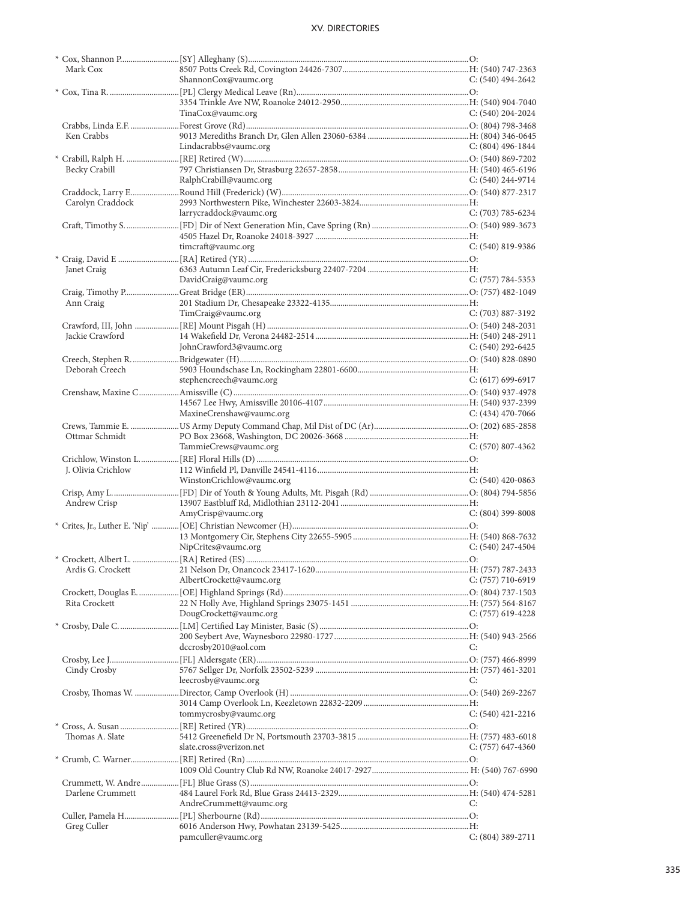| Name | Appointment / Address / Email | Phone |
|---|---|---|
| * Cox, Shannon P. | [SY] Alleghany (S) | O: |
| Mark Cox | 8507 Potts Creek Rd, Covington 24426-7307 | H: (540) 747-2363 |
| | ShannonCox@vaumc.org | C: (540) 494-2642 |
| * Cox, Tina R. | [PL] Clergy Medical Leave (Rn) | O: |
| | 3354 Trinkle Ave NW, Roanoke 24012-2950 | H: (540) 904-7040 |
| | TinaCox@vaumc.org | C: (540) 204-2024 |
| Crabbs, Linda E.F. | Forest Grove (Rd) | O: (804) 798-3468 |
| Ken Crabbs | 9013 Merediths Branch Dr, Glen Allen 23060-6384 | H: (804) 346-0645 |
| | Lindacrabbs@vaumc.org | C: (804) 496-1844 |
| * Crabill, Ralph H. | [RE] Retired (W) | O: (540) 869-7202 |
| Becky Crabill | 797 Christiansen Dr, Strasburg 22657-2858 | H: (540) 465-6196 |
| | RalphCrabill@vaumc.org | C: (540) 244-9714 |
| Craddock, Larry E. | Round Hill (Frederick) (W) | O: (540) 877-2317 |
| Carolyn Craddock | 2993 Northwestern Pike, Winchester 22603-3824 | H: |
| | larrycraddock@vaumc.org | C: (703) 785-6234 |
| Craft, Timothy S. | [FD] Dir of Next Generation Min, Cave Spring (Rn) | O: (540) 989-3673 |
| | 4505 Hazel Dr, Roanoke 24018-3927 | H: |
| | timcraft@vaumc.org | C: (540) 819-9386 |
| * Craig, David E | [RA] Retired (YR) | O: |
| Janet Craig | 6363 Autumn Leaf Cir, Fredericksburg 22407-7204 | H: |
| | DavidCraig@vaumc.org | C: (757) 784-5353 |
| Craig, Timothy P. | Great Bridge (ER) | O: (757) 482-1049 |
| Ann Craig | 201 Stadium Dr, Chesapeake 23322-4135 | H: |
| | TimCraig@vaumc.org | C: (703) 887-3192 |
| Crawford, III, John | [RE] Mount Pisgah (H) | O: (540) 248-2031 |
| Jackie Crawford | 14 Wakefield Dr, Verona 24482-2514 | H: (540) 248-2911 |
| | JohnCrawford3@vaumc.org | C: (540) 292-6425 |
| Creech, Stephen R. | Bridgewater (H) | O: (540) 828-0890 |
| Deborah Creech | 5903 Houndschase Ln, Rockingham 22801-6600 | H: |
| | stephencreech@vaumc.org | C: (617) 699-6917 |
| Crenshaw, Maxine C. | Amissville (C) | O: (540) 937-4978 |
| | 14567 Lee Hwy, Amissville 20106-4107 | H: (540) 937-2399 |
| | MaxineCrenshaw@vaumc.org | C: (434) 470-7066 |
| Crews, Tammie E. | US Army Deputy Command Chap, Mil Dist of DC (Ar) | O: (202) 685-2858 |
| Ottmar Schmidt | PO Box 23668, Washington, DC 20026-3668 | H: |
| | TammieCrews@vaumc.org | C: (570) 807-4362 |
| Crichlow, Winston L. | [RE] Floral Hills (D) | O: |
| J. Olivia Crichlow | 112 Winfield Pl, Danville 24541-4116 | H: |
| | WinstonCrichlow@vaumc.org | C: (540) 420-0863 |
| Crisp, Amy L. | [FD] Dir of Youth & Young Adults, Mt. Pisgah (Rd) | O: (804) 794-5856 |
| Andrew Crisp | 13907 Eastbluff Rd, Midlothian 23112-2041 | H: |
| | AmyCrisp@vaumc.org | C: (804) 399-8008 |
| * Crites, Jr., Luther E. 'Nip' | [OE] Christian Newcomer (H) | O: |
| | 13 Montgomery Cir, Stephens City 22655-5905 | H: (540) 868-7632 |
| | NipCrites@vaumc.org | C: (540) 247-4504 |
| * Crockett, Albert L. | [RA] Retired (ES) | O: |
| Ardis G. Crockett | 21 Nelson Dr, Onancock 23417-1620 | H: (757) 787-2433 |
| | AlbertCrockett@vaumc.org | C: (757) 710-6919 |
| Crockett, Douglas E. | [OE] Highland Springs (Rd) | O: (804) 737-1503 |
| Rita Crockett | 22 N Holly Ave, Highland Springs 23075-1451 | H: (757) 564-8167 |
| | DougCrockett@vaumc.org | C: (757) 619-4228 |
| * Crosby, Dale C. | [LM] Certified Lay Minister, Basic (S) | O: |
| | 200 Seybert Ave, Waynesboro 22980-1727 | H: (540) 943-2566 |
| | dccrosby2010@aol.com | C: |
| Crosby, Lee J. | [FL] Aldersgate (ER) | O: (757) 466-8999 |
| Cindy Crosby | 5767 Sellger Dr, Norfolk 23502-5239 | H: (757) 461-3201 |
| | leecrosby@vaumc.org | C: |
| Crosby, Thomas W. | Director, Camp Overlook (H) | O: (540) 269-2267 |
| | 3014 Camp Overlook Ln, Keezletown 22832-2209 | H: |
| | tommycrosby@vaumc.org | C: (540) 421-2216 |
| * Cross, A. Susan | [RE] Retired (YR) | O: |
| Thomas A. Slate | 5412 Greenefield Dr N, Portsmouth 23703-3815 | H: (757) 483-6018 |
| | slate.cross@verizon.net | C: (757) 647-4360 |
| * Crumb, C. Warner | [RE] Retired (Rn) | O: |
| | 1009 Old Country Club Rd NW, Roanoke 24017-2927 | H: (540) 767-6990 |
| Crummett, W. Andre | [FL] Blue Grass (S) | O: |
| Darlene Crummett | 484 Laurel Fork Rd, Blue Grass 24413-2329 | H: (540) 474-5281 |
| | AndreCrummett@vaumc.org | C: |
| Culler, Pamela H. | [PL] Sherbourne (Rd) | O: |
| Greg Culler | 6016 Anderson Hwy, Powhatan 23139-5425 | H: |
| | pamculler@vaumc.org | C: (804) 389-2711 |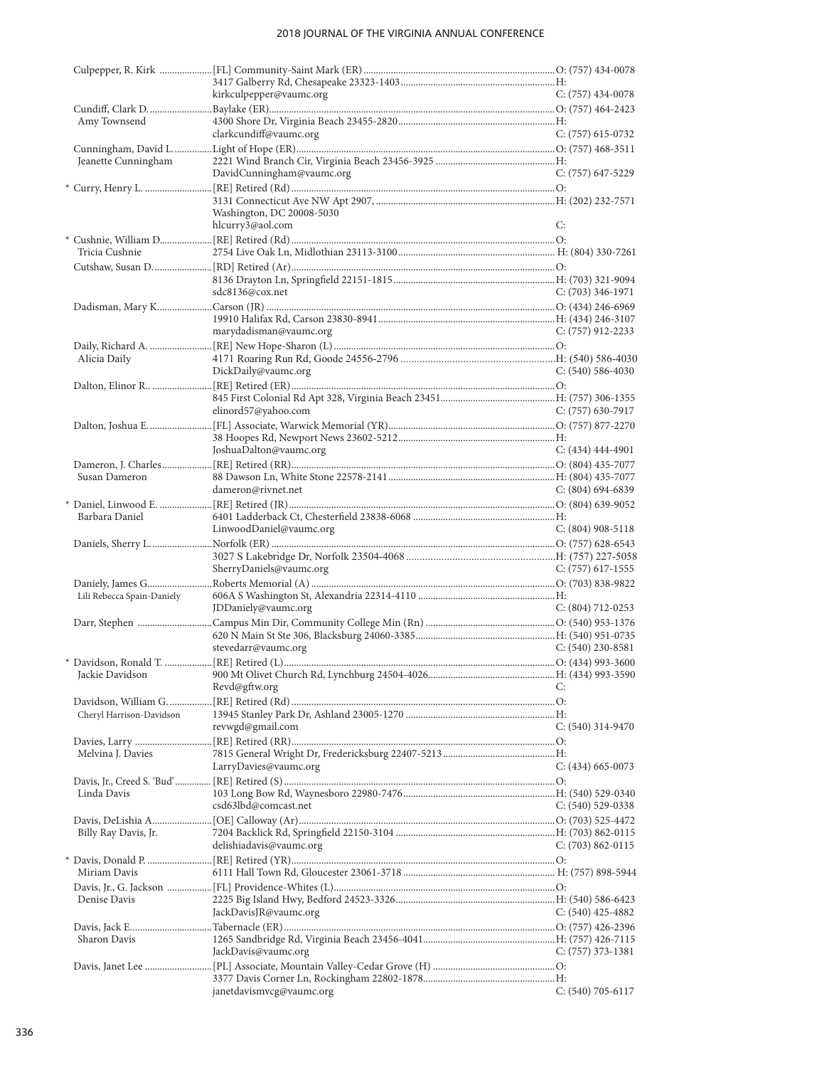| Name / Spouse | Appointment / Address / Email | Phone |
|---|---|---|
| Culpepper, R. Kirk | [FL] Community-Saint Mark (ER) | O: (757) 434-0078 |
| | 3417 Galberry Rd, Chesapeake 23323-1403 | H: |
| | kirkculpepper@vaumc.org | C: (757) 434-0078 |
| Cundiff, Clark D. | Baylake (ER) | O: (757) 464-2423 |
| Amy Townsend | 4300 Shore Dr, Virginia Beach 23455-2820 | H: |
| | clarkcundiff@vaumc.org | C: (757) 615-0732 |
| Cunningham, David L. | Light of Hope (ER) | O: (757) 468-3511 |
| Jeanette Cunningham | 2221 Wind Branch Cir, Virginia Beach 23456-3925 | H: |
| | DavidCunningham@vaumc.org | C: (757) 647-5229 |
| * Curry, Henry L. | [RE] Retired (Rd) | O: |
| | 3131 Connecticut Ave NW Apt 2907, | H: (202) 232-7571 |
| | Washington, DC 20008-5030 | |
| | hlcurry3@aol.com | C: |
| * Cushnie, William D. | [RE] Retired (Rd) | O: |
| Tricia Cushnie | 2754 Live Oak Ln, Midlothian 23113-3100 | H: (804) 330-7261 |
| Cutshaw, Susan D. | [RD] Retired (Ar) | O: |
| | 8136 Drayton Ln, Springfield 22151-1815 | H: (703) 321-9094 |
| | sdc8136@cox.net | C: (703) 346-1971 |
| Dadisman, Mary K. | Carson (JR) | O: (434) 246-6969 |
| | 19910 Halifax Rd, Carson 23830-8941 | H: (434) 246-3107 |
| | marydadisman@vaumc.org | C: (757) 912-2233 |
| Daily, Richard A. | [RE] New Hope-Sharon (L) | O: |
| Alicia Daily | 4171 Roaring Run Rd, Goode 24556-2796 | H: (540) 586-4030 |
| | DickDaily@vaumc.org | C: (540) 586-4030 |
| Dalton, Elinor R. | [RE] Retired (ER) | O: |
| | 845 First Colonial Rd Apt 328, Virginia Beach 23451 | H: (757) 306-1355 |
| | elinord57@yahoo.com | C: (757) 630-7917 |
| Dalton, Joshua E. | [FL] Associate, Warwick Memorial (YR) | O: (757) 877-2270 |
| | 38 Hoopes Rd, Newport News 23602-5212 | H: |
| | JoshuaDalton@vaumc.org | C: (434) 444-4901 |
| Dameron, J. Charles | [RE] Retired (RR) | O: (804) 435-7077 |
| Susan Dameron | 88 Dawson Ln, White Stone 22578-2141 | H: (804) 435-7077 |
| | dameron@rivnet.net | C: (804) 694-6839 |
| * Daniel, Linwood E. | [RE] Retired (JR) | O: (804) 639-9052 |
| Barbara Daniel | 6401 Ladderback Ct, Chesterfield 23838-6068 | H: |
| | LinwoodDaniel@vaumc.org | C: (804) 908-5118 |
| Daniels, Sherry L. | Norfolk (ER) | O: (757) 628-6543 |
| | 3027 S Lakebridge Dr, Norfolk 23504-4068 | H: (757) 227-5058 |
| | SherryDaniels@vaumc.org | C: (757) 617-1555 |
| Daniely, James G. | Roberts Memorial (A) | O: (703) 838-9822 |
| Lili Rebecca Spain-Daniely | 606A S Washington St, Alexandria 22314-4110 | H: |
| | JDDaniely@vaumc.org | C: (804) 712-0253 |
| Darr, Stephen | Campus Min Dir, Community College Min (Rn) | O: (540) 953-1376 |
| | 620 N Main St Ste 306, Blacksburg 24060-3385 | H: (540) 951-0735 |
| | stevedarr@vaumc.org | C: (540) 230-8581 |
| * Davidson, Ronald T. | [RE] Retired (L) | O: (434) 993-3600 |
| Jackie Davidson | 900 Mt Olivet Church Rd, Lynchburg 24504-4026 | H: (434) 993-3590 |
| | Revd@gftw.org | C: |
| Davidson, William G. | [RE] Retired (Rd) | O: |
| Cheryl Harrison-Davidson | 13945 Stanley Park Dr, Ashland 23005-1270 | H: |
| | revwgd@gmail.com | C: (540) 314-9470 |
| Davies, Larry | [RE] Retired (RR) | O: |
| Melvina J. Davies | 7815 General Wright Dr, Fredericksburg 22407-5213 | H: |
| | LarryDavies@vaumc.org | C: (434) 665-0073 |
| Davis, Jr., Creed S. 'Bud' | [RE] Retired (S) | O: |
| Linda Davis | 103 Long Bow Rd, Waynesboro 22980-7476 | H: (540) 529-0340 |
| | csd63lbd@comcast.net | C: (540) 529-0338 |
| Davis, DeLishia A. | [OE] Calloway (Ar) | O: (703) 525-4472 |
| Billy Ray Davis, Jr. | 7204 Backlick Rd, Springfield 22150-3104 | H: (703) 862-0115 |
| | delishiadavis@vaumc.org | C: (703) 862-0115 |
| * Davis, Donald P. | [RE] Retired (YR) | O: |
| Miriam Davis | 6111 Hall Town Rd, Gloucester 23061-3718 | H: (757) 898-5944 |
| Davis, Jr., G. Jackson | [FL] Providence-Whites (L) | O: |
| Denise Davis | 2225 Big Island Hwy, Bedford 24523-3326 | H: (540) 586-6423 |
| | JackDavisJR@vaumc.org | C: (540) 425-4882 |
| Davis, Jack E. | Tabernacle (ER) | O: (757) 426-2396 |
| Sharon Davis | 1265 Sandbridge Rd, Virginia Beach 23456-4041 | H: (757) 426-7115 |
| | JackDavis@vaumc.org | C: (757) 373-1381 |
| Davis, Janet Lee | [PL] Associate, Mountain Valley-Cedar Grove (H) | O: |
| | 3377 Davis Corner Ln, Rockingham 22802-1878 | H: |
| | janetdavismvcg@vaumc.org | C: (540) 705-6117 |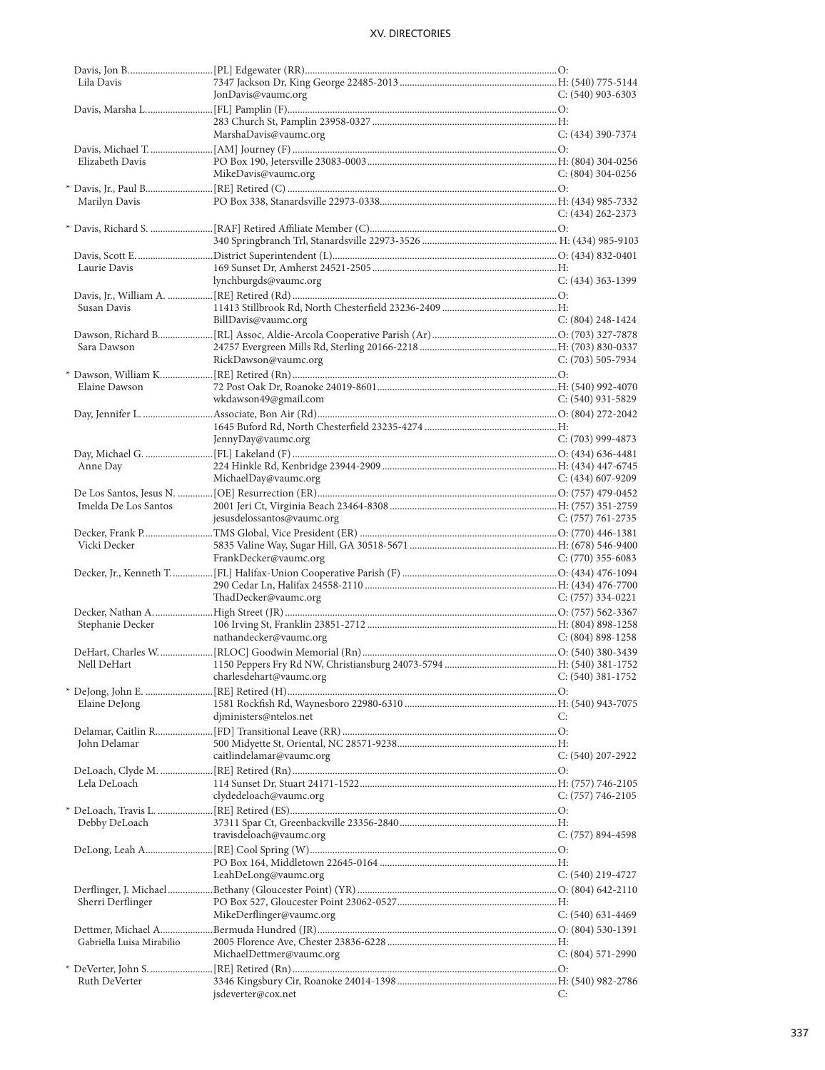| Name | Appointment / Address | Phone |
|---|---|---|
| Davis, Jon B. | [PL] Edgewater (RR) | O: |
| Lila Davis | 7347 Jackson Dr, King George 22485-2013 | H: (540) 775-5144 |
| | JonDavis@vaumc.org | C: (540) 903-6303 |
| Davis, Marsha L. | [FL] Pamplin (F) | O: |
| | 283 Church St, Pamplin 23958-0327 | H: |
| | MarshaDavis@vaumc.org | C: (434) 390-7374 |
| Davis, Michael T. | [AM] Journey (F) | O: |
| Elizabeth Davis | PO Box 190, Jetersville 23083-0003 | H: (804) 304-0256 |
| | MikeDavis@vaumc.org | C: (804) 304-0256 |
| * Davis, Jr., Paul B. | [RE] Retired (C) | O: |
| Marilyn Davis | PO Box 338, Stanardsville 22973-0338 | H: (434) 985-7332 |
| | | C: (434) 262-2373 |
| * Davis, Richard S. | [RAF] Retired Affiliate Member (C) | O: |
| | 340 Springbranch Trl, Stanardsville 22973-3526 | H: (434) 985-9103 |
| Davis, Scott E. | District Superintendent (L) | O: (434) 832-0401 |
| Laurie Davis | 169 Sunset Dr, Amherst 24521-2505 | H: |
| | lynchburgds@vaumc.org | C: (434) 363-1399 |
| Davis, Jr., William A. | [RE] Retired (Rd) | O: |
| Susan Davis | 11413 Stillbrook Rd, North Chesterfield 23236-2409 | H: |
| | BillDavis@vaumc.org | C: (804) 248-1424 |
| Dawson, Richard B. | [RL] Assoc, Aldie-Arcola Cooperative Parish (Ar) | O: (703) 327-7878 |
| Sara Dawson | 24757 Evergreen Mills Rd, Sterling 20166-2218 | H: (703) 830-0337 |
| | RickDawson@vaumc.org | C: (703) 505-7934 |
| * Dawson, William K. | [RE] Retired (Rn) | O: |
| Elaine Dawson | 72 Post Oak Dr, Roanoke 24019-8601 | H: (540) 992-4070 |
| | wkdawson49@gmail.com | C: (540) 931-5829 |
| Day, Jennifer L. | Associate, Bon Air (Rd) | O: (804) 272-2042 |
| | 1645 Buford Rd, North Chesterfield 23235-4274 | H: |
| | JennyDay@vaumc.org | C: (703) 999-4873 |
| Day, Michael G. | [FL] Lakeland (F) | O: (434) 636-4481 |
| Anne Day | 224 Hinkle Rd, Kenbridge 23944-2909 | H: (434) 447-6745 |
| | MichaelDay@vaumc.org | C: (434) 607-9209 |
| De Los Santos, Jesus N. | [OE] Resurrection (ER) | O: (757) 479-0452 |
| Imelda De Los Santos | 2001 Jeri Ct, Virginia Beach 23464-8308 | H: (757) 351-2759 |
| | jesusdelossantos@vaumc.org | C: (757) 761-2735 |
| Decker, Frank P. | TMS Global, Vice President (ER) | O: (770) 446-1381 |
| Vicki Decker | 5835 Valine Way, Sugar Hill, GA 30518-5671 | H: (678) 546-9400 |
| | FrankDecker@vaumc.org | C: (770) 355-6083 |
| Decker, Jr., Kenneth T. | [FL] Halifax-Union Cooperative Parish (F) | O: (434) 476-1094 |
| | 290 Cedar Ln, Halifax 24558-2110 | H: (434) 476-7700 |
| | ThadDecker@vaumc.org | C: (757) 334-0221 |
| Decker, Nathan A. | High Street (JR) | O: (757) 562-3367 |
| Stephanie Decker | 106 Irving St, Franklin 23851-2712 | H: (804) 898-1258 |
| | nathandecker@vaumc.org | C: (804) 898-1258 |
| DeHart, Charles W. | [RLOC] Goodwin Memorial (Rn) | O: (540) 380-3439 |
| Nell DeHart | 1150 Peppers Fry Rd NW, Christiansburg 24073-5794 | H: (540) 381-1752 |
| | charlesdehart@vaumc.org | C: (540) 381-1752 |
| * DeJong, John E. | [RE] Retired (H) | O: |
| Elaine DeJong | 1581 Rockfish Rd, Waynesboro 22980-6310 | H: (540) 943-7075 |
| | djministers@ntelos.net | C: |
| Delamar, Caitlin R. | [FD] Transitional Leave (RR) | O: |
| John Delamar | 500 Midyette St, Oriental, NC 28571-9238 | H: |
| | caitlindelamar@vaumc.org | C: (540) 207-2922 |
| DeLoach, Clyde M. | [RE] Retired (Rn) | O: |
| Lela DeLoach | 114 Sunset Dr, Stuart 24171-1522 | H: (757) 746-2105 |
| | clydedeloach@vaumc.org | C: (757) 746-2105 |
| * DeLoach, Travis L. | [RE] Retired (ES) | O: |
| Debby DeLoach | 37311 Spar Ct, Greenbackville 23356-2840 | H: |
| | travisdeloach@vaumc.org | C: (757) 894-4598 |
| DeLong, Leah A. | [RE] Cool Spring (W) | O: |
| | PO Box 164, Middletown 22645-0164 | H: |
| | LeahDeLong@vaumc.org | C: (540) 219-4727 |
| Derflinger, J. Michael | Bethany (Gloucester Point) (YR) | O: (804) 642-2110 |
| Sherri Derflinger | PO Box 527, Gloucester Point 23062-0527 | H: |
| | MikeDerflinger@vaumc.org | C: (540) 631-4469 |
| Dettmer, Michael A. | Bermuda Hundred (JR) | O: (804) 530-1391 |
| Gabriella Luisa Mirabilio | 2005 Florence Ave, Chester 23836-6228 | H: |
| | MichaelDettmer@vaumc.org | C: (804) 571-2990 |
| * DeVerter, John S. | [RE] Retired (Rn) | O: |
| Ruth DeVerter | 3346 Kingsbury Cir, Roanoke 24014-1398 | H: (540) 982-2786 |
| | jsdeverter@cox.net | C: |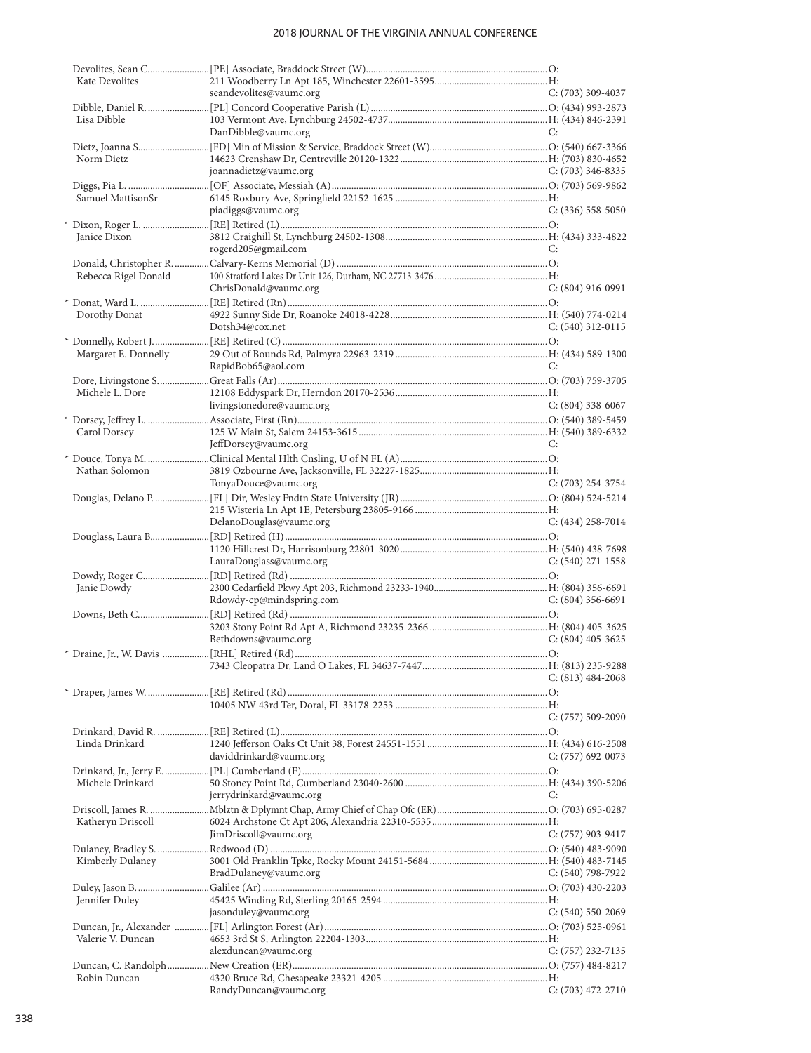| Name / Spouse | Appointment / Address / Email | Phone |
|---|---|---|
| Devolites, Sean C. | [PE] Associate, Braddock Street (W) | O: |
| Kate Devolites | 211 Woodberry Ln Apt 185, Winchester 22601-3595 | H: |
| | seandevolites@vaumc.org | C: (703) 309-4037 |
| Dibble, Daniel R. | [PL] Concord Cooperative Parish (L) | O: (434) 993-2873 |
| Lisa Dibble | 103 Vermont Ave, Lynchburg 24502-4737 | H: (434) 846-2391 |
| | DanDibble@vaumc.org | C: |
| Dietz, Joanna S. | [FD] Min of Mission & Service, Braddock Street (W) | O: (540) 667-3366 |
| Norm Dietz | 14623 Crenshaw Dr, Centreville 20120-1322 | H: (703) 830-4652 |
| | joannadietz@vaumc.org | C: (703) 346-8335 |
| Diggs, Pia L. | [OF] Associate, Messiah (A) | O: (703) 569-9862 |
| Samuel MattisonSr | 6145 Roxbury Ave, Springfield 22152-1625 | H: |
| | piadiggs@vaumc.org | C: (336) 558-5050 |
| * Dixon, Roger L. | [RE] Retired (L) | O: |
| Janice Dixon | 3812 Craighill St, Lynchburg 24502-1308 | H: (434) 333-4822 |
| | rogerd205@gmail.com | C: |
| Donald, Christopher R. | Calvary-Kerns Memorial (D) | O: |
| Rebecca Rigel Donald | 100 Stratford Lakes Dr Unit 126, Durham, NC 27713-3476 | H: |
| | ChrisDonald@vaumc.org | C: (804) 916-0991 |
| * Donat, Ward L. | [RE] Retired (Rn) | O: |
| Dorothy Donat | 4922 Sunny Side Dr, Roanoke 24018-4228 | H: (540) 774-0214 |
| | Dotsh34@cox.net | C: (540) 312-0115 |
| * Donnelly, Robert J. | [RE] Retired (C) | O: |
| Margaret E. Donnelly | 29 Out of Bounds Rd, Palmyra 22963-2319 | H: (434) 589-1300 |
| | RapidBob65@aol.com | C: |
| Dore, Livingstone S. | Great Falls (Ar) | O: (703) 759-3705 |
| Michele L. Dore | 12108 Eddyspark Dr, Herndon 20170-2536 | H: |
| | livingstonedore@vaumc.org | C: (804) 338-6067 |
| * Dorsey, Jeffrey L. | Associate, First (Rn) | O: (540) 389-5459 |
| Carol Dorsey | 125 W Main St, Salem 24153-3615 | H: (540) 389-6332 |
| | JeffDorsey@vaumc.org | C: |
| * Douce, Tonya M. | Clinical Mental Hlth Cnsling, U of N FL (A) | O: |
| Nathan Solomon | 3819 Ozbourne Ave, Jacksonville, FL 32227-1825 | H: |
| | TonyaDouce@vaumc.org | C: (703) 254-3754 |
| Douglas, Delano P. | [FL] Dir, Wesley Fndtn State University (JR) | O: (804) 524-5214 |
| | 215 Wisteria Ln Apt 1E, Petersburg 23805-9166 | H: |
| | DelanoDouglas@vaumc.org | C: (434) 258-7014 |
| Douglass, Laura B. | [RD] Retired (H) | O: |
| | 1120 Hillcrest Dr, Harrisonburg 22801-3020 | H: (540) 438-7698 |
| | LauraDouglass@vaumc.org | C: (540) 271-1558 |
| Dowdy, Roger C. | [RD] Retired (Rd) | O: |
| Janie Dowdy | 2300 Cedarfield Pkwy Apt 203, Richmond 23233-1940 | H: (804) 356-6691 |
| | Rdowdy-cp@mindspring.com | C: (804) 356-6691 |
| Downs, Beth C. | [RD] Retired (Rd) | O: |
| | 3203 Stony Point Rd Apt A, Richmond 23235-2366 | H: (804) 405-3625 |
| | Bethdowns@vaumc.org | C: (804) 405-3625 |
| * Draine, Jr., W. Davis | [RHL] Retired (Rd) | O: |
| | 7343 Cleopatra Dr, Land O Lakes, FL 34637-7447 | H: (813) 235-9288 |
| | | C: (813) 484-2068 |
| * Draper, James W. | [RE] Retired (Rd) | O: |
| | 10405 NW 43rd Ter, Doral, FL 33178-2253 | H: |
| | | C: (757) 509-2090 |
| Drinkard, David R. | [RE] Retired (L) | O: |
| Linda Drinkard | 1240 Jefferson Oaks Ct Unit 38, Forest 24551-1551 | H: (434) 616-2508 |
| | daviddrinkard@vaumc.org | C: (757) 692-0073 |
| Drinkard, Jr., Jerry E. | [PL] Cumberland (F) | O: |
| Michele Drinkard | 50 Stoney Point Rd, Cumberland 23040-2600 | H: (434) 390-5206 |
| | jerrydrinkard@vaumc.org | C: |
| Driscoll, James R. | Mblztn & Dplymnt Chap, Army Chief of Chap Ofc (ER) | O: (703) 695-0287 |
| Katheryn Driscoll | 6024 Archstone Ct Apt 206, Alexandria 22310-5535 | H: |
| | JimDriscoll@vaumc.org | C: (757) 903-9417 |
| Dulaney, Bradley S. | Redwood (D) | O: (540) 483-9090 |
| Kimberly Dulaney | 3001 Old Franklin Tpke, Rocky Mount 24151-5684 | H: (540) 483-7145 |
| | BradDulaney@vaumc.org | C: (540) 798-7922 |
| Duley, Jason B. | Galilee (Ar) | O: (703) 430-2203 |
| Jennifer Duley | 45425 Winding Rd, Sterling 20165-2594 | H: |
| | jasonduley@vaumc.org | C: (540) 550-2069 |
| Duncan, Jr., Alexander | [FL] Arlington Forest (Ar) | O: (703) 525-0961 |
| Valerie V. Duncan | 4653 3rd St S, Arlington 22204-1303 | H: |
| | alexduncan@vaumc.org | C: (757) 232-7135 |
| Duncan, C. Randolph | New Creation (ER) | O: (757) 484-8217 |
| Robin Duncan | 4320 Bruce Rd, Chesapeake 23321-4205 | H: |
| | RandyDuncan@vaumc.org | C: (703) 472-2710 |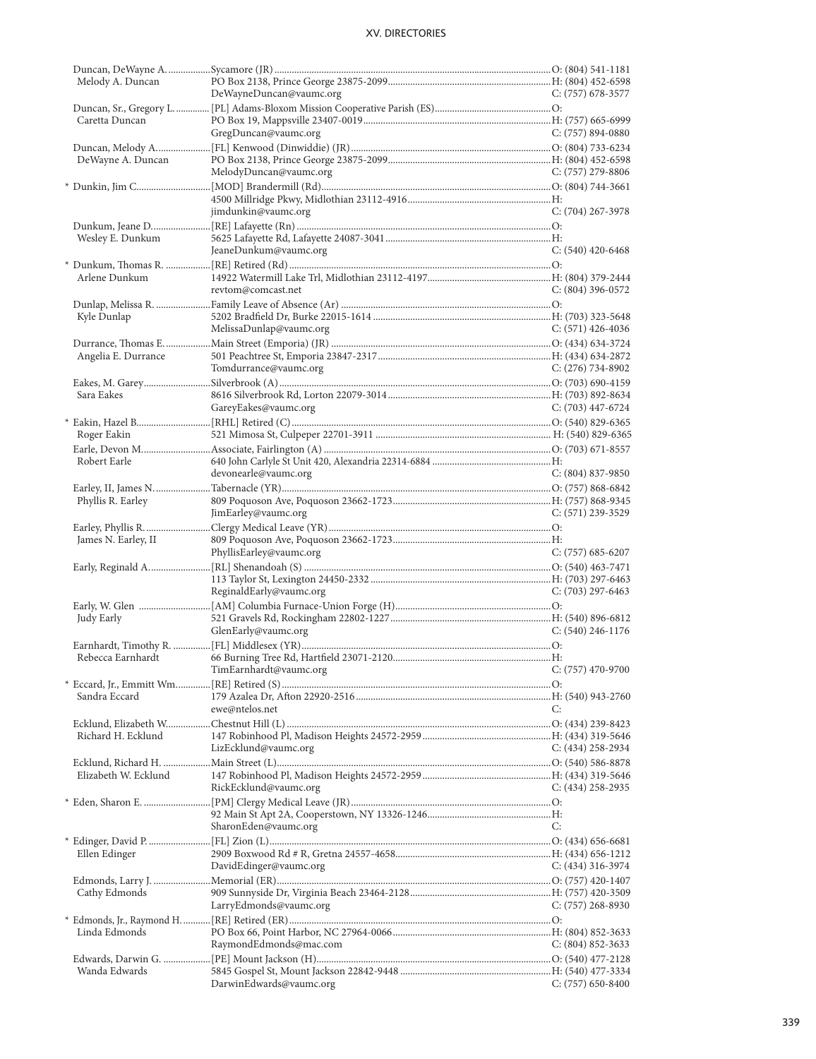## XV. DIRECTORIES

| Name | Appointment / Address / Email | Phone |
|---|---|---|
| Duncan, DeWayne A. | Sycamore (JR) | O: (804) 541-1181 |
| Melody A. Duncan | PO Box 2138, Prince George 23875-2099 | H: (804) 452-6598 |
| | DeWayneDuncan@vaumc.org | C: (757) 678-3577 |
| Duncan, Sr., Gregory L. | [PL] Adams-Bloxom Mission Cooperative Parish (ES) | O: |
| Caretta Duncan | PO Box 19, Mappsville 23407-0019 | H: (757) 665-6999 |
| | GregDuncan@vaumc.org | C: (757) 894-0880 |
| Duncan, Melody A. | [FL] Kenwood (Dinwiddie) (JR) | O: (804) 733-6234 |
| DeWayne A. Duncan | PO Box 2138, Prince George 23875-2099 | H: (804) 452-6598 |
| | MelodyDuncan@vaumc.org | C: (757) 279-8806 |
| * Dunkin, Jim C. | [MOD] Brandermill (Rd) | O: (804) 744-3661 |
| | 4500 Millridge Pkwy, Midlothian 23112-4916 | H: |
| | jimdunkin@vaumc.org | C: (704) 267-3978 |
| Dunkum, Jeane D. | [RE] Lafayette (Rn) | O: |
| Wesley E. Dunkum | 5625 Lafayette Rd, Lafayette 24087-3041 | H: |
| | JeaneDunkum@vaumc.org | C: (540) 420-6468 |
| * Dunkum, Thomas R. | [RE] Retired (Rd) | O: |
| Arlene Dunkum | 14922 Watermill Lake Trl, Midlothian 23112-4197 | H: (804) 379-2444 |
| | revtom@comcast.net | C: (804) 396-0572 |
| Dunlap, Melissa R. | Family Leave of Absence (Ar) | O: |
| Kyle Dunlap | 5202 Bradfield Dr, Burke 22015-1614 | H: (703) 323-5648 |
| | MelissaDunlap@vaumc.org | C: (571) 426-4036 |
| Durrance, Thomas E. | Main Street (Emporia) (JR) | O: (434) 634-3724 |
| Angelia E. Durrance | 501 Peachtree St, Emporia 23847-2317 | H: (434) 634-2872 |
| | Tomdurrance@vaumc.org | C: (276) 734-8902 |
| Eakes, M. Garey | Silverbrook (A) | O: (703) 690-4159 |
| Sara Eakes | 8616 Silverbrook Rd, Lorton 22079-3014 | H: (703) 892-8634 |
| | GareyEakes@vaumc.org | C: (703) 447-6724 |
| * Eakin, Hazel B. | [RHL] Retired (C) | O: (540) 829-6365 |
| Roger Eakin | 521 Mimosa St, Culpeper 22701-3911 | H: (540) 829-6365 |
| Earle, Devon M. | Associate, Fairlington (A) | O: (703) 671-8557 |
| Robert Earle | 640 John Carlyle St Unit 420, Alexandria 22314-6884 | H: |
| | devonearle@vaumc.org | C: (804) 837-9850 |
| Earley, II, James N. | Tabernacle (YR) | O: (757) 868-6842 |
| Phyllis R. Earley | 809 Poquoson Ave, Poquoson 23662-1723 | H: (757) 868-9345 |
| | JimEarley@vaumc.org | C: (571) 239-3529 |
| Earley, Phyllis R. | Clergy Medical Leave (YR) | O: |
| James N. Earley, II | 809 Poquoson Ave, Poquoson 23662-1723 | H: |
| | PhyllisEarley@vaumc.org | C: (757) 685-6207 |
| Early, Reginald A. | [RL] Shenandoah (S) | O: (540) 463-7471 |
| | 113 Taylor St, Lexington 24450-2332 | H: (703) 297-6463 |
| | ReginaldEarly@vaumc.org | C: (703) 297-6463 |
| Early, W. Glen | [AM] Columbia Furnace-Union Forge (H) | O: |
| Judy Early | 521 Gravels Rd, Rockingham 22802-1227 | H: (540) 896-6812 |
| | GlenEarly@vaumc.org | C: (540) 246-1176 |
| Earnhardt, Timothy R. | [FL] Middlesex (YR) | O: |
| Rebecca Earnhardt | 66 Burning Tree Rd, Hartfield 23071-2120 | H: |
| | TimEarnhardt@vaumc.org | C: (757) 470-9700 |
| * Eccard, Jr., Emmitt Wm. | [RE] Retired (S) | O: |
| Sandra Eccard | 179 Azalea Dr, Afton 22920-2516 | H: (540) 943-2760 |
| | ewe@ntelos.net | C: |
| Ecklund, Elizabeth W. | Chestnut Hill (L) | O: (434) 239-8423 |
| Richard H. Ecklund | 147 Robinhood Pl, Madison Heights 24572-2959 | H: (434) 319-5646 |
| | LizEcklund@vaumc.org | C: (434) 258-2934 |
| Ecklund, Richard H. | Main Street (L) | O: (540) 586-8878 |
| Elizabeth W. Ecklund | 147 Robinhood Pl, Madison Heights 24572-2959 | H: (434) 319-5646 |
| | RickEcklund@vaumc.org | C: (434) 258-2935 |
| * Eden, Sharon E. | [PM] Clergy Medical Leave (JR) | O: |
| | 92 Main St Apt 2A, Cooperstown, NY 13326-1246 | H: |
| | SharonEden@vaumc.org | C: |
| * Edinger, David P. | [FL] Zion (L) | O: (434) 656-6681 |
| Ellen Edinger | 2909 Boxwood Rd # R, Gretna 24557-4658 | H: (434) 656-1212 |
| | DavidEdinger@vaumc.org | C: (434) 316-3974 |
| Edmonds, Larry J. | Memorial (ER) | O: (757) 420-1407 |
| Cathy Edmonds | 909 Sunnyside Dr, Virginia Beach 23464-2128 | H: (757) 420-3509 |
| | LarryEdmonds@vaumc.org | C: (757) 268-8930 |
| * Edmonds, Jr., Raymond H. | [RE] Retired (ER) | O: |
| Linda Edmonds | PO Box 66, Point Harbor, NC 27964-0066 | H: (804) 852-3633 |
| | RaymondEdmonds@mac.com | C: (804) 852-3633 |
| Edwards, Darwin G. | [PE] Mount Jackson (H) | O: (540) 477-2128 |
| Wanda Edwards | 5845 Gospel St, Mount Jackson 22842-9448 | H: (540) 477-3334 |
| | DarwinEdwards@vaumc.org | C: (757) 650-8400 |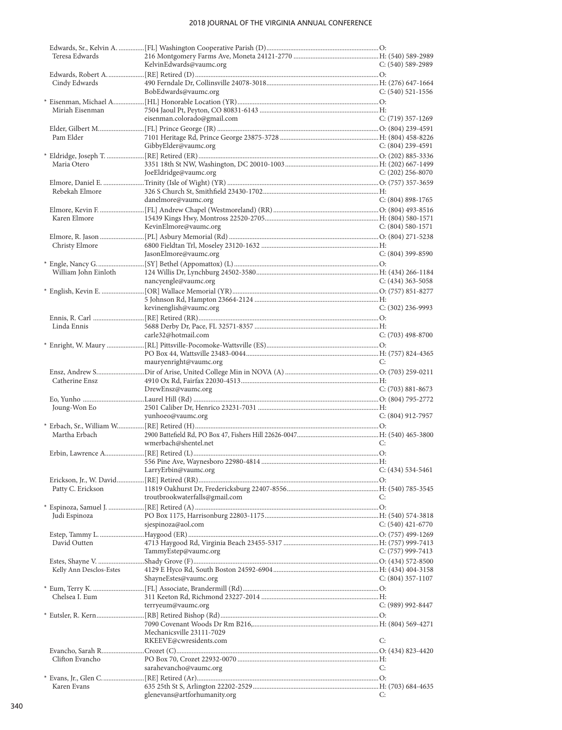| Name / Spouse | Appointment / Address / Email | Phone |
|---|---|---|
| Edwards, Sr., Kelvin A. | [FL] Washington Cooperative Parish (D) | O: |
| Teresa Edwards | 216 Montgomery Farms Ave, Moneta 24121-2770 | H: (540) 589-2989 |
| | KelvinEdwards@vaumc.org | C: (540) 589-2989 |
| Edwards, Robert A. | [RE] Retired (D) | O: |
| Cindy Edwards | 490 Ferndale Dr, Collinsville 24078-3018 | H: (276) 647-1664 |
| | BobEdwards@vaumc.org | C: (540) 521-1556 |
| * Eisenman, Michael A. | [HL] Honorable Location (YR) | O: |
| Miriah Eisenman | 7504 Jaoul Pt, Peyton, CO 80831-6143 | H: |
| | eisenman.colorado@gmail.com | C: (719) 357-1269 |
| Elder, Gilbert M. | [FL] Prince George (JR) | O: (804) 239-4591 |
| Pam Elder | 7101 Heritage Rd, Prince George 23875-3728 | H: (804) 458-8226 |
| | GibbyElder@vaumc.org | C: (804) 239-4591 |
| * Eldridge, Joseph T. | [RE] Retired (ER) | O: (202) 885-3336 |
| Maria Otero | 3351 18th St NW, Washington, DC 20010-1003 | H: (202) 667-1499 |
| | JoeEldridge@vaumc.org | C: (202) 256-8070 |
| Elmore, Daniel E. | Trinity (Isle of Wight) (YR) | O: (757) 357-3659 |
| Rebekah Elmore | 326 S Church St, Smithfield 23430-1702 | H: |
| | danelmore@vaumc.org | C: (804) 898-1765 |
| Elmore, Kevin F. | [FL] Andrew Chapel (Westmoreland) (RR) | O: (804) 493-8516 |
| Karen Elmore | 15439 Kings Hwy, Montross 22520-2705 | H: (804) 580-1571 |
| | KevinElmore@vaumc.org | C: (804) 580-1571 |
| Elmore, R. Jason | [PL] Asbury Memorial (Rd) | O: (804) 271-5238 |
| Christy Elmore | 6800 Fieldtan Trl, Moseley 23120-1632 | H: |
| | JasonElmore@vaumc.org | C: (804) 399-8590 |
| * Engle, Nancy G. | [SY] Bethel (Appomattox) (L) | O: |
| William John Einloth | 124 Willis Dr, Lynchburg 24502-3580 | H: (434) 266-1184 |
| | nancyengle@vaumc.org | C: (434) 363-5058 |
| * English, Kevin E. | [OR] Wallace Memorial (YR) | O: (757) 851-8277 |
| | 5 Johnson Rd, Hampton 23664-2124 | H: |
| | kevinenglish@vaumc.org | C: (302) 236-9993 |
| Ennis, R. Carl | [RE] Retired (RR) | O: |
| Linda Ennis | 5688 Derby Dr, Pace, FL 32571-8357 | H: |
| | carle32@hotmail.com | C: (703) 498-8700 |
| * Enright, W. Maury | [RL] Pittsville-Pocomoke-Wattsville (ES) | O: |
| | PO Box 44, Wattsville 23483-0044 | H: (757) 824-4365 |
| | mauryenright@vaumc.org | C: |
| Ensz, Andrew S. | Dir of Arise, United College Min in NOVA (A) | O: (703) 259-0211 |
| Catherine Ensz | 4910 Ox Rd, Fairfax 22030-4513 | H: |
| | DrewEnsz@vaumc.org | C: (703) 881-8673 |
| Eo, Yunho | Laurel Hill (Rd) | O: (804) 795-2772 |
| Joung-Won Eo | 2501 Caliber Dr, Henrico 23231-7031 | H: |
| | yunhoeo@vaumc.org | C: (804) 912-7957 |
| * Erbach, Sr., William W. | [RE] Retired (H) | O: |
| Martha Erbach | 2900 Battefield Rd, PO Box 47, Fishers Hill 22626-0047 | H: (540) 465-3800 |
| | wmerbach@shentel.net | C: |
| Erbin, Lawrence A. | [RE] Retired (L) | O: |
| | 556 Pine Ave, Waynesboro 22980-4814 | H: |
| | LarryErbin@vaumc.org | C: (434) 534-5461 |
| Erickson, Jr., W. David | [RE] Retired (RR) | O: |
| Patty C. Erickson | 11819 Oakhurst Dr, Fredericksburg 22407-8556 | H: (540) 785-3545 |
| | troutbrookwaterfalls@gmail.com | C: |
| * Espinoza, Samuel J. | [RE] Retired (A) | O: |
| Judi Espinoza | PO Box 1175, Harrisonburg 22803-1175 | H: (540) 574-3818 |
| | sjespinoza@aol.com | C: (540) 421-6770 |
| Estep, Tammy L. | Haygood (ER) | O: (757) 499-1269 |
| David Outten | 4713 Haygood Rd, Virginia Beach 23455-5317 | H: (757) 999-7413 |
| | TammyEstep@vaumc.org | C: (757) 999-7413 |
| Estes, Shayne V. | Shady Grove (F) | O: (434) 572-8500 |
| Kelly Ann Desclos-Estes | 4129 E Hyco Rd, South Boston 24592-6904 | H: (434) 404-3158 |
| | ShayneEstes@vaumc.org | C: (804) 357-1107 |
| * Eum, Terry K. | [FL] Associate, Brandermill (Rd) | O: |
| Chelsea I. Eum | 311 Keeton Rd, Richmond 23227-2014 | H: |
| | terryeum@vaumc.org | C: (989) 992-8447 |
| * Eutsler, R. Kern | [RB] Retired Bishop (Rd) | O: |
| | 7090 Covenant Woods Dr Rm B216, Mechanicsville 23111-7029 | H: (804) 569-4271 |
| | RKEEVE@cwresidents.com | C: |
| Evancho, Sarah R. | Crozet (C) | O: (434) 823-4420 |
| Clifton Evancho | PO Box 70, Crozet 22932-0070 | H: |
| | sarahevancho@vaumc.org | C: |
| * Evans, Jr., Glen C. | [RE] Retired (Ar) | O: |
| Karen Evans | 635 25th St S, Arlington 22202-2529 | H: (703) 684-4635 |
| | glenevans@artforhumanity.org | C: |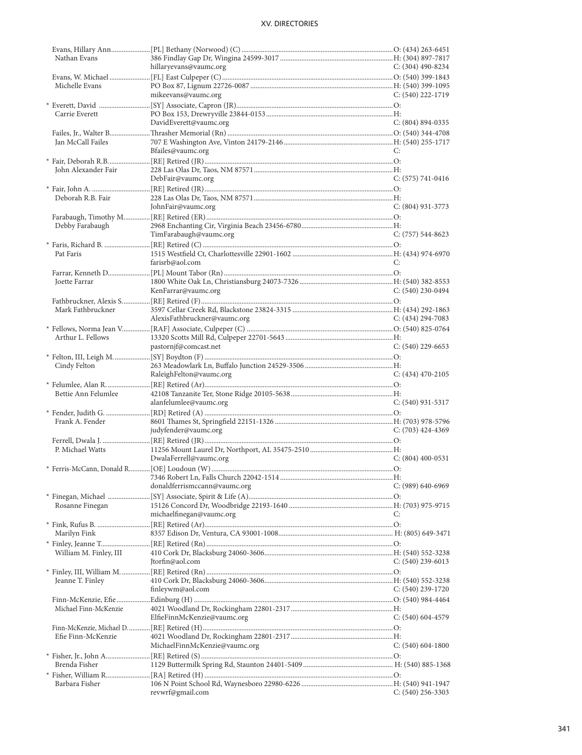| Name | Appointment / Address | Phone |
|---|---|---|
| Evans, Hillary Ann | [PL] Bethany (Norwood) (C) | O: (434) 263-6451 |
| Nathan Evans | 386 Findlay Gap Dr, Wingina 24599-3017 | H: (304) 897-7817 |
| | hillaryevans@vaumc.org | C: (304) 490-8234 |
| Evans, W. Michael | [FL] East Culpeper (C) | O: (540) 399-1843 |
| Michelle Evans | PO Box 87, Lignum 22726-0087 | H: (540) 399-1095 |
| | mikeevans@vaumc.org | C: (540) 222-1719 |
| * Everett, David | [SY] Associate, Capron (JR) | O: |
| Carrie Everett | PO Box 153, Drewryville 23844-0153 | H: |
| | DavidEverett@vaumc.org | C: (804) 894-0335 |
| Failes, Jr., Walter B. | Thrasher Memorial (Rn) | O: (540) 344-4708 |
| Jan McCall Failes | 707 E Washington Ave, Vinton 24179-2146 | H: (540) 255-1717 |
| | Bfailes@vaumc.org | C: |
| * Fair, Deborah R.B. | [RE] Retired (JR) | O: |
| John Alexander Fair | 228 Las Olas Dr, Taos, NM 87571 | H: |
| | DebFair@vaumc.org | C: (575) 741-0416 |
| * Fair, John A. | [RE] Retired (JR) | O: |
| Deborah R.B. Fair | 228 Las Olas Dr, Taos, NM 87571 | H: |
| | JohnFair@vaumc.org | C: (804) 931-3773 |
| Farabaugh, Timothy M. | [RE] Retired (ER) | O: |
| Debby Farabaugh | 2968 Enchanting Cir, Virginia Beach 23456-6780 | H: |
| | TimFarabaugh@vaumc.org | C: (757) 544-8623 |
| * Faris, Richard B. | [RE] Retired (C) | O: |
| Pat Faris | 1515 Westfield Ct, Charlottesville 22901-1602 | H: (434) 974-6970 |
| | farisrb@aol.com | C: |
| Farrar, Kenneth D. | [PL] Mount Tabor (Rn) | O: |
| Joette Farrar | 1800 White Oak Ln, Christiansburg 24073-7326 | H: (540) 382-8553 |
| | KenFarrar@vaumc.org | C: (540) 230-0494 |
| Fathbruckner, Alexis S. | [RE] Retired (F) | O: |
| Mark Fathbruckner | 3597 Cellar Creek Rd, Blackstone 23824-3315 | H: (434) 292-1863 |
| | AlexisFathbruckner@vaumc.org | C: (434) 294-7083 |
| * Fellows, Norma Jean V. | [RAF] Associate, Culpeper (C) | O: (540) 825-0764 |
| Arthur L. Fellows | 13320 Scotts Mill Rd, Culpeper 22701-5643 | H: |
| | pastornjf@comcast.net | C: (540) 229-6653 |
| * Felton, III, Leigh M. | [SY] Boydton (F) | O: |
| Cindy Felton | 263 Meadowlark Ln, Buffalo Junction 24529-3506 | H: |
| | RaleighFelton@vaumc.org | C: (434) 470-2105 |
| * Felumlee, Alan R. | [RE] Retired (Ar) | O: |
| Bettie Ann Felumlee | 42108 Tanzanite Ter, Stone Ridge 20105-5638 | H: |
| | alanfelumlee@vaumc.org | C: (540) 931-5317 |
| * Fender, Judith G. | [RD] Retired (A) | O: |
| Frank A. Fender | 8601 Thames St, Springfield 22151-1326 | H: (703) 978-5796 |
| | judyfender@vaumc.org | C: (703) 424-4369 |
| Ferrell, Dwala J. | [RE] Retired (JR) | O: |
| P. Michael Watts | 11256 Mount Laurel Dr, Northport, AL 35475-2510 | H: |
| | DwalaFerrell@vaumc.org | C: (804) 400-0531 |
| * Ferris-McCann, Donald R. | [OE] Loudoun (W) | O: |
| | 7346 Robert Ln, Falls Church 22042-1514 | H: |
| | donaldferrismccann@vaumc.org | C: (989) 640-6969 |
| * Finegan, Michael | [SY] Associate, Spirit & Life (A) | O: |
| Rosanne Finegan | 15126 Concord Dr, Woodbridge 22193-1640 | H: (703) 975-9715 |
| | michaelfinegan@vaumc.org | C: |
| * Fink, Rufus B. | [RE] Retired (Ar) | O: |
| Marilyn Fink | 8357 Edison Dr, Ventura, CA 93001-1008 | H: (805) 649-3471 |
| * Finley, Jeanne T. | [RE] Retired (Rn) | O: |
| William M. Finley, III | 410 Cork Dr, Blacksburg 24060-3606 | H: (540) 552-3238 |
| | Jtorfin@aol.com | C: (540) 239-6013 |
| * Finley, III, William M. | [RE] Retired (Rn) | O: |
| Jeanne T. Finley | 410 Cork Dr, Blacksburg 24060-3606 | H: (540) 552-3238 |
| | finleywm@aol.com | C: (540) 239-1720 |
| Finn-McKenzie, Efie | Edinburg (H) | O: (540) 984-4464 |
| Michael Finn-McKenzie | 4021 Woodland Dr, Rockingham 22801-2317 | H: |
| | ElfieFinnMcKenzie@vaumc.org | C: (540) 604-4579 |
| Finn-McKenzie, Michael D. | [RE] Retired (H) | O: |
| Efie Finn-McKenzie | 4021 Woodland Dr, Rockingham 22801-2317 | H: |
| | MichaelFinnMcKenzie@vaumc.org | C: (540) 604-1800 |
| * Fisher, Jr., John A. | [RE] Retired (S) | O: |
| Brenda Fisher | 1129 Buttermilk Spring Rd, Staunton 24401-5409 | H: (540) 885-1368 |
| * Fisher, William R. | [RA] Retired (H) | O: |
| Barbara Fisher | 106 N Point School Rd, Waynesboro 22980-6226 | H: (540) 941-1947 |
| | revwrf@gmail.com | C: (540) 256-3303 |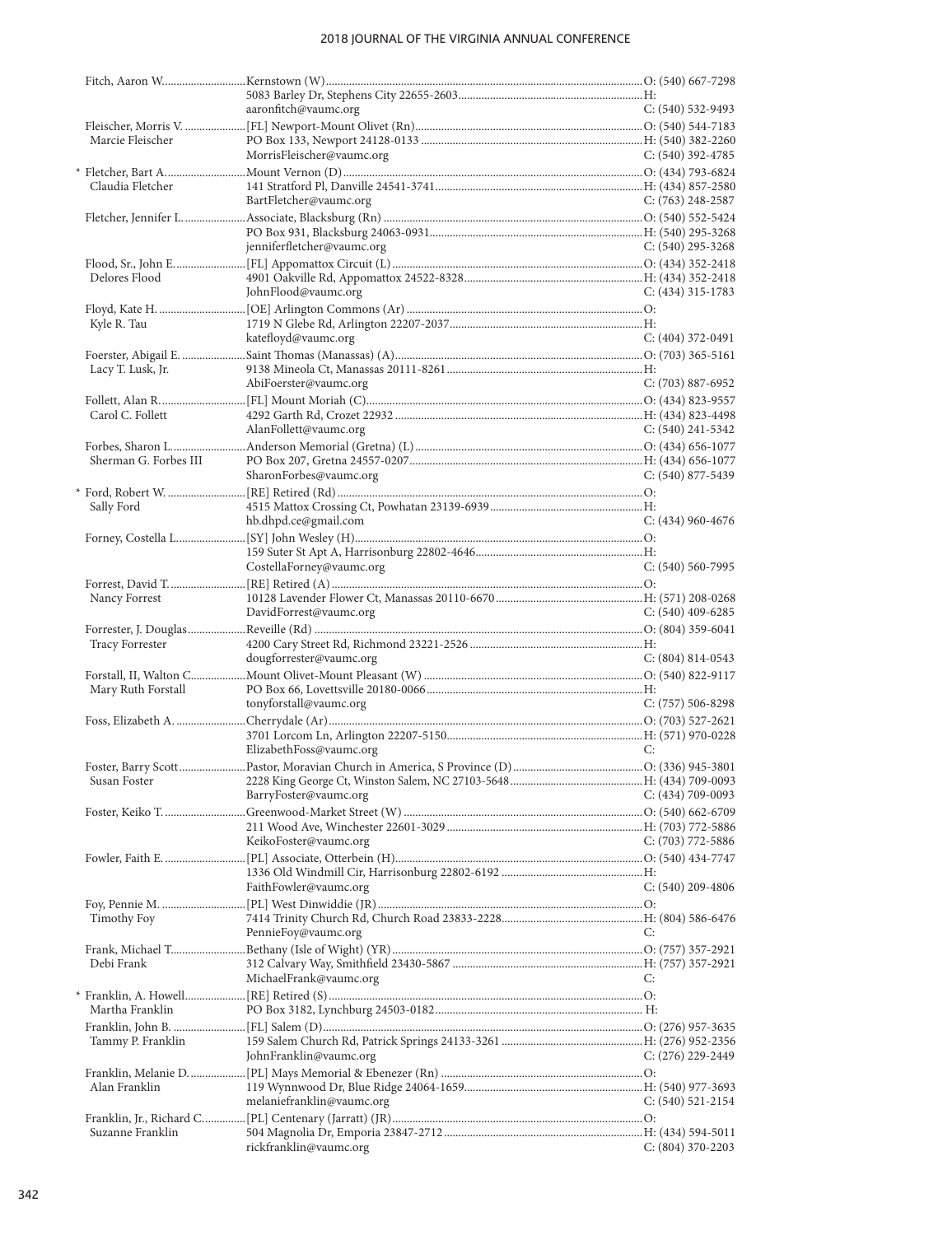Fitch, Aaron W. — Kernstown (W) — O: (540) 667-7298
5083 Barley Dr, Stephens City 22655-2603 — H:
aaronfitch@vaumc.org — C: (540) 532-9493

Fleischer, Morris V. — [FL] Newport-Mount Olivet (Rn) — O: (540) 544-7183
Marcie Fleischer
PO Box 133, Newport 24128-0133 — H: (540) 382-2260
MorrisFleischer@vaumc.org — C: (540) 392-4785

\* Fletcher, Bart A. — Mount Vernon (D) — O: (434) 793-6824
Claudia Fletcher
141 Stratford Pl, Danville 24541-3741 — H: (434) 857-2580
BartFletcher@vaumc.org — C: (763) 248-2587

Fletcher, Jennifer L. — Associate, Blacksburg (Rn) — O: (540) 552-5424
PO Box 931, Blacksburg 24063-0931 — H: (540) 295-3268
jenniferfletcher@vaumc.org — C: (540) 295-3268

Flood, Sr., John E. — [FL] Appomattox Circuit (L) — O: (434) 352-2418
Delores Flood
4901 Oakville Rd, Appomattox 24522-8328 — H: (434) 352-2418
JohnFlood@vaumc.org — C: (434) 315-1783

Floyd, Kate H. — [OE] Arlington Commons (Ar) — O:
Kyle R. Tau
1719 N Glebe Rd, Arlington 22207-2037 — H:
katefloyd@vaumc.org — C: (404) 372-0491

Foerster, Abigail E. — Saint Thomas (Manassas) (A) — O: (703) 365-5161
Lacy T. Lusk, Jr.
9138 Mineola Ct, Manassas 20111-8261 — H:
AbiFoerster@vaumc.org — C: (703) 887-6952

Follett, Alan R. — [FL] Mount Moriah (C) — O: (434) 823-9557
Carol C. Follett
4292 Garth Rd, Crozet 22932 — H: (434) 823-4498
AlanFollett@vaumc.org — C: (540) 241-5342

Forbes, Sharon L. — Anderson Memorial (Gretna) (L) — O: (434) 656-1077
Sherman G. Forbes III
PO Box 207, Gretna 24557-0207 — H: (434) 656-1077
SharonForbes@vaumc.org — C: (540) 877-5439

\* Ford, Robert W. — [RE] Retired (Rd) — O:
Sally Ford
4515 Mattox Crossing Ct, Powhatan 23139-6939 — H:
hb.dhpd.ce@gmail.com — C: (434) 960-4676

Forney, Costella L. — [SY] John Wesley (H) — O:
159 Suter St Apt A, Harrisonburg 22802-4646 — H:
CostellaForney@vaumc.org — C: (540) 560-7995

Forrest, David T. — [RE] Retired (A) — O:
Nancy Forrest
10128 Lavender Flower Ct, Manassas 20110-6670 — H: (571) 208-0268
DavidForrest@vaumc.org — C: (540) 409-6285

Forrester, J. Douglas — Reveille (Rd) — O: (804) 359-6041
Tracy Forrester
4200 Cary Street Rd, Richmond 23221-2526 — H:
dougforrester@vaumc.org — C: (804) 814-0543

Forstall, II, Walton C. — Mount Olivet-Mount Pleasant (W) — O: (540) 822-9117
Mary Ruth Forstall
PO Box 66, Lovettsville 20180-0066 — H:
tonyforstall@vaumc.org — C: (757) 506-8298

Foss, Elizabeth A. — Cherrydale (Ar) — O: (703) 527-2621
3701 Lorcom Ln, Arlington 22207-5150 — H: (571) 970-0228
ElizabethFoss@vaumc.org — C:

Foster, Barry Scott — Pastor, Moravian Church in America, S Province (D) — O: (336) 945-3801
Susan Foster
2228 King George Ct, Winston Salem, NC 27103-5648 — H: (434) 709-0093
BarryFoster@vaumc.org — C: (434) 709-0093

Foster, Keiko T. — Greenwood-Market Street (W) — O: (540) 662-6709
211 Wood Ave, Winchester 22601-3029 — H: (703) 772-5886
KeikoFoster@vaumc.org — C: (703) 772-5886

Fowler, Faith E. — [PL] Associate, Otterbein (H) — O: (540) 434-7747
1336 Old Windmill Cir, Harrisonburg 22802-6192 — H:
FaithFowler@vaumc.org — C: (540) 209-4806

Foy, Pennie M. — [PL] West Dinwiddie (JR) — O:
Timothy Foy
7414 Trinity Church Rd, Church Road 23833-2228 — H: (804) 586-6476
PennieFoy@vaumc.org — C:

Frank, Michael T. — Bethany (Isle of Wight) (YR) — O: (757) 357-2921
Debi Frank
312 Calvary Way, Smithfield 23430-5867 — H: (757) 357-2921
MichaelFrank@vaumc.org — C:

\* Franklin, A. Howell — [RE] Retired (S) — O:
Martha Franklin
PO Box 3182, Lynchburg 24503-0182 — H:

Franklin, John B. — [FL] Salem (D) — O: (276) 957-3635
Tammy P. Franklin
159 Salem Church Rd, Patrick Springs 24133-3261 — H: (276) 952-2356
JohnFranklin@vaumc.org — C: (276) 229-2449

Franklin, Melanie D. — [PL] Mays Memorial & Ebenezer (Rn) — O:
Alan Franklin
119 Wynnwood Dr, Blue Ridge 24064-1659 — H: (540) 977-3693
melaniefranklin@vaumc.org — C: (540) 521-2154

Franklin, Jr., Richard C. — [PL] Centenary (Jarratt) (JR) — O:
Suzanne Franklin
504 Magnolia Dr, Emporia 23847-2712 — H: (434) 594-5011
rickfranklin@vaumc.org — C: (804) 370-2203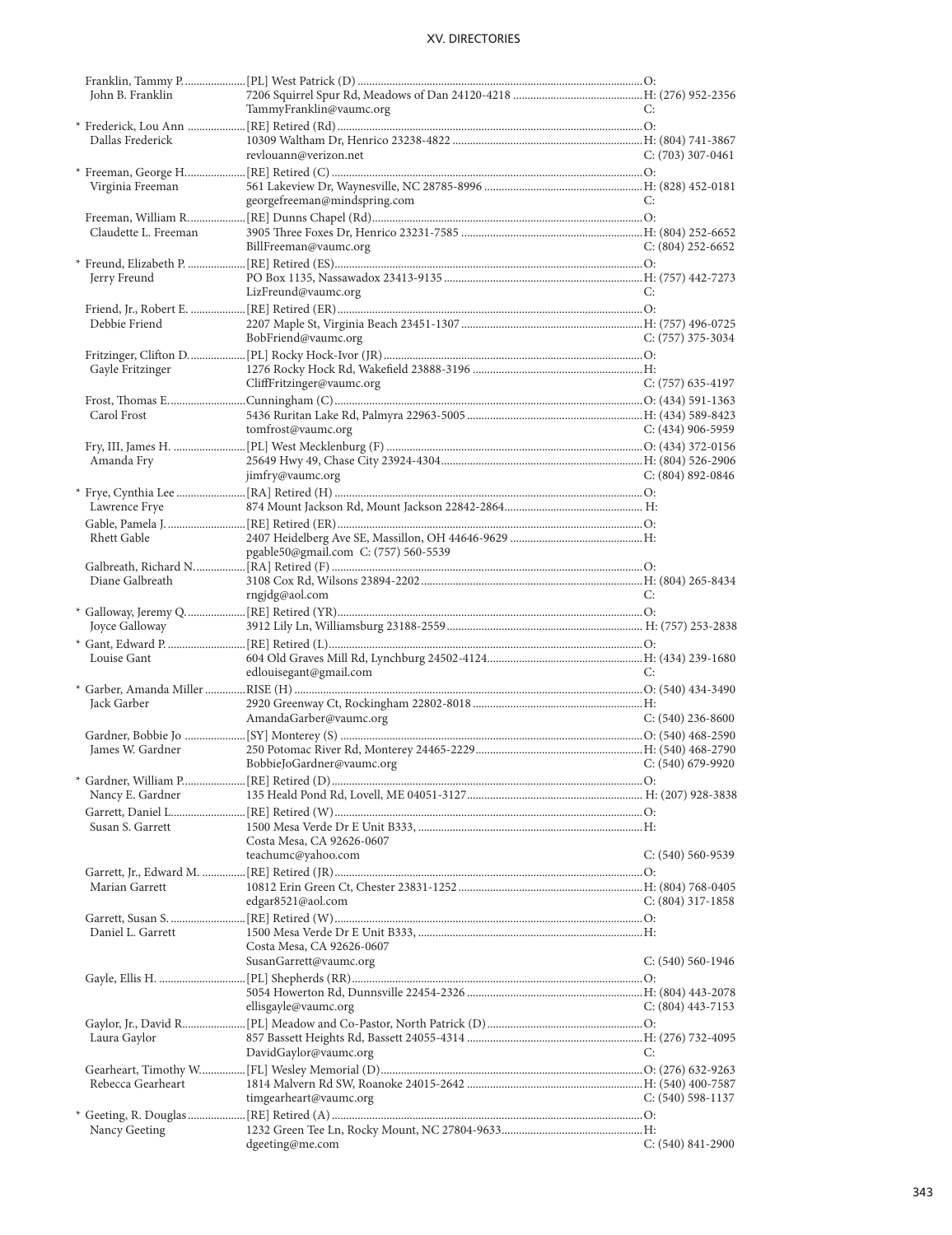| Name / Spouse | Appointment / Address / Email | Phone |
|---|---|---|
| Franklin, Tammy P. | [PL] West Patrick (D) | O: |
| John B. Franklin | 7206 Squirrel Spur Rd, Meadows of Dan 24120-4218 | H: (276) 952-2356 |
| | TammyFranklin@vaumc.org | C: |
| * Frederick, Lou Ann | [RE] Retired (Rd) | O: |
| Dallas Frederick | 10309 Waltham Dr, Henrico 23238-4822 | H: (804) 741-3867 |
| | revlouann@verizon.net | C: (703) 307-0461 |
| * Freeman, George H. | [RE] Retired (C) | O: |
| Virginia Freeman | 561 Lakeview Dr, Waynesville, NC 28785-8996 | H: (828) 452-0181 |
| | georgefreeman@mindspring.com | C: |
| Freeman, William R. | [RE] Dunns Chapel (Rd) | O: |
| Claudette L. Freeman | 3905 Three Foxes Dr, Henrico 23231-7585 | H: (804) 252-6652 |
| | BillFreeman@vaumc.org | C: (804) 252-6652 |
| * Freund, Elizabeth P. | [RE] Retired (ES) | O: |
| Jerry Freund | PO Box 1135, Nassawadox 23413-9135 | H: (757) 442-7273 |
| | LizFreund@vaumc.org | C: |
| Friend, Jr., Robert E. | [RE] Retired (ER) | O: |
| Debbie Friend | 2207 Maple St, Virginia Beach 23451-1307 | H: (757) 496-0725 |
| | BobFriend@vaumc.org | C: (757) 375-3034 |
| Fritzinger, Clifton D. | [PL] Rocky Hock-Ivor (JR) | O: |
| Gayle Fritzinger | 1276 Rocky Hock Rd, Wakefield 23888-3196 | H: |
| | CliffFritzinger@vaumc.org | C: (757) 635-4197 |
| Frost, Thomas E. | Cunningham (C) | O: (434) 591-1363 |
| Carol Frost | 5436 Ruritan Lake Rd, Palmyra 22963-5005 | H: (434) 589-8423 |
| | tomfrost@vaumc.org | C: (434) 906-5959 |
| Fry, III, James H. | [PL] West Mecklenburg (F) | O: (434) 372-0156 |
| Amanda Fry | 25649 Hwy 49, Chase City 23924-4304 | H: (804) 526-2906 |
| | jimfry@vaumc.org | C: (804) 892-0846 |
| * Frye, Cynthia Lee | [RA] Retired (H) | O: |
| Lawrence Frye | 874 Mount Jackson Rd, Mount Jackson 22842-2864 | H: |
| Gable, Pamela J. | [RE] Retired (ER) | O: |
| Rhett Gable | 2407 Heidelberg Ave SE, Massillon, OH 44646-9629 | H: |
| | pgable50@gmail.com C: (757) 560-5539 | |
| Galbreath, Richard N. | [RA] Retired (F) | O: |
| Diane Galbreath | 3108 Cox Rd, Wilsons 23894-2202 | H: (804) 265-8434 |
| | rngjdg@aol.com | C: |
| * Galloway, Jeremy Q. | [RE] Retired (YR) | O: |
| Joyce Galloway | 3912 Lily Ln, Williamsburg 23188-2559 | H: (757) 253-2838 |
| * Gant, Edward P. | [RE] Retired (L) | O: |
| Louise Gant | 604 Old Graves Mill Rd, Lynchburg 24502-4124 | H: (434) 239-1680 |
| | edlouisegant@gmail.com | C: |
| * Garber, Amanda Miller | RISE (H) | O: (540) 434-3490 |
| Jack Garber | 2920 Greenway Ct, Rockingham 22802-8018 | H: |
| | AmandaGarber@vaumc.org | C: (540) 236-8600 |
| Gardner, Bobbie Jo | [SY] Monterey (S) | O: (540) 468-2590 |
| James W. Gardner | 250 Potomac River Rd, Monterey 24465-2229 | H: (540) 468-2790 |
| | BobbieJoGardner@vaumc.org | C: (540) 679-9920 |
| * Gardner, William P. | [RE] Retired (D) | O: |
| Nancy E. Gardner | 135 Heald Pond Rd, Lovell, ME 04051-3127 | H: (207) 928-3838 |
| Garrett, Daniel L. | [RE] Retired (W) | O: |
| Susan S. Garrett | 1500 Mesa Verde Dr E Unit B333, Costa Mesa, CA 92626-0607 | H: |
| | teachumc@yahoo.com | C: (540) 560-9539 |
| Garrett, Jr., Edward M. | [RE] Retired (JR) | O: |
| Marian Garrett | 10812 Erin Green Ct, Chester 23831-1252 | H: (804) 768-0405 |
| | edgar8521@aol.com | C: (804) 317-1858 |
| Garrett, Susan S. | [RE] Retired (W) | O: |
| Daniel L. Garrett | 1500 Mesa Verde Dr E Unit B333, Costa Mesa, CA 92626-0607 | H: |
| | SusanGarrett@vaumc.org | C: (540) 560-1946 |
| Gayle, Ellis H. | [PL] Shepherds (RR) | O: |
| | 5054 Howerton Rd, Dunnsville 22454-2326 | H: (804) 443-2078 |
| | ellisgayle@vaumc.org | C: (804) 443-7153 |
| Gaylor, Jr., David R. | [PL] Meadow and Co-Pastor, North Patrick (D) | O: |
| Laura Gaylor | 857 Bassett Heights Rd, Bassett 24055-4314 | H: (276) 732-4095 |
| | DavidGaylor@vaumc.org | C: |
| Gearheart, Timothy W. | [FL] Wesley Memorial (D) | O: (276) 632-9263 |
| Rebecca Gearheart | 1814 Malvern Rd SW, Roanoke 24015-2642 | H: (540) 400-7587 |
| | timgearheart@vaumc.org | C: (540) 598-1137 |
| * Geeting, R. Douglas | [RE] Retired (A) | O: |
| Nancy Geeting | 1232 Green Tee Ln, Rocky Mount, NC 27804-9633 | H: |
| | dgeeting@me.com | C: (540) 841-2900 |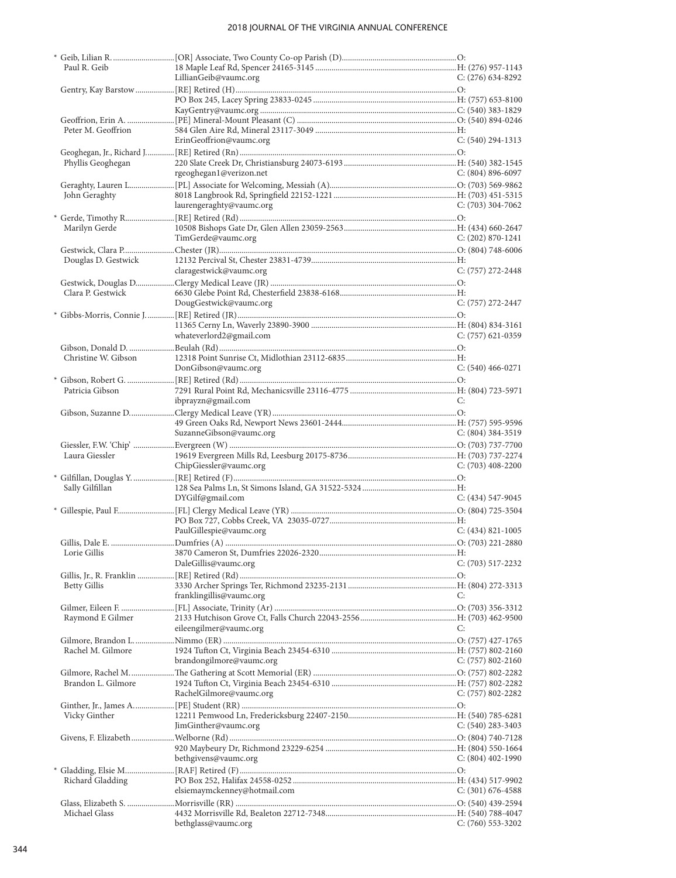| Name / Spouse | Appointment / Address / Email | Phone |
|---|---|---|
| * Geib, Lilian R. | [OR] Associate, Two County Co-op Parish (D) | O: |
| Paul R. Geib | 18 Maple Leaf Rd, Spencer 24165-3145 | H: (276) 957-1143 |
| | LillianGeib@vaumc.org | C: (276) 634-8292 |
| Gentry, Kay Barstow | [RE] Retired (H) | O: |
| | PO Box 245, Lacey Spring 23833-0245 | H: (757) 653-8100 |
| | KayGentry@vaumc.org | C: (540) 383-1829 |
| Geoffrion, Erin A. | [PE] Mineral-Mount Pleasant (C) | O: (540) 894-0246 |
| Peter M. Geoffrion | 584 Glen Aire Rd, Mineral 23117-3049 | H: |
| | ErinGeoffrion@vaumc.org | C: (540) 294-1313 |
| Geoghegan, Jr., Richard J. | [RE] Retired (Rn) | O: |
| Phyllis Geoghegan | 220 Slate Creek Dr, Christiansburg 24073-6193 | H: (540) 382-1545 |
| | rgeoghegan1@verizon.net | C: (804) 896-6097 |
| Geraghty, Lauren L. | [PL] Associate for Welcoming, Messiah (A) | O: (703) 569-9862 |
| John Geraghty | 8018 Langbrook Rd, Springfield 22152-1221 | H: (703) 451-5315 |
| | laurengeraghty@vaumc.org | C: (703) 304-7062 |
| * Gerde, Timothy R. | [RE] Retired (Rd) | O: |
| Marilyn Gerde | 10508 Bishops Gate Dr, Glen Allen 23059-2563 | H: (434) 660-2647 |
| | TimGerde@vaumc.org | C: (202) 870-1241 |
| Gestwick, Clara P. | Chester (JR) | O: (804) 748-6006 |
| Douglas D. Gestwick | 12132 Percival St, Chester 23831-4739 | H: |
| | claragestwick@vaumc.org | C: (757) 272-2448 |
| Gestwick, Douglas D. | Clergy Medical Leave (JR) | O: |
| Clara P. Gestwick | 6630 Glebe Point Rd, Chesterfield 23838-6168 | H: |
| | DougGestwick@vaumc.org | C: (757) 272-2447 |
| * Gibbs-Morris, Connie J. | [RE] Retired (JR) | O: |
| | 11365 Cerny Ln, Waverly 23890-3900 | H: (804) 834-3161 |
| | whateverlord2@gmail.com | C: (757) 621-0359 |
| Gibson, Donald D. | Beulah (Rd) | O: |
| Christine W. Gibson | 12318 Point Sunrise Ct, Midlothian 23112-6835 | H: |
| | DonGibson@vaumc.org | C: (540) 466-0271 |
| * Gibson, Robert G. | [RE] Retired (Rd) | O: |
| Patricia Gibson | 7291 Rural Point Rd, Mechanicsville 23116-4775 | H: (804) 723-5971 |
| | ibprayzn@gmail.com | C: |
| Gibson, Suzanne D. | Clergy Medical Leave (YR) | O: |
| | 49 Green Oaks Rd, Newport News 23601-2444 | H: (757) 595-9596 |
| | SuzanneGibson@vaumc.org | C: (804) 384-3519 |
| Giessler, F.W. 'Chip' | Evergreen (W) | O: (703) 737-7700 |
| Laura Giessler | 19619 Evergreen Mills Rd, Leesburg 20175-8736 | H: (703) 737-2274 |
| | ChipGiessler@vaumc.org | C: (703) 408-2200 |
| * Gilfillan, Douglas Y. | [RE] Retired (F) | O: |
| Sally Gilfillan | 128 Sea Palms Ln, St Simons Island, GA 31522-5324 | H: |
| | DYGilf@gmail.com | C: (434) 547-9045 |
| * Gillespie, Paul F. | [FL] Clergy Medical Leave (YR) | O: (804) 725-3504 |
| | PO Box 727, Cobbs Creek, VA 23035-0727 | H: |
| | PaulGillespie@vaumc.org | C: (434) 821-1005 |
| Gillis, Dale E. | Dumfries (A) | O: (703) 221-2880 |
| Lorie Gillis | 3870 Cameron St, Dumfries 22026-2320 | H: |
| | DaleGillis@vaumc.org | C: (703) 517-2232 |
| Gillis, Jr., R. Franklin | [RE] Retired (Rd) | O: |
| Betty Gillis | 3330 Archer Springs Ter, Richmond 23235-2131 | H: (804) 272-3313 |
| | franklingillis@vaumc.org | C: |
| Gilmer, Eileen F. | [FL] Associate, Trinity (Ar) | O: (703) 356-3312 |
| Raymond E Gilmer | 2133 Hutchison Grove Ct, Falls Church 22043-2556 | H: (703) 462-9500 |
| | eileengilmer@vaumc.org | C: |
| Gilmore, Brandon L. | Nimmo (ER) | O: (757) 427-1765 |
| Rachel M. Gilmore | 1924 Tufton Ct, Virginia Beach 23454-6310 | H: (757) 802-2160 |
| | brandongilmore@vaumc.org | C: (757) 802-2160 |
| Gilmore, Rachel M. | The Gathering at Scott Memorial (ER) | O: (757) 802-2282 |
| Brandon L. Gilmore | 1924 Tufton Ct, Virginia Beach 23454-6310 | H: (757) 802-2282 |
| | RachelGilmore@vaumc.org | C: (757) 802-2282 |
| Ginther, Jr., James A. | [PE] Student (RR) | O: |
| Vicky Ginther | 12211 Pemwood Ln, Fredericksburg 22407-2150 | H: (540) 785-6281 |
| | JimGinther@vaumc.org | C: (540) 283-3403 |
| Givens, F. Elizabeth | Welborne (Rd) | O: (804) 740-7128 |
| | 920 Maybeury Dr, Richmond 23229-6254 | H: (804) 550-1664 |
| | bethgivens@vaumc.org | C: (804) 402-1990 |
| * Gladding, Elsie M. | [RAF] Retired (F) | O: |
| Richard Gladding | PO Box 252, Halifax 24558-0252 | H: (434) 517-9902 |
| | elsiemaymckenney@hotmail.com | C: (301) 676-4588 |
| Glass, Elizabeth S. | Morrisville (RR) | O: (540) 439-2594 |
| Michael Glass | 4432 Morrisville Rd, Bealeton 22712-7348 | H: (540) 788-4047 |
| | bethglass@vaumc.org | C: (760) 553-3202 |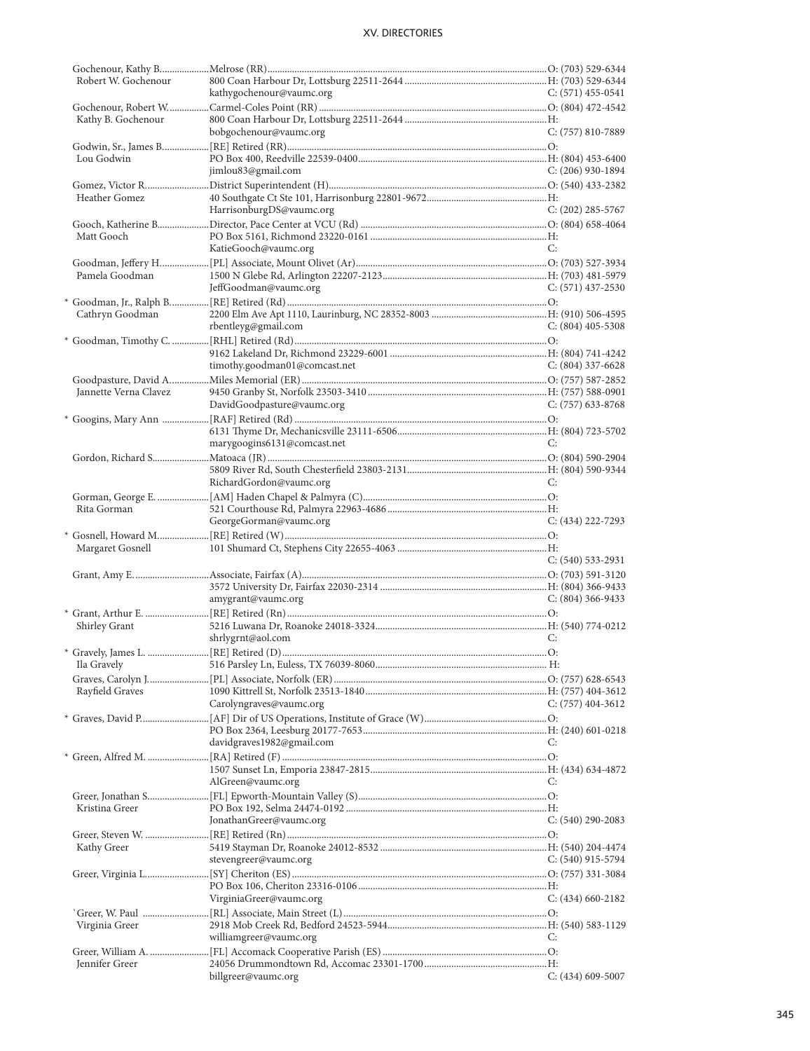| Name | Appointment / Address | Phone |
|---|---|---|
| Gochenour, Kathy B. | Melrose (RR) | O: (703) 529-6344 |
| Robert W. Gochenour | 800 Coan Harbour Dr, Lottsburg 22511-2644 | H: (703) 529-6344 |
| | kathygochenour@vaumc.org | C: (571) 455-0541 |
| Gochenour, Robert W. | Carmel-Coles Point (RR) | O: (804) 472-4542 |
| Kathy B. Gochenour | 800 Coan Harbour Dr, Lottsburg 22511-2644 | H: |
| | bobgochenour@vaumc.org | C: (757) 810-7889 |
| Godwin, Sr., James B. | [RE] Retired (RR) | O: |
| Lou Godwin | PO Box 400, Reedville 22539-0400 | H: (804) 453-6400 |
| | jimlou83@gmail.com | C: (206) 930-1894 |
| Gomez, Victor R. | District Superintendent (H) | O: (540) 433-2382 |
| Heather Gomez | 40 Southgate Ct Ste 101, Harrisonburg 22801-9672 | H: |
| | HarrisonburgDS@vaumc.org | C: (202) 285-5767 |
| Gooch, Katherine B. | Director, Pace Center at VCU (Rd) | O: (804) 658-4064 |
| Matt Gooch | PO Box 5161, Richmond 23220-0161 | H: |
| | KatieGooch@vaumc.org | C: |
| Goodman, Jeffery H. | [PL] Associate, Mount Olivet (Ar) | O: (703) 527-3934 |
| Pamela Goodman | 1500 N Glebe Rd, Arlington 22207-2123 | H: (703) 481-5979 |
| | JeffGoodman@vaumc.org | C: (571) 437-2530 |
| * Goodman, Jr., Ralph B. | [RE] Retired (Rd) | O: |
| Cathryn Goodman | 2200 Elm Ave Apt 1110, Laurinburg, NC 28352-8003 | H: (910) 506-4595 |
| | rbentleyg@gmail.com | C: (804) 405-5308 |
| * Goodman, Timothy C. | [RHL] Retired (Rd) | O: |
| | 9162 Lakeland Dr, Richmond 23229-6001 | H: (804) 741-4242 |
| | timothy.goodman01@comcast.net | C: (804) 337-6628 |
| Goodpasture, David A. | Miles Memorial (ER) | O: (757) 587-2852 |
| Jannette Verna Clavez | 9450 Granby St, Norfolk 23503-3410 | H: (757) 588-0901 |
| | DavidGoodpasture@vaumc.org | C: (757) 633-8768 |
| * Googins, Mary Ann | [RAF] Retired (Rd) | O: |
| | 6131 Thyme Dr, Mechanicsville 23111-6506 | H: (804) 723-5702 |
| | marygoogins6131@comcast.net | C: |
| Gordon, Richard S. | Matoaca (JR) | O: (804) 590-2904 |
| | 5809 River Rd, South Chesterfield 23803-2131 | H: (804) 590-9344 |
| | RichardGordon@vaumc.org | C: |
| Gorman, George E. | [AM] Haden Chapel & Palmyra (C) | O: |
| Rita Gorman | 521 Courthouse Rd, Palmyra 22963-4686 | H: |
| | GeorgeGorman@vaumc.org | C: (434) 222-7293 |
| * Gosnell, Howard M. | [RE] Retired (W) | O: |
| Margaret Gosnell | 101 Shumard Ct, Stephens City 22655-4063 | H: |
| | | C: (540) 533-2931 |
| Grant, Amy E. | Associate, Fairfax (A) | O: (703) 591-3120 |
| | 3572 University Dr, Fairfax 22030-2314 | H: (804) 366-9433 |
| | amygrant@vaumc.org | C: (804) 366-9433 |
| * Grant, Arthur E. | [RE] Retired (Rn) | O: |
| Shirley Grant | 5216 Luwana Dr, Roanoke 24018-3324 | H: (540) 774-0212 |
| | shrlygrnt@aol.com | C: |
| * Gravely, James L. | [RE] Retired (D) | O: |
| Ila Gravely | 516 Parsley Ln, Euless, TX 76039-8060 | H: |
| Graves, Carolyn J. | [PL] Associate, Norfolk (ER) | O: (757) 628-6543 |
| Rayfield Graves | 1090 Kittrell St, Norfolk 23513-1840 | H: (757) 404-3612 |
| | Carolyngraves@vaumc.org | C: (757) 404-3612 |
| * Graves, David P. | [AF] Dir of US Operations, Institute of Grace (W) | O: |
| | PO Box 2364, Leesburg 20177-7653 | H: (240) 601-0218 |
| | davidgraves1982@gmail.com | C: |
| * Green, Alfred M. | [RA] Retired (F) | O: |
| | 1507 Sunset Ln, Emporia 23847-2815 | H: (434) 634-4872 |
| | AlGreen@vaumc.org | C: |
| Greer, Jonathan S. | [FL] Epworth-Mountain Valley (S) | O: |
| Kristina Greer | PO Box 192, Selma 24474-0192 | H: |
| | JonathanGreer@vaumc.org | C: (540) 290-2083 |
| Greer, Steven W. | [RE] Retired (Rn) | O: |
| Kathy Greer | 5419 Stayman Dr, Roanoke 24012-8532 | H: (540) 204-4474 |
| | stevengreer@vaumc.org | C: (540) 915-5794 |
| Greer, Virginia L. | [SY] Cheriton (ES) | O: (757) 331-3084 |
| | PO Box 106, Cheriton 23316-0106 | H: |
| | VirginiaGreer@vaumc.org | C: (434) 660-2182 |
| `Greer, W. Paul | [RL] Associate, Main Street (L) | O: |
| Virginia Greer | 2918 Mob Creek Rd, Bedford 24523-5944 | H: (540) 583-1129 |
| | williamgreer@vaumc.org | C: |
| Greer, William A. | [FL] Accomack Cooperative Parish (ES) | O: |
| Jennifer Greer | 24056 Drummondtown Rd, Accomac 23301-1700 | H: |
| | billgreer@vaumc.org | C: (434) 609-5007 |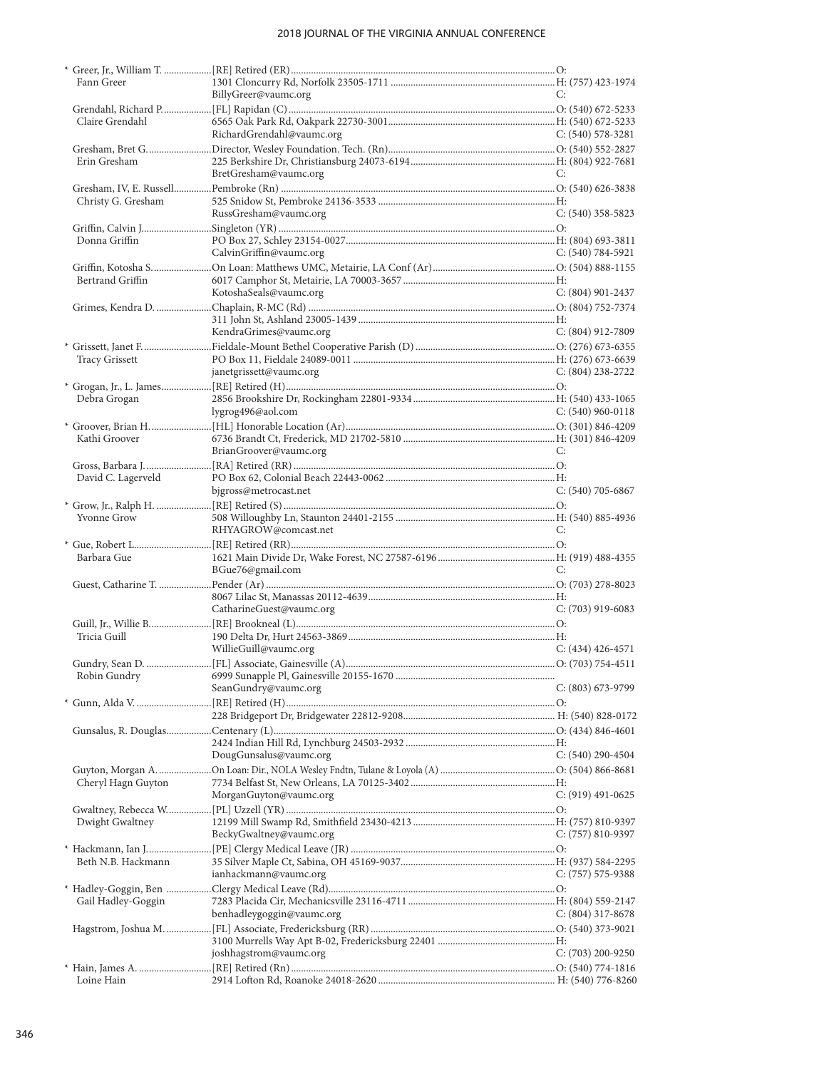| Name | Appointment / Address / Email | Phone |
|---|---|---|
| * Greer, Jr., William T. | [RE] Retired (ER) | O: |
| Fann Greer | 1301 Cloncurry Rd, Norfolk 23505-1711 | H: (757) 423-1974 |
| | BillyGreer@vaumc.org | C: |
| Grendahl, Richard P. | [FL] Rapidan (C) | O: (540) 672-5233 |
| Claire Grendahl | 6565 Oak Park Rd, Oakpark 22730-3001 | H: (540) 672-5233 |
| | RichardGrendahl@vaumc.org | C: (540) 578-3281 |
| Gresham, Bret G. | Director, Wesley Foundation. Tech. (Rn) | O: (540) 552-2827 |
| Erin Gresham | 225 Berkshire Dr, Christiansburg 24073-6194 | H: (804) 922-7681 |
| | BretGresham@vaumc.org | C: |
| Gresham, IV, E. Russell | Pembroke (Rn) | O: (540) 626-3838 |
| Christy G. Gresham | 525 Snidow St, Pembroke 24136-3533 | H: |
| | RussGresham@vaumc.org | C: (540) 358-5823 |
| Griffin, Calvin J. | Singleton (YR) | O: |
| Donna Griffin | PO Box 27, Schley 23154-0027 | H: (804) 693-3811 |
| | CalvinGriffin@vaumc.org | C: (540) 784-5921 |
| Griffin, Kotosha S. | On Loan: Matthews UMC, Metairie, LA Conf (Ar) | O: (504) 888-1155 |
| Bertrand Griffin | 6017 Camphor St, Metairie, LA 70003-3657 | H: |
| | KotoshaSeals@vaumc.org | C: (804) 901-2437 |
| Grimes, Kendra D. | Chaplain, R-MC (Rd) | O: (804) 752-7374 |
| | 311 John St, Ashland 23005-1439 | H: |
| | KendraGrimes@vaumc.org | C: (804) 912-7809 |
| * Grissett, Janet F. | Fieldale-Mount Bethel Cooperative Parish (D) | O: (276) 673-6355 |
| Tracy Grissett | PO Box 11, Fieldale 24089-0011 | H: (276) 673-6639 |
| | janetgrissett@vaumc.org | C: (804) 238-2722 |
| * Grogan, Jr., L. James | [RE] Retired (H) | O: |
| Debra Grogan | 2856 Brookshire Dr, Rockingham 22801-9334 | H: (540) 433-1065 |
| | lygrog496@aol.com | C: (540) 960-0118 |
| * Groover, Brian H. | [HL] Honorable Location (Ar) | O: (301) 846-4209 |
| Kathi Groover | 6736 Brandt Ct, Frederick, MD 21702-5810 | H: (301) 846-4209 |
| | BrianGroover@vaumc.org | C: |
| Gross, Barbara J. | [RA] Retired (RR) | O: |
| David C. Lagerveld | PO Box 62, Colonial Beach 22443-0062 | H: |
| | bjgross@metrocast.net | C: (540) 705-6867 |
| * Grow, Jr., Ralph H. | [RE] Retired (S) | O: |
| Yvonne Grow | 508 Willoughby Ln, Staunton 24401-2155 | H: (540) 885-4936 |
| | RHYAGROW@comcast.net | C: |
| * Gue, Robert L. | [RE] Retired (RR) | O: |
| Barbara Gue | 1621 Main Divide Dr, Wake Forest, NC 27587-6196 | H: (919) 488-4355 |
| | BGue76@gmail.com | C: |
| Guest, Catharine T. | Pender (Ar) | O: (703) 278-8023 |
| | 8067 Lilac St, Manassas 20112-4639 | H: |
| | CatharineGuest@vaumc.org | C: (703) 919-6083 |
| Guill, Jr., Willie B. | [RE] Brookneal (L) | O: |
| Tricia Guill | 190 Delta Dr, Hurt 24563-3869 | H: |
| | WillieGuill@vaumc.org | C: (434) 426-4571 |
| Gundry, Sean D. | [FL] Associate, Gainesville (A) | O: (703) 754-4511 |
| Robin Gundry | 6999 Sunapple Pl, Gainesville 20155-1670 | |
| | SeanGundry@vaumc.org | C: (803) 673-9799 |
| * Gunn, Alda V. | [RE] Retired (H) | O: |
| | 228 Bridgeport Dr, Bridgewater 22812-9208 | H: (540) 828-0172 |
| Gunsalus, R. Douglas | Centenary (L) | O: (434) 846-4601 |
| | 2424 Indian Hill Rd, Lynchburg 24503-2932 | H: |
| | DougGunsalus@vaumc.org | C: (540) 290-4504 |
| Guyton, Morgan A. | On Loan: Dir., NOLA Wesley Fndtn, Tulane & Loyola (A) | O: (504) 866-8681 |
| Cheryl Hagn Guyton | 7734 Belfast St, New Orleans, LA 70125-3402 | H: |
| | MorganGuyton@vaumc.org | C: (919) 491-0625 |
| Gwaltney, Rebecca W. | [PL] Uzzell (YR) | O: |
| Dwight Gwaltney | 12199 Mill Swamp Rd, Smithfield 23430-4213 | H: (757) 810-9397 |
| | BeckyGwaltney@vaumc.org | C: (757) 810-9397 |
| * Hackmann, Ian J. | [PE] Clergy Medical Leave (JR) | O: |
| Beth N.B. Hackmann | 35 Silver Maple Ct, Sabina, OH 45169-9037 | H: (937) 584-2295 |
| | ianhackmann@vaumc.org | C: (757) 575-9388 |
| * Hadley-Goggin, Ben | Clergy Medical Leave (Rd) | O: |
| Gail Hadley-Goggin | 7283 Placida Cir, Mechanicsville 23116-4711 | H: (804) 559-2147 |
| | benhadleygoggin@vaumc.org | C: (804) 317-8678 |
| Hagstrom, Joshua M. | [FL] Associate, Fredericksburg (RR) | O: (540) 373-9021 |
| | 3100 Murrells Way Apt B-02, Fredericksburg 22401 | H: |
| | joshhagstrom@vaumc.org | C: (703) 200-9250 |
| * Hain, James A. | [RE] Retired (Rn) | O: (540) 774-1816 |
| Loine Hain | 2914 Lofton Rd, Roanoke 24018-2620 | H: (540) 776-8260 |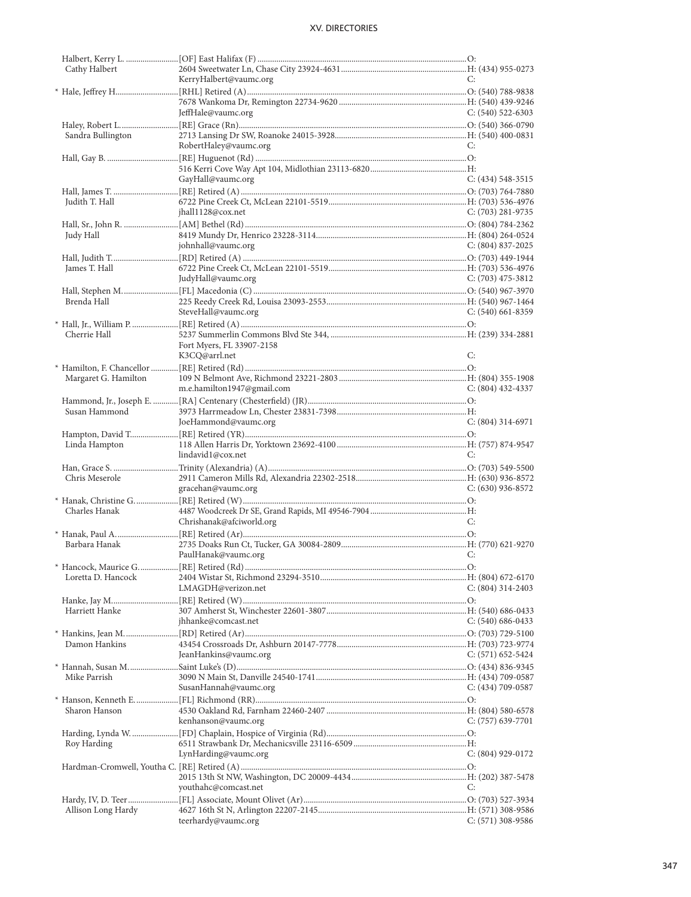| Name / Spouse | Appointment / Address / Email | Phone |
|---|---|---|
| Halbert, Kerry L. | [OF] East Halifax (F) | O: |
| Cathy Halbert | 2604 Sweetwater Ln, Chase City 23924-4631 | H: (434) 955-0273 |
| | KerryHalbert@vaumc.org | C: |
| * Hale, Jeffrey H. | [RHL] Retired (A) | O: (540) 788-9838 |
| | 7678 Wankoma Dr, Remington 22734-9620 | H: (540) 439-9246 |
| | JeffHale@vaumc.org | C: (540) 522-6303 |
| Haley, Robert L. | [RE] Grace (Rn) | O: (540) 366-0790 |
| Sandra Bullington | 2713 Lansing Dr SW, Roanoke 24015-3928 | H: (540) 400-0831 |
| | RobertHaley@vaumc.org | C: |
| Hall, Gay B. | [RE] Huguenot (Rd) | O: |
| | 516 Kerri Cove Way Apt 104, Midlothian 23113-6820 | H: |
| | GayHall@vaumc.org | C: (434) 548-3515 |
| Hall, James T. | [RE] Retired (A) | O: (703) 764-7880 |
| Judith T. Hall | 6722 Pine Creek Ct, McLean 22101-5519 | H: (703) 536-4976 |
| | jhall1128@cox.net | C: (703) 281-9735 |
| Hall, Sr., John R. | [AM] Bethel (Rd) | O: (804) 784-2362 |
| Judy Hall | 8419 Mundy Dr, Henrico 23228-3114 | H: (804) 264-0524 |
| | johnhall@vaumc.org | C: (804) 837-2025 |
| Hall, Judith T. | [RD] Retired (A) | O: (703) 449-1944 |
| James T. Hall | 6722 Pine Creek Ct, McLean 22101-5519 | H: (703) 536-4976 |
| | JudyHall@vaumc.org | C: (703) 475-3812 |
| Hall, Stephen M. | [FL] Macedonia (C) | O: (540) 967-3970 |
| Brenda Hall | 225 Reedy Creek Rd, Louisa 23093-2553 | H: (540) 967-1464 |
| | SteveHall@vaumc.org | C: (540) 661-8359 |
| * Hall, Jr., William P. | [RE] Retired (A) | O: |
| Cherrie Hall | 5237 Summerlin Commons Blvd Ste 344, Fort Myers, FL 33907-2158 | H: (239) 334-2881 |
| | K3CQ@arrl.net | C: |
| * Hamilton, F. Chancellor | [RE] Retired (Rd) | O: |
| Margaret G. Hamilton | 109 N Belmont Ave, Richmond 23221-2803 | H: (804) 355-1908 |
| | m.e.hamilton1947@gmail.com | C: (804) 432-4337 |
| Hammond, Jr., Joseph E. | [RA] Centenary (Chesterfield) (JR) | O: |
| Susan Hammond | 3973 Harrmeadow Ln, Chester 23831-7398 | H: |
| | JoeHammond@vaumc.org | C: (804) 314-6971 |
| Hampton, David T. | [RE] Retired (YR) | O: |
| Linda Hampton | 118 Allen Harris Dr, Yorktown 23692-4100 | H: (757) 874-9547 |
| | lindavid1@cox.net | C: |
| Han, Grace S. | Trinity (Alexandria) (A) | O: (703) 549-5500 |
| Chris Meserole | 2911 Cameron Mills Rd, Alexandria 22302-2518 | H: (630) 936-8572 |
| | gracehan@vaumc.org | C: (630) 936-8572 |
| * Hanak, Christine G. | [RE] Retired (W) | O: |
| Charles Hanak | 4487 Woodcreek Dr SE, Grand Rapids, MI 49546-7904 | H: |
| | Chrishanak@afciworld.org | C: |
| * Hanak, Paul A. | [RE] Retired (Ar) | O: |
| Barbara Hanak | 2735 Doaks Run Ct, Tucker, GA 30084-2809 | H: (770) 621-9270 |
| | PaulHanak@vaumc.org | C: |
| * Hancock, Maurice G. | [RE] Retired (Rd) | O: |
| Loretta D. Hancock | 2404 Wistar St, Richmond 23294-3510 | H: (804) 672-6170 |
| | LMAGDH@verizon.net | C: (804) 314-2403 |
| Hanke, Jay M. | [RE] Retired (W) | O: |
| Harriett Hanke | 307 Amherst St, Winchester 22601-3807 | H: (540) 686-0433 |
| | jhhanke@comcast.net | C: (540) 686-0433 |
| * Hankins, Jean M. | [RD] Retired (Ar) | O: (703) 729-5100 |
| Damon Hankins | 43454 Crossroads Dr, Ashburn 20147-7778 | H: (703) 723-9774 |
| | JeanHankins@vaumc.org | C: (571) 652-5424 |
| * Hannah, Susan M. | Saint Luke's (D) | O: (434) 836-9345 |
| Mike Parrish | 3090 N Main St, Danville 24540-1741 | H: (434) 709-0587 |
| | SusanHannah@vaumc.org | C: (434) 709-0587 |
| * Hanson, Kenneth E. | [FL] Richmond (RR) | O: |
| Sharon Hanson | 4530 Oakland Rd, Farnham 22460-2407 | H: (804) 580-6578 |
| | kenhanson@vaumc.org | C: (757) 639-7701 |
| Harding, Lynda W. | [FD] Chaplain, Hospice of Virginia (Rd) | O: |
| Roy Harding | 6511 Strawbank Dr, Mechanicsville 23116-6509 | H: |
| | LynHarding@vaumc.org | C: (804) 929-0172 |
| Hardman-Cromwell, Youtha C. | [RE] Retired (A) | O: |
| | 2015 13th St NW, Washington, DC 20009-4434 | H: (202) 387-5478 |
| | youthahc@comcast.net | C: |
| Hardy, IV, D. Teer | [FL] Associate, Mount Olivet (Ar) | O: (703) 527-3934 |
| Allison Long Hardy | 4627 16th St N, Arlington 22207-2145 | H: (571) 308-9586 |
| | teerhardy@vaumc.org | C: (571) 308-9586 |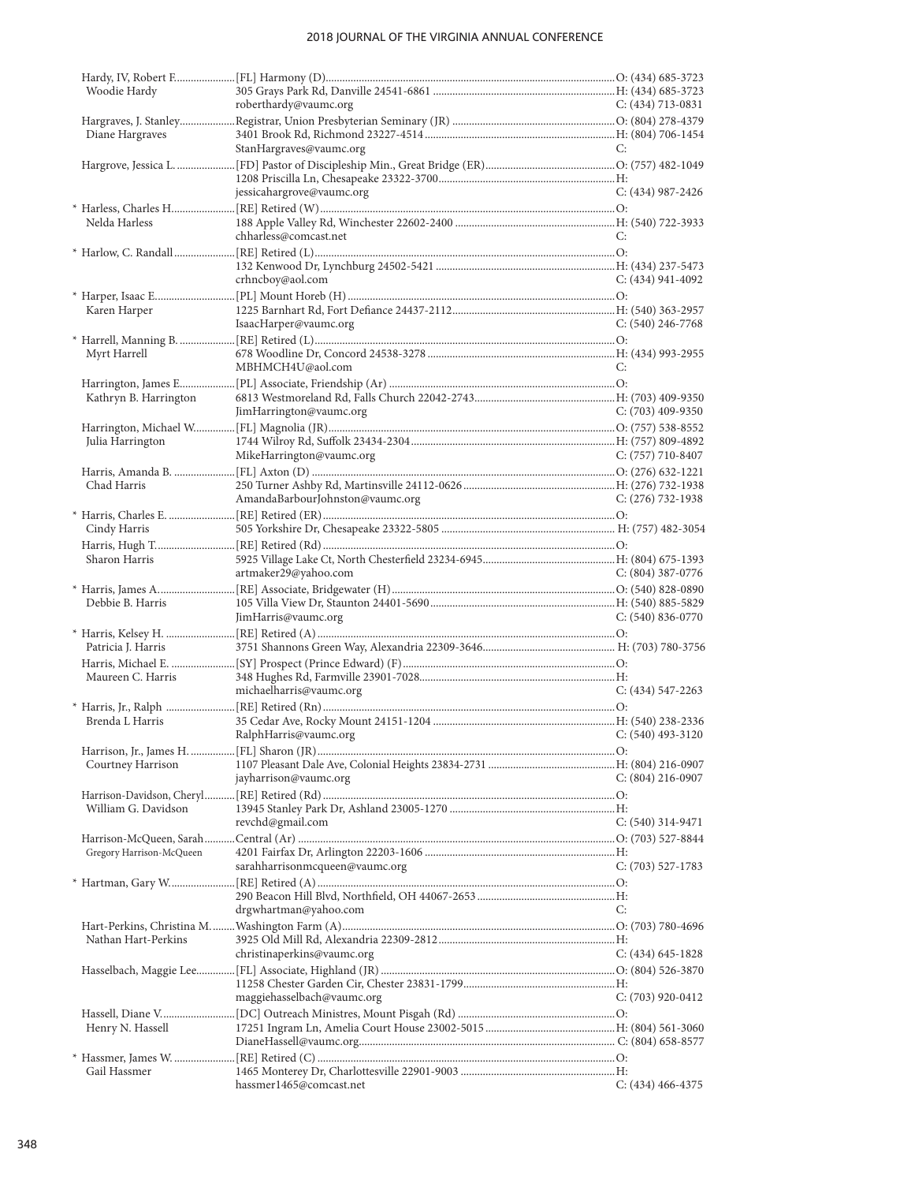Hardy, IV, Robert F. [FL] Harmony (D) O: (434) 685-3723
Woodie Hardy 305 Grays Park Rd, Danville 24541-6861 H: (434) 685-3723
roberthardy@vaumc.org C: (434) 713-0831

Hargraves, J. Stanley Registrar, Union Presbyterian Seminary (JR) O: (804) 278-4379
Diane Hargraves 3401 Brook Rd, Richmond 23227-4514 H: (804) 706-1454
StanHargraves@vaumc.org C:

Hargrove, Jessica L. [FD] Pastor of Discipleship Min., Great Bridge (ER) O: (757) 482-1049
1208 Priscilla Ln, Chesapeake 23322-3700 H:
jessicahargrove@vaumc.org C: (434) 987-2426

* Harless, Charles H. [RE] Retired (W) O:
Nelda Harless 188 Apple Valley Rd, Winchester 22602-2400 H: (540) 722-3933
chharless@comcast.net C:

* Harlow, C. Randall [RE] Retired (L) O:
132 Kenwood Dr, Lynchburg 24502-5421 H: (434) 237-5473
crhncboy@aol.com C: (434) 941-4092

* Harper, Isaac E. [PL] Mount Horeb (H) O:
Karen Harper 1225 Barnhart Rd, Fort Defiance 24437-2112 H: (540) 363-2957
IsaacHarper@vaumc.org C: (540) 246-7768

* Harrell, Manning B. [RE] Retired (L) O:
Myrt Harrell 678 Woodline Dr, Concord 24538-3278 H: (434) 993-2955
MBHMCH4U@aol.com C:

Harrington, James E. [PL] Associate, Friendship (Ar) O:
Kathryn B. Harrington 6813 Westmoreland Rd, Falls Church 22042-2743 H: (703) 409-9350
JimHarrington@vaumc.org C: (703) 409-9350

Harrington, Michael W. [FL] Magnolia (JR) O: (757) 538-8552
Julia Harrington 1744 Wilroy Rd, Suffolk 23434-2304 H: (757) 809-4892
MikeHarrington@vaumc.org C: (757) 710-8407

Harris, Amanda B. [FL] Axton (D) O: (276) 632-1221
Chad Harris 250 Turner Ashby Rd, Martinsville 24112-0626 H: (276) 732-1938
AmandaBarbourJohnston@vaumc.org C: (276) 732-1938

* Harris, Charles E. [RE] Retired (ER) O:
Cindy Harris 505 Yorkshire Dr, Chesapeake 23322-5805 H: (757) 482-3054

Harris, Hugh T. [RE] Retired (Rd) O:
Sharon Harris 5925 Village Lake Ct, North Chesterfield 23234-6945 H: (804) 675-1393
artmaker29@yahoo.com C: (804) 387-0776

* Harris, James A. [RE] Associate, Bridgewater (H) O: (540) 828-0890
Debbie B. Harris 105 Villa View Dr, Staunton 24401-5690 H: (540) 885-5829
JimHarris@vaumc.org C: (540) 836-0770

* Harris, Kelsey H. [RE] Retired (A) O:
Patricia J. Harris 3751 Shannons Green Way, Alexandria 22309-3646 H: (703) 780-3756

Harris, Michael E. [SY] Prospect (Prince Edward) (F) O:
Maureen C. Harris 348 Hughes Rd, Farmville 23901-7028 H:
michaelharris@vaumc.org C: (434) 547-2263

* Harris, Jr., Ralph [RE] Retired (Rn) O:
Brenda L Harris 35 Cedar Ave, Rocky Mount 24151-1204 H: (540) 238-2336
RalphHarris@vaumc.org C: (540) 493-3120

Harrison, Jr., James H. [FL] Sharon (JR) O:
Courtney Harrison 1107 Pleasant Dale Ave, Colonial Heights 23834-2731 H: (804) 216-0907
jayharrison@vaumc.org C: (804) 216-0907

Harrison-Davidson, Cheryl [RE] Retired (Rd) O:
William G. Davidson 13945 Stanley Park Dr, Ashland 23005-1270 H:
revchd@gmail.com C: (540) 314-9471

Harrison-McQueen, Sarah Central (Ar) O: (703) 527-8844
Gregory Harrison-McQueen 4201 Fairfax Dr, Arlington 22203-1606 H:
sarahharrisonmcqueen@vaumc.org C: (703) 527-1783

* Hartman, Gary W. [RE] Retired (A) O:
290 Beacon Hill Blvd, Northfield, OH 44067-2653 H:
drgwhartman@yahoo.com C:

Hart-Perkins, Christina M. Washington Farm (A) O: (703) 780-4696
Nathan Hart-Perkins 3925 Old Mill Rd, Alexandria 22309-2812 H:
christinaperkins@vaumc.org C: (434) 645-1828

Hasselbach, Maggie Lee [FL] Associate, Highland (JR) O: (804) 526-3870
11258 Chester Garden Cir, Chester 23831-1799 H:
maggiehasselbach@vaumc.org C: (703) 920-0412

Hassell, Diane V. [DC] Outreach Ministres, Mount Pisgah (Rd) O:
Henry N. Hassell 17251 Ingram Ln, Amelia Court House 23002-5015 H: (804) 561-3060
DianeHassell@vaumc.org C: (804) 658-8577

* Hassmer, James W. [RE] Retired (C) O:
Gail Hassmer 1465 Monterey Dr, Charlottesville 22901-9003 H:
hassmer1465@comcast.net C: (434) 466-4375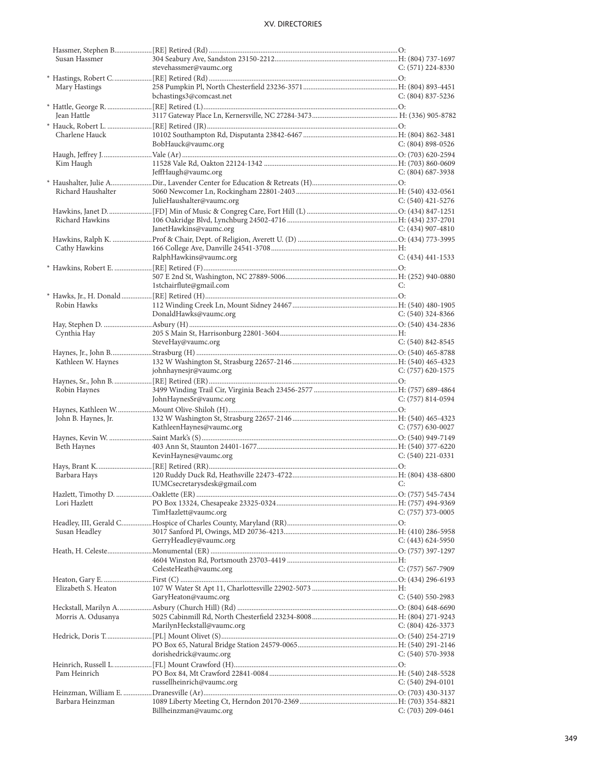| Name | Appointment / Address / Email | Phone |
|---|---|---|
| Hassmer, Stephen B. | [RE] Retired (Rd) | O: |
| Susan Hassmer | 304 Seabury Ave, Sandston 23150-2212 | H: (804) 737-1697 |
| | stevehassmer@vaumc.org | C: (571) 224-8330 |
| * Hastings, Robert C. | [RE] Retired (Rd) | O: |
| Mary Hastings | 258 Pumpkin Pl, North Chesterfield 23236-3571 | H: (804) 893-4451 |
| | bchastings3@comcast.net | C: (804) 837-5236 |
| * Hattle, George R. | [RE] Retired (L) | O: |
| Jean Hattle | 3117 Gateway Place Ln, Kernersville, NC 27284-3473 | H: (336) 905-8782 |
| * Hauck, Robert L. | [RE] Retired (JR) | O: |
| Charlene Hauck | 10102 Southampton Rd, Disputanta 23842-6467 | H: (804) 862-3481 |
| | BobHauck@vaumc.org | C: (804) 898-0526 |
| Haugh, Jeffrey J. | Vale (Ar) | O: (703) 620-2594 |
| Kim Haugh | 11528 Vale Rd, Oakton 22124-1342 | H: (703) 860-0609 |
| | JeffHaugh@vaumc.org | C: (804) 687-3938 |
| * Haushalter, Julie A. | Dir., Lavender Center for Education & Retreats (H) | O: |
| Richard Haushalter | 5060 Newcomer Ln, Rockingham 22801-2403 | H: (540) 432-0561 |
| | JulieHaushalter@vaumc.org | C: (540) 421-5276 |
| Hawkins, Janet D. | [FD] Min of Music & Congreg Care, Fort Hill (L) | O: (434) 847-1251 |
| Richard Hawkins | 106 Oakridge Blvd, Lynchburg 24502-4716 | H: (434) 237-2701 |
| | JanetHawkins@vaumc.org | C: (434) 907-4810 |
| Hawkins, Ralph K. | Prof & Chair, Dept. of Religion, Averett U. (D) | O: (434) 773-3995 |
| Cathy Hawkins | 166 College Ave, Danville 24541-3708 | H: |
| | RalphHawkins@vaumc.org | C: (434) 441-1533 |
| * Hawkins, Robert E. | [RE] Retired (F) | O: |
| | 507 E 2nd St, Washington, NC 27889-5006 | H: (252) 940-0880 |
| | 1stchairflute@gmail.com | C: |
| * Hawks, Jr., H. Donald | [RE] Retired (H) | O: |
| Robin Hawks | 112 Winding Creek Ln, Mount Sidney 24467 | H: (540) 480-1905 |
| | DonaldHawks@vaumc.org | C: (540) 324-8366 |
| Hay, Stephen D. | Asbury (H) | O: (540) 434-2836 |
| Cynthia Hay | 205 S Main St, Harrisonburg 22801-3604 | H: |
| | SteveHay@vaumc.org | C: (540) 842-8545 |
| Haynes, Jr., John B. | Strasburg (H) | O: (540) 465-8788 |
| Kathleen W. Haynes | 132 W Washington St, Strasburg 22657-2146 | H: (540) 465-4323 |
| | johnhaynesjr@vaumc.org | C: (757) 620-1575 |
| Haynes, Sr., John B. | [RE] Retired (ER) | O: |
| Robin Haynes | 3499 Winding Trail Cir, Virginia Beach 23456-2577 | H: (757) 689-4864 |
| | JohnHaynesSr@vaumc.org | C: (757) 814-0594 |
| Haynes, Kathleen W. | Mount Olive-Shiloh (H) | O: |
| John B. Haynes, Jr. | 132 W Washington St, Strasburg 22657-2146 | H: (540) 465-4323 |
| | KathleenHaynes@vaumc.org | C: (757) 630-0027 |
| Haynes, Kevin W. | Saint Mark's (S) | O: (540) 949-7149 |
| Beth Haynes | 403 Ann St, Staunton 24401-1677 | H: (540) 377-6220 |
| | KevinHaynes@vaumc.org | C: (540) 221-0331 |
| Hays, Brant K. | [RE] Retired (RR) | O: |
| Barbara Hays | 120 Ruddy Duck Rd, Heathsville 22473-4722 | H: (804) 438-6800 |
| | IUMCsecretarysdesk@gmail.com | C: |
| Hazlett, Timothy D. | Oaklette (ER) | O: (757) 545-7434 |
| Lori Hazlett | PO Box 13324, Chesapeake 23325-0324 | H: (757) 494-9369 |
| | TimHazlett@vaumc.org | C: (757) 373-0005 |
| Headley, III, Gerald C. | Hospice of Charles County, Maryland (RR) | O: |
| Susan Headley | 3017 Sanford Pl, Owings, MD 20736-4213 | H: (410) 286-5958 |
| | GerryHeadley@vaumc.org | C: (443) 624-5950 |
| Heath, H. Celeste | Monumental (ER) | O: (757) 397-1297 |
| | 4604 Winston Rd, Portsmouth 23703-4419 | H: |
| | CelesteHeath@vaumc.org | C: (757) 567-7909 |
| Heaton, Gary E. | First (C) | O: (434) 296-6193 |
| Elizabeth S. Heaton | 107 W Water St Apt 11, Charlottesville 22902-5073 | H: |
| | GaryHeaton@vaumc.org | C: (540) 550-2983 |
| Heckstall, Marilyn A. | Asbury (Church Hill) (Rd) | O: (804) 648-6690 |
| Morris A. Odusanya | 5025 Cabinmill Rd, North Chesterfield 23234-8008 | H: (804) 271-9243 |
| | MarilynHeckstall@vaumc.org | C: (804) 426-3373 |
| Hedrick, Doris T. | [PL] Mount Olivet (S) | O: (540) 254-2719 |
| | PO Box 65, Natural Bridge Station 24579-0065 | H: (540) 291-2146 |
| | dorishedrick@vaumc.org | C: (540) 570-3938 |
| Heinrich, Russell L. | [FL] Mount Crawford (H) | O: |
| Pam Heinrich | PO Box 84, Mt Crawford 22841-0084 | H: (540) 248-5528 |
| | russellheinrich@vaumc.org | C: (540) 294-0101 |
| Heinzman, William E. | Dranesville (Ar) | O: (703) 430-3137 |
| Barbara Heinzman | 1089 Liberty Meeting Ct, Herndon 20170-2369 | H: (703) 354-8821 |
| | Billheinzman@vaumc.org | C: (703) 209-0461 |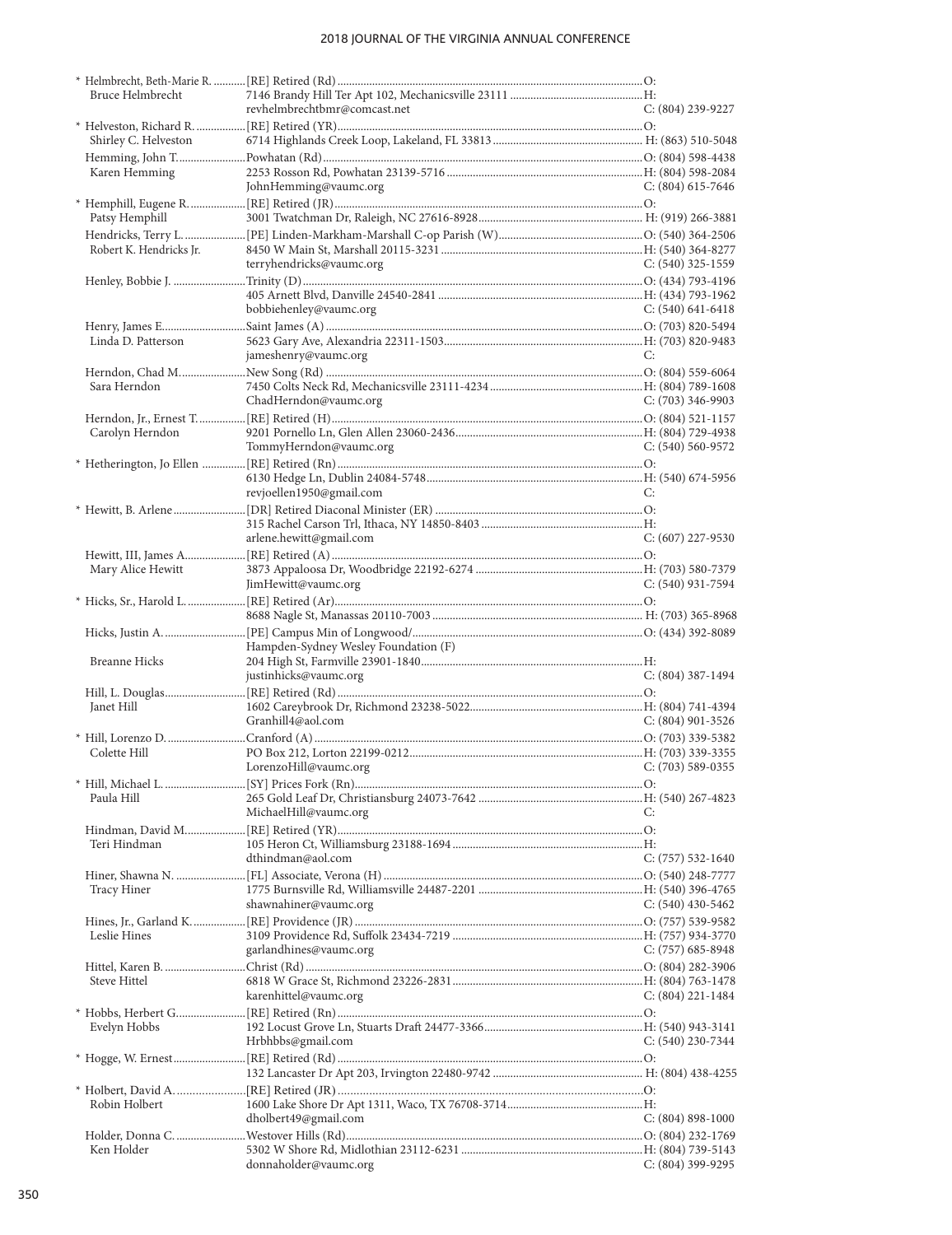| Name / Spouse | Appointment / Address / Email | Phone |
|---|---|---|
| * Helmbrecht, Beth-Marie R. | [RE] Retired (Rd) | O: |
| Bruce Helmbrecht | 7146 Brandy Hill Ter Apt 102, Mechanicsville 23111 | H: |
| | revhelmbrechtbmr@comcast.net | C: (804) 239-9227 |
| * Helveston, Richard R. | [RE] Retired (YR) | O: |
| Shirley C. Helveston | 6714 Highlands Creek Loop, Lakeland, FL 33813 | H: (863) 510-5048 |
| Hemming, John T. | Powhatan (Rd) | O: (804) 598-4438 |
| Karen Hemming | 2253 Rosson Rd, Powhatan 23139-5716 | H: (804) 598-2084 |
| | JohnHemming@vaumc.org | C: (804) 615-7646 |
| * Hemphill, Eugene R. | [RE] Retired (JR) | O: |
| Patsy Hemphill | 3001 Twatchman Dr, Raleigh, NC 27616-8928 | H: (919) 266-3881 |
| Hendricks, Terry L. | [PE] Linden-Markham-Marshall C-op Parish (W) | O: (540) 364-2506 |
| Robert K. Hendricks Jr. | 8450 W Main St, Marshall 20115-3231 | H: (540) 364-8277 |
| | terryhendricks@vaumc.org | C: (540) 325-1559 |
| Henley, Bobbie J. | Trinity (D) | O: (434) 793-4196 |
| | 405 Arnett Blvd, Danville 24540-2841 | H: (434) 793-1962 |
| | bobbiehenley@vaumc.org | C: (540) 641-6418 |
| Henry, James E. | Saint James (A) | O: (703) 820-5494 |
| Linda D. Patterson | 5623 Gary Ave, Alexandria 22311-1503 | H: (703) 820-9483 |
| | jameshenry@vaumc.org | C: |
| Herndon, Chad M. | New Song (Rd) | O: (804) 559-6064 |
| Sara Herndon | 7450 Colts Neck Rd, Mechanicsville 23111-4234 | H: (804) 789-1608 |
| | ChadHerndon@vaumc.org | C: (703) 346-9903 |
| Herndon, Jr., Ernest T. | [RE] Retired (H) | O: (804) 521-1157 |
| Carolyn Herndon | 9201 Pornello Ln, Glen Allen 23060-2436 | H: (804) 729-4938 |
| | TommyHerndon@vaumc.org | C: (540) 560-9572 |
| * Hetherington, Jo Ellen | [RE] Retired (Rn) | O: |
| | 6130 Hedge Ln, Dublin 24084-5748 | H: (540) 674-5956 |
| | revjoellen1950@gmail.com | C: |
| * Hewitt, B. Arlene | [DR] Retired Diaconal Minister (ER) | O: |
| | 315 Rachel Carson Trl, Ithaca, NY 14850-8403 | H: |
| | arlene.hewitt@gmail.com | C: (607) 227-9530 |
| Hewitt, III, James A. | [RE] Retired (A) | O: |
| Mary Alice Hewitt | 3873 Appaloosa Dr, Woodbridge 22192-6274 | H: (703) 580-7379 |
| | JimHewitt@vaumc.org | C: (540) 931-7594 |
| * Hicks, Sr., Harold L. | [RE] Retired (Ar) | O: |
| | 8688 Nagle St, Manassas 20110-7003 | H: (703) 365-8968 |
| Hicks, Justin A. | [PE] Campus Min of Longwood/ Hampden-Sydney Wesley Foundation (F) | O: (434) 392-8089 |
| Breanne Hicks | 204 High St, Farmville 23901-1840 | H: |
| | justinhicks@vaumc.org | C: (804) 387-1494 |
| Hill, L. Douglas | [RE] Retired (Rd) | O: |
| Janet Hill | 1602 Careybrook Dr, Richmond 23238-5022 | H: (804) 741-4394 |
| | Granhill4@aol.com | C: (804) 901-3526 |
| * Hill, Lorenzo D. | Cranford (A) | O: (703) 339-5382 |
| Colette Hill | PO Box 212, Lorton 22199-0212 | H: (703) 339-3355 |
| | LorenzoHill@vaumc.org | C: (703) 589-0355 |
| * Hill, Michael L. | [SY] Prices Fork (Rn) | O: |
| Paula Hill | 265 Gold Leaf Dr, Christiansburg 24073-7642 | H: (540) 267-4823 |
| | MichaelHill@vaumc.org | C: |
| Hindman, David M. | [RE] Retired (YR) | O: |
| Teri Hindman | 105 Heron Ct, Williamsburg 23188-1694 | H: |
| | dthindman@aol.com | C: (757) 532-1640 |
| Hiner, Shawna N. | [FL] Associate, Verona (H) | O: (540) 248-7777 |
| Tracy Hiner | 1775 Burnsville Rd, Williamsville 24487-2201 | H: (540) 396-4765 |
| | shawnahiner@vaumc.org | C: (540) 430-5462 |
| Hines, Jr., Garland K. | [RE] Providence (JR) | O: (757) 539-9582 |
| Leslie Hines | 3109 Providence Rd, Suffolk 23434-7219 | H: (757) 934-3770 |
| | garlandhines@vaumc.org | C: (757) 685-8948 |
| Hittel, Karen B. | Christ (Rd) | O: (804) 282-3906 |
| Steve Hittel | 6818 W Grace St, Richmond 23226-2831 | H: (804) 763-1478 |
| | karenhittel@vaumc.org | C: (804) 221-1484 |
| * Hobbs, Herbert G. | [RE] Retired (Rn) | O: |
| Evelyn Hobbs | 192 Locust Grove Ln, Stuarts Draft 24477-3366 | H: (540) 943-3141 |
| | Hrbhbbs@gmail.com | C: (540) 230-7344 |
| * Hogge, W. Ernest | [RE] Retired (Rd) | O: |
| | 132 Lancaster Dr Apt 203, Irvington 22480-9742 | H: (804) 438-4255 |
| * Holbert, David A. | [RE] Retired (JR) | O: |
| Robin Holbert | 1600 Lake Shore Dr Apt 1311, Waco, TX 76708-3714 | H: |
| | dholbert49@gmail.com | C: (804) 898-1000 |
| Holder, Donna C. | Westover Hills (Rd) | O: (804) 232-1769 |
| Ken Holder | 5302 W Shore Rd, Midlothian 23112-6231 | H: (804) 739-5143 |
| | donnaholder@vaumc.org | C: (804) 399-9295 |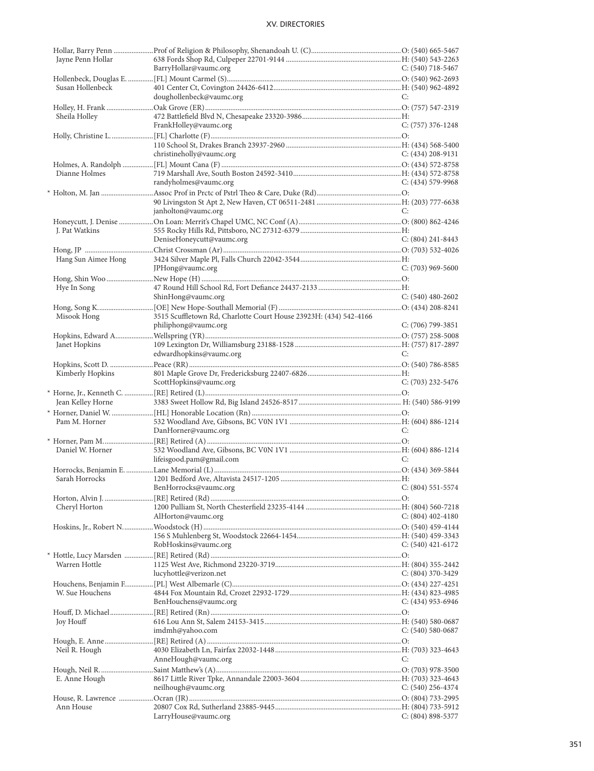| Name | Appointment / Address / Email | Phone |
|---|---|---|
| Hollar, Barry Penn | Prof of Religion & Philosophy, Shenandoah U. (C) | O: (540) 665-5467 |
| Jayne Penn Hollar | 638 Fords Shop Rd, Culpeper 22701-9144 | H: (540) 543-2263 |
| | BarryHollar@vaumc.org | C: (540) 718-5467 |
| Hollenbeck, Douglas E. | [FL] Mount Carmel (S) | O: (540) 962-2693 |
| Susan Hollenbeck | 401 Center Ct, Covington 24426-6412 | H: (540) 962-4892 |
| | doughollenbeck@vaumc.org | C: |
| Holley, H. Frank | Oak Grove (ER) | O: (757) 547-2319 |
| Sheila Holley | 472 Battlefield Blvd N, Chesapeake 23320-3986 | H: |
| | FrankHolley@vaumc.org | C: (757) 376-1248 |
| Holly, Christine L. | [FL] Charlotte (F) | O: |
| | 110 School St, Drakes Branch 23937-2960 | H: (434) 568-5400 |
| | christineholly@vaumc.org | C: (434) 208-9131 |
| Holmes, A. Randolph | [FL] Mount Cana (F) | O: (434) 572-8758 |
| Dianne Holmes | 719 Marshall Ave, South Boston 24592-3410 | H: (434) 572-8758 |
| | randyholmes@vaumc.org | C: (434) 579-9968 |
| * Holton, M. Jan | Assoc Prof in Prctc of Pstrl Theo & Care, Duke (Rd) | O: |
| | 90 Livingston St Apt 2, New Haven, CT 06511-2481 | H: (203) 777-6638 |
| | janholton@vaumc.org | C: |
| Honeycutt, J. Denise | On Loan: Merrit's Chapel UMC, NC Conf (A) | O: (800) 862-4246 |
| J. Pat Watkins | 555 Rocky Hills Rd, Pittsboro, NC 27312-6379 | H: |
| | DeniseHoneycutt@vaumc.org | C: (804) 241-8443 |
| Hong, JP | Christ Crossman (Ar) | O: (703) 532-4026 |
| Hang Sun Aimee Hong | 3424 Silver Maple Pl, Falls Church 22042-3544 | H: |
| | JPHong@vaumc.org | C: (703) 969-5600 |
| Hong, Shin Woo | New Hope (H) | O: |
| Hye In Song | 47 Round Hill School Rd, Fort Defiance 24437-2133 | H: |
| | ShinHong@vaumc.org | C: (540) 480-2602 |
| Hong, Song K. | [OE] New Hope-Southall Memorial (F) | O: (434) 208-8241 |
| Misook Hong | 3515 Scuffletown Rd, Charlotte Court House 23923H: (434) 542-4166 | |
| | philiphong@vaumc.org | C: (706) 799-3851 |
| Hopkins, Edward A. | Wellspring (YR) | O: (757) 258-5008 |
| Janet Hopkins | 109 Lexington Dr, Williamsburg 23188-1528 | H: (757) 817-2897 |
| | edwardhopkins@vaumc.org | C: |
| Hopkins, Scott D. | Peace (RR) | O: (540) 786-8585 |
| Kimberly Hopkins | 801 Maple Grove Dr, Fredericksburg 22407-6826 | H: |
| | ScottHopkins@vaumc.org | C: (703) 232-5476 |
| * Horne, Jr., Kenneth C. | [RE] Retired (L) | O: |
| Jean Kelley Horne | 3383 Sweet Hollow Rd, Big Island 24526-8517 | H: (540) 586-9199 |
| * Horner, Daniel W. | [HL] Honorable Location (Rn) | O: |
| Pam M. Horner | 532 Woodland Ave, Gibsons, BC V0N 1V1 | H: (604) 886-1214 |
| | DanHorner@vaumc.org | C: |
| * Horner, Pam M. | [RE] Retired (A) | O: |
| Daniel W. Horner | 532 Woodland Ave, Gibsons, BC V0N 1V1 | H: (604) 886-1214 |
| | lifeisgood.pam@gmail.com | C: |
| Horrocks, Benjamin E. | Lane Memorial (L) | O: (434) 369-5844 |
| Sarah Horrocks | 1201 Bedford Ave, Altavista 24517-1205 | H: |
| | BenHorrocks@vaumc.org | C: (804) 551-5574 |
| Horton, Alvin J. | [RE] Retired (Rd) | O: |
| Cheryl Horton | 1200 Pulliam St, North Chesterfield 23235-4144 | H: (804) 560-7218 |
| | AlHorton@vaumc.org | C: (804) 402-4180 |
| Hoskins, Jr., Robert N. | Woodstock (H) | O: (540) 459-4144 |
| | 156 S Muhlenberg St, Woodstock 22664-1454 | H: (540) 459-3343 |
| | RobHoskins@vaumc.org | C: (540) 421-6172 |
| * Hottle, Lucy Marsden | [RE] Retired (Rd) | O: |
| Warren Hottle | 1125 West Ave, Richmond 23220-3719 | H: (804) 355-2442 |
| | lucyhottle@verizon.net | C: (804) 370-3429 |
| Houchens, Benjamin F. | [PL] West Albemarle (C) | O: (434) 227-4251 |
| W. Sue Houchens | 4844 Fox Mountain Rd, Crozet 22932-1729 | H: (434) 823-4985 |
| | BenHouchens@vaumc.org | C: (434) 953-6946 |
| Houff, D. Michael | [RE] Retired (Rn) | O: |
| Joy Houff | 616 Lou Ann St, Salem 24153-3415 | H: (540) 580-0687 |
| | imdmh@yahoo.com | C: (540) 580-0687 |
| Hough, E. Anne | [RE] Retired (A) | O: |
| Neil R. Hough | 4030 Elizabeth Ln, Fairfax 22032-1448 | H: (703) 323-4643 |
| | AnneHough@vaumc.org | C: |
| Hough, Neil R. | Saint Matthew's (A) | O: (703) 978-3500 |
| E. Anne Hough | 8617 Little River Tpke, Annandale 22003-3604 | H: (703) 323-4643 |
| | neilhough@vaumc.org | C: (540) 256-4374 |
| House, R. Lawrence | Ocran (JR) | O: (804) 733-2995 |
| Ann House | 20807 Cox Rd, Sutherland 23885-9445 | H: (804) 733-5912 |
| | LarryHouse@vaumc.org | C: (804) 898-5377 |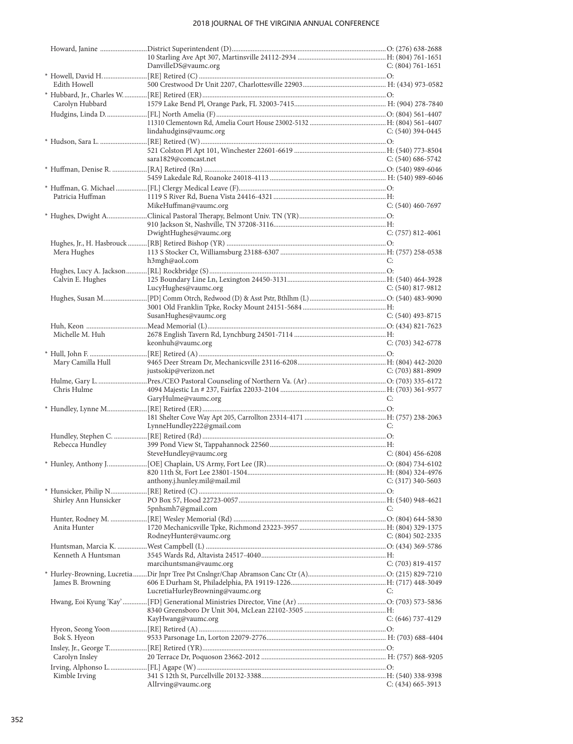| Name | Appointment / Address / Email | Phone |
|---|---|---|
| Howard, Janine | District Superintendent (D) | O: (276) 638-2688 |
| | 10 Starling Ave Apt 307, Martinsville 24112-2934 | H: (804) 761-1651 |
| | DanvilleDS@vaumc.org | C: (804) 761-1651 |
| * Howell, David H. | [RE] Retired (C) | O: |
| Edith Howell | 500 Crestwood Dr Unit 2207, Charlottesville 22903 | H: (434) 973-0582 |
| * Hubbard, Jr., Charles W. | [RE] Retired (ER) | O: |
| Carolyn Hubbard | 1579 Lake Bend Pl, Orange Park, FL 32003-7415 | H: (904) 278-7840 |
| Hudgins, Linda D. | [FL] North Amelia (F) | O: (804) 561-4407 |
| | 11310 Clementown Rd, Amelia Court House 23002-5132 | H: (804) 561-4407 |
| | lindahudgins@vaumc.org | C: (540) 394-0445 |
| * Hudson, Sara L. | [RE] Retired (W) | O: |
| | 521 Colston Pl Apt 101, Winchester 22601-6619 | H: (540) 773-8504 |
| | sara1829@comcast.net | C: (540) 686-5742 |
| * Huffman, Denise R. | [RA] Retired (Rn) | O: (540) 989-6046 |
| | 5459 Lakedale Rd, Roanoke 24018-4113 | H: (540) 989-6046 |
| * Huffman, G. Michael | [FL] Clergy Medical Leave (F) | O: |
| Patricia Huffman | 1119 S River Rd, Buena Vista 24416-4321 | H: |
| | MikeHuffman@vaumc.org | C: (540) 460-7697 |
| * Hughes, Dwight A. | Clinical Pastoral Therapy, Belmont Univ. TN (YR) | O: |
| | 910 Jackson St, Nashville, TN 37208-3116 | H: |
| | DwightHughes@vaumc.org | C: (757) 812-4061 |
| Hughes, Jr., H. Hasbrouck | [RB] Retired Bishop (YR) | O: |
| Mera Hughes | 113 S Stocker Ct, Williamsburg 23188-6307 | H: (757) 258-0538 |
| | h3mgh@aol.com | C: |
| Hughes, Lucy A. Jackson | [RL] Rockbridge (S) | O: |
| Calvin E. Hughes | 125 Boundary Line Ln, Lexington 24450-3131 | H: (540) 464-3928 |
| | LucyHughes@vaumc.org | C: (540) 817-9812 |
| Hughes, Susan M. | [PD] Comm Otrch, Redwood (D) & Asst Pstr, Bthlhm (L) | O: (540) 483-9090 |
| | 3001 Old Franklin Tpke, Rocky Mount 24151-5684 | H: |
| | SusanHughes@vaumc.org | C: (540) 493-8715 |
| Huh, Keon | Mead Memorial (L) | O: (434) 821-7623 |
| Michelle M. Huh | 2678 English Tavern Rd, Lynchburg 24501-7114 | H: |
| | keonhuh@vaumc.org | C: (703) 342-6778 |
| * Hull, John F. | [RE] Retired (A) | O: |
| Mary Camilla Hull | 9465 Deer Stream Dr, Mechanicsville 23116-6208 | H: (804) 442-2020 |
| | justsokip@verizon.net | C: (703) 881-8909 |
| Hulme, Gary L. | Pres./CEO Pastoral Counseling of Northern Va. (Ar) | O: (703) 335-6172 |
| Chris Hulme | 4094 Majestic Ln # 237, Fairfax 22033-2104 | H: (703) 361-9577 |
| | GaryHulme@vaumc.org | C: |
| * Hundley, Lynne M. | [RE] Retired (ER) | O: |
| | 181 Shelter Cove Way Apt 205, Carrollton 23314-4171 | H: (757) 238-2063 |
| | LynneHundley222@gmail.com | C: |
| Hundley, Stephen C. | [RE] Retired (Rd) | O: |
| Rebecca Hundley | 399 Pond View St, Tappahannock 22560 | H: |
| | SteveHundley@vaumc.org | C: (804) 456-6208 |
| * Hunley, Anthony J. | [OE] Chaplain, US Army, Fort Lee (JR) | O: (804) 734-6102 |
| | 820 11th St, Fort Lee 23801-1504 | H: (804) 324-4976 |
| | anthony.j.hunley.mil@mail.mil | C: (317) 340-5603 |
| * Hunsicker, Philip N. | [RE] Retired (C) | O: |
| Shirley Ann Hunsicker | PO Box 57, Hood 22723-0057 | H: (540) 948-4621 |
| | 5pnhsmh7@gmail.com | C: |
| Hunter, Rodney M. | [RE] Wesley Memorial (Rd) | O: (804) 644-5830 |
| Anita Hunter | 1720 Mechanicsville Tpke, Richmond 23223-3957 | H: (804) 329-1375 |
| | RodneyHunter@vaumc.org | C: (804) 502-2335 |
| Huntsman, Marcia K. | West Campbell (L) | O: (434) 369-5786 |
| Kenneth A Huntsman | 3545 Wards Rd, Altavista 24517-4040 | H: |
| | marcihuntsman@vaumc.org | C: (703) 819-4157 |
| * Hurley-Browning, Lucretia | Dir Jnpr Tree Pst Cnslngr/Chap Abramson Canc Ctr (A) | O: (215) 829-7210 |
| James B. Browning | 606 E Durham St, Philadelphia, PA 19119-1226 | H: (717) 448-3049 |
| | LucretiaHurleyBrowning@vaumc.org | C: |
| Hwang, Eoi Kyung 'Kay' | [FD] Generational Ministries Director, Vine (Ar) | O: (703) 573-5836 |
| | 8340 Greensboro Dr Unit 304, McLean 22102-3505 | H: |
| | KayHwang@vaumc.org | C: (646) 737-4129 |
| Hyeon, Seong Yoon | [RE] Retired (A) | O: |
| Bok S. Hyeon | 9533 Parsonage Ln, Lorton 22079-2776 | H: (703) 688-4404 |
| Insley, Jr., George T. | [RE] Retired (YR) | O: |
| Carolyn Insley | 20 Terrace Dr, Poquoson 23662-2012 | H: (757) 868-9205 |
| Irving, Alphonso L. | [FL] Agape (W) | O: |
| Kimble Irving | 341 S 12th St, Purcellville 20132-3388 | H: (540) 338-9398 |
| | AlIrving@vaumc.org | C: (434) 665-3913 |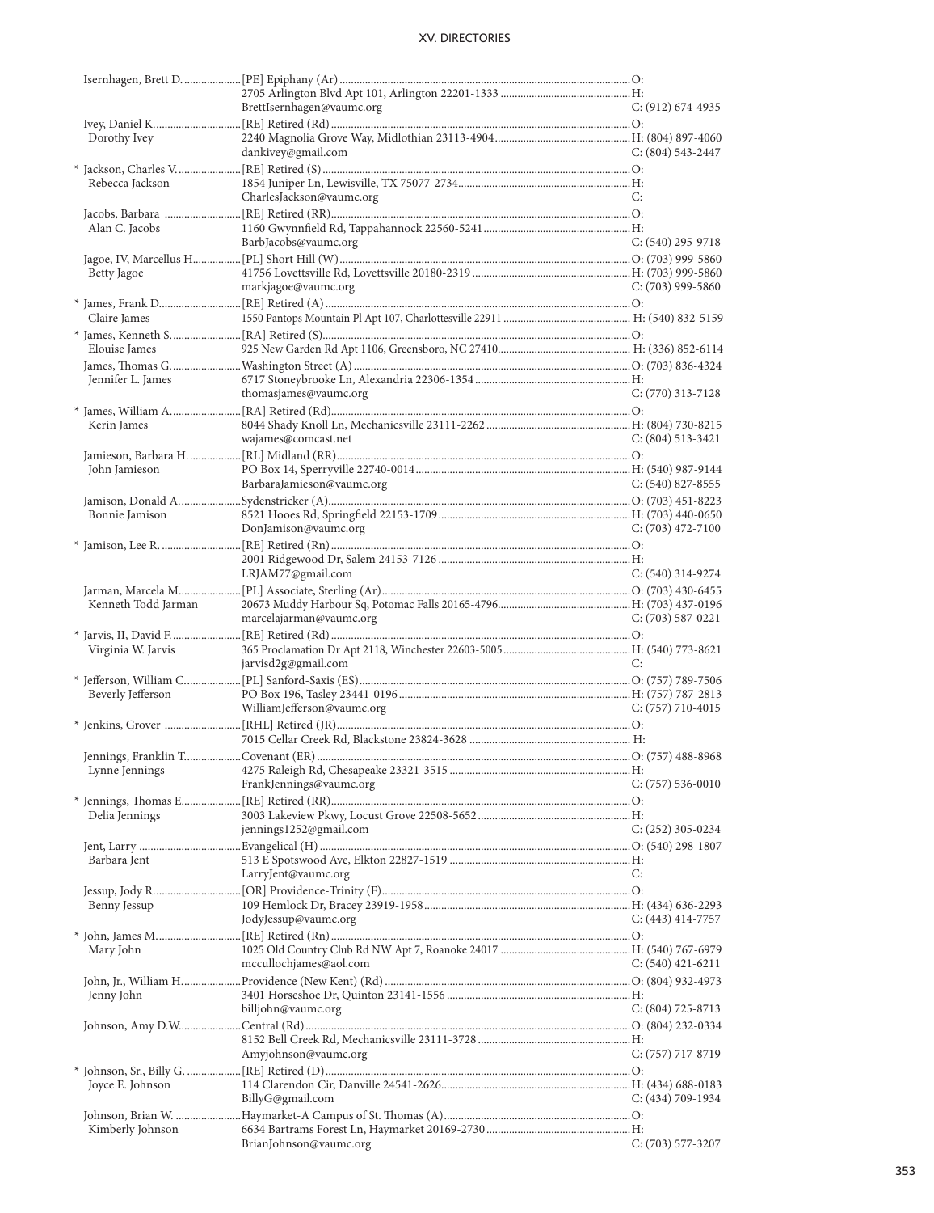| Name | Appointment / Address / Email | Phone |
|---|---|---|
| Isernhagen, Brett D. | [PE] Epiphany (Ar) | O: |
| | 2705 Arlington Blvd Apt 101, Arlington 22201-1333 | H: |
| | BrettIsernhagen@vaumc.org | C: (912) 674-4935 |
| Ivey, Daniel K. | [RE] Retired (Rd) | O: |
| Dorothy Ivey | 2240 Magnolia Grove Way, Midlothian 23113-4904 | H: (804) 897-4060 |
| | dankivey@gmail.com | C: (804) 543-2447 |
| * Jackson, Charles V. | [RE] Retired (S) | O: |
| Rebecca Jackson | 1854 Juniper Ln, Lewisville, TX 75077-2734 | H: |
| | CharlesJackson@vaumc.org | C: |
| Jacobs, Barbara | [RE] Retired (RR) | O: |
| Alan C. Jacobs | 1160 Gwynnfield Rd, Tappahannock 22560-5241 | H: |
| | BarbJacobs@vaumc.org | C: (540) 295-9718 |
| Jagoe, IV, Marcellus H. | [PL] Short Hill (W) | O: (703) 999-5860 |
| Betty Jagoe | 41756 Lovettsville Rd, Lovettsville 20180-2319 | H: (703) 999-5860 |
| | markjagoe@vaumc.org | C: (703) 999-5860 |
| * James, Frank D. | [RE] Retired (A) | O: |
| Claire James | 1550 Pantops Mountain Pl Apt 107, Charlottesville 22911 | H: (540) 832-5159 |
| * James, Kenneth S. | [RA] Retired (S) | O: |
| Elouise James | 925 New Garden Rd Apt 1106, Greensboro, NC 27410 | H: (336) 852-6114 |
| James, Thomas G. | Washington Street (A) | O: (703) 836-4324 |
| Jennifer L. James | 6717 Stoneybrooke Ln, Alexandria 22306-1354 | H: |
| | thomasjames@vaumc.org | C: (770) 313-7128 |
| * James, William A. | [RA] Retired (Rd) | O: |
| Kerin James | 8044 Shady Knoll Ln, Mechanicsville 23111-2262 | H: (804) 730-8215 |
| | wajames@comcast.net | C: (804) 513-3421 |
| Jamieson, Barbara H. | [RL] Midland (RR) | O: |
| John Jamieson | PO Box 14, Sperryville 22740-0014 | H: (540) 987-9144 |
| | BarbaraJamieson@vaumc.org | C: (540) 827-8555 |
| Jamison, Donald A. | Sydenstricker (A) | O: (703) 451-8223 |
| Bonnie Jamison | 8521 Hooes Rd, Springfield 22153-1709 | H: (703) 440-0650 |
| | DonJamison@vaumc.org | C: (703) 472-7100 |
| * Jamison, Lee R. | [RE] Retired (Rn) | O: |
| | 2001 Ridgewood Dr, Salem 24153-7126 | H: |
| | LRJAM77@gmail.com | C: (540) 314-9274 |
| Jarman, Marcela M. | [PL] Associate, Sterling (Ar) | O: (703) 430-6455 |
| Kenneth Todd Jarman | 20673 Muddy Harbour Sq, Potomac Falls 20165-4796 | H: (703) 437-0196 |
| | marcelajarman@vaumc.org | C: (703) 587-0221 |
| * Jarvis, II, David F. | [RE] Retired (Rd) | O: |
| Virginia W. Jarvis | 365 Proclamation Dr Apt 2118, Winchester 22603-5005 | H: (540) 773-8621 |
| | jarvisd2g@gmail.com | C: |
| * Jefferson, William C. | [PL] Sanford-Saxis (ES) | O: (757) 789-7506 |
| Beverly Jefferson | PO Box 196, Tasley 23441-0196 | H: (757) 787-2813 |
| | WilliamJefferson@vaumc.org | C: (757) 710-4015 |
| * Jenkins, Grover | [RHL] Retired (JR) | O: |
| | 7015 Cellar Creek Rd, Blackstone 23824-3628 | H: |
| Jennings, Franklin T. | Covenant (ER) | O: (757) 488-8968 |
| Lynne Jennings | 4275 Raleigh Rd, Chesapeake 23321-3515 | H: |
| | FrankJennings@vaumc.org | C: (757) 536-0010 |
| * Jennings, Thomas E. | [RE] Retired (RR) | O: |
| Delia Jennings | 3003 Lakeview Pkwy, Locust Grove 22508-5652 | H: |
| | jennings1252@gmail.com | C: (252) 305-0234 |
| Jent, Larry | Evangelical (H) | O: (540) 298-1807 |
| Barbara Jent | 513 E Spotswood Ave, Elkton 22827-1519 | H: |
| | LarryJent@vaumc.org | C: |
| Jessup, Jody R. | [OR] Providence-Trinity (F) | O: |
| Benny Jessup | 109 Hemlock Dr, Bracey 23919-1958 | H: (434) 636-2293 |
| | JodyJessup@vaumc.org | C: (443) 414-7757 |
| * John, James M. | [RE] Retired (Rn) | O: |
| Mary John | 1025 Old Country Club Rd NW Apt 7, Roanoke 24017 | H: (540) 767-6979 |
| | mccullochjames@aol.com | C: (540) 421-6211 |
| John, Jr., William H. | Providence (New Kent) (Rd) | O: (804) 932-4973 |
| Jenny John | 3401 Horseshoe Dr, Quinton 23141-1556 | H: |
| | billjohn@vaumc.org | C: (804) 725-8713 |
| Johnson, Amy D.W. | Central (Rd) | O: (804) 232-0334 |
| | 8152 Bell Creek Rd, Mechanicsville 23111-3728 | H: |
| | Amyjohnson@vaumc.org | C: (757) 717-8719 |
| * Johnson, Sr., Billy G. | [RE] Retired (D) | O: |
| Joyce E. Johnson | 114 Clarendon Cir, Danville 24541-2626 | H: (434) 688-0183 |
| | BillyG@gmail.com | C: (434) 709-1934 |
| Johnson, Brian W. | Haymarket-A Campus of St. Thomas (A) | O: |
| Kimberly Johnson | 6634 Bartrams Forest Ln, Haymarket 20169-2730 | H: |
| | BrianJohnson@vaumc.org | C: (703) 577-3207 |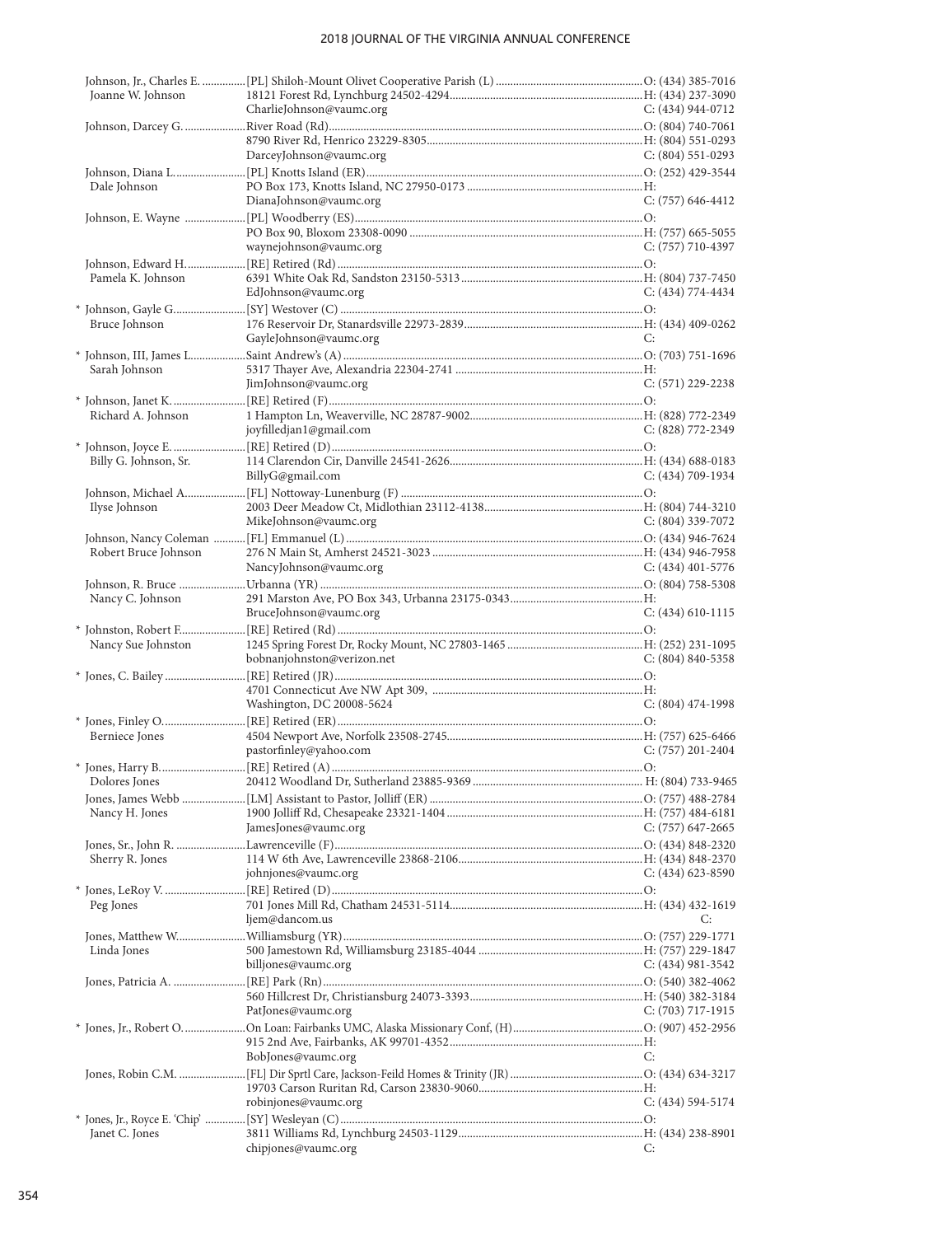| Name | Appointment / Address / Email | Phone |
|---|---|---|
| Johnson, Jr., Charles E. | [PL] Shiloh-Mount Olivet Cooperative Parish (L) | O: (434) 385-7016 |
| Joanne W. Johnson | 18121 Forest Rd, Lynchburg 24502-4294 | H: (434) 237-3090 |
| | CharlieJohnson@vaumc.org | C: (434) 944-0712 |
| Johnson, Darcey G. | River Road (Rd) | O: (804) 740-7061 |
| | 8790 River Rd, Henrico 23229-8305 | H: (804) 551-0293 |
| | DarceyJohnson@vaumc.org | C: (804) 551-0293 |
| Johnson, Diana L. | [PL] Knotts Island (ER) | O: (252) 429-3544 |
| Dale Johnson | PO Box 173, Knotts Island, NC 27950-0173 | H: |
| | DianaJohnson@vaumc.org | C: (757) 646-4412 |
| Johnson, E. Wayne | [PL] Woodberry (ES) | O: |
| | PO Box 90, Bloxom 23308-0090 | H: (757) 665-5055 |
| | waynejohnson@vaumc.org | C: (757) 710-4397 |
| Johnson, Edward H. | [RE] Retired (Rd) | O: |
| Pamela K. Johnson | 6391 White Oak Rd, Sandston 23150-5313 | H: (804) 737-7450 |
| | EdJohnson@vaumc.org | C: (434) 774-4434 |
| * Johnson, Gayle G. | [SY] Westover (C) | O: |
| Bruce Johnson | 176 Reservoir Dr, Stanardsville 22973-2839 | H: (434) 409-0262 |
| | GayleJohnson@vaumc.org | C: |
| * Johnson, III, James L. | Saint Andrew's (A) | O: (703) 751-1696 |
| Sarah Johnson | 5317 Thayer Ave, Alexandria 22304-2741 | H: |
| | JimJohnson@vaumc.org | C: (571) 229-2238 |
| * Johnson, Janet K. | [RE] Retired (F) | O: |
| Richard A. Johnson | 1 Hampton Ln, Weaverville, NC 28787-9002 | H: (828) 772-2349 |
| | joyfilledjan1@gmail.com | C: (828) 772-2349 |
| * Johnson, Joyce E. | [RE] Retired (D) | O: |
| Billy G. Johnson, Sr. | 114 Clarendon Cir, Danville 24541-2626 | H: (434) 688-0183 |
| | BillyG@gmail.com | C: (434) 709-1934 |
| Johnson, Michael A. | [FL] Nottoway-Lunenburg (F) | O: |
| Ilyse Johnson | 2003 Deer Meadow Ct, Midlothian 23112-4138 | H: (804) 744-3210 |
| | MikeJohnson@vaumc.org | C: (804) 339-7072 |
| Johnson, Nancy Coleman | [FL] Emmanuel (L) | O: (434) 946-7624 |
| Robert Bruce Johnson | 276 N Main St, Amherst 24521-3023 | H: (434) 946-7958 |
| | NancyJohnson@vaumc.org | C: (434) 401-5776 |
| Johnson, R. Bruce | Urbanna (YR) | O: (804) 758-5308 |
| Nancy C. Johnson | 291 Marston Ave, PO Box 343, Urbanna 23175-0343 | H: |
| | BruceJohnson@vaumc.org | C: (434) 610-1115 |
| * Johnston, Robert F. | [RE] Retired (Rd) | O: |
| Nancy Sue Johnston | 1245 Spring Forest Dr, Rocky Mount, NC 27803-1465 | H: (252) 231-1095 |
| | bobnanjohnston@verizon.net | C: (804) 840-5358 |
| * Jones, C. Bailey | [RE] Retired (JR) | O: |
| | 4701 Connecticut Ave NW Apt 309, | H: |
| | Washington, DC 20008-5624 | C: (804) 474-1998 |
| * Jones, Finley O. | [RE] Retired (ER) | O: |
| Berniece Jones | 4504 Newport Ave, Norfolk 23508-2745 | H: (757) 625-6466 |
| | pastorfinley@yahoo.com | C: (757) 201-2404 |
| * Jones, Harry B. | [RE] Retired (A) | O: |
| Dolores Jones | 20412 Woodland Dr, Sutherland 23885-9369 | H: (804) 733-9465 |
| Jones, James Webb | [LM] Assistant to Pastor, Jolliff (ER) | O: (757) 488-2784 |
| Nancy H. Jones | 1900 Jolliff Rd, Chesapeake 23321-1404 | H: (757) 484-6181 |
| | JamesJones@vaumc.org | C: (757) 647-2665 |
| Jones, Sr., John R. | Lawrenceville (F) | O: (434) 848-2320 |
| Sherry R. Jones | 114 W 6th Ave, Lawrenceville 23868-2106 | H: (434) 848-2370 |
| | johnjones@vaumc.org | C: (434) 623-8590 |
| * Jones, LeRoy V. | [RE] Retired (D) | O: |
| Peg Jones | 701 Jones Mill Rd, Chatham 24531-5114 | H: (434) 432-1619 |
| | ljem@dancom.us | C: |
| Jones, Matthew W. | Williamsburg (YR) | O: (757) 229-1771 |
| Linda Jones | 500 Jamestown Rd, Williamsburg 23185-4044 | H: (757) 229-1847 |
| | billjones@vaumc.org | C: (434) 981-3542 |
| Jones, Patricia A. | [RE] Park (Rn) | O: (540) 382-4062 |
| | 560 Hillcrest Dr, Christiansburg 24073-3393 | H: (540) 382-3184 |
| | PatJones@vaumc.org | C: (703) 717-1915 |
| * Jones, Jr., Robert O. | On Loan: Fairbanks UMC, Alaska Missionary Conf, (H) | O: (907) 452-2956 |
| | 915 2nd Ave, Fairbanks, AK 99701-4352 | H: |
| | BobJones@vaumc.org | C: |
| Jones, Robin C.M. | [FL] Dir Sprtl Care, Jackson-Feild Homes & Trinity (JR) | O: (434) 634-3217 |
| | 19703 Carson Ruritan Rd, Carson 23830-9060 | H: |
| | robinjones@vaumc.org | C: (434) 594-5174 |
| * Jones, Jr., Royce E. 'Chip' | [SY] Wesleyan (C) | O: |
| Janet C. Jones | 3811 Williams Rd, Lynchburg 24503-1129 | H: (434) 238-8901 |
| | chipjones@vaumc.org | C: |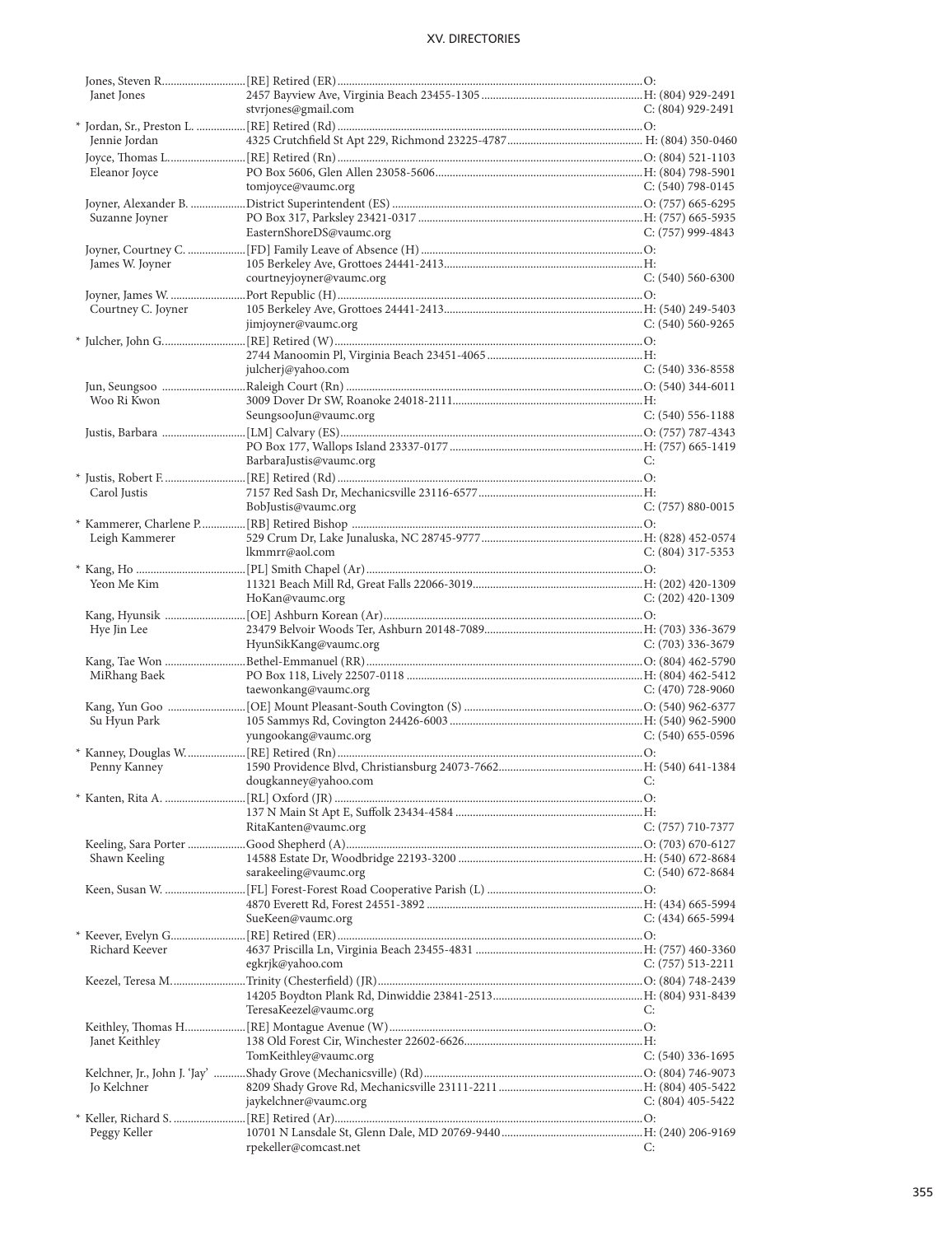| Name | Appointment / Address / Email | Phone |
|---|---|---|
| Jones, Steven R. | [RE] Retired (ER) | O: |
| Janet Jones | 2457 Bayview Ave, Virginia Beach 23455-1305 | H: (804) 929-2491 |
| | stvrjones@gmail.com | C: (804) 929-2491 |
| * Jordan, Sr., Preston L. | [RE] Retired (Rd) | O: |
| Jennie Jordan | 4325 Crutchfield St Apt 229, Richmond 23225-4787 | H: (804) 350-0460 |
| Joyce, Thomas L. | [RE] Retired (Rn) | O: (804) 521-1103 |
| Eleanor Joyce | PO Box 5606, Glen Allen 23058-5606 | H: (804) 798-5901 |
| | tomjoyce@vaumc.org | C: (540) 798-0145 |
| Joyner, Alexander B. | District Superintendent (ES) | O: (757) 665-6295 |
| Suzanne Joyner | PO Box 317, Parksley 23421-0317 | H: (757) 665-5935 |
| | EasternShoreDS@vaumc.org | C: (757) 999-4843 |
| Joyner, Courtney C. | [FD] Family Leave of Absence (H) | O: |
| James W. Joyner | 105 Berkeley Ave, Grottoes 24441-2413 | H: |
| | courtneyjoyner@vaumc.org | C: (540) 560-6300 |
| Joyner, James W. | Port Republic (H) | O: |
| Courtney C. Joyner | 105 Berkeley Ave, Grottoes 24441-2413 | H: (540) 249-5403 |
| | jimjoyner@vaumc.org | C: (540) 560-9265 |
| * Julcher, John G. | [RE] Retired (W) | O: |
| | 2744 Manoomin Pl, Virginia Beach 23451-4065 | H: |
| | julcherj@yahoo.com | C: (540) 336-8558 |
| Jun, Seungsoo | Raleigh Court (Rn) | O: (540) 344-6011 |
| Woo Ri Kwon | 3009 Dover Dr SW, Roanoke 24018-2111 | H: |
| | SeungsooJun@vaumc.org | C: (540) 556-1188 |
| Justis, Barbara | [LM] Calvary (ES) | O: (757) 787-4343 |
| | PO Box 177, Wallops Island 23337-0177 | H: (757) 665-1419 |
| | BarbaraJustis@vaumc.org | C: |
| * Justis, Robert F. | [RE] Retired (Rd) | O: |
| Carol Justis | 7157 Red Sash Dr, Mechanicsville 23116-6577 | H: |
| | BobJustis@vaumc.org | C: (757) 880-0015 |
| * Kammerer, Charlene P. | [RB] Retired Bishop | O: |
| Leigh Kammerer | 529 Crum Dr, Lake Junaluska, NC 28745-9777 | H: (828) 452-0574 |
| | lkmmrr@aol.com | C: (804) 317-5353 |
| * Kang, Ho | [PL] Smith Chapel (Ar) | O: |
| Yeon Me Kim | 11321 Beach Mill Rd, Great Falls 22066-3019 | H: (202) 420-1309 |
| | HoKan@vaumc.org | C: (202) 420-1309 |
| Kang, Hyunsik | [OE] Ashburn Korean (Ar) | O: |
| Hye Jin Lee | 23479 Belvoir Woods Ter, Ashburn 20148-7089 | H: (703) 336-3679 |
| | HyunSikKang@vaumc.org | C: (703) 336-3679 |
| Kang, Tae Won | Bethel-Emmanuel (RR) | O: (804) 462-5790 |
| MiRhang Baek | PO Box 118, Lively 22507-0118 | H: (804) 462-5412 |
| | taewonkang@vaumc.org | C: (470) 728-9060 |
| Kang, Yun Goo | [OE] Mount Pleasant-South Covington (S) | O: (540) 962-6377 |
| Su Hyun Park | 105 Sammys Rd, Covington 24426-6003 | H: (540) 962-5900 |
| | yungookang@vaumc.org | C: (540) 655-0596 |
| * Kanney, Douglas W. | [RE] Retired (Rn) | O: |
| Penny Kanney | 1590 Providence Blvd, Christiansburg 24073-7662 | H: (540) 641-1384 |
| | dougkanney@yahoo.com | C: |
| * Kanten, Rita A. | [RL] Oxford (JR) | O: |
| | 137 N Main St Apt E, Suffolk 23434-4584 | H: |
| | RitaKanten@vaumc.org | C: (757) 710-7377 |
| Keeling, Sara Porter | Good Shepherd (A) | O: (703) 670-6127 |
| Shawn Keeling | 14588 Estate Dr, Woodbridge 22193-3200 | H: (540) 672-8684 |
| | sarakeeling@vaumc.org | C: (540) 672-8684 |
| Keen, Susan W. | [FL] Forest-Forest Road Cooperative Parish (L) | O: |
| | 4870 Everett Rd, Forest 24551-3892 | H: (434) 665-5994 |
| | SueKeen@vaumc.org | C: (434) 665-5994 |
| * Keever, Evelyn G. | [RE] Retired (ER) | O: |
| Richard Keever | 4637 Priscilla Ln, Virginia Beach 23455-4831 | H: (757) 460-3360 |
| | egkrjk@yahoo.com | C: (757) 513-2211 |
| Keezel, Teresa M. | Trinity (Chesterfield) (JR) | O: (804) 748-2439 |
| | 14205 Boydton Plank Rd, Dinwiddie 23841-2513 | H: (804) 931-8439 |
| | TeresaKeezel@vaumc.org | C: |
| Keithley, Thomas H. | [RE] Montague Avenue (W) | O: |
| Janet Keithley | 138 Old Forest Cir, Winchester 22602-6626 | H: |
| | TomKeithley@vaumc.org | C: (540) 336-1695 |
| Kelchner, Jr., John J. 'Jay' | Shady Grove (Mechanicsville) (Rd) | O: (804) 746-9073 |
| Jo Kelchner | 8209 Shady Grove Rd, Mechanicsville 23111-2211 | H: (804) 405-5422 |
| | jaykelchner@vaumc.org | C: (804) 405-5422 |
| * Keller, Richard S. | [RE] Retired (Ar) | O: |
| Peggy Keller | 10701 N Lansdale St, Glenn Dale, MD 20769-9440 | H: (240) 206-9169 |
| | rpekeller@comcast.net | C: |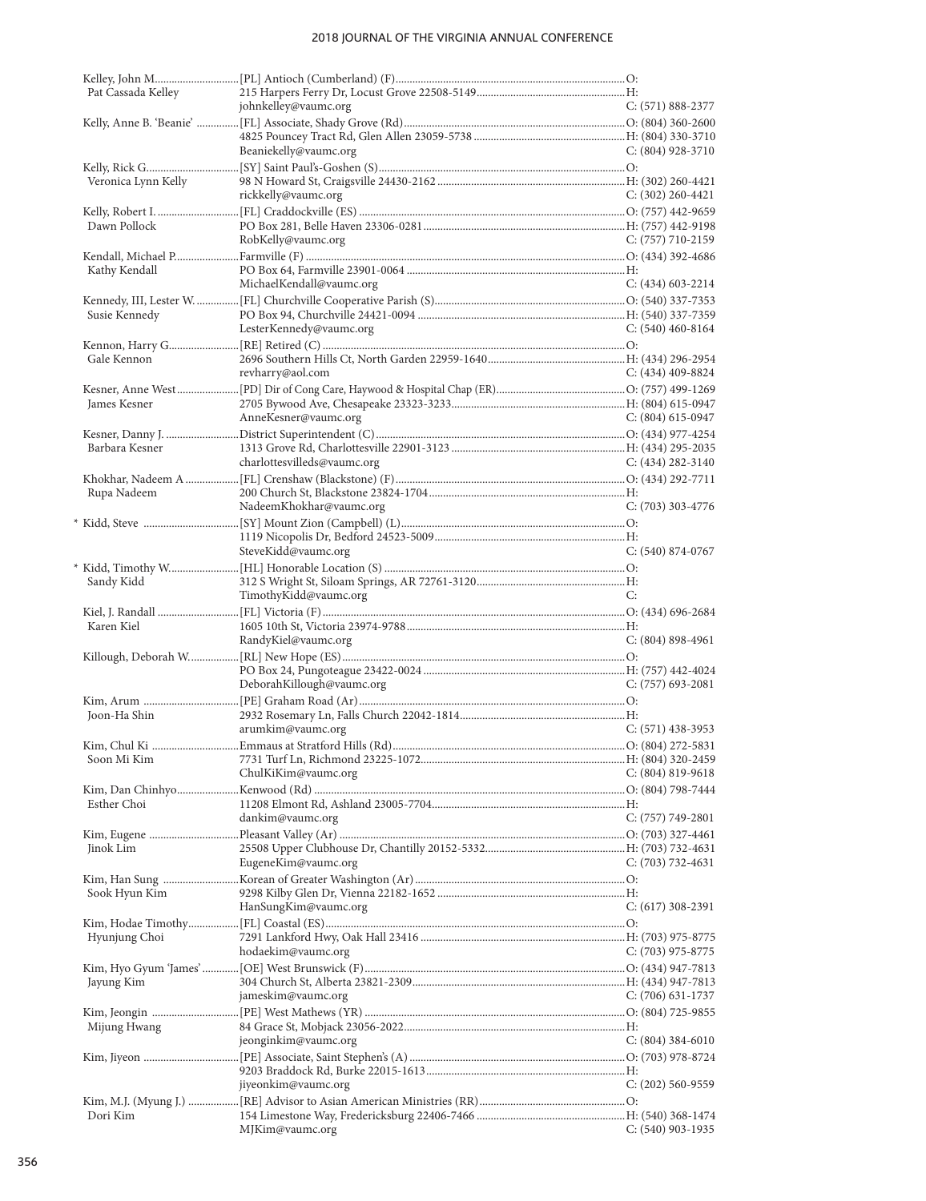| Name | Appointment / Address / Email | Phone |
|---|---|---|
| Kelley, John M. | [PL] Antioch (Cumberland) (F) | O: |
| Pat Cassada Kelley | 215 Harpers Ferry Dr, Locust Grove 22508-5149 | H: |
| | johnkelley@vaumc.org | C: (571) 888-2377 |
| Kelly, Anne B. 'Beanie' | [FL] Associate, Shady Grove (Rd) | O: (804) 360-2600 |
| | 4825 Pouncey Tract Rd, Glen Allen 23059-5738 | H: (804) 330-3710 |
| | Beaniekelly@vaumc.org | C: (804) 928-3710 |
| Kelly, Rick G. | [SY] Saint Paul's-Goshen (S) | O: |
| Veronica Lynn Kelly | 98 N Howard St, Craigsville 24430-2162 | H: (302) 260-4421 |
| | rickkelly@vaumc.org | C: (302) 260-4421 |
| Kelly, Robert I. | [FL] Craddockville (ES) | O: (757) 442-9659 |
| Dawn Pollock | PO Box 281, Belle Haven 23306-0281 | H: (757) 442-9198 |
| | RobKelly@vaumc.org | C: (757) 710-2159 |
| Kendall, Michael P. | Farmville (F) | O: (434) 392-4686 |
| Kathy Kendall | PO Box 64, Farmville 23901-0064 | H: |
| | MichaelKendall@vaumc.org | C: (434) 603-2214 |
| Kennedy, III, Lester W. | [FL] Churchville Cooperative Parish (S) | O: (540) 337-7353 |
| Susie Kennedy | PO Box 94, Churchville 24421-0094 | H: (540) 337-7359 |
| | LesterKennedy@vaumc.org | C: (540) 460-8164 |
| Kennon, Harry G. | [RE] Retired (C) | O: |
| Gale Kennon | 2696 Southern Hills Ct, North Garden 22959-1640 | H: (434) 296-2954 |
| | revharry@aol.com | C: (434) 409-8824 |
| Kesner, Anne West | [PD] Dir of Cong Care, Haywood & Hospital Chap (ER) | O: (757) 499-1269 |
| James Kesner | 2705 Bywood Ave, Chesapeake 23323-3233 | H: (804) 615-0947 |
| | AnneKesner@vaumc.org | C: (804) 615-0947 |
| Kesner, Danny J. | District Superintendent (C) | O: (434) 977-4254 |
| Barbara Kesner | 1313 Grove Rd, Charlottesville 22901-3123 | H: (434) 295-2035 |
| | charlottesvilleds@vaumc.org | C: (434) 282-3140 |
| Khokhar, Nadeem A | [FL] Crenshaw (Blackstone) (F) | O: (434) 292-7711 |
| Rupa Nadeem | 200 Church St, Blackstone 23824-1704 | H: |
| | NadeemKhokhar@vaumc.org | C: (703) 303-4776 |
| * Kidd, Steve | [SY] Mount Zion (Campbell) (L) | O: |
| | 1119 Nicopolis Dr, Bedford 24523-5009 | H: |
| | SteveKidd@vaumc.org | C: (540) 874-0767 |
| * Kidd, Timothy W. | [HL] Honorable Location (S) | O: |
| Sandy Kidd | 312 S Wright St, Siloam Springs, AR 72761-3120 | H: |
| | TimothyKidd@vaumc.org | C: |
| Kiel, J. Randall | [FL] Victoria (F) | O: (434) 696-2684 |
| Karen Kiel | 1605 10th St, Victoria 23974-9788 | H: |
| | RandyKiel@vaumc.org | C: (804) 898-4961 |
| Killough, Deborah W. | [RL] New Hope (ES) | O: |
| | PO Box 24, Pungoteague 23422-0024 | H: (757) 442-4024 |
| | DeborahKillough@vaumc.org | C: (757) 693-2081 |
| Kim, Arum | [PE] Graham Road (Ar) | O: |
| Joon-Ha Shin | 2932 Rosemary Ln, Falls Church 22042-1814 | H: |
| | arumkim@vaumc.org | C: (571) 438-3953 |
| Kim, Chul Ki | Emmaus at Stratford Hills (Rd) | O: (804) 272-5831 |
| Soon Mi Kim | 7731 Turf Ln, Richmond 23225-1072 | H: (804) 320-2459 |
| | ChulKiKim@vaumc.org | C: (804) 819-9618 |
| Kim, Dan Chinhyo | Kenwood (Rd) | O: (804) 798-7444 |
| Esther Choi | 11208 Elmont Rd, Ashland 23005-7704 | H: |
| | dankim@vaumc.org | C: (757) 749-2801 |
| Kim, Eugene | Pleasant Valley (Ar) | O: (703) 327-4461 |
| Jinok Lim | 25508 Upper Clubhouse Dr, Chantilly 20152-5332 | H: (703) 732-4631 |
| | EugeneKim@vaumc.org | C: (703) 732-4631 |
| Kim, Han Sung | Korean of Greater Washington (Ar) | O: |
| Sook Hyun Kim | 9298 Kilby Glen Dr, Vienna 22182-1652 | H: |
| | HanSungKim@vaumc.org | C: (617) 308-2391 |
| Kim, Hodae Timothy | [FL] Coastal (ES) | O: |
| Hyunjung Choi | 7291 Lankford Hwy, Oak Hall 23416 | H: (703) 975-8775 |
| | hodaekim@vaumc.org | C: (703) 975-8775 |
| Kim, Hyo Gyum 'James' | [OE] West Brunswick (F) | O: (434) 947-7813 |
| Jayung Kim | 304 Church St, Alberta 23821-2309 | H: (434) 947-7813 |
| | jameskim@vaumc.org | C: (706) 631-1737 |
| Kim, Jeongin | [PE] West Mathews (YR) | O: (804) 725-9855 |
| Mijung Hwang | 84 Grace St, Mobjack 23056-2022 | H: |
| | jeonginkim@vaumc.org | C: (804) 384-6010 |
| Kim, Jiyeon | [PE] Associate, Saint Stephen's (A) | O: (703) 978-8724 |
| | 9203 Braddock Rd, Burke 22015-1613 | H: |
| | jiyeonkim@vaumc.org | C: (202) 560-9559 |
| Kim, M.J. (Myung J.) | [RE] Advisor to Asian American Ministries (RR) | O: |
| Dori Kim | 154 Limestone Way, Fredericksburg 22406-7466 | H: (540) 368-1474 |
| | MJKim@vaumc.org | C: (540) 903-1935 |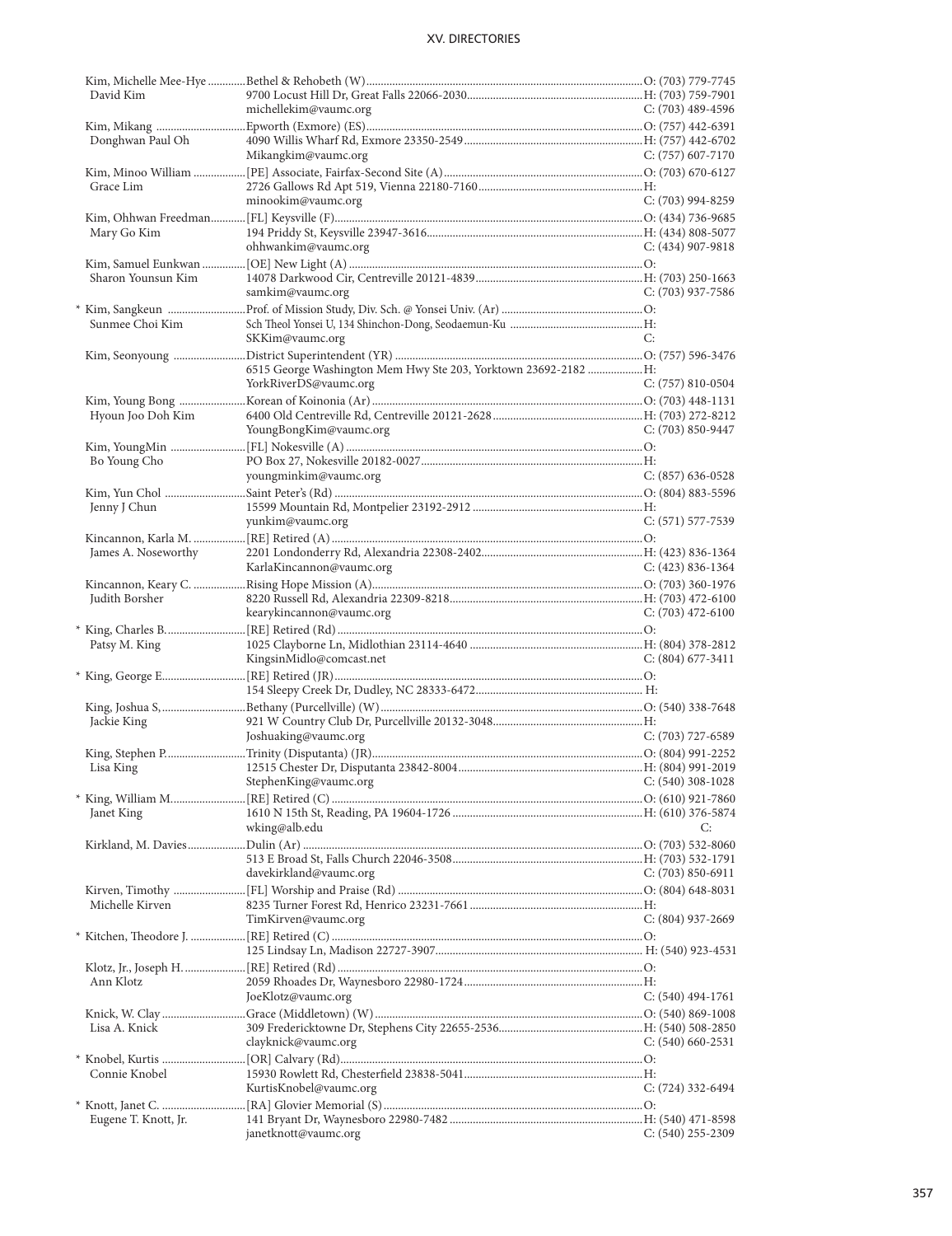Kim, Michelle Mee-Hye ............Bethel & Rehobeth (W)............................................................................................O: (703) 779-7745
David Kim 9700 Locust Hill Dr, Great Falls 22066-2030............................................................H: (703) 759-7901
michellekim@vaumc.org C: (703) 489-4596

Kim, Mikang ..............................Epworth (Exmore) (ES)...........................................................................................O: (757) 442-6391
Donghwan Paul Oh 4090 Willis Wharf Rd, Exmore 23350-2549...............................................................H: (757) 442-6702
Mikangkim@vaumc.org C: (757) 607-7170

Kim, Minoo William ..................[PE] Associate, Fairfax-Second Site (A)....................................................................O: (703) 670-6127
Grace Lim 2726 Gallows Rd Apt 519, Vienna 22180-7160.........................................................H:
minookim@vaumc.org C: (703) 994-8259

Kim, Ohhwan Freedman............[FL] Keysville (F).........................................................................................................O: (434) 736-9685
Mary Go Kim 194 Priddy St, Keysville 23947-3616............................................................................H: (434) 808-5077
ohhwankim@vaumc.org C: (434) 907-9818

Kim, Samuel Eunkwan ...............[OE] New Light (A).....................................................................................................O:
Sharon Younsun Kim 14078 Darkwood Cir, Centreville 20121-4839..........................................................H: (703) 250-1663
samkim@vaumc.org C: (703) 937-7586

* Kim, Sangkeun ..........................Prof. of Mission Study, Div. Sch. @ Yonsei Univ. (Ar) .............................................O:
Sunmee Choi Kim Sch Theol Yonsei U, 134 Shinchon-Dong, Seodaemun-Ku ..............................................H:
SKKim@vaumc.org C:

Kim, Seonyoung .........................District Superintendent (YR) ....................................................................................O: (757) 596-3476
6515 George Washington Mem Hwy Ste 203, Yorktown 23692-2182 ..................H:
YorkRiverDS@vaumc.org C: (757) 810-0504

Kim, Young Bong .......................Korean of Koinonia (Ar) ............................................................................................O: (703) 448-1131
Hyoun Joo Doh Kim 6400 Old Centreville Rd, Centreville 20121-2628....................................................H: (703) 272-8212
YoungBongKim@vaumc.org C: (703) 850-9447

Kim, YoungMin ..........................[FL] Nokesville (A) ....................................................................................................O:
Bo Young Cho PO Box 27, Nokesville 20182-0027.............................................................................H:
youngminkim@vaumc.org C: (857) 636-0528

Kim, Yun Chol ............................Saint Peter's (Rd) .........................................................................................................O: (804) 883-5596
Jenny J Chun 15599 Mountain Rd, Montpelier 23192-2912 ............................................................H:
yunkim@vaumc.org C: (571) 577-7539

Kincannon, Karla M. ..................[RE] Retired (A) ..........................................................................................................O:
James A. Noseworthy 2201 Londonderry Rd, Alexandria 22308-2402.........................................................H: (423) 836-1364
KarlaKincannon@vaumc.org C: (423) 836-1364

Kincannon, Keary C. ..................Rising Hope Mission (A).............................................................................................O: (703) 360-1976
Judith Borsher 8220 Russell Rd, Alexandria 22309-8218...................................................................H: (703) 472-6100
kearykincannon@vaumc.org C: (703) 472-6100

* King, Charles B. ...........................[RE] Retired (Rd) ........................................................................................................O:
Patsy M. King 1025 Clayborne Ln, Midlothian 23114-4640 ............................................................H: (804) 378-2812
KingsinMidlo@comcast.net C: (804) 677-3411

* King, George E. ............................[RE] Retired (JR)..........................................................................................................O:
154 Sleepy Creek Dr, Dudley, NC 28333-6472........................................................... H:

King, Joshua S, ............................Bethany (Purcellville) (W).........................................................................................O: (540) 338-7648
Jackie King 921 W Country Club Dr, Purcellville 20132-3048....................................................H:
Joshuaking@vaumc.org C: (703) 727-6589

King, Stephen P. ...........................Trinity (Disputanta) (JR)............................................................................................O: (804) 991-2252
Lisa King 12515 Chester Dr, Disputanta 23842-8004...............................................................H: (804) 991-2019
StephenKing@vaumc.org C: (540) 308-1028

* King, William M. ..........................[RE] Retired (C) ..........................................................................................................O: (610) 921-7860
Janet King 1610 N 15th St, Reading, PA 19604-1726 .................................................................H: (610) 376-5874
wking@alb.edu C:

Kirkland, M. Davies ....................Dulin (Ar) ....................................................................................................................O: (703) 532-8060
513 E Broad St, Falls Church 22046-3508.................................................................H: (703) 532-1791
davekirkland@vaumc.org C: (703) 850-6911

Kirven, Timothy .........................[FL] Worship and Praise (Rd) ....................................................................................O: (804) 648-8031
Michelle Kirven 8235 Turner Forest Rd, Henrico 23231-7661 ...........................................................H:
TimKirven@vaumc.org C: (804) 937-2669

* Kitchen, Theodore J. ...................[RE] Retired (C) ..........................................................................................................O:
125 Lindsay Ln, Madison 22727-3907......................................................................... H: (540) 923-4531

Klotz, Jr., Joseph H. .....................[RE] Retired (Rd) ........................................................................................................O:
Ann Klotz 2059 Rhoades Dr, Waynesboro 22980-1724............................................................H:
JoeKlotz@vaumc.org C: (540) 494-1761

Knick, W. Clay .............................Grace (Middletown) (W) ...........................................................................................O: (540) 869-1008
Lisa A. Knick 309 Fredericktowne Dr, Stephens City 22655-2536.................................................H: (540) 508-2850
clayknick@vaumc.org C: (540) 660-2531

* Knobel, Kurtis .............................[OR] Calvary (Rd).......................................................................................................O:
Connie Knobel 15930 Rowlett Rd, Chesterfield 23838-5041.............................................................H:
KurtisKnobel@vaumc.org C: (724) 332-6494

* Knott, Janet C. .............................[RA] Glovier Memorial (S)........................................................................................O:
Eugene T. Knott, Jr. 141 Bryant Dr, Waynesboro 22980-7482 ..................................................................H: (540) 471-8598
janetknott@vaumc.org C: (540) 255-2309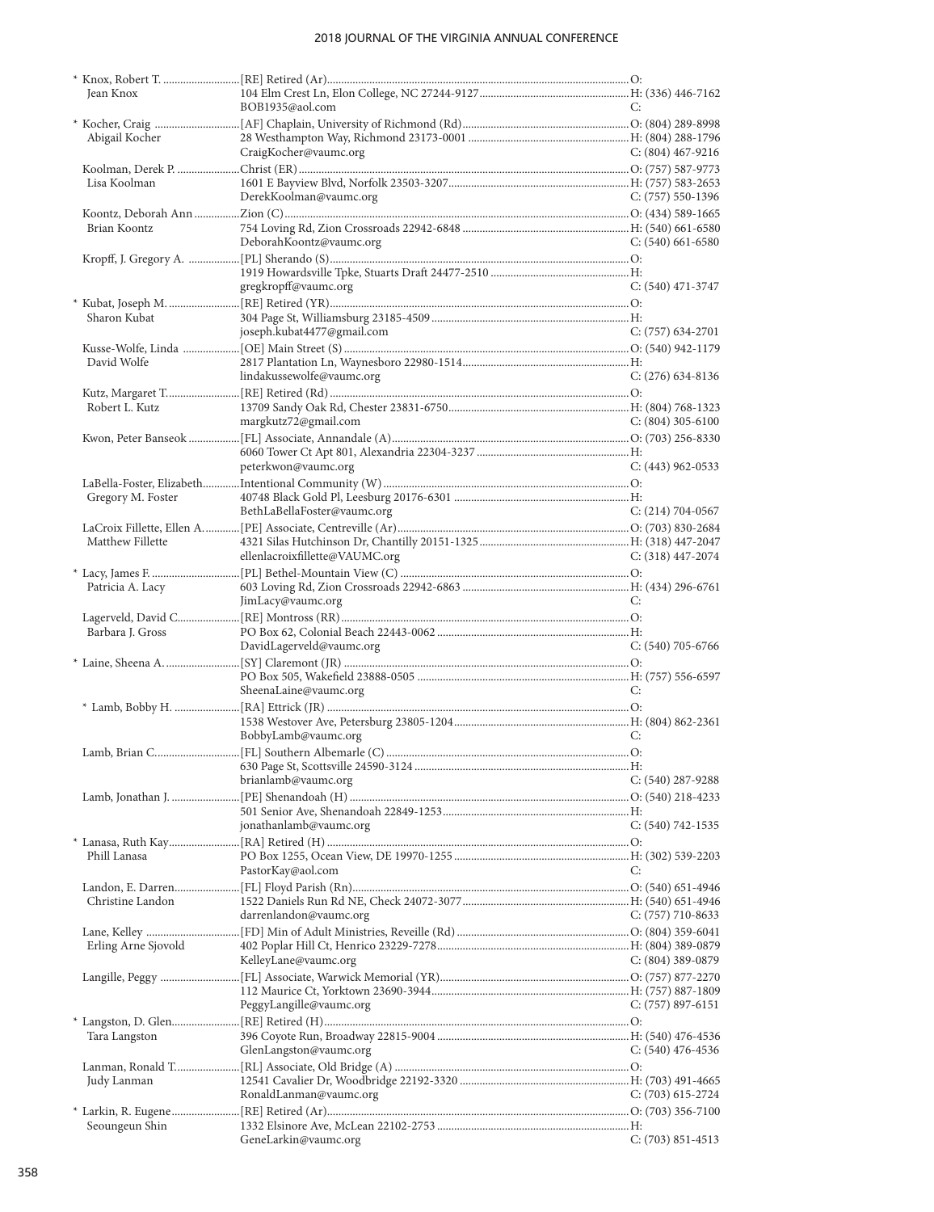| Name | Appointment / Address / Email | Phone |
|---|---|---|
| * Knox, Robert T. | [RE] Retired (Ar) | O: |
| Jean Knox | 104 Elm Crest Ln, Elon College, NC 27244-9127 | H: (336) 446-7162 |
| | BOB1935@aol.com | C: |
| * Kocher, Craig | [AF] Chaplain, University of Richmond (Rd) | O: (804) 289-8998 |
| Abigail Kocher | 28 Westhampton Way, Richmond 23173-0001 | H: (804) 288-1796 |
| | CraigKocher@vaumc.org | C: (804) 467-9216 |
| Koolman, Derek P. | Christ (ER) | O: (757) 587-9773 |
| Lisa Koolman | 1601 E Bayview Blvd, Norfolk 23503-3207 | H: (757) 583-2653 |
| | DerekKoolman@vaumc.org | C: (757) 550-1396 |
| Koontz, Deborah Ann | Zion (C) | O: (434) 589-1665 |
| Brian Koontz | 754 Loving Rd, Zion Crossroads 22942-6848 | H: (540) 661-6580 |
| | DeborahKoontz@vaumc.org | C: (540) 661-6580 |
| Kropff, J. Gregory A. | [PL] Sherando (S) | O: |
| | 1919 Howardsville Tpke, Stuarts Draft 24477-2510 | H: |
| | gregkropff@vaumc.org | C: (540) 471-3747 |
| * Kubat, Joseph M. | [RE] Retired (YR) | O: |
| Sharon Kubat | 304 Page St, Williamsburg 23185-4509 | H: |
| | joseph.kubat4477@gmail.com | C: (757) 634-2701 |
| Kusse-Wolfe, Linda | [OE] Main Street (S) | O: (540) 942-1179 |
| David Wolfe | 2817 Plantation Ln, Waynesboro 22980-1514 | H: |
| | lindakussewolfe@vaumc.org | C: (276) 634-8136 |
| Kutz, Margaret T. | [RE] Retired (Rd) | O: |
| Robert L. Kutz | 13709 Sandy Oak Rd, Chester 23831-6750 | H: (804) 768-1323 |
| | margkutz72@gmail.com | C: (804) 305-6100 |
| Kwon, Peter Banseok | [FL] Associate, Annandale (A) | O: (703) 256-8330 |
| | 6060 Tower Ct Apt 801, Alexandria 22304-3237 | H: |
| | peterkwon@vaumc.org | C: (443) 962-0533 |
| LaBella-Foster, Elizabeth | Intentional Community (W) | O: |
| Gregory M. Foster | 40748 Black Gold Pl, Leesburg 20176-6301 | H: |
| | BethLaBellaFoster@vaumc.org | C: (214) 704-0567 |
| LaCroix Fillette, Ellen A. | [PE] Associate, Centreville (Ar) | O: (703) 830-2684 |
| Matthew Fillette | 4321 Silas Hutchinson Dr, Chantilly 20151-1325 | H: (318) 447-2047 |
| | ellenlacroixfillette@VAUMC.org | C: (318) 447-2074 |
| * Lacy, James F. | [PL] Bethel-Mountain View (C) | O: |
| Patricia A. Lacy | 603 Loving Rd, Zion Crossroads 22942-6863 | H: (434) 296-6761 |
| | JimLacy@vaumc.org | C: |
| Lagerveld, David C. | [RE] Montross (RR) | O: |
| Barbara J. Gross | PO Box 62, Colonial Beach 22443-0062 | H: |
| | DavidLagerveld@vaumc.org | C: (540) 705-6766 |
| * Laine, Sheena A. | [SY] Claremont (JR) | O: |
| | PO Box 505, Wakefield 23888-0505 | H: (757) 556-6597 |
| | SheenaLaine@vaumc.org | C: |
| * Lamb, Bobby H. | [RA] Ettrick (JR) | O: |
| | 1538 Westover Ave, Petersburg 23805-1204 | H: (804) 862-2361 |
| | BobbyLamb@vaumc.org | C: |
| Lamb, Brian C. | [FL] Southern Albemarle (C) | O: |
| | 630 Page St, Scottsville 24590-3124 | H: |
| | brianlamb@vaumc.org | C: (540) 287-9288 |
| Lamb, Jonathan J. | [PE] Shenandoah (H) | O: (540) 218-4233 |
| | 501 Senior Ave, Shenandoah 22849-1253 | H: |
| | jonathanlamb@vaumc.org | C: (540) 742-1535 |
| * Lanasa, Ruth Kay | [RA] Retired (H) | O: |
| Phill Lanasa | PO Box 1255, Ocean View, DE 19970-1255 | H: (302) 539-2203 |
| | PastorKay@aol.com | C: |
| Landon, E. Darren | [FL] Floyd Parish (Rn) | O: (540) 651-4946 |
| Christine Landon | 1522 Daniels Run Rd NE, Check 24072-3077 | H: (540) 651-4946 |
| | darrenlandon@vaumc.org | C: (757) 710-8633 |
| Lane, Kelley | [FD] Min of Adult Ministries, Reveille (Rd) | O: (804) 359-6041 |
| Erling Arne Sjovold | 402 Poplar Hill Ct, Henrico 23229-7278 | H: (804) 389-0879 |
| | KelleyLane@vaumc.org | C: (804) 389-0879 |
| Langille, Peggy | [FL] Associate, Warwick Memorial (YR) | O: (757) 877-2270 |
| | 112 Maurice Ct, Yorktown 23690-3944 | H: (757) 887-1809 |
| | PeggyLangille@vaumc.org | C: (757) 897-6151 |
| * Langston, D. Glen | [RE] Retired (H) | O: |
| Tara Langston | 396 Coyote Run, Broadway 22815-9004 | H: (540) 476-4536 |
| | GlenLangston@vaumc.org | C: (540) 476-4536 |
| Lanman, Ronald T. | [RL] Associate, Old Bridge (A) | O: |
| Judy Lanman | 12541 Cavalier Dr, Woodbridge 22192-3320 | H: (703) 491-4665 |
| | RonaldLanman@vaumc.org | C: (703) 615-2724 |
| * Larkin, R. Eugene | [RE] Retired (Ar) | O: (703) 356-7100 |
| Seoungeun Shin | 1332 Elsinore Ave, McLean 22102-2753 | H: |
| | GeneLarkin@vaumc.org | C: (703) 851-4513 |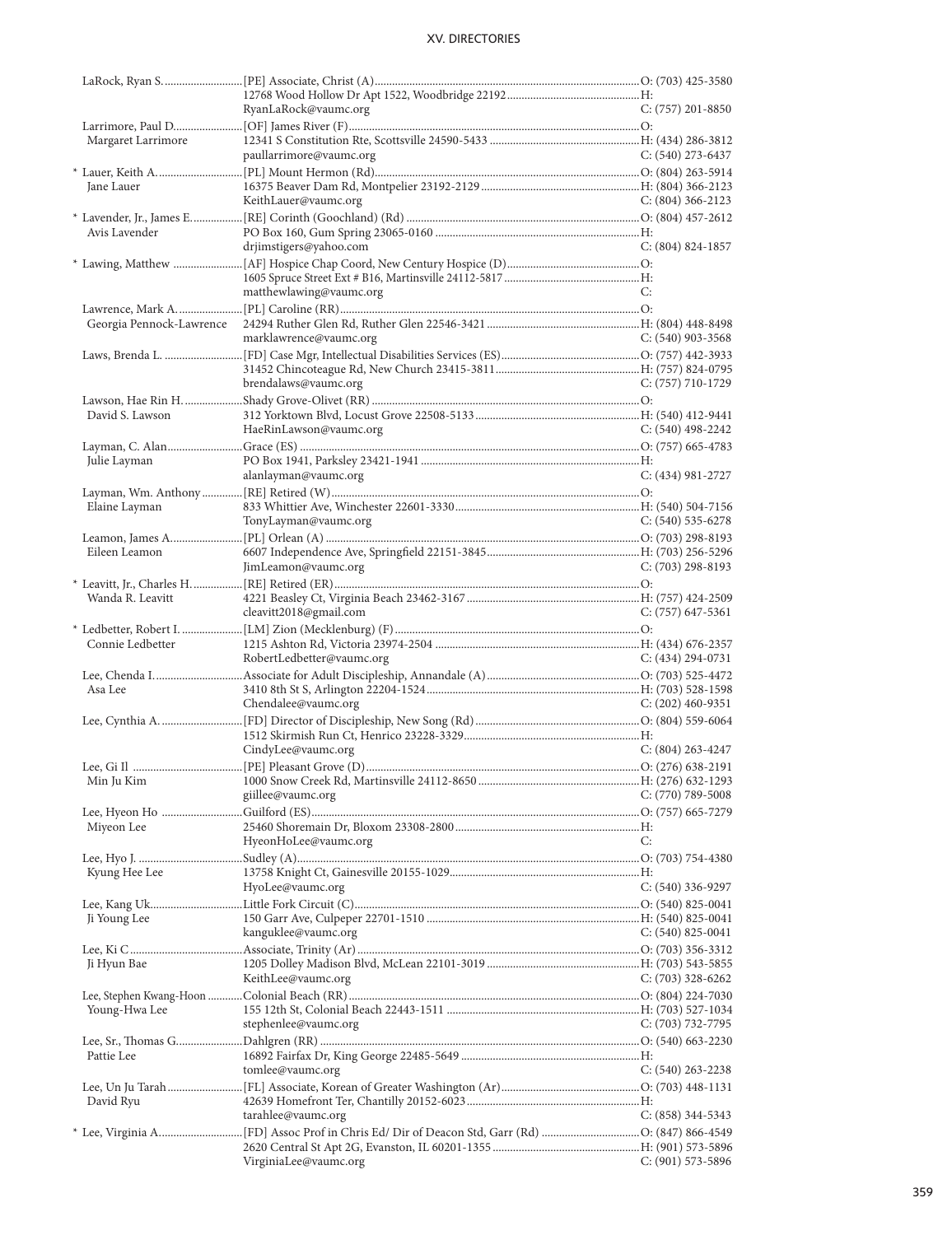| Name | Appointment / Address / Email | Phone |
|---|---|---|
| LaRock, Ryan S. | [PE] Associate, Christ (A) | O: (703) 425-3580 |
| | 12768 Wood Hollow Dr Apt 1522, Woodbridge 22192 | H: |
| | RyanLaRock@vaumc.org | C: (757) 201-8850 |
| Larrimore, Paul D. | [OF] James River (F) | O: |
| Margaret Larrimore | 12341 S Constitution Rte, Scottsville 24590-5433 | H: (434) 286-3812 |
| | paullarrimore@vaumc.org | C: (540) 273-6437 |
| * Lauer, Keith A. | [PL] Mount Hermon (Rd) | O: (804) 263-5914 |
| Jane Lauer | 16375 Beaver Dam Rd, Montpelier 23192-2129 | H: (804) 366-2123 |
| | KeithLauer@vaumc.org | C: (804) 366-2123 |
| * Lavender, Jr., James E. | [RE] Corinth (Goochland) (Rd) | O: (804) 457-2612 |
| Avis Lavender | PO Box 160, Gum Spring 23065-0160 | H: |
| | drjimstigers@yahoo.com | C: (804) 824-1857 |
| * Lawing, Matthew | [AF] Hospice Chap Coord, New Century Hospice (D) | O: |
| | 1605 Spruce Street Ext # B16, Martinsville 24112-5817 | H: |
| | matthewlawing@vaumc.org | C: |
| Lawrence, Mark A. | [PL] Caroline (RR) | O: |
| Georgia Pennock-Lawrence | 24294 Ruther Glen Rd, Ruther Glen 22546-3421 | H: (804) 448-8498 |
| | marklawrence@vaumc.org | C: (540) 903-3568 |
| Laws, Brenda L. | [FD] Case Mgr, Intellectual Disabilities Services (ES) | O: (757) 442-3933 |
| | 31452 Chincoteague Rd, New Church 23415-3811 | H: (757) 824-0795 |
| | brendalaws@vaumc.org | C: (757) 710-1729 |
| Lawson, Hae Rin H. | Shady Grove-Olivet (RR) | O: |
| David S. Lawson | 312 Yorktown Blvd, Locust Grove 22508-5133 | H: (540) 412-9441 |
| | HaeRinLawson@vaumc.org | C: (540) 498-2242 |
| Layman, C. Alan | Grace (ES) | O: (757) 665-4783 |
| Julie Layman | PO Box 1941, Parksley 23421-1941 | H: |
| | alanlayman@vaumc.org | C: (434) 981-2727 |
| Layman, Wm. Anthony | [RE] Retired (W) | O: |
| Elaine Layman | 833 Whittier Ave, Winchester 22601-3330 | H: (540) 504-7156 |
| | TonyLayman@vaumc.org | C: (540) 535-6278 |
| Leamon, James A. | [PL] Orlean (A) | O: (703) 298-8193 |
| Eileen Leamon | 6607 Independence Ave, Springfield 22151-3845 | H: (703) 256-5296 |
| | JimLeamon@vaumc.org | C: (703) 298-8193 |
| * Leavitt, Jr., Charles H. | [RE] Retired (ER) | O: |
| Wanda R. Leavitt | 4221 Beasley Ct, Virginia Beach 23462-3167 | H: (757) 424-2509 |
| | cleavitt2018@gmail.com | C: (757) 647-5361 |
| * Ledbetter, Robert I. | [LM] Zion (Mecklenburg) (F) | O: |
| Connie Ledbetter | 1215 Ashton Rd, Victoria 23974-2504 | H: (434) 676-2357 |
| | RobertLedbetter@vaumc.org | C: (434) 294-0731 |
| Lee, Chenda I. | Associate for Adult Discipleship, Annandale (A) | O: (703) 525-4472 |
| Asa Lee | 3410 8th St S, Arlington 22204-1524 | H: (703) 528-1598 |
| | Chendalee@vaumc.org | C: (202) 460-9351 |
| Lee, Cynthia A. | [FD] Director of Discipleship, New Song (Rd) | O: (804) 559-6064 |
| | 1512 Skirmish Run Ct, Henrico 23228-3329 | H: |
| | CindyLee@vaumc.org | C: (804) 263-4247 |
| Lee, Gi Il | [PE] Pleasant Grove (D) | O: (276) 638-2191 |
| Min Ju Kim | 1000 Snow Creek Rd, Martinsville 24112-8650 | H: (276) 632-1293 |
| | giillee@vaumc.org | C: (770) 789-5008 |
| Lee, Hyeon Ho | Guilford (ES) | O: (757) 665-7279 |
| Miyeon Lee | 25460 Shoremain Dr, Bloxom 23308-2800 | H: |
| | HyeonHoLee@vaumc.org | C: |
| Lee, Hyo J. | Sudley (A) | O: (703) 754-4380 |
| Kyung Hee Lee | 13758 Knight Ct, Gainesville 20155-1029 | H: |
| | HyoLee@vaumc.org | C: (540) 336-9297 |
| Lee, Kang Uk | Little Fork Circuit (C) | O: (540) 825-0041 |
| Ji Young Lee | 150 Garr Ave, Culpeper 22701-1510 | H: (540) 825-0041 |
| | kanguklee@vaumc.org | C: (540) 825-0041 |
| Lee, Ki C | Associate, Trinity (Ar) | O: (703) 356-3312 |
| Ji Hyun Bae | 1205 Dolley Madison Blvd, McLean 22101-3019 | H: (703) 543-5855 |
| | KeithLee@vaumc.org | C: (703) 328-6262 |
| Lee, Stephen Kwang-Hoon | Colonial Beach (RR) | O: (804) 224-7030 |
| Young-Hwa Lee | 155 12th St, Colonial Beach 22443-1511 | H: (703) 527-1034 |
| | stephenlee@vaumc.org | C: (703) 732-7795 |
| Lee, Sr., Thomas G. | Dahlgren (RR) | O: (540) 663-2230 |
| Pattie Lee | 16892 Fairfax Dr, King George 22485-5649 | H: |
| | tomlee@vaumc.org | C: (540) 263-2238 |
| Lee, Un Ju Tarah | [FL] Associate, Korean of Greater Washington (Ar) | O: (703) 448-1131 |
| David Ryu | 42639 Homefront Ter, Chantilly 20152-6023 | H: |
| | tarahlee@vaumc.org | C: (858) 344-5343 |
| * Lee, Virginia A. | [FD] Assoc Prof in Chris Ed/ Dir of Deacon Std, Garr (Rd) | O: (847) 866-4549 |
| | 2620 Central St Apt 2G, Evanston, IL 60201-1355 | H: (901) 573-5896 |
| | VirginiaLee@vaumc.org | C: (901) 573-5896 |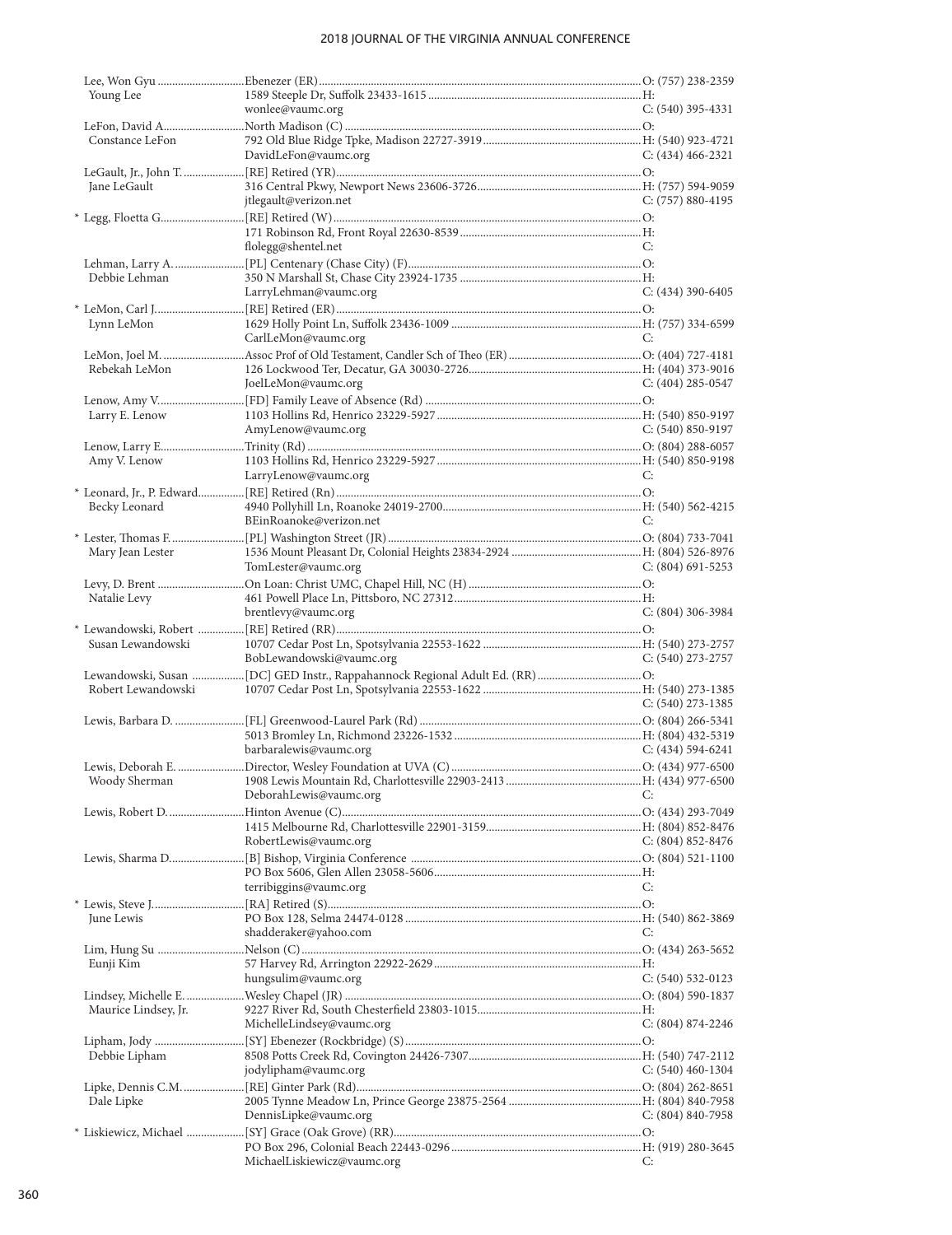| Name / Spouse | Appointment / Address / Email | Phone |
|---|---|---|
| Lee, Won Gyu | Ebenezer (ER) | O: (757) 238-2359 |
| Young Lee | 1589 Steeple Dr, Suffolk 23433-1615 | H: |
| | wonlee@vaumc.org | C: (540) 395-4331 |
| LeFon, David A. | North Madison (C) | O: |
| Constance LeFon | 792 Old Blue Ridge Tpke, Madison 22727-3919 | H: (540) 923-4721 |
| | DavidLeFon@vaumc.org | C: (434) 466-2321 |
| LeGault, Jr., John T. | [RE] Retired (YR) | O: |
| Jane LeGault | 316 Central Pkwy, Newport News 23606-3726 | H: (757) 594-9059 |
| | jtlegault@verizon.net | C: (757) 880-4195 |
| * Legg, Floetta G. | [RE] Retired (W) | O: |
| | 171 Robinson Rd, Front Royal 22630-8539 | H: |
| | flolegg@shentel.net | C: |
| Lehman, Larry A. | [PL] Centenary (Chase City) (F) | O: |
| Debbie Lehman | 350 N Marshall St, Chase City 23924-1735 | H: |
| | LarryLehman@vaumc.org | C: (434) 390-6405 |
| * LeMon, Carl J. | [RE] Retired (ER) | O: |
| Lynn LeMon | 1629 Holly Point Ln, Suffolk 23436-1009 | H: (757) 334-6599 |
| | CarlLeMon@vaumc.org | C: |
| LeMon, Joel M. | Assoc Prof of Old Testament, Candler Sch of Theo (ER) | O: (404) 727-4181 |
| Rebekah LeMon | 126 Lockwood Ter, Decatur, GA 30030-2726 | H: (404) 373-9016 |
| | JoelLeMon@vaumc.org | C: (404) 285-0547 |
| Lenow, Amy V. | [FD] Family Leave of Absence (Rd) | O: |
| Larry E. Lenow | 1103 Hollins Rd, Henrico 23229-5927 | H: (540) 850-9197 |
| | AmyLenow@vaumc.org | C: (540) 850-9197 |
| Lenow, Larry E. | Trinity (Rd) | O: (804) 288-6057 |
| Amy V. Lenow | 1103 Hollins Rd, Henrico 23229-5927 | H: (540) 850-9198 |
| | LarryLenow@vaumc.org | C: |
| * Leonard, Jr., P. Edward | [RE] Retired (Rn) | O: |
| Becky Leonard | 4940 Pollyhill Ln, Roanoke 24019-2700 | H: (540) 562-4215 |
| | BEinRoanoke@verizon.net | C: |
| * Lester, Thomas F. | [PL] Washington Street (JR) | O: (804) 733-7041 |
| Mary Jean Lester | 1536 Mount Pleasant Dr, Colonial Heights 23834-2924 | H: (804) 526-8976 |
| | TomLester@vaumc.org | C: (804) 691-5253 |
| Levy, D. Brent | On Loan: Christ UMC, Chapel Hill, NC (H) | O: |
| Natalie Levy | 461 Powell Place Ln, Pittsboro, NC 27312 | H: |
| | brentlevy@vaumc.org | C: (804) 306-3984 |
| * Lewandowski, Robert | [RE] Retired (RR) | O: |
| Susan Lewandowski | 10707 Cedar Post Ln, Spotsylvania 22553-1622 | H: (540) 273-2757 |
| | BobLewandowski@vaumc.org | C: (540) 273-2757 |
| Lewandowski, Susan | [DC] GED Instr., Rappahannock Regional Adult Ed. (RR) | O: |
| Robert Lewandowski | 10707 Cedar Post Ln, Spotsylvania 22553-1622 | H: (540) 273-1385 |
| | | C: (540) 273-1385 |
| Lewis, Barbara D. | [FL] Greenwood-Laurel Park (Rd) | O: (804) 266-5341 |
| | 5013 Bromley Ln, Richmond 23226-1532 | H: (804) 432-5319 |
| | barbaralewis@vaumc.org | C: (434) 594-6241 |
| Lewis, Deborah E. | Director, Wesley Foundation at UVA (C) | O: (434) 977-6500 |
| Woody Sherman | 1908 Lewis Mountain Rd, Charlottesville 22903-2413 | H: (434) 977-6500 |
| | DeborahLewis@vaumc.org | C: |
| Lewis, Robert D. | Hinton Avenue (C) | O: (434) 293-7049 |
| | 1415 Melbourne Rd, Charlottesville 22901-3159 | H: (804) 852-8476 |
| | RobertLewis@vaumc.org | C: (804) 852-8476 |
| Lewis, Sharma D. | [B] Bishop, Virginia Conference | O: (804) 521-1100 |
| | PO Box 5606, Glen Allen 23058-5606 | H: |
| | terribiggins@vaumc.org | C: |
| * Lewis, Steve J. | [RA] Retired (S) | O: |
| June Lewis | PO Box 128, Selma 24474-0128 | H: (540) 862-3869 |
| | shadderaker@yahoo.com | C: |
| Lim, Hung Su | Nelson (C) | O: (434) 263-5652 |
| Eunji Kim | 57 Harvey Rd, Arrington 22922-2629 | H: |
| | hungsulim@vaumc.org | C: (540) 532-0123 |
| Lindsey, Michelle E. | Wesley Chapel (JR) | O: (804) 590-1837 |
| Maurice Lindsey, Jr. | 9227 River Rd, South Chesterfield 23803-1015 | H: |
| | MichelleLindsey@vaumc.org | C: (804) 874-2246 |
| Lipham, Jody | [SY] Ebenezer (Rockbridge) (S) | O: |
| Debbie Lipham | 8508 Potts Creek Rd, Covington 24426-7307 | H: (540) 747-2112 |
| | jodylipham@vaumc.org | C: (540) 460-1304 |
| Lipke, Dennis C.M. | [RE] Ginter Park (Rd) | O: (804) 262-8651 |
| Dale Lipke | 2005 Tynne Meadow Ln, Prince George 23875-2564 | H: (804) 840-7958 |
| | DennisLipke@vaumc.org | C: (804) 840-7958 |
| * Liskiewicz, Michael | [SY] Grace (Oak Grove) (RR) | O: |
| | PO Box 296, Colonial Beach 22443-0296 | H: (919) 280-3645 |
| | MichaelLiskiewicz@vaumc.org | C: |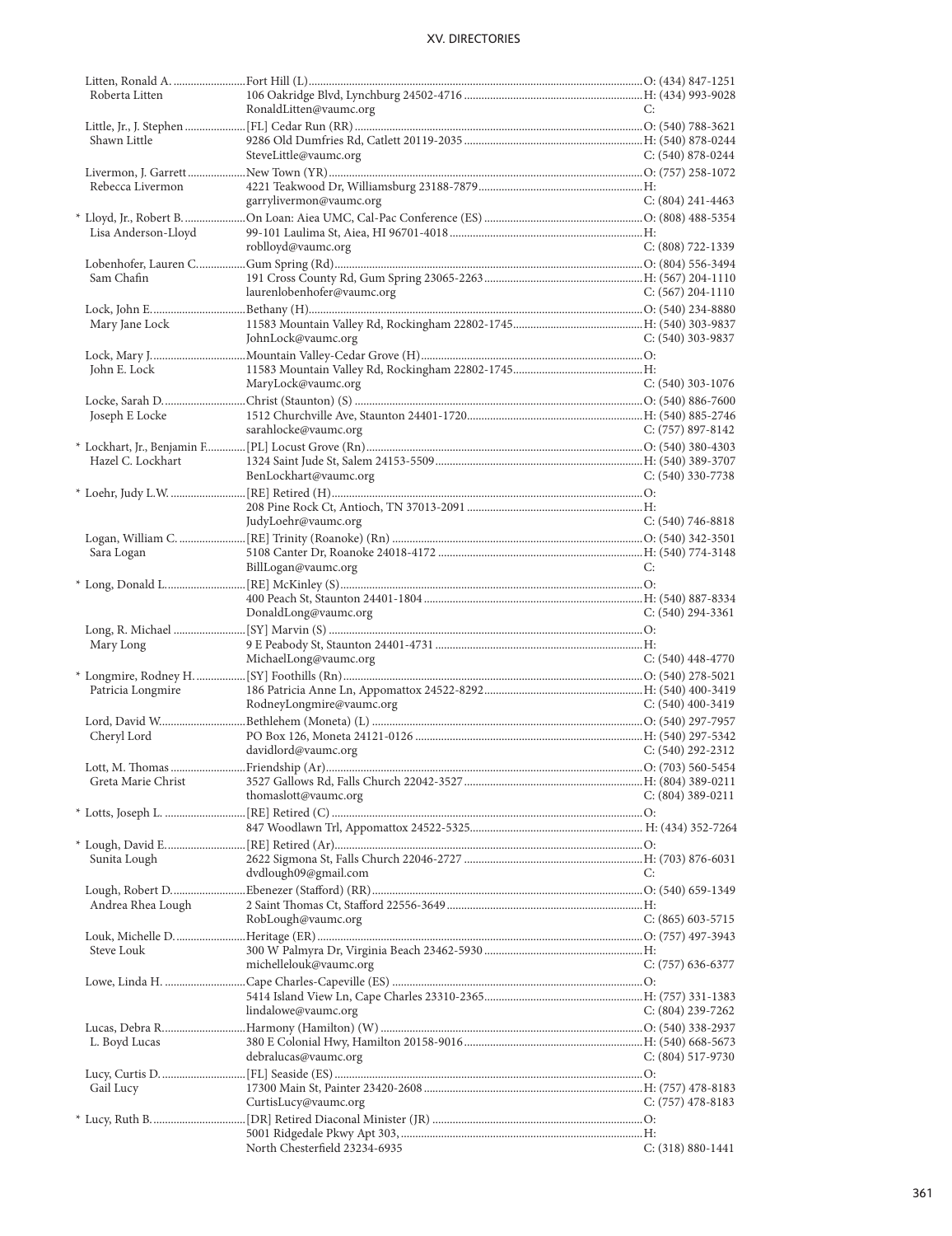| Name | Appointment / Address | Phone |
|---|---|---|
| Litten, Ronald A. | Fort Hill (L) | O: (434) 847-1251 |
| Roberta Litten | 106 Oakridge Blvd, Lynchburg 24502-4716 | H: (434) 993-9028 |
| | RonaldLitten@vaumc.org | C: |
| Little, Jr., J. Stephen | [FL] Cedar Run (RR) | O: (540) 788-3621 |
| Shawn Little | 9286 Old Dumfries Rd, Catlett 20119-2035 | H: (540) 878-0244 |
| | SteveLittle@vaumc.org | C: (540) 878-0244 |
| Livermon, J. Garrett | New Town (YR) | O: (757) 258-1072 |
| Rebecca Livermon | 4221 Teakwood Dr, Williamsburg 23188-7879 | H: |
| | garrylivermon@vaumc.org | C: (804) 241-4463 |
| * Lloyd, Jr., Robert B. | On Loan: Aiea UMC, Cal-Pac Conference (ES) | O: (808) 488-5354 |
| Lisa Anderson-Lloyd | 99-101 Laulima St, Aiea, HI 96701-4018 | H: |
| | roblloyd@vaumc.org | C: (808) 722-1339 |
| Lobenhofer, Lauren C. | Gum Spring (Rd) | O: (804) 556-3494 |
| Sam Chafin | 191 Cross County Rd, Gum Spring 23065-2263 | H: (567) 204-1110 |
| | laurenlobenhofer@vaumc.org | C: (567) 204-1110 |
| Lock, John E. | Bethany (H) | O: (540) 234-8880 |
| Mary Jane Lock | 11583 Mountain Valley Rd, Rockingham 22802-1745 | H: (540) 303-9837 |
| | JohnLock@vaumc.org | C: (540) 303-9837 |
| Lock, Mary J. | Mountain Valley-Cedar Grove (H) | O: |
| John E. Lock | 11583 Mountain Valley Rd, Rockingham 22802-1745 | H: |
| | MaryLock@vaumc.org | C: (540) 303-1076 |
| Locke, Sarah D. | Christ (Staunton) (S) | O: (540) 886-7600 |
| Joseph E Locke | 1512 Churchville Ave, Staunton 24401-1720 | H: (540) 885-2746 |
| | sarahlocke@vaumc.org | C: (757) 897-8142 |
| * Lockhart, Jr., Benjamin F. | [PL] Locust Grove (Rn) | O: (540) 380-4303 |
| Hazel C. Lockhart | 1324 Saint Jude St, Salem 24153-5509 | H: (540) 389-3707 |
| | BenLockhart@vaumc.org | C: (540) 330-7738 |
| * Loehr, Judy L.W. | [RE] Retired (H) | O: |
| | 208 Pine Rock Ct, Antioch, TN 37013-2091 | H: |
| | JudyLoehr@vaumc.org | C: (540) 746-8818 |
| Logan, William C. | [RE] Trinity (Roanoke) (Rn) | O: (540) 342-3501 |
| Sara Logan | 5108 Canter Dr, Roanoke 24018-4172 | H: (540) 774-3148 |
| | BillLogan@vaumc.org | C: |
| * Long, Donald L. | [RE] McKinley (S) | O: |
| | 400 Peach St, Staunton 24401-1804 | H: (540) 887-8334 |
| | DonaldLong@vaumc.org | C: (540) 294-3361 |
| Long, R. Michael | [SY] Marvin (S) | O: |
| Mary Long | 9 E Peabody St, Staunton 24401-4731 | H: |
| | MichaelLong@vaumc.org | C: (540) 448-4770 |
| * Longmire, Rodney H. | [SY] Foothills (Rn) | O: (540) 278-5021 |
| Patricia Longmire | 186 Patricia Anne Ln, Appomattox 24522-8292 | H: (540) 400-3419 |
| | RodneyLongmire@vaumc.org | C: (540) 400-3419 |
| Lord, David W. | Bethlehem (Moneta) (L) | O: (540) 297-7957 |
| Cheryl Lord | PO Box 126, Moneta 24121-0126 | H: (540) 297-5342 |
| | davidlord@vaumc.org | C: (540) 292-2312 |
| Lott, M. Thomas | Friendship (Ar) | O: (703) 560-5454 |
| Greta Marie Christ | 3527 Gallows Rd, Falls Church 22042-3527 | H: (804) 389-0211 |
| | thomaslott@vaumc.org | C: (804) 389-0211 |
| * Lotts, Joseph L. | [RE] Retired (C) | O: |
| | 847 Woodlawn Trl, Appomattox 24522-5325 | H: (434) 352-7264 |
| * Lough, David E. | [RE] Retired (Ar) | O: |
| Sunita Lough | 2622 Sigmona St, Falls Church 22046-2727 | H: (703) 876-6031 |
| | dvdlough09@gmail.com | C: |
| Lough, Robert D. | Ebenezer (Stafford) (RR) | O: (540) 659-1349 |
| Andrea Rhea Lough | 2 Saint Thomas Ct, Stafford 22556-3649 | H: |
| | RobLough@vaumc.org | C: (865) 603-5715 |
| Louk, Michelle D. | Heritage (ER) | O: (757) 497-3943 |
| Steve Louk | 300 W Palmyra Dr, Virginia Beach 23462-5930 | H: |
| | michellelouk@vaumc.org | C: (757) 636-6377 |
| Lowe, Linda H. | Cape Charles-Capeville (ES) | O: |
| | 5414 Island View Ln, Cape Charles 23310-2365 | H: (757) 331-1383 |
| | lindalowe@vaumc.org | C: (804) 239-7262 |
| Lucas, Debra R. | Harmony (Hamilton) (W) | O: (540) 338-2937 |
| L. Boyd Lucas | 380 E Colonial Hwy, Hamilton 20158-9016 | H: (540) 668-5673 |
| | debralucas@vaumc.org | C: (804) 517-9730 |
| Lucy, Curtis D. | [FL] Seaside (ES) | O: |
| Gail Lucy | 17300 Main St, Painter 23420-2608 | H: (757) 478-8183 |
| | CurtisLucy@vaumc.org | C: (757) 478-8183 |
| * Lucy, Ruth B. | [DR] Retired Diaconal Minister (JR) | O: |
| | 5001 Ridgedale Pkwy Apt 303, | H: |
| | North Chesterfield 23234-6935 | C: (318) 880-1441 |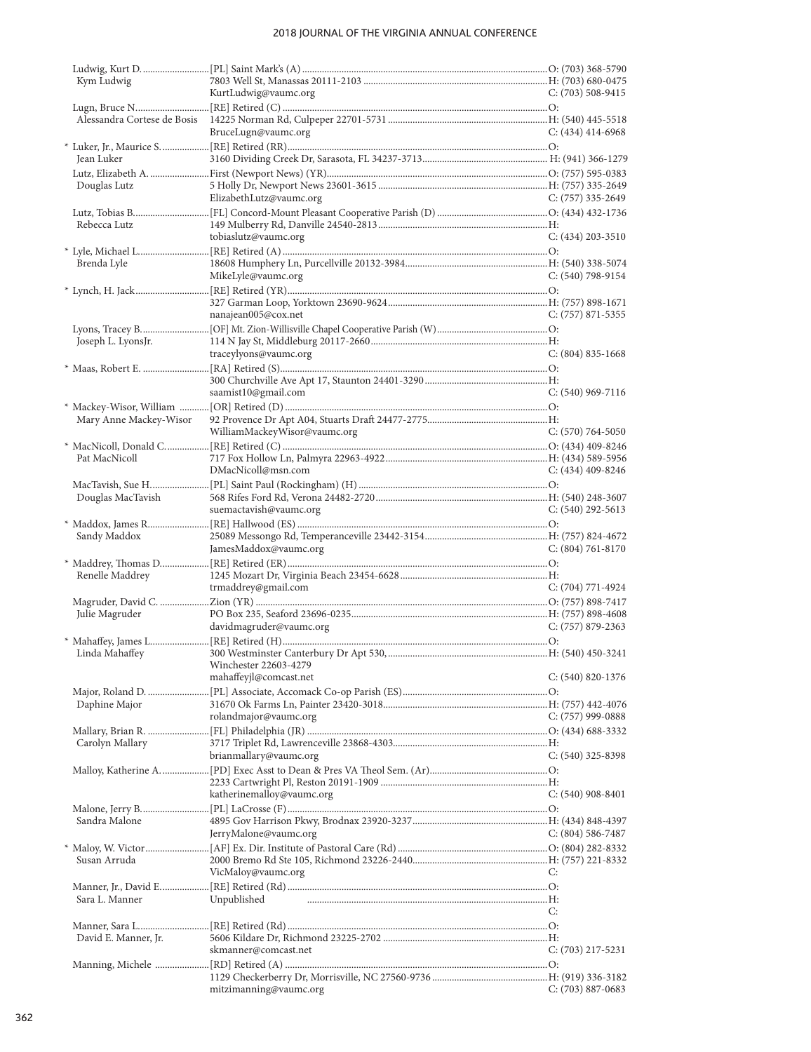| Name / Spouse | Appointment / Address / Email | Phone |
|---|---|---|
| Ludwig, Kurt D. | [PL] Saint Mark's (A) | O: (703) 368-5790 |
| Kym Ludwig | 7803 Well St, Manassas 20111-2103 | H: (703) 680-0475 |
| | KurtLudwig@vaumc.org | C: (703) 508-9415 |
| Lugn, Bruce N. | [RE] Retired (C) | O: |
| Alessandra Cortese de Bosis | 14225 Norman Rd, Culpeper 22701-5731 | H: (540) 445-5518 |
| | BruceLugn@vaumc.org | C: (434) 414-6968 |
| * Luker, Jr., Maurice S. | [RE] Retired (RR) | O: |
| Jean Luker | 3160 Dividing Creek Dr, Sarasota, FL 34237-3713 | H: (941) 366-1279 |
| Lutz, Elizabeth A. | First (Newport News) (YR) | O: (757) 595-0383 |
| Douglas Lutz | 5 Holly Dr, Newport News 23601-3615 | H: (757) 335-2649 |
| | ElizabethLutz@vaumc.org | C: (757) 335-2649 |
| Lutz, Tobias B. | [FL] Concord-Mount Pleasant Cooperative Parish (D) | O: (434) 432-1736 |
| Rebecca Lutz | 149 Mulberry Rd, Danville 24540-2813 | H: |
| | tobiaslutz@vaumc.org | C: (434) 203-3510 |
| * Lyle, Michael L. | [RE] Retired (A) | O: |
| Brenda Lyle | 18608 Humphery Ln, Purcellville 20132-3984 | H: (540) 338-5074 |
| | MikeLyle@vaumc.org | C: (540) 798-9154 |
| * Lynch, H. Jack | [RE] Retired (YR) | O: |
| | 327 Garman Loop, Yorktown 23690-9624 | H: (757) 898-1671 |
| | nanajean005@cox.net | C: (757) 871-5355 |
| Lyons, Tracey B. | [OF] Mt. Zion-Willisville Chapel Cooperative Parish (W) | O: |
| Joseph L. LyonsJr. | 114 N Jay St, Middleburg 20117-2660 | H: |
| | traceylyons@vaumc.org | C: (804) 835-1668 |
| * Maas, Robert E. | [RA] Retired (S) | O: |
| | 300 Churchville Ave Apt 17, Staunton 24401-3290 | H: |
| | saamist10@gmail.com | C: (540) 969-7116 |
| * Mackey-Wisor, William | [OR] Retired (D) | O: |
| Mary Anne Mackey-Wisor | 92 Provence Dr Apt A04, Stuarts Draft 24477-2775 | H: |
| | WilliamMackeyWisor@vaumc.org | C: (570) 764-5050 |
| * MacNicoll, Donald C. | [RE] Retired (C) | O: (434) 409-8246 |
| Pat MacNicoll | 717 Fox Hollow Ln, Palmyra 22963-4922 | H: (434) 589-5956 |
| | DMacNicoll@msn.com | C: (434) 409-8246 |
| MacTavish, Sue H. | [PL] Saint Paul (Rockingham) (H) | O: |
| Douglas MacTavish | 568 Rifes Ford Rd, Verona 24482-2720 | H: (540) 248-3607 |
| | suemactavish@vaumc.org | C: (540) 292-5613 |
| * Maddox, James R. | [RE] Hallwood (ES) | O: |
| Sandy Maddox | 25089 Messongo Rd, Temperanceville 23442-3154 | H: (757) 824-4672 |
| | JamesMaddox@vaumc.org | C: (804) 761-8170 |
| * Maddrey, Thomas D. | [RE] Retired (ER) | O: |
| Renelle Maddrey | 1245 Mozart Dr, Virginia Beach 23454-6628 | H: |
| | trmaddrey@gmail.com | C: (704) 771-4924 |
| Magruder, David C. | Zion (YR) | O: (757) 898-7417 |
| Julie Magruder | PO Box 235, Seaford 23696-0235 | H: (757) 898-4608 |
| | davidmagruder@vaumc.org | C: (757) 879-2363 |
| * Mahaffey, James L. | [RE] Retired (H) | O: |
| Linda Mahaffey | 300 Westminster Canterbury Dr Apt 530, Winchester 22603-4279 | H: (540) 450-3241 |
| | mahaffeyjl@comcast.net | C: (540) 820-1376 |
| Major, Roland D. | [PL] Associate, Accomack Co-op Parish (ES) | O: |
| Daphine Major | 31670 Ok Farms Ln, Painter 23420-3018 | H: (757) 442-4076 |
| | rolandmajor@vaumc.org | C: (757) 999-0888 |
| Mallary, Brian R. | [FL] Philadelphia (JR) | O: (434) 688-3332 |
| Carolyn Mallary | 3717 Triplet Rd, Lawrenceville 23868-4303 | H: |
| | brianmallary@vaumc.org | C: (540) 325-8398 |
| Malloy, Katherine A. | [PD] Exec Asst to Dean & Pres VA Theol Sem. (Ar) | O: |
| | 2233 Cartwright Pl, Reston 20191-1909 | H: |
| | katherinemalloy@vaumc.org | C: (540) 908-8401 |
| Malone, Jerry B. | [PL] LaCrosse (F) | O: |
| Sandra Malone | 4895 Gov Harrison Pkwy, Brodnax 23920-3237 | H: (434) 848-4397 |
| | JerryMalone@vaumc.org | C: (804) 586-7487 |
| * Maloy, W. Victor | [AF] Ex. Dir. Institute of Pastoral Care (Rd) | O: (804) 282-8332 |
| Susan Arruda | 2000 Bremo Rd Ste 105, Richmond 23226-2440 | H: (757) 221-8332 |
| | VicMaloy@vaumc.org | C: |
| Manner, Jr., David E. | [RE] Retired (Rd) | O: |
| Sara L. Manner | Unpublished | H: |
| | | C: |
| Manner, Sara L. | [RE] Retired (Rd) | O: |
| David E. Manner, Jr. | 5606 Kildare Dr, Richmond 23225-2702 | H: |
| | skmanner@comcast.net | C: (703) 217-5231 |
| Manning, Michele | [RD] Retired (A) | O: |
| | 1129 Checkerberry Dr, Morrisville, NC 27560-9736 | H: (919) 336-3182 |
| | mitzimanning@vaumc.org | C: (703) 887-0683 |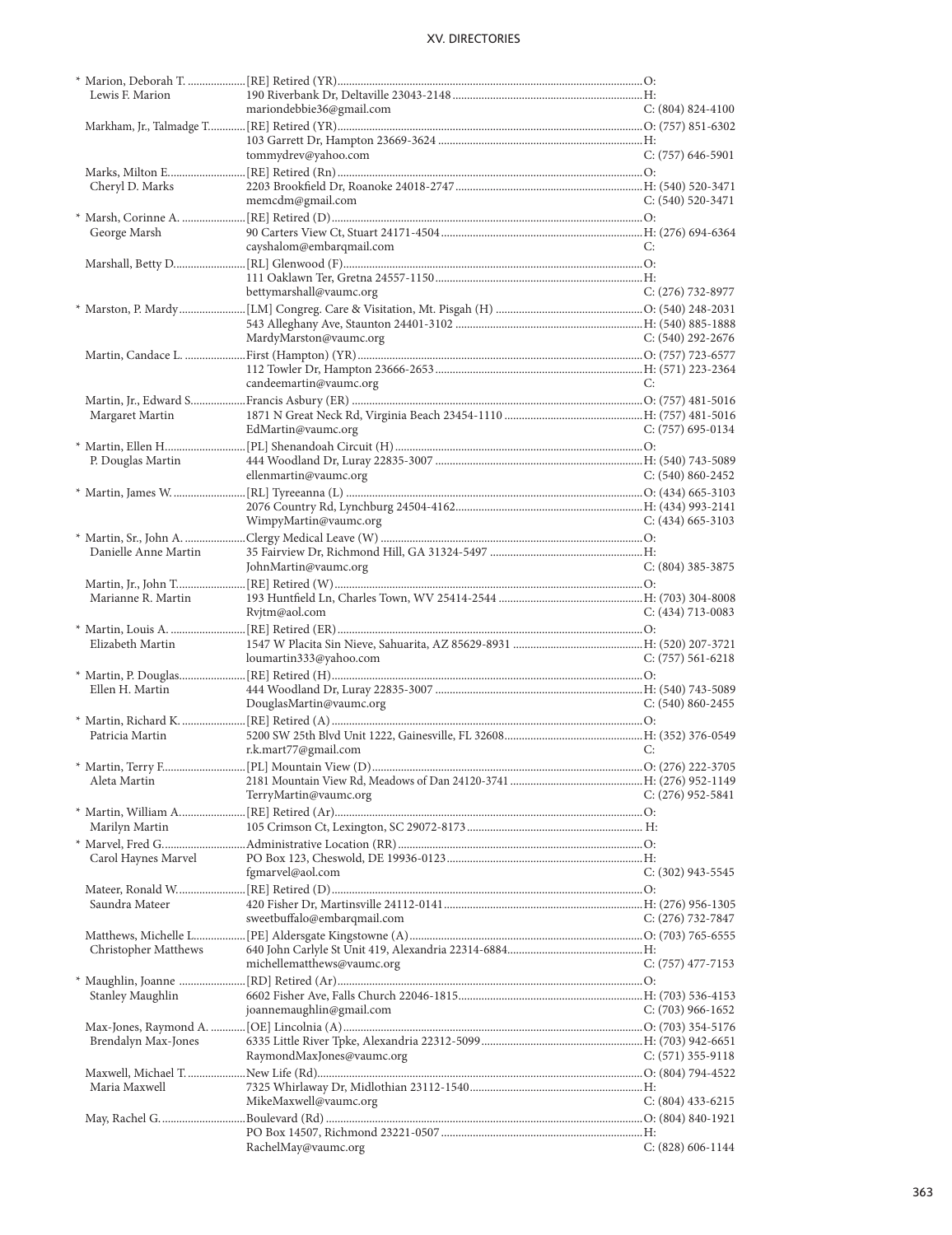| Name | Appointment / Address / Email | Phone |
|---|---|---|
| * Marion, Deborah T. | [RE] Retired (YR) | O: |
| Lewis F. Marion | 190 Riverbank Dr, Deltaville 23043-2148 | H: |
| | mariondebbie36@gmail.com | C: (804) 824-4100 |
| Markham, Jr., Talmadge T. | [RE] Retired (YR) | O: (757) 851-6302 |
| | 103 Garrett Dr, Hampton 23669-3624 | H: |
| | tommydrev@yahoo.com | C: (757) 646-5901 |
| Marks, Milton E. | [RE] Retired (Rn) | O: |
| Cheryl D. Marks | 2203 Brookfield Dr, Roanoke 24018-2747 | H: (540) 520-3471 |
| | memcdm@gmail.com | C: (540) 520-3471 |
| * Marsh, Corinne A. | [RE] Retired (D) | O: |
| George Marsh | 90 Carters View Ct, Stuart 24171-4504 | H: (276) 694-6364 |
| | cayshalom@embarqmail.com | C: |
| Marshall, Betty D. | [RL] Glenwood (F) | O: |
| | 111 Oaklawn Ter, Gretna 24557-1150 | H: |
| | bettymarshall@vaumc.org | C: (276) 732-8977 |
| * Marston, P. Mardy | [LM] Congreg. Care & Visitation, Mt. Pisgah (H) | O: (540) 248-2031 |
| | 543 Alleghany Ave, Staunton 24401-3102 | H: (540) 885-1888 |
| | MardyMarston@vaumc.org | C: (540) 292-2676 |
| Martin, Candace L. | First (Hampton) (YR) | O: (757) 723-6577 |
| | 112 Towler Dr, Hampton 23666-2653 | H: (571) 223-2364 |
| | candeemartin@vaumc.org | C: |
| Martin, Jr., Edward S. | Francis Asbury (ER) | O: (757) 481-5016 |
| Margaret Martin | 1871 N Great Neck Rd, Virginia Beach 23454-1110 | H: (757) 481-5016 |
| | EdMartin@vaumc.org | C: (757) 695-0134 |
| * Martin, Ellen H. | [PL] Shenandoah Circuit (H) | O: |
| P. Douglas Martin | 444 Woodland Dr, Luray 22835-3007 | H: (540) 743-5089 |
| | ellenmartin@vaumc.org | C: (540) 860-2452 |
| * Martin, James W. | [RL] Tyreeanna (L) | O: (434) 665-3103 |
| | 2076 Country Rd, Lynchburg 24504-4162 | H: (434) 993-2141 |
| | WimpyMartin@vaumc.org | C: (434) 665-3103 |
| * Martin, Sr., John A. | Clergy Medical Leave (W) | O: |
| Danielle Anne Martin | 35 Fairview Dr, Richmond Hill, GA 31324-5497 | H: |
| | JohnMartin@vaumc.org | C: (804) 385-3875 |
| Martin, Jr., John T. | [RE] Retired (W) | O: |
| Marianne R. Martin | 193 Huntfield Ln, Charles Town, WV 25414-2544 | H: (703) 304-8008 |
| | Rvjtm@aol.com | C: (434) 713-0083 |
| * Martin, Louis A. | [RE] Retired (ER) | O: |
| Elizabeth Martin | 1547 W Placita Sin Nieve, Sahuarita, AZ 85629-8931 | H: (520) 207-3721 |
| | loumartin333@yahoo.com | C: (757) 561-6218 |
| * Martin, P. Douglas | [RE] Retired (H) | O: |
| Ellen H. Martin | 444 Woodland Dr, Luray 22835-3007 | H: (540) 743-5089 |
| | DouglasMartin@vaumc.org | C: (540) 860-2455 |
| * Martin, Richard K. | [RE] Retired (A) | O: |
| Patricia Martin | 5200 SW 25th Blvd Unit 1222, Gainesville, FL 32608 | H: (352) 376-0549 |
| | r.k.mart77@gmail.com | C: |
| * Martin, Terry F. | [PL] Mountain View (D) | O: (276) 222-3705 |
| Aleta Martin | 2181 Mountain View Rd, Meadows of Dan 24120-3741 | H: (276) 952-1149 |
| | TerryMartin@vaumc.org | C: (276) 952-5841 |
| * Martin, William A. | [RE] Retired (Ar) | O: |
| Marilyn Martin | 105 Crimson Ct, Lexington, SC 29072-8173 | H: |
| * Marvel, Fred G. | Administrative Location (RR) | O: |
| Carol Haynes Marvel | PO Box 123, Cheswold, DE 19936-0123 | H: |
| | fgmarvel@aol.com | C: (302) 943-5545 |
| Mateer, Ronald W. | [RE] Retired (D) | O: |
| Saundra Mateer | 420 Fisher Dr, Martinsville 24112-0141 | H: (276) 956-1305 |
| | sweetbuffalo@embarqmail.com | C: (276) 732-7847 |
| Matthews, Michelle L. | [PE] Aldersgate Kingstowne (A) | O: (703) 765-6555 |
| Christopher Matthews | 640 John Carlyle St Unit 419, Alexandria 22314-6884 | H: |
| | michellematthews@vaumc.org | C: (757) 477-7153 |
| * Maughlin, Joanne | [RD] Retired (Ar) | O: |
| Stanley Maughlin | 6602 Fisher Ave, Falls Church 22046-1815 | H: (703) 536-4153 |
| | joannemaughlin@gmail.com | C: (703) 966-1652 |
| Max-Jones, Raymond A. | [OE] Lincolnia (A) | O: (703) 354-5176 |
| Brendalyn Max-Jones | 6335 Little River Tpke, Alexandria 22312-5099 | H: (703) 942-6651 |
| | RaymondMaxJones@vaumc.org | C: (571) 355-9118 |
| Maxwell, Michael T. | New Life (Rd) | O: (804) 794-4522 |
| Maria Maxwell | 7325 Whirlaway Dr, Midlothian 23112-1540 | H: |
| | MikeMaxwell@vaumc.org | C: (804) 433-6215 |
| May, Rachel G. | Boulevard (Rd) | O: (804) 840-1921 |
| | PO Box 14507, Richmond 23221-0507 | H: |
| | RachelMay@vaumc.org | C: (828) 606-1144 |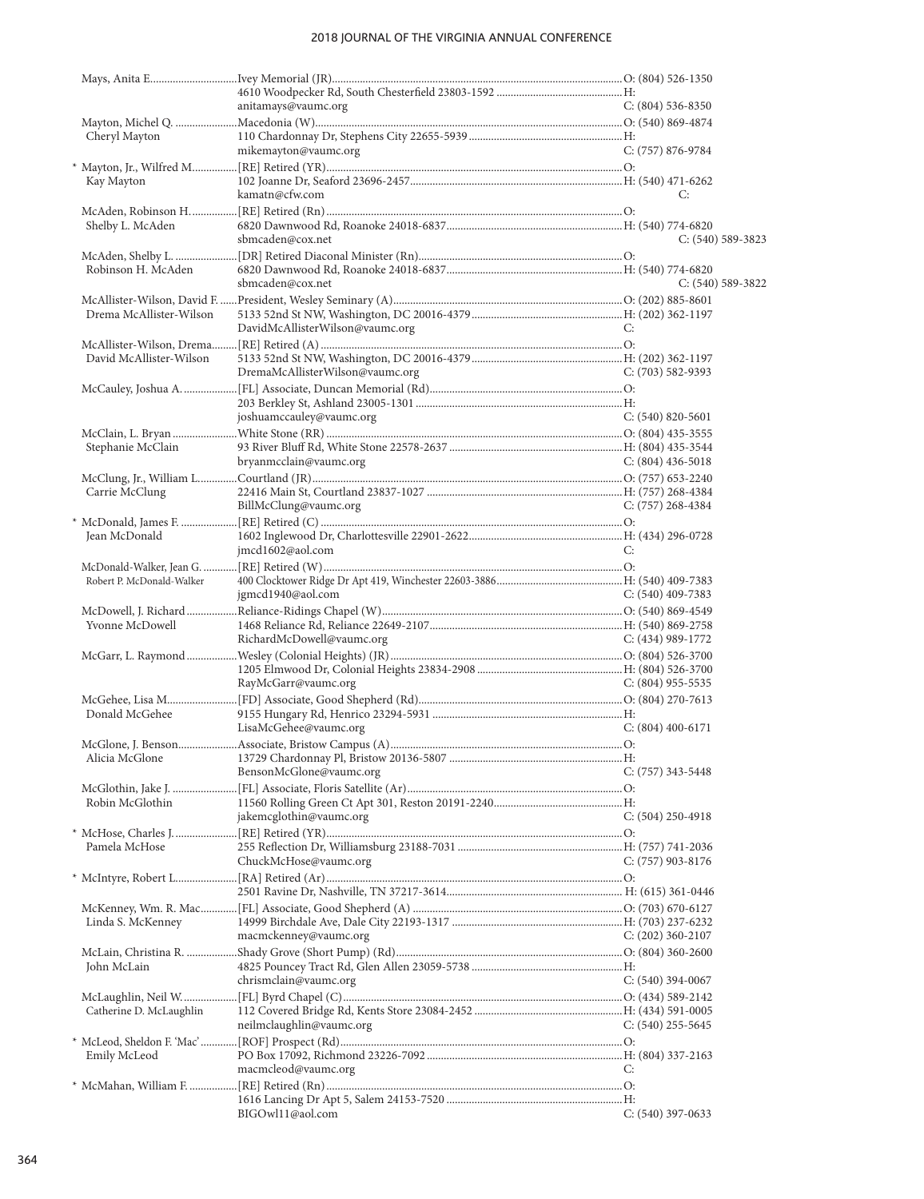| Name / Spouse | Appointment / Address / Email | Phone |
|---|---|---|
| Mays, Anita E. | Ivey Memorial (JR) | O: (804) 526-1350 |
| | 4610 Woodpecker Rd, South Chesterfield 23803-1592 | H: |
| | anitamays@vaumc.org | C: (804) 536-8350 |
| Mayton, Michel Q. | Macedonia (W) | O: (540) 869-4874 |
| Cheryl Mayton | 110 Chardonnay Dr, Stephens City 22655-5939 | H: |
| | mikemayton@vaumc.org | C: (757) 876-9784 |
| * Mayton, Jr., Wilfred M. | [RE] Retired (YR) | O: |
| Kay Mayton | 102 Joanne Dr, Seaford 23696-2457 | H: (540) 471-6262 |
| | kamatn@cfw.com | C: |
| McAden, Robinson H. | [RE] Retired (Rn) | O: |
| Shelby L. McAden | 6820 Dawnwood Rd, Roanoke 24018-6837 | H: (540) 774-6820 |
| | sbmcaden@cox.net | C: (540) 589-3823 |
| McAden, Shelby L. | [DR] Retired Diaconal Minister (Rn) | O: |
| Robinson H. McAden | 6820 Dawnwood Rd, Roanoke 24018-6837 | H: (540) 774-6820 |
| | sbmcaden@cox.net | C: (540) 589-3822 |
| McAllister-Wilson, David F. | President, Wesley Seminary (A) | O: (202) 885-8601 |
| Drema McAllister-Wilson | 5133 52nd St NW, Washington, DC 20016-4379 | H: (202) 362-1197 |
| | DavidMcAllisterWilson@vaumc.org | C: |
| McAllister-Wilson, Drema | [RE] Retired (A) | O: |
| David McAllister-Wilson | 5133 52nd St NW, Washington, DC 20016-4379 | H: (202) 362-1197 |
| | DremaMcAllisterWilson@vaumc.org | C: (703) 582-9393 |
| McCauley, Joshua A. | [FL] Associate, Duncan Memorial (Rd) | O: |
| | 203 Berkley St, Ashland 23005-1301 | H: |
| | joshuamccauley@vaumc.org | C: (540) 820-5601 |
| McClain, L. Bryan | White Stone (RR) | O: (804) 435-3555 |
| Stephanie McClain | 93 River Bluff Rd, White Stone 22578-2637 | H: (804) 435-3544 |
| | bryanmcclain@vaumc.org | C: (804) 436-5018 |
| McClung, Jr., William L. | Courtland (JR) | O: (757) 653-2240 |
| Carrie McClung | 22416 Main St, Courtland 23837-1027 | H: (757) 268-4384 |
| | BillMcClung@vaumc.org | C: (757) 268-4384 |
| * McDonald, James F. | [RE] Retired (C) | O: |
| Jean McDonald | 1602 Inglewood Dr, Charlottesville 22901-2622 | H: (434) 296-0728 |
| | jmcd1602@aol.com | C: |
| McDonald-Walker, Jean G. | [RE] Retired (W) | O: |
| Robert P. McDonald-Walker | 400 Clocktower Ridge Dr Apt 419, Winchester 22603-3886 | H: (540) 409-7383 |
| | jgmcd1940@aol.com | C: (540) 409-7383 |
| McDowell, J. Richard | Reliance-Ridings Chapel (W) | O: (540) 869-4549 |
| Yvonne McDowell | 1468 Reliance Rd, Reliance 22649-2107 | H: (540) 869-2758 |
| | RichardMcDowell@vaumc.org | C: (434) 989-1772 |
| McGarr, L. Raymond | Wesley (Colonial Heights) (JR) | O: (804) 526-3700 |
| | 1205 Elmwood Dr, Colonial Heights 23834-2908 | H: (804) 526-3700 |
| | RayMcGarr@vaumc.org | C: (804) 955-5535 |
| McGehee, Lisa M. | [FD] Associate, Good Shepherd (Rd) | O: (804) 270-7613 |
| Donald McGehee | 9155 Hungary Rd, Henrico 23294-5931 | H: |
| | LisaMcGehee@vaumc.org | C: (804) 400-6171 |
| McGlone, J. Benson | Associate, Bristow Campus (A) | O: |
| Alicia McGlone | 13729 Chardonnay Pl, Bristow 20136-5807 | H: |
| | BensonMcGlone@vaumc.org | C: (757) 343-5448 |
| McGlothin, Jake J. | [FL] Associate, Floris Satellite (Ar) | O: |
| Robin McGlothin | 11560 Rolling Green Ct Apt 301, Reston 20191-2240 | H: |
| | jakemcglothin@vaumc.org | C: (504) 250-4918 |
| * McHose, Charles J. | [RE] Retired (YR) | O: |
| Pamela McHose | 255 Reflection Dr, Williamsburg 23188-7031 | H: (757) 741-2036 |
| | ChuckMcHose@vaumc.org | C: (757) 903-8176 |
| * McIntyre, Robert L. | [RA] Retired (Ar) | O: |
| | 2501 Ravine Dr, Nashville, TN 37217-3614 | H: (615) 361-0446 |
| McKenney, Wm. R. Mac | [FL] Associate, Good Shepherd (A) | O: (703) 670-6127 |
| Linda S. McKenney | 14999 Birchdale Ave, Dale City 22193-1317 | H: (703) 237-6232 |
| | macmckenney@vaumc.org | C: (202) 360-2107 |
| McLain, Christina R. | Shady Grove (Short Pump) (Rd) | O: (804) 360-2600 |
| John McLain | 4825 Pouncey Tract Rd, Glen Allen 23059-5738 | H: |
| | chrismclain@vaumc.org | C: (540) 394-0067 |
| McLaughlin, Neil W. | [FL] Byrd Chapel (C) | O: (434) 589-2142 |
| Catherine D. McLaughlin | 112 Covered Bridge Rd, Kents Store 23084-2452 | H: (434) 591-0005 |
| | neilmclaughlin@vaumc.org | C: (540) 255-5645 |
| * McLeod, Sheldon F. 'Mac' | [ROF] Prospect (Rd) | O: |
| Emily McLeod | PO Box 17092, Richmond 23226-7092 | H: (804) 337-2163 |
| | macmcleod@vaumc.org | C: |
| * McMahan, William F. | [RE] Retired (Rn) | O: |
| | 1616 Lancing Dr Apt 5, Salem 24153-7520 | H: |
| | BIGOwl11@aol.com | C: (540) 397-0633 |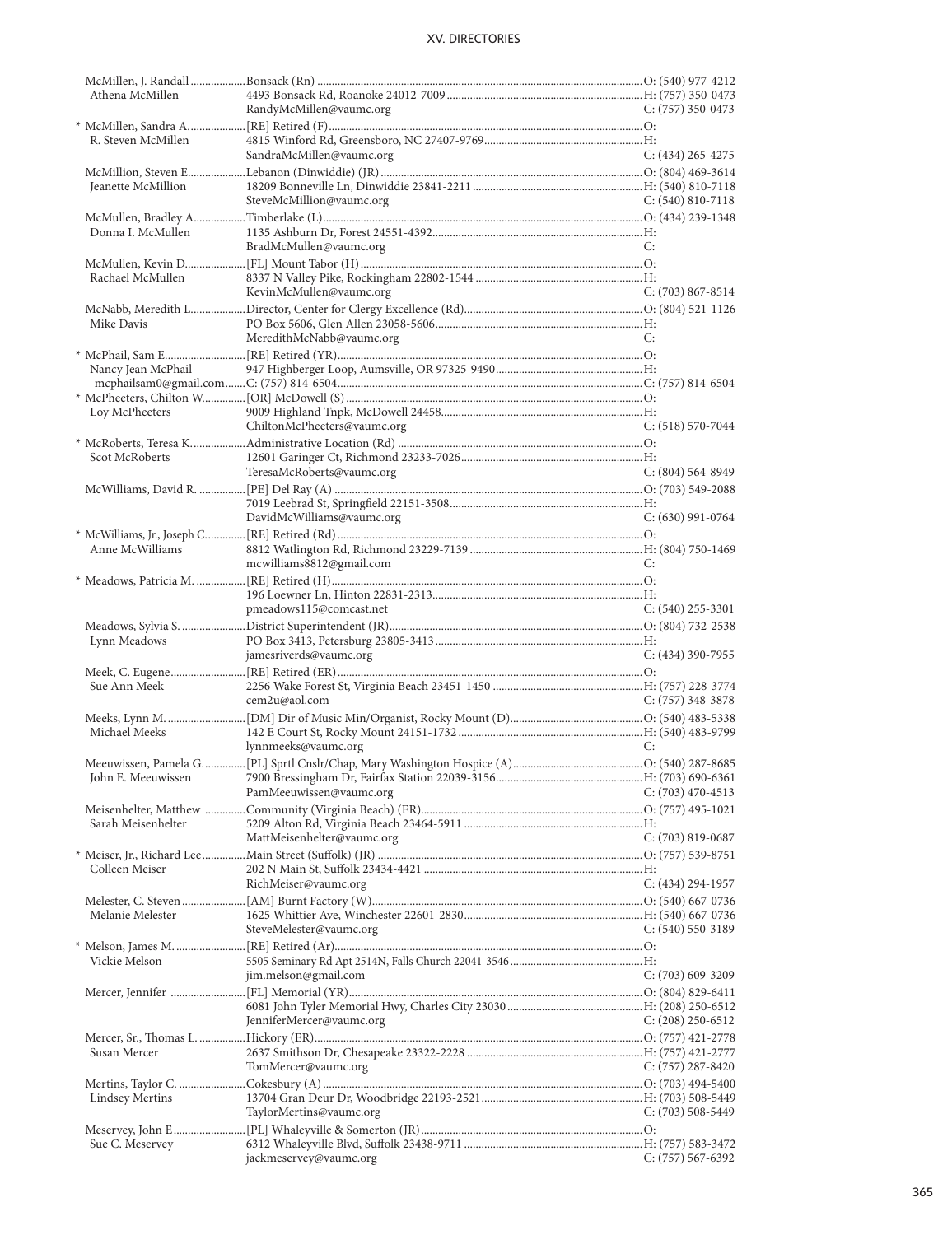McMillen, J. Randall ................... Bonsack (Rn) ................................................................ O: (540) 977-4212
Athena McMillen ................ 4493 Bonsack Rd, Roanoke 24012-7009 ................................................................ H: (757) 350-0473
RandyMcMillen@vaumc.org ................ C: (757) 350-0473

* McMillen, Sandra A. .................... [RE] Retired (F) ................................................................ O:
R. Steven McMillen ................ 4815 Winford Rd, Greensboro, NC 27407-9769 ................................................................ H:
SandraMcMillen@vaumc.org ................ C: (434) 265-4275

McMillion, Steven E. ................... Lebanon (Dinwiddie) (JR) ................................................................ O: (804) 469-3614
Jeanette McMillion ................ 18209 Bonneville Ln, Dinwiddie 23841-2211 ................................................................ H: (540) 810-7118
SteveMcMillion@vaumc.org ................ C: (540) 810-7118

McMullen, Bradley A. ................. Timberlake (L) ................................................................ O: (434) 239-1348
Donna I. McMullen ................ 1135 Ashburn Dr, Forest 24551-4392 ................................................................ H:
BradMcMullen@vaumc.org ................ C:

McMullen, Kevin D. .................... [FL] Mount Tabor (H) ................................................................ O:
Rachael McMullen ................ 8337 N Valley Pike, Rockingham 22802-1544 ................................................................ H:
KevinMcMullen@vaumc.org ................ C: (703) 867-8514

McNabb, Meredith L. ................... Director, Center for Clergy Excellence (Rd) ................................................................ O: (804) 521-1126
Mike Davis ................ PO Box 5606, Glen Allen 23058-5606 ................................................................ H:
MeredithMcNabb@vaumc.org ................ C:

* McPhail, Sam E. ........................... [RE] Retired (YR) ................................................................ O:
Nancy Jean McPhail ................ 947 Highberger Loop, Aumsville, OR 97325-9490 ................................................................ H:
mcphailsam0@gmail.com ....... C: (757) 814-6504 ................................................................ C: (757) 814-6504

* McPheeters, Chilton W. ............... [OR] McDowell (S) ................................................................ O:
Loy McPheeters ................ 9009 Highland Tnpk, McDowell 24458 ................................................................ H:
ChiltonMcPheeters@vaumc.org ................ C: (518) 570-7044

* McRoberts, Teresa K. ................... Administrative Location (Rd) ................................................................ O:
Scot McRoberts ................ 12601 Garinger Ct, Richmond 23233-7026 ................................................................ H:
TeresaMcRoberts@vaumc.org ................ C: (804) 564-8949

McWilliams, David R. ................. [PE] Del Ray (A) ................................................................ O: (703) 549-2088
7019 Leebrad St, Springfield 22151-3508 ................................................................ H:
DavidMcWilliams@vaumc.org ................ C: (630) 991-0764

* McWilliams, Jr., Joseph C. ............. [RE] Retired (Rd) ................................................................ O:
Anne McWilliams ................ 8812 Watlington Rd, Richmond 23229-7139 ................................................................ H: (804) 750-1469
mcwilliams8812@gmail.com ................ C:

* Meadows, Patricia M. .................. [RE] Retired (H) ................................................................ O:
196 Loewner Ln, Hinton 22831-2313 ................................................................ H:
pmeadows115@comcast.net ................ C: (540) 255-3301

Meadows, Sylvia S. ...................... District Superintendent (JR) ................................................................ O: (804) 732-2538
Lynn Meadows ................ PO Box 3413, Petersburg 23805-3413 ................................................................ H:
jamesriverds@vaumc.org ................ C: (434) 390-7955

Meek, C. Eugene .......................... [RE] Retired (ER) ................................................................ O:
Sue Ann Meek ................ 2256 Wake Forest St, Virginia Beach 23451-1450 ................................................................ H: (757) 228-3774
cem2u@aol.com ................ C: (757) 348-3878

Meeks, Lynn M. ........................... [DM] Dir of Music Min/Organist, Rocky Mount (D) ................................................................ O: (540) 483-5338
Michael Meeks ................ 142 E Court St, Rocky Mount 24151-1732 ................................................................ H: (540) 483-9799
lynnmeeks@vaumc.org ................ C:

Meeuwissen, Pamela G. ............... [PL] Sprtl Cnslr/Chap, Mary Washington Hospice (A) ................................................................ O: (540) 287-8685
John E. Meeuwissen ................ 7900 Bressingham Dr, Fairfax Station 22039-3156 ................................................................ H: (703) 690-6361
PamMeeuwissen@vaumc.org ................ C: (703) 470-4513

Meisenhelter, Matthew ............. Community (Virginia Beach) (ER) ................................................................ O: (757) 495-1021
Sarah Meisenhelter ................ 5209 Alton Rd, Virginia Beach 23464-5911 ................................................................ H:
MattMeisenhelter@vaumc.org ................ C: (703) 819-0687

* Meiser, Jr., Richard Lee ............... Main Street (Suffolk) (JR) ................................................................ O: (757) 539-8751
Colleen Meiser ................ 202 N Main St, Suffolk 23434-4421 ................................................................ H:
RichMeiser@vaumc.org ................ C: (434) 294-1957

Melester, C. Steven ...................... [AM] Burnt Factory (W) ................................................................ O: (540) 667-0736
Melanie Melester ................ 1625 Whittier Ave, Winchester 22601-2830 ................................................................ H: (540) 667-0736
SteveMelester@vaumc.org ................ C: (540) 550-3189

* Melson, James M. ........................ [RE] Retired (Ar) ................................................................ O:
Vickie Melson ................ 5505 Seminary Rd Apt 2514N, Falls Church 22041-3546 ................................................................ H:
jim.melson@gmail.com ................ C: (703) 609-3209

Mercer, Jennifer .......................... [FL] Memorial (YR) ................................................................ O: (804) 829-6411
6081 John Tyler Memorial Hwy, Charles City 23030 ................................................................ H: (208) 250-6512
JenniferMercer@vaumc.org ................ C: (208) 250-6512

Mercer, Sr., Thomas L. ................ Hickory (ER) ................................................................ O: (757) 421-2778
Susan Mercer ................ 2637 Smithson Dr, Chesapeake 23322-2228 ................................................................ H: (757) 421-2777
TomMercer@vaumc.org ................ C: (757) 287-8420

Mertins, Taylor C. ....................... Cokesbury (A) ................................................................ O: (703) 494-5400
Lindsey Mertins ................ 13704 Gran Deur Dr, Woodbridge 22193-2521 ................................................................ H: (703) 508-5449
TaylorMertins@vaumc.org ................ C: (703) 508-5449

Meservey, John E. ........................ [PL] Whaleyville & Somerton (JR) ................................................................ O:
Sue C. Meservey ................ 6312 Whaleyville Blvd, Suffolk 23438-9711 ................................................................ H: (757) 583-3472
jackmeservey@vaumc.org ................ C: (757) 567-6392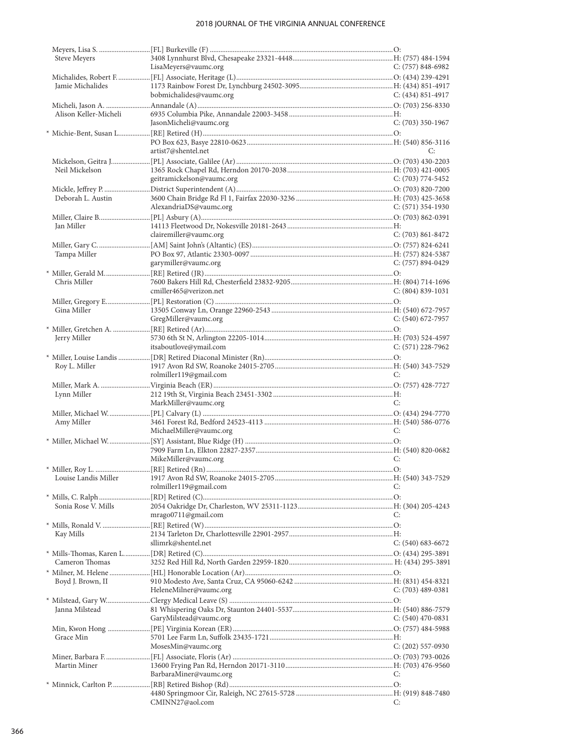| Name / Spouse | Appointment / Address / Email | Phone |
|---|---|---|
| Meyers, Lisa S. | [FL] Burkeville (F) | O: |
| Steve Meyers | 3408 Lynnhurst Blvd, Chesapeake 23321-4448 | H: (757) 484-1594 |
| | LisaMeyers@vaumc.org | C: (757) 848-6982 |
| Michalides, Robert F. | [FL] Associate, Heritage (L) | O: (434) 239-4291 |
| Jamie Michalides | 1173 Rainbow Forest Dr, Lynchburg 24502-3095 | H: (434) 851-4917 |
| | bobmichalides@vaumc.org | C: (434) 851-4917 |
| Micheli, Jason A. | Annandale (A) | O: (703) 256-8330 |
| Alison Keller-Micheli | 6935 Columbia Pike, Annandale 22003-3458 | H: |
| | JasonMicheli@vaumc.org | C: (703) 350-1967 |
| * Michie-Bent, Susan L. | [RE] Retired (H) | O: |
| | PO Box 623, Basye 22810-0623 | H: (540) 856-3116 |
| | artist7@shentel.net | C: |
| Mickelson, Geitra J. | [PL] Associate, Galilee (Ar) | O: (703) 430-2203 |
| Neil Mickelson | 1365 Rock Chapel Rd, Herndon 20170-2038 | H: (703) 421-0005 |
| | geitramickelson@vaumc.org | C: (703) 774-5452 |
| Mickle, Jeffrey P. | District Superintendent (A) | O: (703) 820-7200 |
| Deborah L. Austin | 3600 Chain Bridge Rd Fl 1, Fairfax 22030-3236 | H: (703) 425-3658 |
| | AlexandriaDS@vaumc.org | C: (571) 354-1930 |
| Miller, Claire B. | [PL] Asbury (A) | O: (703) 862-0391 |
| Jan Miller | 14113 Fleetwood Dr, Nokesville 20181-2643 | H: |
| | clairemiller@vaumc.org | C: (703) 861-8472 |
| Miller, Gary C. | [AM] Saint John's (Altantic) (ES) | O: (757) 824-6241 |
| Tampa Miller | PO Box 97, Atlantic 23303-0097 | H: (757) 824-5387 |
| | garymiller@vaumc.org | C: (757) 894-0429 |
| * Miller, Gerald M. | [RE] Retired (JR) | O: |
| Chris Miller | 7600 Bakers Hill Rd, Chesterfield 23832-9205 | H: (804) 714-1696 |
| | cmiller465@verizon.net | C: (804) 839-1031 |
| Miller, Gregory E. | [PL] Restoration (C) | O: |
| Gina Miller | 13505 Conway Ln, Orange 22960-2543 | H: (540) 672-7957 |
| | GregMiller@vaumc.org | C: (540) 672-7957 |
| * Miller, Gretchen A. | [RE] Retired (Ar) | O: |
| Jerry Miller | 5730 6th St N, Arlington 22205-1014 | H: (703) 524-4597 |
| | itsaboutlove@ymail.com | C: (571) 228-7962 |
| * Miller, Louise Landis | [DR] Retired Diaconal Minister (Rn) | O: |
| Roy L. Miller | 1917 Avon Rd SW, Roanoke 24015-2705 | H: (540) 343-7529 |
| | rolmiller119@gmail.com | C: |
| Miller, Mark A. | Virginia Beach (ER) | O: (757) 428-7727 |
| Lynn Miller | 212 19th St, Virginia Beach 23451-3302 | H: |
| | MarkMiller@vaumc.org | C: |
| Miller, Michael W. | [PL] Calvary (L) | O: (434) 294-7770 |
| Amy Miller | 3461 Forest Rd, Bedford 24523-4113 | H: (540) 586-0776 |
| | MichaelMiller@vaumc.org | C: |
| * Miller, Michael W. | [SY] Assistant, Blue Ridge (H) | O: |
| | 7909 Farm Ln, Elkton 22827-2357 | H: (540) 820-0682 |
| | MikeMiller@vaumc.org | C: |
| * Miller, Roy L. | [RE] Retired (Rn) | O: |
| Louise Landis Miller | 1917 Avon Rd SW, Roanoke 24015-2705 | H: (540) 343-7529 |
| | rolmiller119@gmail.com | C: |
| * Mills, C. Ralph | [RD] Retired (C) | O: |
| Sonia Rose V. Mills | 2054 Oakridge Dr, Charleston, WV 25311-1123 | H: (304) 205-4243 |
| | mrago0711@gmail.com | C: |
| * Mills, Ronald V. | [RE] Retired (W) | O: |
| Kay Mills | 2134 Tarleton Dr, Charlottesville 22901-2957 | H: |
| | sllimrk@shentel.net | C: (540) 683-6672 |
| * Mills-Thomas, Karen L. | [DR] Retired (C) | O: (434) 295-3891 |
| Cameron Thomas | 3252 Red Hill Rd, North Garden 22959-1820 | H: (434) 295-3891 |
| * Milner, M. Helene | [HL] Honorable Location (Ar) | O: |
| Boyd J. Brown, II | 910 Modesto Ave, Santa Cruz, CA 95060-6242 | H: (831) 454-8321 |
| | HeleneMilner@vaumc.org | C: (703) 489-0381 |
| * Milstead, Gary W. | Clergy Medical Leave (S) | O: |
| Janna Milstead | 81 Whispering Oaks Dr, Staunton 24401-5537 | H: (540) 886-7579 |
| | GaryMilstead@vaumc.org | C: (540) 470-0831 |
| Min, Kwon Hong | [PE] Virginia Korean (ER) | O: (757) 484-5988 |
| Grace Min | 5701 Lee Farm Ln, Suffolk 23435-1721 | H: |
| | MosesMin@vaumc.org | C: (202) 557-0930 |
| Miner, Barbara F. | [FL] Associate, Floris (Ar) | O: (703) 793-0026 |
| Martin Miner | 13600 Frying Pan Rd, Herndon 20171-3110 | H: (703) 476-9560 |
| | BarbaraMiner@vaumc.org | C: |
| * Minnick, Carlton P. | [RB] Retired Bishop (Rd) | O: |
| | 4480 Springmoor Cir, Raleigh, NC 27615-5728 | H: (919) 848-7480 |
| | CMINN27@aol.com | C: |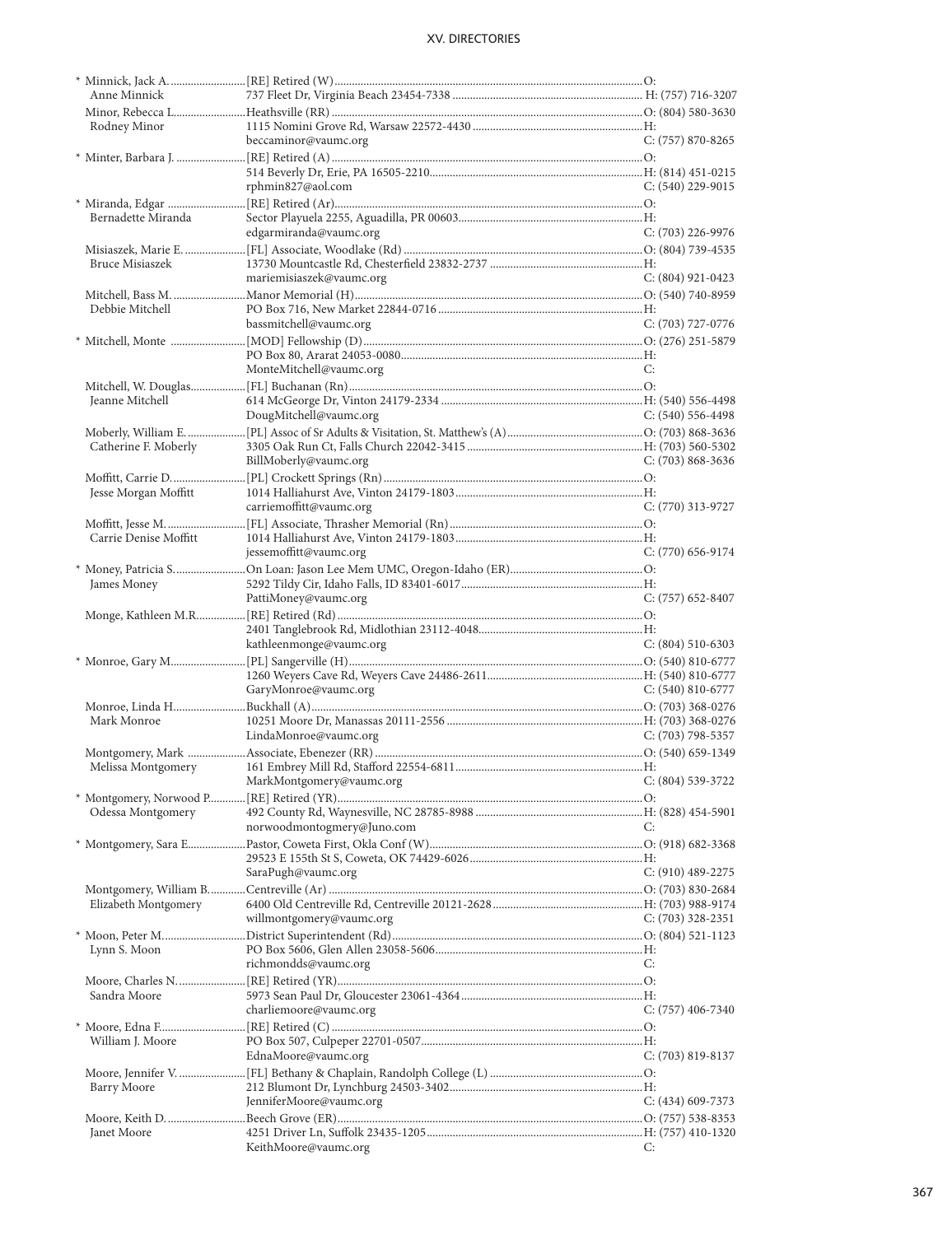| | | |
|---|---|---|
| * Minnick, Jack A. | [RE] Retired (W) | O: |
| Anne Minnick | 737 Fleet Dr, Virginia Beach 23454-7338 | H: (757) 716-3207 |
| Minor, Rebecca L. | Heathsville (RR) | O: (804) 580-3630 |
| Rodney Minor | 1115 Nomini Grove Rd, Warsaw 22572-4430 | H: |
| | beccaminor@vaumc.org | C: (757) 870-8265 |
| * Minter, Barbara J. | [RE] Retired (A) | O: |
| | 514 Beverly Dr, Erie, PA 16505-2210 | H: (814) 451-0215 |
| | rphmin827@aol.com | C: (540) 229-9015 |
| * Miranda, Edgar | [RE] Retired (Ar) | O: |
| Bernadette Miranda | Sector Playuela 2255, Aguadilla, PR 00603 | H: |
| | edgarmiranda@vaumc.org | C: (703) 226-9976 |
| Misiaszek, Marie E. | [FL] Associate, Woodlake (Rd) | O: (804) 739-4535 |
| Bruce Misiaszek | 13730 Mountcastle Rd, Chesterfield 23832-2737 | H: |
| | mariemisiaszek@vaumc.org | C: (804) 921-0423 |
| Mitchell, Bass M. | Manor Memorial (H) | O: (540) 740-8959 |
| Debbie Mitchell | PO Box 716, New Market 22844-0716 | H: |
| | bassmitchell@vaumc.org | C: (703) 727-0776 |
| * Mitchell, Monte | [MOD] Fellowship (D) | O: (276) 251-5879 |
| | PO Box 80, Ararat 24053-0080 | H: |
| | MonteMitchell@vaumc.org | C: |
| Mitchell, W. Douglas | [FL] Buchanan (Rn) | O: |
| Jeanne Mitchell | 614 McGeorge Dr, Vinton 24179-2334 | H: (540) 556-4498 |
| | DougMitchell@vaumc.org | C: (540) 556-4498 |
| Moberly, William E. | [PL] Assoc of Sr Adults & Visitation, St. Matthew's (A) | O: (703) 868-3636 |
| Catherine F. Moberly | 3305 Oak Run Ct, Falls Church 22042-3415 | H: (703) 560-5302 |
| | BillMoberly@vaumc.org | C: (703) 868-3636 |
| Moffitt, Carrie D. | [PL] Crockett Springs (Rn) | O: |
| Jesse Morgan Moffitt | 1014 Halliahurst Ave, Vinton 24179-1803 | H: |
| | carriemoffitt@vaumc.org | C: (770) 313-9727 |
| Moffitt, Jesse M. | [FL] Associate, Thrasher Memorial (Rn) | O: |
| Carrie Denise Moffitt | 1014 Halliahurst Ave, Vinton 24179-1803 | H: |
| | jessemoffitt@vaumc.org | C: (770) 656-9174 |
| * Money, Patricia S. | On Loan: Jason Lee Mem UMC, Oregon-Idaho (ER) | O: |
| James Money | 5292 Tildy Cir, Idaho Falls, ID 83401-6017 | H: |
| | PattiMoney@vaumc.org | C: (757) 652-8407 |
| Monge, Kathleen M.R. | [RE] Retired (Rd) | O: |
| | 2401 Tanglebrook Rd, Midlothian 23112-4048 | H: |
| | kathleenmonge@vaumc.org | C: (804) 510-6303 |
| * Monroe, Gary M. | [PL] Sangerville (H) | O: (540) 810-6777 |
| | 1260 Weyers Cave Rd, Weyers Cave 24486-2611 | H: (540) 810-6777 |
| | GaryMonroe@vaumc.org | C: (540) 810-6777 |
| Monroe, Linda H. | Buckhall (A) | O: (703) 368-0276 |
| Mark Monroe | 10251 Moore Dr, Manassas 20111-2556 | H: (703) 368-0276 |
| | LindaMonroe@vaumc.org | C: (703) 798-5357 |
| Montgomery, Mark | Associate, Ebenezer (RR) | O: (540) 659-1349 |
| Melissa Montgomery | 161 Embrey Mill Rd, Stafford 22554-6811 | H: |
| | MarkMontgomery@vaumc.org | C: (804) 539-3722 |
| * Montgomery, Norwood P. | [RE] Retired (YR) | O: |
| Odessa Montgomery | 492 County Rd, Waynesville, NC 28785-8988 | H: (828) 454-5901 |
| | norwoodmontogmery@Juno.com | C: |
| * Montgomery, Sara E. | Pastor, Coweta First, Okla Conf (W) | O: (918) 682-3368 |
| | 29523 E 155th St S, Coweta, OK 74429-6026 | H: |
| | SaraPugh@vaumc.org | C: (910) 489-2275 |
| Montgomery, William B. | Centreville (Ar) | O: (703) 830-2684 |
| Elizabeth Montgomery | 6400 Old Centreville Rd, Centreville 20121-2628 | H: (703) 988-9174 |
| | willmontgomery@vaumc.org | C: (703) 328-2351 |
| * Moon, Peter M. | District Superintendent (Rd) | O: (804) 521-1123 |
| Lynn S. Moon | PO Box 5606, Glen Allen 23058-5606 | H: |
| | richmondds@vaumc.org | C: |
| Moore, Charles N. | [RE] Retired (YR) | O: |
| Sandra Moore | 5973 Sean Paul Dr, Gloucester 23061-4364 | H: |
| | charliemoore@vaumc.org | C: (757) 406-7340 |
| * Moore, Edna F. | [RE] Retired (C) | O: |
| William J. Moore | PO Box 507, Culpeper 22701-0507 | H: |
| | EdnaMoore@vaumc.org | C: (703) 819-8137 |
| Moore, Jennifer V. | [FL] Bethany & Chaplain, Randolph College (L) | O: |
| Barry Moore | 212 Blumont Dr, Lynchburg 24503-3402 | H: |
| | JenniferMoore@vaumc.org | C: (434) 609-7373 |
| Moore, Keith D. | Beech Grove (ER) | O: (757) 538-8353 |
| Janet Moore | 4251 Driver Ln, Suffolk 23435-1205 | H: (757) 410-1320 |
| | KeithMoore@vaumc.org | C: |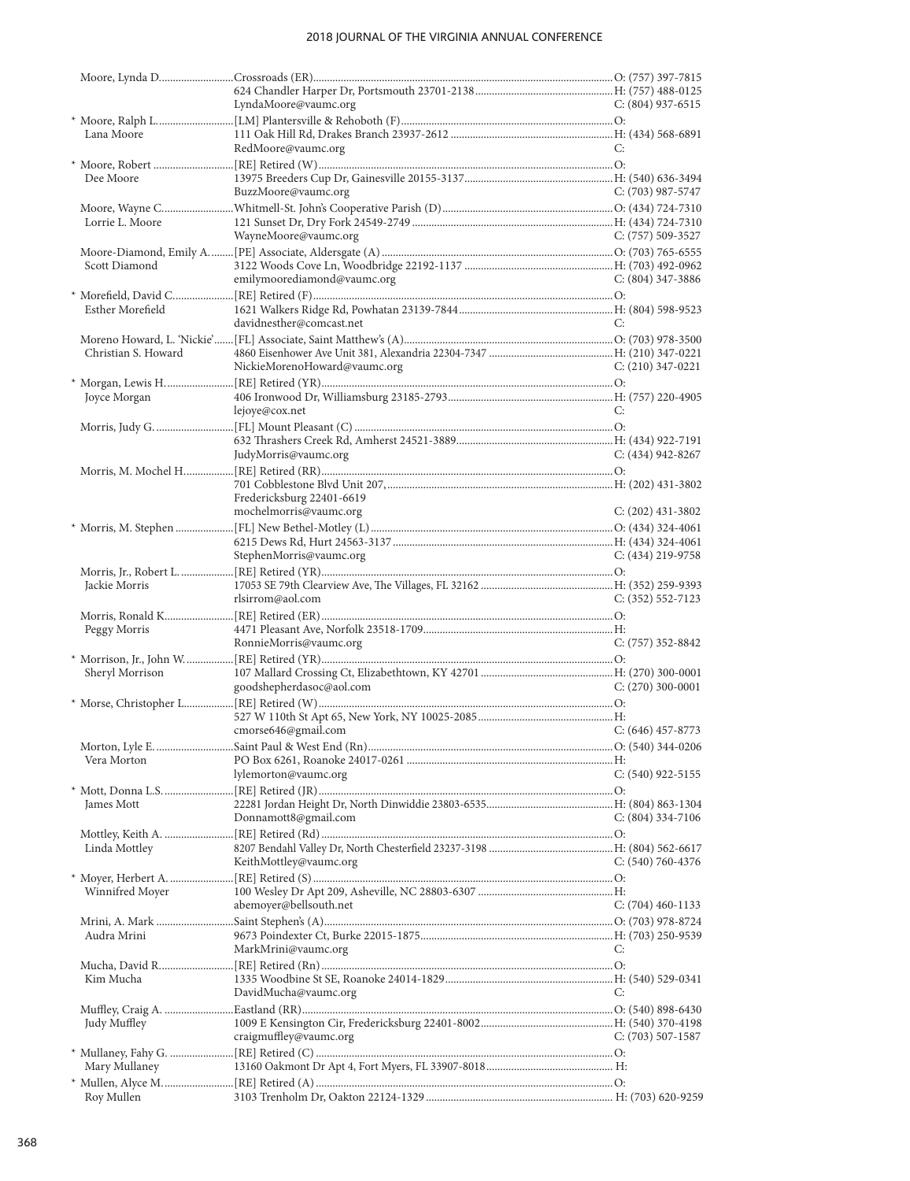| Name | Appointment / Address / Email | Phone |
|---|---|---|
| Moore, Lynda D. | Crossroads (ER) | O: (757) 397-7815 |
| | 624 Chandler Harper Dr, Portsmouth 23701-2138 | H: (757) 488-0125 |
| | LyndaMoore@vaumc.org | C: (804) 937-6515 |
| * Moore, Ralph L. | [LM] Plantersville & Rehoboth (F) | O: |
| Lana Moore | 111 Oak Hill Rd, Drakes Branch 23937-2612 | H: (434) 568-6891 |
| | RedMoore@vaumc.org | C: |
| * Moore, Robert | [RE] Retired (W) | O: |
| Dee Moore | 13975 Breeders Cup Dr, Gainesville 20155-3137 | H: (540) 636-3494 |
| | BuzzMoore@vaumc.org | C: (703) 987-5747 |
| Moore, Wayne C. | Whitmell-St. John's Cooperative Parish (D) | O: (434) 724-7310 |
| Lorrie L. Moore | 121 Sunset Dr, Dry Fork 24549-2749 | H: (434) 724-7310 |
| | WayneMoore@vaumc.org | C: (757) 509-3527 |
| Moore-Diamond, Emily A. | [PE] Associate, Aldersgate (A) | O: (703) 765-6555 |
| Scott Diamond | 3122 Woods Cove Ln, Woodbridge 22192-1137 | H: (703) 492-0962 |
| | emilymoorediamond@vaumc.org | C: (804) 347-3886 |
| * Morefield, David C. | [RE] Retired (F) | O: |
| Esther Morefield | 1621 Walkers Ridge Rd, Powhatan 23139-7844 | H: (804) 598-9523 |
| | davidnesther@comcast.net | C: |
| Moreno Howard, L. 'Nickie' | [FL] Associate, Saint Matthew's (A) | O: (703) 978-3500 |
| Christian S. Howard | 4860 Eisenhower Ave Unit 381, Alexandria 22304-7347 | H: (210) 347-0221 |
| | NickieMorenoHoward@vaumc.org | C: (210) 347-0221 |
| * Morgan, Lewis H. | [RE] Retired (YR) | O: |
| Joyce Morgan | 406 Ironwood Dr, Williamsburg 23185-2793 | H: (757) 220-4905 |
| | lejoye@cox.net | C: |
| Morris, Judy G. | [FL] Mount Pleasant (C) | O: |
| | 632 Thrashers Creek Rd, Amherst 24521-3889 | H: (434) 922-7191 |
| | JudyMorris@vaumc.org | C: (434) 942-8267 |
| Morris, M. Mochel H. | [RE] Retired (RR) | O: |
| | 701 Cobblestone Blvd Unit 207, Fredericksburg 22401-6619 | H: (202) 431-3802 |
| | mochelmorris@vaumc.org | C: (202) 431-3802 |
| * Morris, M. Stephen | [FL] New Bethel-Motley (L) | O: (434) 324-4061 |
| | 6215 Dews Rd, Hurt 24563-3137 | H: (434) 324-4061 |
| | StephenMorris@vaumc.org | C: (434) 219-9758 |
| Morris, Jr., Robert L. | [RE] Retired (YR) | O: |
| Jackie Morris | 17053 SE 79th Clearview Ave, The Villages, FL 32162 | H: (352) 259-9393 |
| | rlsirrom@aol.com | C: (352) 552-7123 |
| Morris, Ronald K. | [RE] Retired (ER) | O: |
| Peggy Morris | 4471 Pleasant Ave, Norfolk 23518-1709 | H: |
| | RonnieMorris@vaumc.org | C: (757) 352-8842 |
| * Morrison, Jr., John W. | [RE] Retired (YR) | O: |
| Sheryl Morrison | 107 Mallard Crossing Ct, Elizabethtown, KY 42701 | H: (270) 300-0001 |
| | goodshepherdasoc@aol.com | C: (270) 300-0001 |
| * Morse, Christopher L. | [RE] Retired (W) | O: |
| | 527 W 110th St Apt 65, New York, NY 10025-2085 | H: |
| | cmorse646@gmail.com | C: (646) 457-8773 |
| Morton, Lyle E. | Saint Paul & West End (Rn) | O: (540) 344-0206 |
| Vera Morton | PO Box 6261, Roanoke 24017-0261 | H: |
| | lylemorton@vaumc.org | C: (540) 922-5155 |
| * Mott, Donna L.S. | [RE] Retired (JR) | O: |
| James Mott | 22281 Jordan Height Dr, North Dinwiddie 23803-6535 | H: (804) 863-1304 |
| | Donnamott8@gmail.com | C: (804) 334-7106 |
| Mottley, Keith A. | [RE] Retired (Rd) | O: |
| Linda Mottley | 8207 Bendahl Valley Dr, North Chesterfield 23237-3198 | H: (804) 562-6617 |
| | KeithMottley@vaumc.org | C: (540) 760-4376 |
| * Moyer, Herbert A. | [RE] Retired (S) | O: |
| Winnifred Moyer | 100 Wesley Dr Apt 209, Asheville, NC 28803-6307 | H: |
| | abemoyer@bellsouth.net | C: (704) 460-1133 |
| Mrini, A. Mark | Saint Stephen's (A) | O: (703) 978-8724 |
| Audra Mrini | 9673 Poindexter Ct, Burke 22015-1875 | H: (703) 250-9539 |
| | MarkMrini@vaumc.org | C: |
| Mucha, David R. | [RE] Retired (Rn) | O: |
| Kim Mucha | 1335 Woodbine St SE, Roanoke 24014-1829 | H: (540) 529-0341 |
| | DavidMucha@vaumc.org | C: |
| Muffley, Craig A. | Eastland (RR) | O: (540) 898-6430 |
| Judy Muffley | 1009 E Kensington Cir, Fredericksburg 22401-8002 | H: (540) 370-4198 |
| | craigmuffley@vaumc.org | C: (703) 507-1587 |
| * Mullaney, Fahy G. | [RE] Retired (C) | O: |
| Mary Mullaney | 13160 Oakmont Dr Apt 4, Fort Myers, FL 33907-8018 | H: |
| * Mullen, Alyce M. | [RE] Retired (A) | O: |
| Roy Mullen | 3103 Trenholm Dr, Oakton 22124-1329 | H: (703) 620-9259 |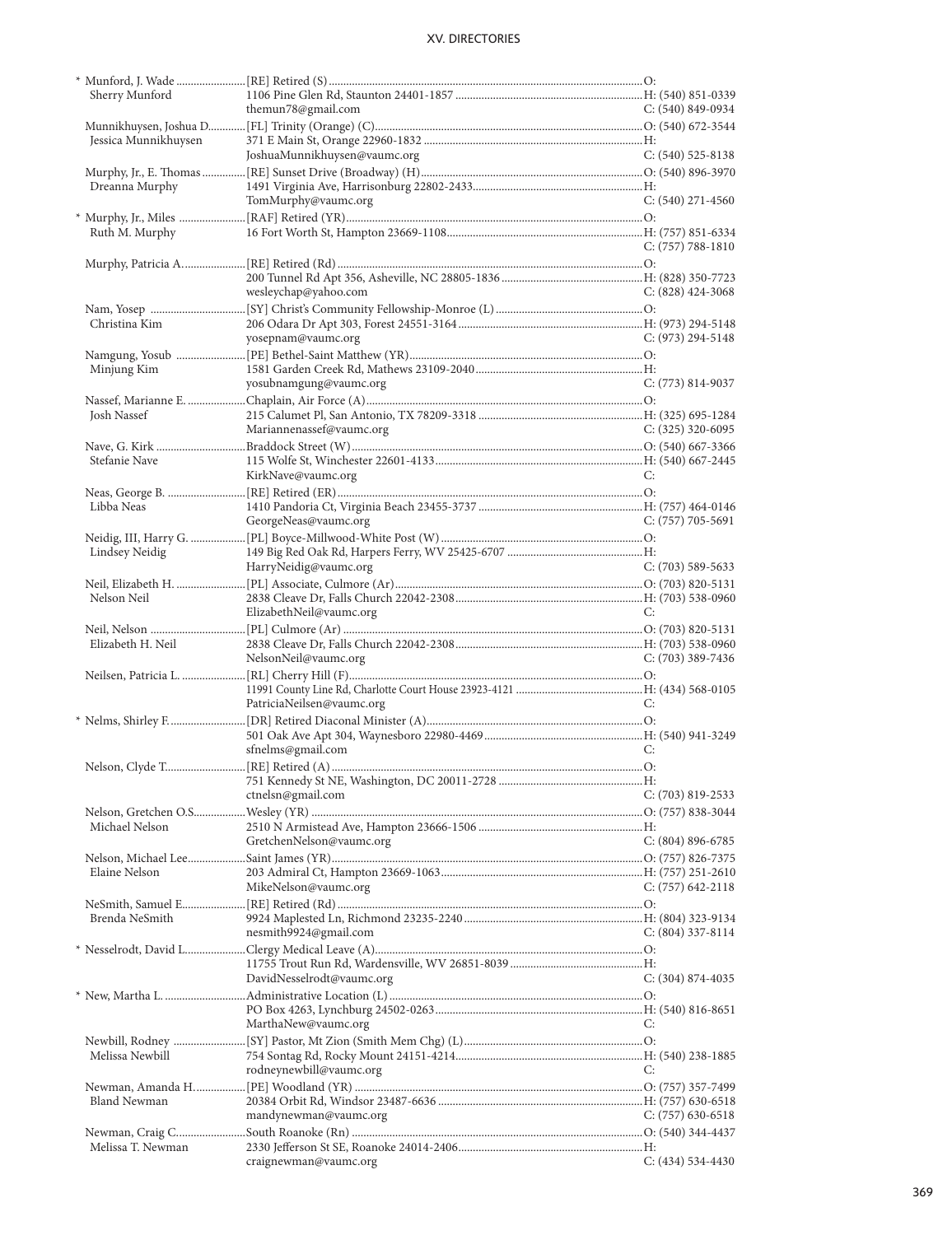| Name | Appointment / Address | Phone |
|---|---|---|
| * Munford, J. Wade | [RE] Retired (S) | O: |
| Sherry Munford | 1106 Pine Glen Rd, Staunton 24401-1857 | H: (540) 851-0339 |
| | themun78@gmail.com | C: (540) 849-0934 |
| Munnikhuysen, Joshua D. | [FL] Trinity (Orange) (C) | O: (540) 672-3544 |
| Jessica Munnikhuysen | 371 E Main St, Orange 22960-1832 | H: |
| | JoshuaMunnikhuysen@vaumc.org | C: (540) 525-8138 |
| Murphy, Jr., E. Thomas | [RE] Sunset Drive (Broadway) (H) | O: (540) 896-3970 |
| Dreanna Murphy | 1491 Virginia Ave, Harrisonburg 22802-2433 | H: |
| | TomMurphy@vaumc.org | C: (540) 271-4560 |
| * Murphy, Jr., Miles | [RAF] Retired (YR) | O: |
| Ruth M. Murphy | 16 Fort Worth St, Hampton 23669-1108 | H: (757) 851-6334 |
| | | C: (757) 788-1810 |
| Murphy, Patricia A. | [RE] Retired (Rd) | O: |
| | 200 Tunnel Rd Apt 356, Asheville, NC 28805-1836 | H: (828) 350-7723 |
| | wesleychap@yahoo.com | C: (828) 424-3068 |
| Nam, Yosep | [SY] Christ's Community Fellowship-Monroe (L) | O: |
| Christina Kim | 206 Odara Dr Apt 303, Forest 24551-3164 | H: (973) 294-5148 |
| | yosepnam@vaumc.org | C: (973) 294-5148 |
| Namgung, Yosub | [PE] Bethel-Saint Matthew (YR) | O: |
| Minjung Kim | 1581 Garden Creek Rd, Mathews 23109-2040 | H: |
| | yosubnamgung@vaumc.org | C: (773) 814-9037 |
| Nassef, Marianne E. | Chaplain, Air Force (A) | O: |
| Josh Nassef | 215 Calumet Pl, San Antonio, TX 78209-3318 | H: (325) 695-1284 |
| | Mariannenassef@vaumc.org | C: (325) 320-6095 |
| Nave, G. Kirk | Braddock Street (W) | O: (540) 667-3366 |
| Stefanie Nave | 115 Wolfe St, Winchester 22601-4133 | H: (540) 667-2445 |
| | KirkNave@vaumc.org | C: |
| Neas, George B. | [RE] Retired (ER) | O: |
| Libba Neas | 1410 Pandoria Ct, Virginia Beach 23455-3737 | H: (757) 464-0146 |
| | GeorgeNeas@vaumc.org | C: (757) 705-5691 |
| Neidig, III, Harry G. | [PL] Boyce-Millwood-White Post (W) | O: |
| Lindsey Neidig | 149 Big Red Oak Rd, Harpers Ferry, WV 25425-6707 | H: |
| | HarryNeidig@vaumc.org | C: (703) 589-5633 |
| Neil, Elizabeth H. | [PL] Associate, Culmore (Ar) | O: (703) 820-5131 |
| Nelson Neil | 2838 Cleave Dr, Falls Church 22042-2308 | H: (703) 538-0960 |
| | ElizabethNeil@vaumc.org | C: |
| Neil, Nelson | [PL] Culmore (Ar) | O: (703) 820-5131 |
| Elizabeth H. Neil | 2838 Cleave Dr, Falls Church 22042-2308 | H: (703) 538-0960 |
| | NelsonNeil@vaumc.org | C: (703) 389-7436 |
| Neilsen, Patricia L. | [RL] Cherry Hill (F) | O: |
| | 11991 County Line Rd, Charlotte Court House 23923-4121 | H: (434) 568-0105 |
| | PatriciaNeilsen@vaumc.org | C: |
| * Nelms, Shirley F. | [DR] Retired Diaconal Minister (A) | O: |
| | 501 Oak Ave Apt 304, Waynesboro 22980-4469 | H: (540) 941-3249 |
| | sfnelms@gmail.com | C: |
| Nelson, Clyde T. | [RE] Retired (A) | O: |
| | 751 Kennedy St NE, Washington, DC 20011-2728 | H: |
| | ctnelsn@gmail.com | C: (703) 819-2533 |
| Nelson, Gretchen O.S. | Wesley (YR) | O: (757) 838-3044 |
| Michael Nelson | 2510 N Armistead Ave, Hampton 23666-1506 | H: |
| | GretchenNelson@vaumc.org | C: (804) 896-6785 |
| Nelson, Michael Lee | Saint James (YR) | O: (757) 826-7375 |
| Elaine Nelson | 203 Admiral Ct, Hampton 23669-1063 | H: (757) 251-2610 |
| | MikeNelson@vaumc.org | C: (757) 642-2118 |
| NeSmith, Samuel E. | [RE] Retired (Rd) | O: |
| Brenda NeSmith | 9924 Maplested Ln, Richmond 23235-2240 | H: (804) 323-9134 |
| | nesmith9924@gmail.com | C: (804) 337-8114 |
| * Nesselrodt, David L. | Clergy Medical Leave (A) | O: |
| | 11755 Trout Run Rd, Wardensville, WV 26851-8039 | H: |
| | DavidNesselrodt@vaumc.org | C: (304) 874-4035 |
| * New, Martha L. | Administrative Location (L) | O: |
| | PO Box 4263, Lynchburg 24502-0263 | H: (540) 816-8651 |
| | MarthaNew@vaumc.org | C: |
| Newbill, Rodney | [SY] Pastor, Mt Zion (Smith Mem Chg) (L) | O: |
| Melissa Newbill | 754 Sontag Rd, Rocky Mount 24151-4214 | H: (540) 238-1885 |
| | rodneynewbill@vaumc.org | C: |
| Newman, Amanda H. | [PE] Woodland (YR) | O: (757) 357-7499 |
| Bland Newman | 20384 Orbit Rd, Windsor 23487-6636 | H: (757) 630-6518 |
| | mandynewman@vaumc.org | C: (757) 630-6518 |
| Newman, Craig C. | South Roanoke (Rn) | O: (540) 344-4437 |
| Melissa T. Newman | 2330 Jefferson St SE, Roanoke 24014-2406 | H: |
| | craignewman@vaumc.org | C: (434) 534-4430 |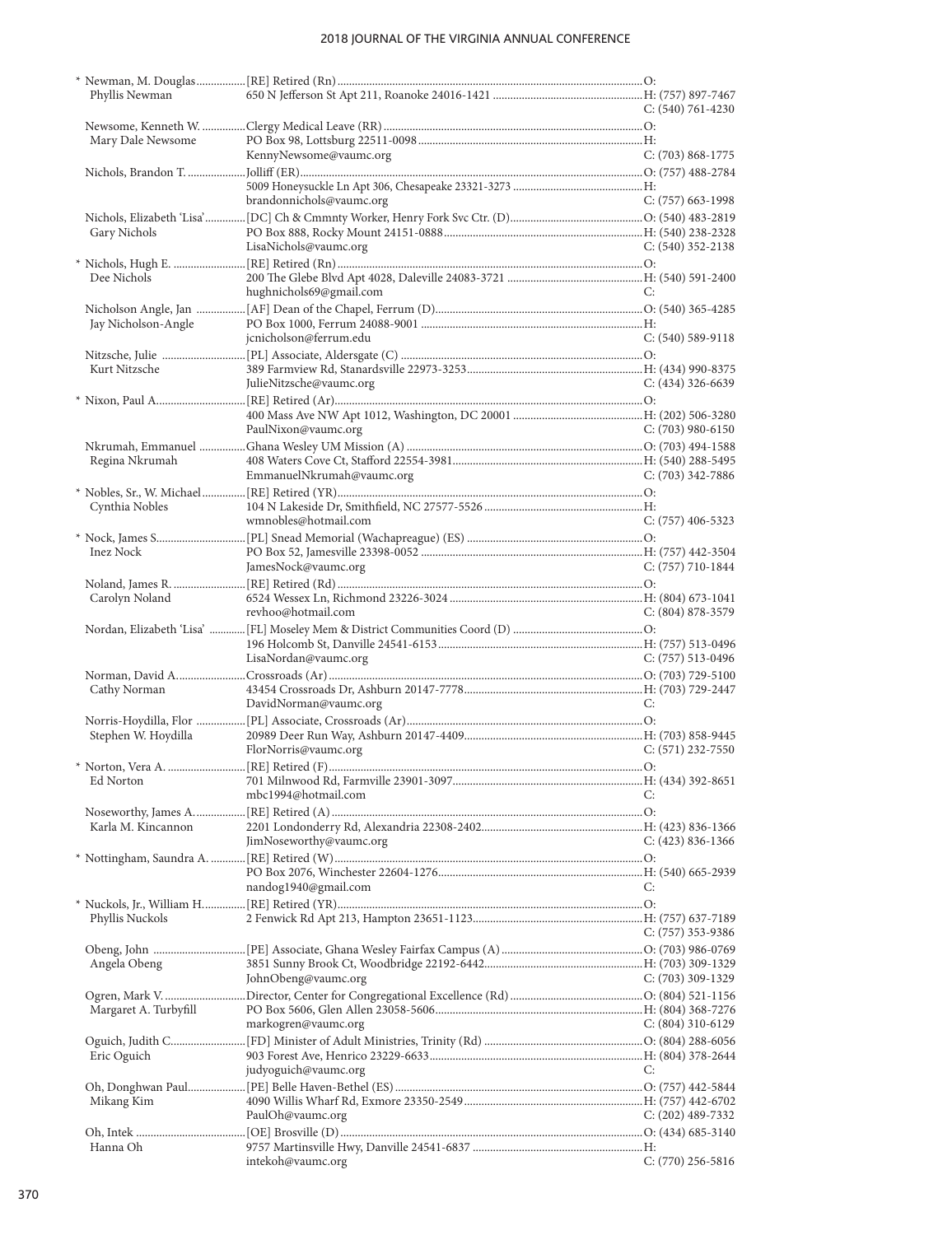| Name / Spouse | Appointment / Address / Email | Phone |
|---|---|---|
| * Newman, M. Douglas | [RE] Retired (Rn) | O: |
| Phyllis Newman | 650 N Jefferson St Apt 211, Roanoke 24016-1421 | H: (757) 897-7467 |
| | | C: (540) 761-4230 |
| Newsome, Kenneth W. | Clergy Medical Leave (RR) | O: |
| Mary Dale Newsome | PO Box 98, Lottsburg 22511-0098 | H: |
| | KennyNewsome@vaumc.org | C: (703) 868-1775 |
| Nichols, Brandon T. | Jolliff (ER) | O: (757) 488-2784 |
| | 5009 Honeysuckle Ln Apt 306, Chesapeake 23321-3273 | H: |
| | brandonnichols@vaumc.org | C: (757) 663-1998 |
| Nichols, Elizabeth 'Lisa' | [DC] Ch & Cmmnty Worker, Henry Fork Svc Ctr. (D) | O: (540) 483-2819 |
| Gary Nichols | PO Box 888, Rocky Mount 24151-0888 | H: (540) 238-2328 |
| | LisaNichols@vaumc.org | C: (540) 352-2138 |
| * Nichols, Hugh E. | [RE] Retired (Rn) | O: |
| Dee Nichols | 200 The Glebe Blvd Apt 4028, Daleville 24083-3721 | H: (540) 591-2400 |
| | hughnichols69@gmail.com | C: |
| Nicholson Angle, Jan | [AF] Dean of the Chapel, Ferrum (D) | O: (540) 365-4285 |
| Jay Nicholson-Angle | PO Box 1000, Ferrum 24088-9001 | H: |
| | jcnicholson@ferrum.edu | C: (540) 589-9118 |
| Nitzsche, Julie | [PL] Associate, Aldersgate (C) | O: |
| Kurt Nitzsche | 389 Farmview Rd, Stanardsville 22973-3253 | H: (434) 990-8375 |
| | JulieNitzsche@vaumc.org | C: (434) 326-6639 |
| * Nixon, Paul A. | [RE] Retired (Ar) | O: |
| | 400 Mass Ave NW Apt 1012, Washington, DC 20001 | H: (202) 506-3280 |
| | PaulNixon@vaumc.org | C: (703) 980-6150 |
| Nkrumah, Emmanuel | Ghana Wesley UM Mission (A) | O: (703) 494-1588 |
| Regina Nkrumah | 408 Waters Cove Ct, Stafford 22554-3981 | H: (540) 288-5495 |
| | EmmanuelNkrumah@vaumc.org | C: (703) 342-7886 |
| * Nobles, Sr., W. Michael | [RE] Retired (YR) | O: |
| Cynthia Nobles | 104 N Lakeside Dr, Smithfield, NC 27577-5526 | H: |
| | wmnobles@hotmail.com | C: (757) 406-5323 |
| * Nock, James S. | [PL] Snead Memorial (Wachapreague) (ES) | O: |
| Inez Nock | PO Box 52, Jamesville 23398-0052 | H: (757) 442-3504 |
| | JamesNock@vaumc.org | C: (757) 710-1844 |
| Noland, James R. | [RE] Retired (Rd) | O: |
| Carolyn Noland | 6524 Wessex Ln, Richmond 23226-3024 | H: (804) 673-1041 |
| | revhoo@hotmail.com | C: (804) 878-3579 |
| Nordan, Elizabeth 'Lisa' | [FL] Moseley Mem & District Communities Coord (D) | O: |
| | 196 Holcomb St, Danville 24541-6153 | H: (757) 513-0496 |
| | LisaNordan@vaumc.org | C: (757) 513-0496 |
| Norman, David A. | Crossroads (Ar) | O: (703) 729-5100 |
| Cathy Norman | 43454 Crossroads Dr, Ashburn 20147-7778 | H: (703) 729-2447 |
| | DavidNorman@vaumc.org | C: |
| Norris-Hoydilla, Flor | [PL] Associate, Crossroads (Ar) | O: |
| Stephen W. Hoydilla | 20989 Deer Run Way, Ashburn 20147-4409 | H: (703) 858-9445 |
| | FlorNorris@vaumc.org | C: (571) 232-7550 |
| * Norton, Vera A. | [RE] Retired (F) | O: |
| Ed Norton | 701 Milnwood Rd, Farmville 23901-3097 | H: (434) 392-8651 |
| | mbc1994@hotmail.com | C: |
| Noseworthy, James A. | [RE] Retired (A) | O: |
| Karla M. Kincannon | 2201 Londonderry Rd, Alexandria 22308-2402 | H: (423) 836-1366 |
| | JimNoseworthy@vaumc.org | C: (423) 836-1366 |
| * Nottingham, Saundra A. | [RE] Retired (W) | O: |
| | PO Box 2076, Winchester 22604-1276 | H: (540) 665-2939 |
| | nandog1940@gmail.com | C: |
| * Nuckols, Jr., William H. | [RE] Retired (YR) | O: |
| Phyllis Nuckols | 2 Fenwick Rd Apt 213, Hampton 23651-1123 | H: (757) 637-7189 |
| | | C: (757) 353-9386 |
| Obeng, John | [PE] Associate, Ghana Wesley Fairfax Campus (A) | O: (703) 986-0769 |
| Angela Obeng | 3851 Sunny Brook Ct, Woodbridge 22192-6442 | H: (703) 309-1329 |
| | JohnObeng@vaumc.org | C: (703) 309-1329 |
| Ogren, Mark V. | Director, Center for Congregational Excellence (Rd) | O: (804) 521-1156 |
| Margaret A. Turbyfill | PO Box 5606, Glen Allen 23058-5606 | H: (804) 368-7276 |
| | markogren@vaumc.org | C: (804) 310-6129 |
| Oguich, Judith C. | [FD] Minister of Adult Ministries, Trinity (Rd) | O: (804) 288-6056 |
| Eric Oguich | 903 Forest Ave, Henrico 23229-6633 | H: (804) 378-2644 |
| | judyoguich@vaumc.org | C: |
| Oh, Donghwan Paul | [PE] Belle Haven-Bethel (ES) | O: (757) 442-5844 |
| Mikang Kim | 4090 Willis Wharf Rd, Exmore 23350-2549 | H: (757) 442-6702 |
| | PaulOh@vaumc.org | C: (202) 489-7332 |
| Oh, Intek | [OE] Brosville (D) | O: (434) 685-3140 |
| Hanna Oh | 9757 Martinsville Hwy, Danville 24541-6837 | H: |
| | intekoh@vaumc.org | C: (770) 256-5816 |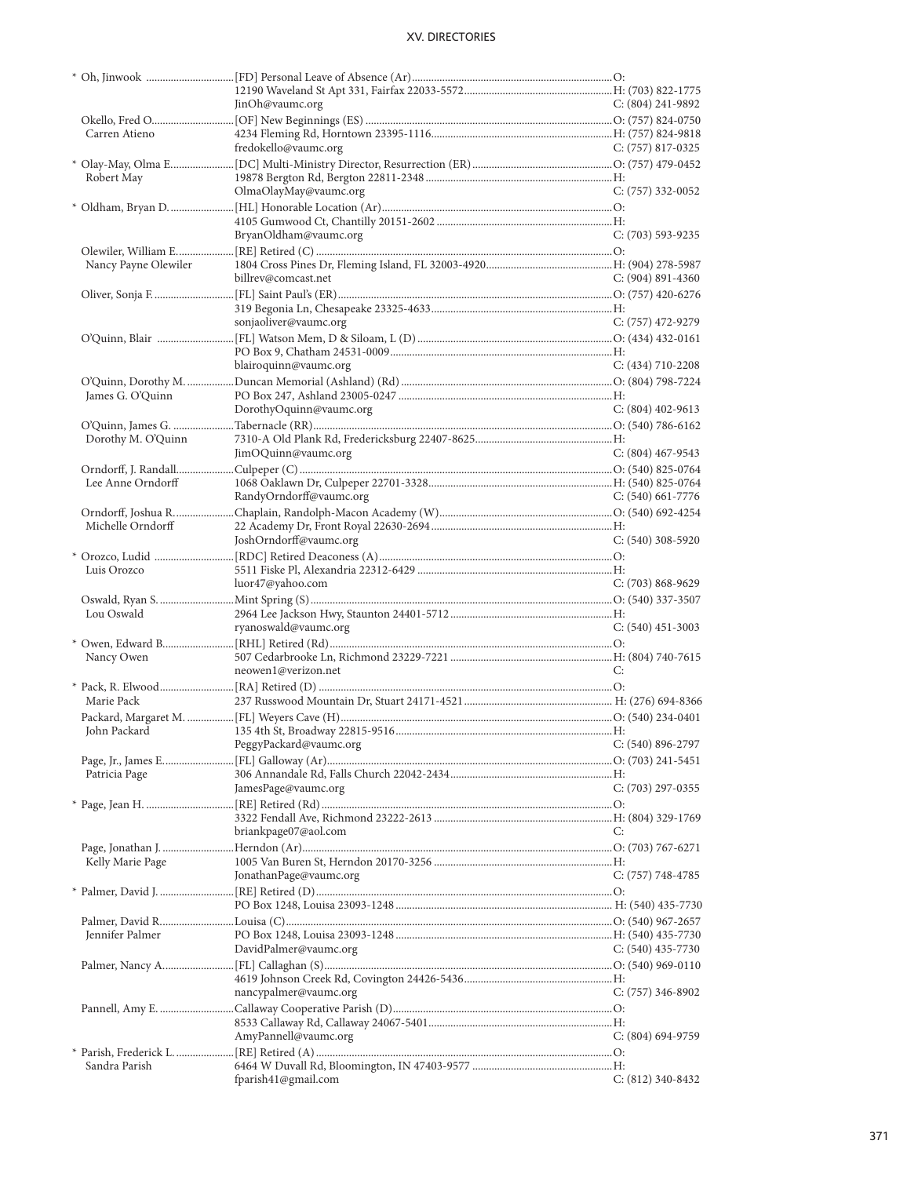| Name | Appointment / Address / Email | Phone |
|---|---|---|
| * Oh, Jinwook | [FD] Personal Leave of Absence (Ar) | O: |
| | 12190 Waveland St Apt 331, Fairfax 22033-5572 | H: (703) 822-1775 |
| | JinOh@vaumc.org | C: (804) 241-9892 |
| Okello, Fred O. | [OF] New Beginnings (ES) | O: (757) 824-0750 |
| Carren Atieno | 4234 Fleming Rd, Horntown 23395-1116 | H: (757) 824-9818 |
| | fredokello@vaumc.org | C: (757) 817-0325 |
| * Olay-May, Olma E. | [DC] Multi-Ministry Director, Resurrection (ER) | O: (757) 479-0452 |
| Robert May | 19878 Bergton Rd, Bergton 22811-2348 | H: |
| | OlmaOlayMay@vaumc.org | C: (757) 332-0052 |
| * Oldham, Bryan D. | [HL] Honorable Location (Ar) | O: |
| | 4105 Gumwood Ct, Chantilly 20151-2602 | H: |
| | BryanOldham@vaumc.org | C: (703) 593-9235 |
| Olewiler, William E. | [RE] Retired (C) | O: |
| Nancy Payne Olewiler | 1804 Cross Pines Dr, Fleming Island, FL 32003-4920 | H: (904) 278-5987 |
| | billrev@comcast.net | C: (904) 891-4360 |
| Oliver, Sonja F. | [FL] Saint Paul's (ER) | O: (757) 420-6276 |
| | 319 Begonia Ln, Chesapeake 23325-4633 | H: |
| | sonjaoliver@vaumc.org | C: (757) 472-9279 |
| O'Quinn, Blair | [FL] Watson Mem, D & Siloam, L (D) | O: (434) 432-0161 |
| | PO Box 9, Chatham 24531-0009 | H: |
| | blairoquinn@vaumc.org | C: (434) 710-2208 |
| O'Quinn, Dorothy M. | Duncan Memorial (Ashland) (Rd) | O: (804) 798-7224 |
| James G. O'Quinn | PO Box 247, Ashland 23005-0247 | H: |
| | DorothyOquinn@vaumc.org | C: (804) 402-9613 |
| O'Quinn, James G. | Tabernacle (RR) | O: (540) 786-6162 |
| Dorothy M. O'Quinn | 7310-A Old Plank Rd, Fredericksburg 22407-8625 | H: |
| | JimOQuinn@vaumc.org | C: (804) 467-9543 |
| Orndorff, J. Randall | Culpeper (C) | O: (540) 825-0764 |
| Lee Anne Orndorff | 1068 Oaklawn Dr, Culpeper 22701-3328 | H: (540) 825-0764 |
| | RandyOrndorff@vaumc.org | C: (540) 661-7776 |
| Orndorff, Joshua R. | Chaplain, Randolph-Macon Academy (W) | O: (540) 692-4254 |
| Michelle Orndorff | 22 Academy Dr, Front Royal 22630-2694 | H: |
| | JoshOrndorff@vaumc.org | C: (540) 308-5920 |
| * Orozco, Ludid | [RDC] Retired Deaconess (A) | O: |
| Luis Orozco | 5511 Fiske Pl, Alexandria 22312-6429 | H: |
| | luor47@yahoo.com | C: (703) 868-9629 |
| Oswald, Ryan S. | Mint Spring (S) | O: (540) 337-3507 |
| Lou Oswald | 2964 Lee Jackson Hwy, Staunton 24401-5712 | H: |
| | ryanoswald@vaumc.org | C: (540) 451-3003 |
| * Owen, Edward B. | [RHL] Retired (Rd) | O: |
| Nancy Owen | 507 Cedarbrooke Ln, Richmond 23229-7221 | H: (804) 740-7615 |
| | neowen1@verizon.net | C: |
| * Pack, R. Elwood | [RA] Retired (D) | O: |
| Marie Pack | 237 Russwood Mountain Dr, Stuart 24171-4521 | H: (276) 694-8366 |
| Packard, Margaret M. | [FL] Weyers Cave (H) | O: (540) 234-0401 |
| John Packard | 135 4th St, Broadway 22815-9516 | H: |
| | PeggyPackard@vaumc.org | C: (540) 896-2797 |
| Page, Jr., James E. | [FL] Galloway (Ar) | O: (703) 241-5451 |
| Patricia Page | 306 Annandale Rd, Falls Church 22042-2434 | H: |
| | JamesPage@vaumc.org | C: (703) 297-0355 |
| * Page, Jean H. | [RE] Retired (Rd) | O: |
| | 3322 Fendall Ave, Richmond 23222-2613 | H: (804) 329-1769 |
| | briankpage07@aol.com | C: |
| Page, Jonathan J. | Herndon (Ar) | O: (703) 767-6271 |
| Kelly Marie Page | 1005 Van Buren St, Herndon 20170-3256 | H: |
| | JonathanPage@vaumc.org | C: (757) 748-4785 |
| * Palmer, David J. | [RE] Retired (D) | O: |
| | PO Box 1248, Louisa 23093-1248 | H: (540) 435-7730 |
| Palmer, David R. | Louisa (C) | O: (540) 967-2657 |
| Jennifer Palmer | PO Box 1248, Louisa 23093-1248 | H: (540) 435-7730 |
| | DavidPalmer@vaumc.org | C: (540) 435-7730 |
| Palmer, Nancy A. | [FL] Callaghan (S) | O: (540) 969-0110 |
| | 4619 Johnson Creek Rd, Covington 24426-5436 | H: |
| | nancypalmer@vaumc.org | C: (757) 346-8902 |
| Pannell, Amy E. | Callaway Cooperative Parish (D) | O: |
| | 8533 Callaway Rd, Callaway 24067-5401 | H: |
| | AmyPannell@vaumc.org | C: (804) 694-9759 |
| * Parish, Frederick L. | [RE] Retired (A) | O: |
| Sandra Parish | 6464 W Duvall Rd, Bloomington, IN 47403-9577 | H: |
| | fparish41@gmail.com | C: (812) 340-8432 |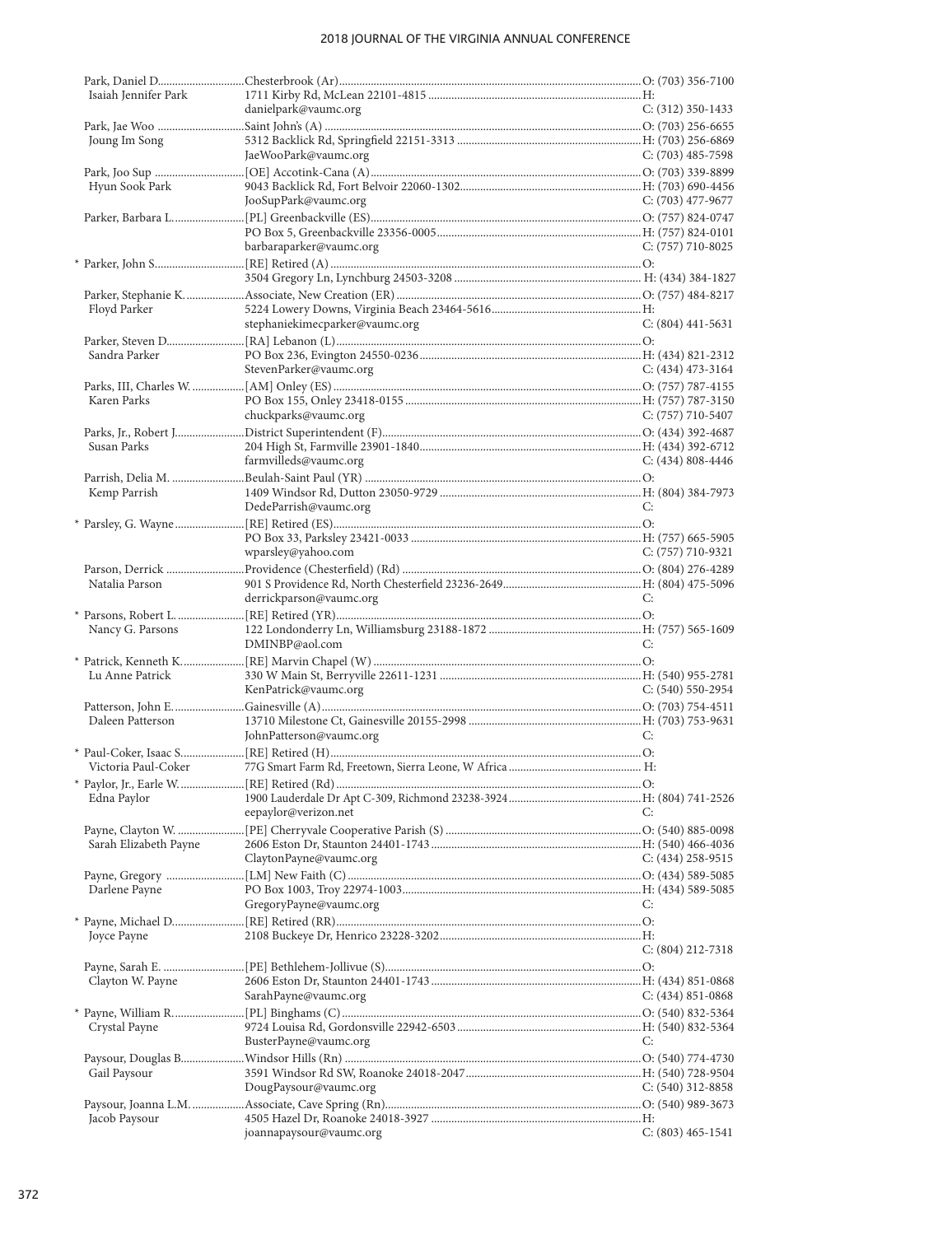| Name / Spouse | Appointment / Address / Email | Phone |
|---|---|---|
| Park, Daniel D. | Chesterbrook (Ar) | O: (703) 356-7100 |
| Isaiah Jennifer Park | 1711 Kirby Rd, McLean 22101-4815 | H: |
| | danielpark@vaumc.org | C: (312) 350-1433 |
| Park, Jae Woo | Saint John's (A) | O: (703) 256-6655 |
| Joung Im Song | 5312 Backlick Rd, Springfield 22151-3313 | H: (703) 256-6869 |
| | JaeWooPark@vaumc.org | C: (703) 485-7598 |
| Park, Joo Sup | [OE] Accotink-Cana (A) | O: (703) 339-8899 |
| Hyun Sook Park | 9043 Backlick Rd, Fort Belvoir 22060-1302 | H: (703) 690-4456 |
| | JooSupPark@vaumc.org | C: (703) 477-9677 |
| Parker, Barbara L. | [PL] Greenbackville (ES) | O: (757) 824-0747 |
| | PO Box 5, Greenbackville 23356-0005 | H: (757) 824-0101 |
| | barbaraparker@vaumc.org | C: (757) 710-8025 |
| * Parker, John S. | [RE] Retired (A) | O: |
| | 3504 Gregory Ln, Lynchburg 24503-3208 | H: (434) 384-1827 |
| Parker, Stephanie K. | Associate, New Creation (ER) | O: (757) 484-8217 |
| Floyd Parker | 5224 Lowery Downs, Virginia Beach 23464-5616 | H: |
| | stephaniekimecparker@vaumc.org | C: (804) 441-5631 |
| Parker, Steven D. | [RA] Lebanon (L) | O: |
| Sandra Parker | PO Box 236, Evington 24550-0236 | H: (434) 821-2312 |
| | StevenParker@vaumc.org | C: (434) 473-3164 |
| Parks, III, Charles W. | [AM] Onley (ES) | O: (757) 787-4155 |
| Karen Parks | PO Box 155, Onley 23418-0155 | H: (757) 787-3150 |
| | chuckparks@vaumc.org | C: (757) 710-5407 |
| Parks, Jr., Robert J. | District Superintendent (F) | O: (434) 392-4687 |
| Susan Parks | 204 High St, Farmville 23901-1840 | H: (434) 392-6712 |
| | farmvilleds@vaumc.org | C: (434) 808-4446 |
| Parrish, Delia M. | Beulah-Saint Paul (YR) | O: |
| Kemp Parrish | 1409 Windsor Rd, Dutton 23050-9729 | H: (804) 384-7973 |
| | DedeParrish@vaumc.org | C: |
| * Parsley, G. Wayne | [RE] Retired (ES) | O: |
| | PO Box 33, Parksley 23421-0033 | H: (757) 665-5905 |
| | wparsley@yahoo.com | C: (757) 710-9321 |
| Parson, Derrick | Providence (Chesterfield) (Rd) | O: (804) 276-4289 |
| Natalia Parson | 901 S Providence Rd, North Chesterfield 23236-2649 | H: (804) 475-5096 |
| | derrickparson@vaumc.org | C: |
| * Parsons, Robert L. | [RE] Retired (YR) | O: |
| Nancy G. Parsons | 122 Londonderry Ln, Williamsburg 23188-1872 | H: (757) 565-1609 |
| | DMINBP@aol.com | C: |
| * Patrick, Kenneth K. | [RE] Marvin Chapel (W) | O: |
| Lu Anne Patrick | 330 W Main St, Berryville 22611-1231 | H: (540) 955-2781 |
| | KenPatrick@vaumc.org | C: (540) 550-2954 |
| Patterson, John E. | Gainesville (A) | O: (703) 754-4511 |
| Daleen Patterson | 13710 Milestone Ct, Gainesville 20155-2998 | H: (703) 753-9631 |
| | JohnPatterson@vaumc.org | C: |
| * Paul-Coker, Isaac S. | [RE] Retired (H) | O: |
| Victoria Paul-Coker | 77G Smart Farm Rd, Freetown, Sierra Leone, W Africa | H: |
| * Paylor, Jr., Earle W. | [RE] Retired (Rd) | O: |
| Edna Paylor | 1900 Lauderdale Dr Apt C-309, Richmond 23238-3924 | H: (804) 741-2526 |
| | eepaylor@verizon.net | C: |
| Payne, Clayton W. | [PE] Cherryvale Cooperative Parish (S) | O: (540) 885-0098 |
| Sarah Elizabeth Payne | 2606 Eston Dr, Staunton 24401-1743 | H: (540) 466-4036 |
| | ClaytonPayne@vaumc.org | C: (434) 258-9515 |
| Payne, Gregory | [LM] New Faith (C) | O: (434) 589-5085 |
| Darlene Payne | PO Box 1003, Troy 22974-1003 | H: (434) 589-5085 |
| | GregoryPayne@vaumc.org | C: |
| * Payne, Michael D. | [RE] Retired (RR) | O: |
| Joyce Payne | 2108 Buckeye Dr, Henrico 23228-3202 | H: |
| | | C: (804) 212-7318 |
| Payne, Sarah E. | [PE] Bethlehem-Jollivue (S) | O: |
| Clayton W. Payne | 2606 Eston Dr, Staunton 24401-1743 | H: (434) 851-0868 |
| | SarahPayne@vaumc.org | C: (434) 851-0868 |
| * Payne, William R. | [PL] Binghams (C) | O: (540) 832-5364 |
| Crystal Payne | 9724 Louisa Rd, Gordonsville 22942-6503 | H: (540) 832-5364 |
| | BusterPayne@vaumc.org | C: |
| Paysour, Douglas B. | Windsor Hills (Rn) | O: (540) 774-4730 |
| Gail Paysour | 3591 Windsor Rd SW, Roanoke 24018-2047 | H: (540) 728-9504 |
| | DougPaysour@vaumc.org | C: (540) 312-8858 |
| Paysour, Joanna L.M. | Associate, Cave Spring (Rn) | O: (540) 989-3673 |
| Jacob Paysour | 4505 Hazel Dr, Roanoke 24018-3927 | H: |
| | joannapaysour@vaumc.org | C: (803) 465-1541 |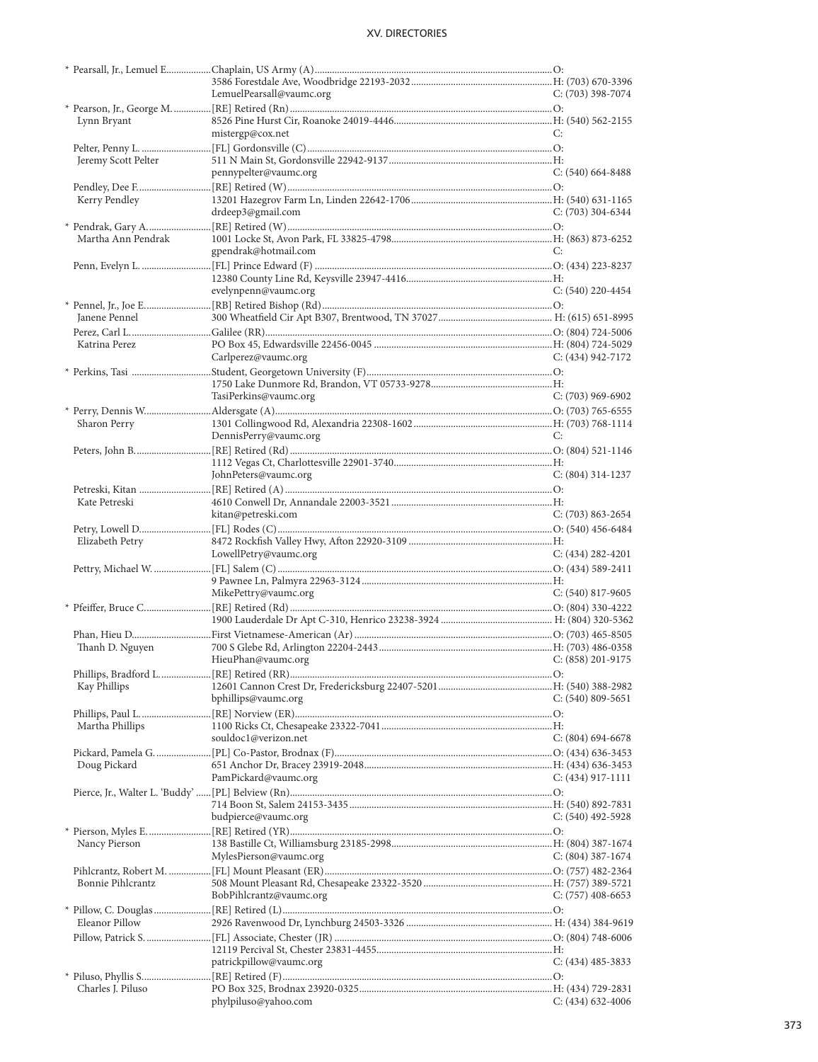| Name | Appointment / Address / Email | Phone |
|---|---|---|
| * Pearsall, Jr., Lemuel E. | Chaplain, US Army (A) | O: |
| | 3586 Forestdale Ave, Woodbridge 22193-2032 | H: (703) 670-3396 |
| | LemuelPearsall@vaumc.org | C: (703) 398-7074 |
| * Pearson, Jr., George M. | [RE] Retired (Rn) | O: |
| Lynn Bryant | 8526 Pine Hurst Cir, Roanoke 24019-4446 | H: (540) 562-2155 |
| | mistergp@cox.net | C: |
| Pelter, Penny L. | [FL] Gordonsville (C) | O: |
| Jeremy Scott Pelter | 511 N Main St, Gordonsville 22942-9137 | H: |
| | pennypelter@vaumc.org | C: (540) 664-8488 |
| Pendley, Dee F. | [RE] Retired (W) | O: |
| Kerry Pendley | 13201 Hazegrov Farm Ln, Linden 22642-1706 | H: (540) 631-1165 |
| | drdeep3@gmail.com | C: (703) 304-6344 |
| * Pendrak, Gary A. | [RE] Retired (W) | O: |
| Martha Ann Pendrak | 1001 Locke St, Avon Park, FL 33825-4798 | H: (863) 873-6252 |
| | gpendrak@hotmail.com | C: |
| Penn, Evelyn L. | [FL] Prince Edward (F) | O: (434) 223-8237 |
| | 12380 County Line Rd, Keysville 23947-4416 | H: |
| | evelynpenn@vaumc.org | C: (540) 220-4454 |
| * Pennel, Jr., Joe E. | [RB] Retired Bishop (Rd) | O: |
| Janene Pennel | 300 Wheatfield Cir Apt B307, Brentwood, TN 37027 | H: (615) 651-8995 |
| Perez, Carl L. | Galilee (RR) | O: (804) 724-5006 |
| Katrina Perez | PO Box 45, Edwardsville 22456-0045 | H: (804) 724-5029 |
| | Carlperez@vaumc.org | C: (434) 942-7172 |
| * Perkins, Tasi | Student, Georgetown University (F) | O: |
| | 1750 Lake Dunmore Rd, Brandon, VT 05733-9278 | H: |
| | TasiPerkins@vaumc.org | C: (703) 969-6902 |
| * Perry, Dennis W. | Aldersgate (A) | O: (703) 765-6555 |
| Sharon Perry | 1301 Collingwood Rd, Alexandria 22308-1602 | H: (703) 768-1114 |
| | DennisPerry@vaumc.org | C: |
| Peters, John B. | [RE] Retired (Rd) | O: (804) 521-1146 |
| | 1112 Vegas Ct, Charlottesville 22901-3740 | H: |
| | JohnPeters@vaumc.org | C: (804) 314-1237 |
| Petreski, Kitan | [RE] Retired (A) | O: |
| Kate Petreski | 4610 Conwell Dr, Annandale 22003-3521 | H: |
| | kitan@petreski.com | C: (703) 863-2654 |
| Petry, Lowell D. | [FL] Rodes (C) | O: (540) 456-6484 |
| Elizabeth Petry | 8472 Rockfish Valley Hwy, Afton 22920-3109 | H: |
| | LowellPetry@vaumc.org | C: (434) 282-4201 |
| Pettry, Michael W. | [FL] Salem (C) | O: (434) 589-2411 |
| | 9 Pawnee Ln, Palmyra 22963-3124 | H: |
| | MikePettry@vaumc.org | C: (540) 817-9605 |
| * Pfeiffer, Bruce C. | [RE] Retired (Rd) | O: (804) 330-4222 |
| | 1900 Lauderdale Dr Apt C-310, Henrico 23238-3924 | H: (804) 320-5362 |
| Phan, Hieu D. | First Vietnamese-American (Ar) | O: (703) 465-8505 |
| Thanh D. Nguyen | 700 S Glebe Rd, Arlington 22204-2443 | H: (703) 486-0358 |
| | HieuPhan@vaumc.org | C: (858) 201-9175 |
| Phillips, Bradford L. | [RE] Retired (RR) | O: |
| Kay Phillips | 12601 Cannon Crest Dr, Fredericksburg 22407-5201 | H: (540) 388-2982 |
| | bphillips@vaumc.org | C: (540) 809-5651 |
| Phillips, Paul L. | [RE] Norview (ER) | O: |
| Martha Phillips | 1100 Ricks Ct, Chesapeake 23322-7041 | H: |
| | souldoc1@verizon.net | C: (804) 694-6678 |
| Pickard, Pamela G. | [PL] Co-Pastor, Brodnax (F) | O: (434) 636-3453 |
| Doug Pickard | 651 Anchor Dr, Bracey 23919-2048 | H: (434) 636-3453 |
| | PamPickard@vaumc.org | C: (434) 917-1111 |
| Pierce, Jr., Walter L. 'Buddy' | [PL] Belview (Rn) | O: |
| | 714 Boon St, Salem 24153-3435 | H: (540) 892-7831 |
| | budpierce@vaumc.org | C: (540) 492-5928 |
| * Pierson, Myles E. | [RE] Retired (YR) | O: |
| Nancy Pierson | 138 Bastille Ct, Williamsburg 23185-2998 | H: (804) 387-1674 |
| | MylesPierson@vaumc.org | C: (804) 387-1674 |
| Pihlcrantz, Robert M. | [FL] Mount Pleasant (ER) | O: (757) 482-2364 |
| Bonnie Pihlcrantz | 508 Mount Pleasant Rd, Chesapeake 23322-3520 | H: (757) 389-5721 |
| | BobPihlcrantz@vaumc.org | C: (757) 408-6653 |
| * Pillow, C. Douglas | [RE] Retired (L) | O: |
| Eleanor Pillow | 2926 Ravenwood Dr, Lynchburg 24503-3326 | H: (434) 384-9619 |
| Pillow, Patrick S. | [FL] Associate, Chester (JR) | O: (804) 748-6006 |
| | 12119 Percival St, Chester 23831-4455 | H: |
| | patrickpillow@vaumc.org | C: (434) 485-3833 |
| * Piluso, Phyllis S. | [RE] Retired (F) | O: |
| Charles J. Piluso | PO Box 325, Brodnax 23920-0325 | H: (434) 729-2831 |
| | phylpiluso@yahoo.com | C: (434) 632-4006 |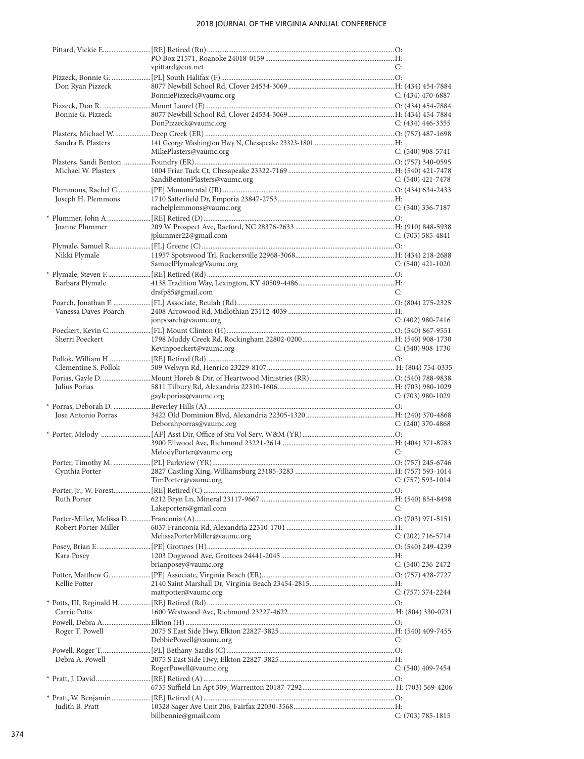| Name / Spouse | Appointment / Address / Email | Phone |
|---|---|---|
| Pittard, Vickie E. | [RE] Retired (Rn) | O: |
| | PO Box 21571, Roanoke 24018-0159 | H: |
| | vpittard@cox.net | C: |
| Pizzeck, Bonnie G. | [PL] South Halifax (F) | O: |
| Don Ryan Pizzeck | 8077 Newbill School Rd, Clover 24534-3069 | H: (434) 454-7884 |
| | BonniePizzeck@vaumc.org | C: (434) 470-6887 |
| Pizzeck, Don R. | Mount Laurel (F) | O: (434) 454-7884 |
| Bonnie G. Pizzeck | 8077 Newbill School Rd, Clover 24534-3069 | H: (434) 454-7884 |
| | DonPizzeck@vaumc.org | C: (434) 446-3355 |
| Plasters, Michael W. | Deep Creek (ER) | O: (757) 487-1698 |
| Sandra B. Plasters | 141 George Washington Hwy N, Chesapeake 23323-1801 | H: |
| | MikePlasters@vaumc.org | C: (540) 908-5741 |
| Plasters, Sandi Benton | Foundry (ER) | O: (757) 340-0595 |
| Michael W. Plasters | 1004 Friar Tuck Ct, Chesapeake 23322-7169 | H: (540) 421-7478 |
| | SandiBentonPlasters@vaumc.org | C: (540) 421-7478 |
| Plemmons, Rachel G. | [PE] Monumental (JR) | O: (434) 634-2433 |
| Joseph H. Plemmons | 1710 Satterfield Dr, Emporia 23847-2753 | H: |
| | rachelplemmons@vaumc.org | C: (540) 336-7187 |
| * Plummer, John A. | [RE] Retired (D) | O: |
| Joanne Plummer | 209 W Prospect Ave, Raeford, NC 28376-2633 | H: (910) 848-5938 |
| | jplummer22@gmail.com | C: (703) 585-4841 |
| Plymale, Samuel R. | [FL] Greene (C) | O: |
| Nikki Plymale | 11957 Spotswood Trl, Ruckersville 22968-3068 | H: (434) 218-2688 |
| | SamuelPlymale@Vaumc.org | C: (540) 421-1020 |
| * Plymale, Steven F. | [RE] Retired (Rd) | O: |
| Barbara Plymale | 4138 Tradition Way, Lexington, KY 40509-4486 | H: |
| | drsfp85@gmail.com | C: |
| Poarch, Jonathan F. | [FL] Associate, Beulah (Rd) | O: (804) 275-2325 |
| Vanessa Daves-Poarch | 2408 Arrowood Rd, Midlothian 23112-4039 | H: |
| | jonpoarch@vaumc.org | C: (402) 980-7416 |
| Poeckert, Kevin C. | [FL] Mount Clinton (H) | O: (540) 867-9551 |
| Sherri Poeckert | 1798 Muddy Creek Rd, Rockingham 22802-0200 | H: (540) 908-1730 |
| | Kevinpoeckert@vaumc.org | C: (540) 908-1730 |
| Pollok, William H. | [RE] Retired (Rd) | O: |
| Clementine S. Pollok | 509 Welwyn Rd, Henrico 23229-8107 | H: (804) 754-0335 |
| Porias, Gayle D. | Mount Horeb & Dir. of Heartwood Ministries (RR) | O: (540) 788-9838 |
| Julius Porias | 5811 Tilbury Rd, Alexandria 22310-1606 | H: (703) 980-1029 |
| | gayleporias@vaumc.org | C: (703) 980-1029 |
| * Porras, Deborah D. | Beverley Hills (A) | O: |
| Jose Antonio Porras | 3422 Old Dominion Blvd, Alexandria 22305-1320 | H: (240) 370-4868 |
| | Deborahporras@vaumc.org | C: (240) 370-4868 |
| * Porter, Melody | [AF] Asst Dir, Office of Stu Vol Serv, W&M (YR) | O: |
| | 3900 Ellwood Ave, Richmond 23221-2614 | H: (404) 371-8783 |
| | MelodyPorter@vaumc.org | C: |
| Porter, Timothy M. | [PL] Parkview (YR) | O: (757) 245-6746 |
| Cynthia Porter | 2827 Castling Xing, Williamsburg 23185-3283 | H: (757) 593-1014 |
| | TimPorter@vaumc.org | C: (757) 593-1014 |
| Porter, Jr., W. Forest | [RE] Retired (C) | O: |
| Ruth Porter | 6212 Bryn Ln, Mineral 23117-9667 | H: (540) 854-8498 |
| | Lakeporters@gmail.com | C: |
| Porter-Miller, Melissa D. | Franconia (A) | O: (703) 971-5151 |
| Robert Porter-Miller | 6037 Franconia Rd, Alexandria 22310-1701 | H: |
| | MelissaPorterMiller@vaumc.org | C: (202) 716-5714 |
| Posey, Brian E. | [PE] Grottoes (H) | O: (540) 249-4239 |
| Kara Posey | 1203 Dogwood Ave, Grottoes 24441-2045 | H: |
| | brianposey@vaumc.org | C: (540) 236-2472 |
| Potter, Matthew G. | [PE] Associate, Virginia Beach (ER) | O: (757) 428-7727 |
| Kellie Potter | 2140 Saint Marshall Dr, Virginia Beach 23454-2815 | H: |
| | mattpotter@vaumc.org | C: (757) 374-2244 |
| * Potts, III, Reginald H. | [RE] Retired (Rd) | O: |
| Carrie Potts | 1600 Westwood Ave, Richmond 23227-4622 | H: (804) 330-0731 |
| Powell, Debra A. | Elkton (H) | O: |
| Roger T. Powell | 2075 S East Side Hwy, Elkton 22827-3825 | H: (540) 409-7455 |
| | DebbiePowell@vaumc.org | C: |
| Powell, Roger T. | [PL] Bethany-Sardis (C) | O: |
| Debra A. Powell | 2075 S East Side Hwy, Elkton 22827-3825 | H: |
| | RogerPowell@vaumc.org | C: (540) 409-7454 |
| * Pratt, J. David | [RE] Retired (A) | O: |
| | 6735 Suffield Ln Apt 309, Warrenton 20187-7292 | H: (703) 569-4206 |
| * Pratt, W. Benjamin | [RE] Retired (A) | O: |
| Judith B. Pratt | 10328 Sager Ave Unit 206, Fairfax 22030-3568 | H: |
| | billbennie@gmail.com | C: (703) 785-1815 |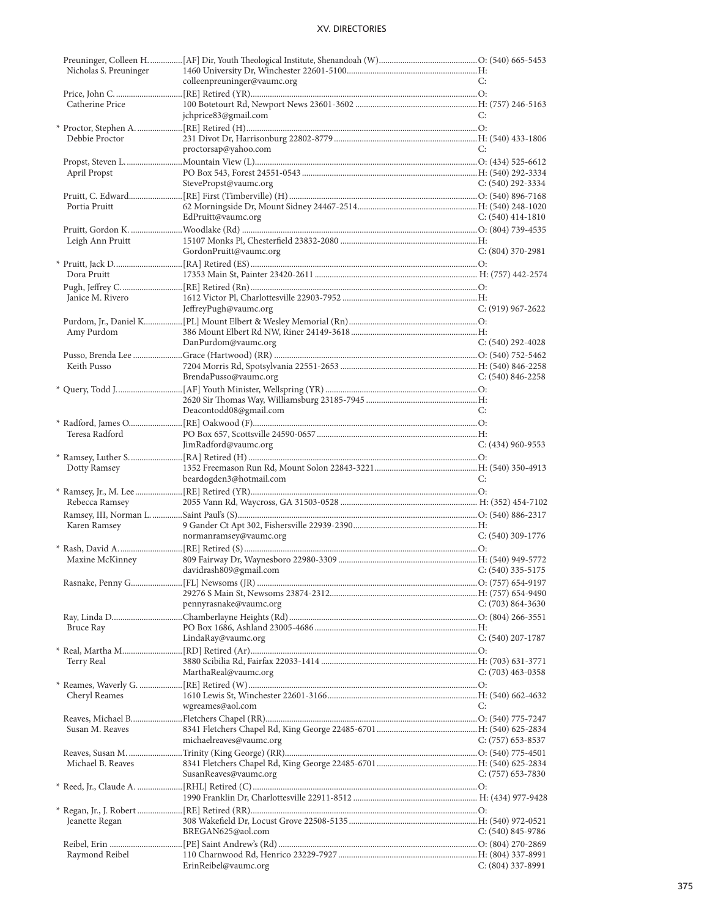| Name | Appointment / Address / Email | Phone |
|---|---|---|
| Preuninger, Colleen H. | [AF] Dir, Youth Theological Institute, Shenandoah (W) | O: (540) 665-5453 |
| Nicholas S. Preuninger | 1460 University Dr, Winchester 22601-5100 | H: |
| | colleenpreuninger@vaumc.org | C: |
| Price, John C. | [RE] Retired (YR) | O: |
| Catherine Price | 100 Botetourt Rd, Newport News 23601-3602 | H: (757) 246-5163 |
| | jchprice83@gmail.com | C: |
| * Proctor, Stephen A. | [RE] Retired (H) | O: |
| Debbie Proctor | 231 Divot Dr, Harrisonburg 22802-8779 | H: (540) 433-1806 |
| | proctorsap@yahoo.com | C: |
| Propst, Steven L. | Mountain View (L) | O: (434) 525-6612 |
| April Propst | PO Box 543, Forest 24551-0543 | H: (540) 292-3334 |
| | StevePropst@vaumc.org | C: (540) 292-3334 |
| Pruitt, C. Edward | [RE] First (Timberville) (H) | O: (540) 896-7168 |
| Portia Pruitt | 62 Morningside Dr, Mount Sidney 24467-2514 | H: (540) 248-1020 |
| | EdPruitt@vaumc.org | C: (540) 414-1810 |
| Pruitt, Gordon K. | Woodlake (Rd) | O: (804) 739-4535 |
| Leigh Ann Pruitt | 15107 Monks Pl, Chesterfield 23832-2080 | H: |
| | GordonPruitt@vaumc.org | C: (804) 370-2981 |
| * Pruitt, Jack D. | [RA] Retired (ES) | O: |
| Dora Pruitt | 17353 Main St, Painter 23420-2611 | H: (757) 442-2574 |
| Pugh, Jeffrey C. | [RE] Retired (Rn) | O: |
| Janice M. Rivero | 1612 Victor Pl, Charlottesville 22903-7952 | H: |
| | JeffreyPugh@vaumc.org | C: (919) 967-2622 |
| Purdom, Jr., Daniel K. | [PL] Mount Elbert & Wesley Memorial (Rn) | O: |
| Amy Purdom | 386 Mount Elbert Rd NW, Riner 24149-3618 | H: |
| | DanPurdom@vaumc.org | C: (540) 292-4028 |
| Pusso, Brenda Lee | Grace (Hartwood) (RR) | O: (540) 752-5462 |
| Keith Pusso | 7204 Morris Rd, Spotsylvania 22551-2653 | H: (540) 846-2258 |
| | BrendaPusso@vaumc.org | C: (540) 846-2258 |
| * Query, Todd J. | [AF] Youth Minister, Wellspring (YR) | O: |
| | 2620 Sir Thomas Way, Williamsburg 23185-7945 | H: |
| | Deacontodd08@gmail.com | C: |
| * Radford, James O. | [RE] Oakwood (F) | O: |
| Teresa Radford | PO Box 657, Scottsville 24590-0657 | H: |
| | JimRadford@vaumc.org | C: (434) 960-9553 |
| * Ramsey, Luther S. | [RA] Retired (H) | O: |
| Dotty Ramsey | 1352 Freemason Run Rd, Mount Solon 22843-3221 | H: (540) 350-4913 |
| | beardogden3@hotmail.com | C: |
| * Ramsey, Jr., M. Lee | [RE] Retired (YR) | O: |
| Rebecca Ramsey | 2055 Vann Rd, Waycross, GA 31503-0528 | H: (352) 454-7102 |
| Ramsey, III, Norman L. | Saint Paul's (S) | O: (540) 886-2317 |
| Karen Ramsey | 9 Gander Ct Apt 302, Fishersville 22939-2390 | H: |
| | normanramsey@vaumc.org | C: (540) 309-1776 |
| * Rash, David A. | [RE] Retired (S) | O: |
| Maxine McKinney | 809 Fairway Dr, Waynesboro 22980-3309 | H: (540) 949-5772 |
| | davidrash809@gmail.com | C: (540) 335-5175 |
| Rasnake, Penny G. | [FL] Newsoms (JR) | O: (757) 654-9197 |
| | 29276 S Main St, Newsoms 23874-2312 | H: (757) 654-9490 |
| | pennyrasnake@vaumc.org | C: (703) 864-3630 |
| Ray, Linda D. | Chamberlayne Heights (Rd) | O: (804) 266-3551 |
| Bruce Ray | PO Box 1686, Ashland 23005-4686 | H: |
| | LindaRay@vaumc.org | C: (540) 207-1787 |
| * Real, Martha M. | [RD] Retired (Ar) | O: |
| Terry Real | 3880 Scibilia Rd, Fairfax 22033-1414 | H: (703) 631-3771 |
| | MarthaReal@vaumc.org | C: (703) 463-0358 |
| * Reames, Waverly G. | [RE] Retired (W) | O: |
| Cheryl Reames | 1610 Lewis St, Winchester 22601-3166 | H: (540) 662-4632 |
| | wgreames@aol.com | C: |
| Reaves, Michael B. | Fletchers Chapel (RR) | O: (540) 775-7247 |
| Susan M. Reaves | 8341 Fletchers Chapel Rd, King George 22485-6701 | H: (540) 625-2834 |
| | michaelreaves@vaumc.org | C: (757) 653-8537 |
| Reaves, Susan M. | Trinity (King George) (RR) | O: (540) 775-4501 |
| Michael B. Reaves | 8341 Fletchers Chapel Rd, King George 22485-6701 | H: (540) 625-2834 |
| | SusanReaves@vaumc.org | C: (757) 653-7830 |
| * Reed, Jr., Claude A. | [RHL] Retired (C) | O: |
| | 1990 Franklin Dr, Charlottesville 22911-8512 | H: (434) 977-9428 |
| * Regan, Jr., J. Robert | [RE] Retired (RR) | O: |
| Jeanette Regan | 308 Wakefield Dr, Locust Grove 22508-5135 | H: (540) 972-0521 |
| | BREGAN625@aol.com | C: (540) 845-9786 |
| Reibel, Erin | [PE] Saint Andrew's (Rd) | O: (804) 270-2869 |
| Raymond Reibel | 110 Charnwood Rd, Henrico 23229-7927 | H: (804) 337-8991 |
| | ErinReibel@vaumc.org | C: (804) 337-8991 |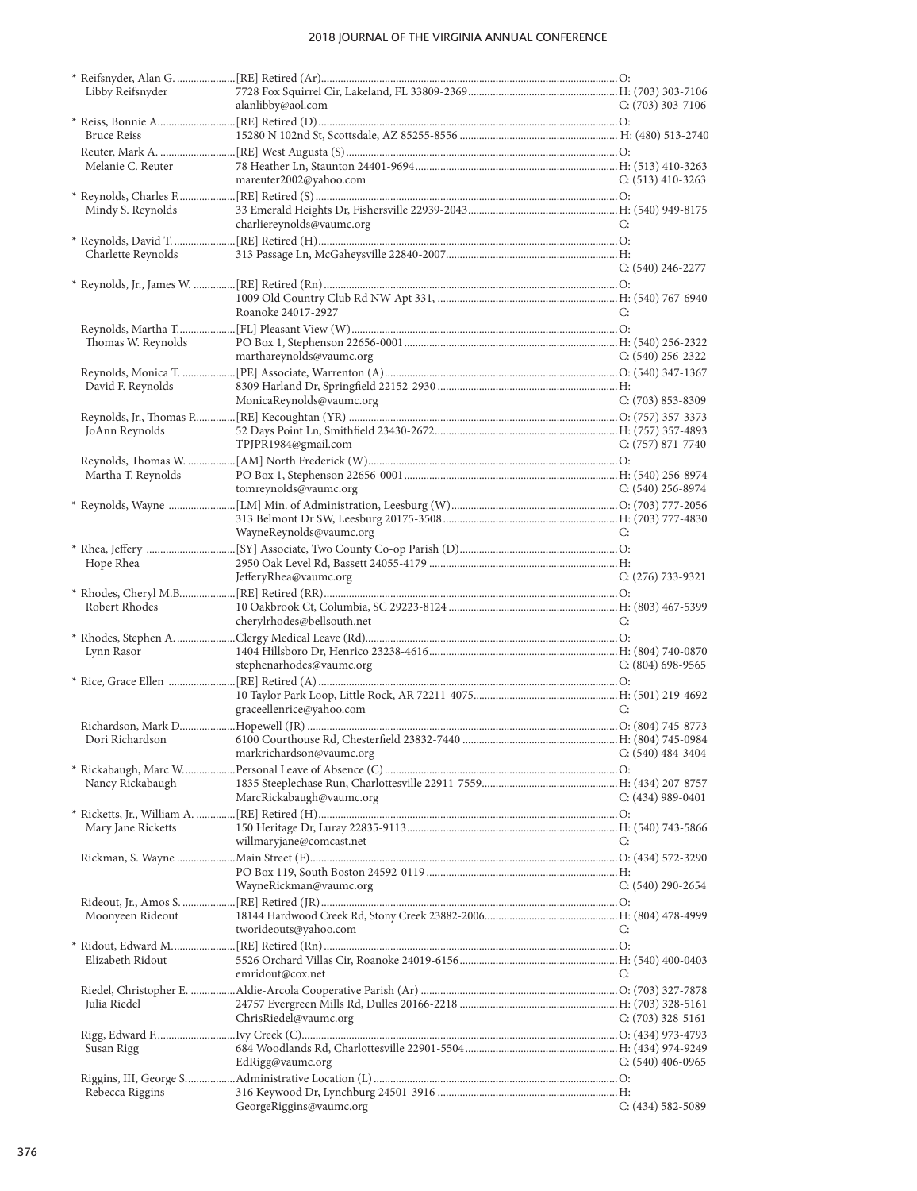| Name | Appointment / Address | Phone |
|---|---|---|
| * Reifsnyder, Alan G. | [RE] Retired (Ar) | O: |
| Libby Reifsnyder | 7728 Fox Squirrel Cir, Lakeland, FL 33809-2369 | H: (703) 303-7106 |
| | alanlibby@aol.com | C: (703) 303-7106 |
| * Reiss, Bonnie A. | [RE] Retired (D) | O: |
| Bruce Reiss | 15280 N 102nd St, Scottsdale, AZ 85255-8556 | H: (480) 513-2740 |
| Reuter, Mark A. | [RE] West Augusta (S) | O: |
| Melanie C. Reuter | 78 Heather Ln, Staunton 24401-9694 | H: (513) 410-3263 |
| | mareuter2002@yahoo.com | C: (513) 410-3263 |
| * Reynolds, Charles F. | [RE] Retired (S) | O: |
| Mindy S. Reynolds | 33 Emerald Heights Dr, Fishersville 22939-2043 | H: (540) 949-8175 |
| | charliereynolds@vaumc.org | C: |
| * Reynolds, David T. | [RE] Retired (H) | O: |
| Charlette Reynolds | 313 Passage Ln, McGaheysville 22840-2007 | H: |
| | | C: (540) 246-2277 |
| * Reynolds, Jr., James W. | [RE] Retired (Rn) | O: |
| | 1009 Old Country Club Rd NW Apt 331, | H: (540) 767-6940 |
| | Roanoke 24017-2927 | C: |
| Reynolds, Martha T. | [FL] Pleasant View (W) | O: |
| Thomas W. Reynolds | PO Box 1, Stephenson 22656-0001 | H: (540) 256-2322 |
| | marthareynolds@vaumc.org | C: (540) 256-2322 |
| Reynolds, Monica T. | [PE] Associate, Warrenton (A) | O: (540) 347-1367 |
| David F. Reynolds | 8309 Harland Dr, Springfield 22152-2930 | H: |
| | MonicaReynolds@vaumc.org | C: (703) 853-8309 |
| Reynolds, Jr., Thomas P. | [RE] Kecoughtan (YR) | O: (757) 357-3373 |
| JoAnn Reynolds | 52 Days Point Ln, Smithfield 23430-2672 | H: (757) 357-4893 |
| | TPJPR1984@gmail.com | C: (757) 871-7740 |
| Reynolds, Thomas W. | [AM] North Frederick (W) | O: |
| Martha T. Reynolds | PO Box 1, Stephenson 22656-0001 | H: (540) 256-8974 |
| | tomreynolds@vaumc.org | C: (540) 256-8974 |
| * Reynolds, Wayne | [LM] Min. of Administration, Leesburg (W) | O: (703) 777-2056 |
| | 313 Belmont Dr SW, Leesburg 20175-3508 | H: (703) 777-4830 |
| | WayneReynolds@vaumc.org | C: |
| * Rhea, Jeffery | [SY] Associate, Two County Co-op Parish (D) | O: |
| Hope Rhea | 2950 Oak Level Rd, Bassett 24055-4179 | H: |
| | JefferyRhea@vaumc.org | C: (276) 733-9321 |
| * Rhodes, Cheryl M.B. | [RE] Retired (RR) | O: |
| Robert Rhodes | 10 Oakbrook Ct, Columbia, SC 29223-8124 | H: (803) 467-5399 |
| | cherylrhodes@bellsouth.net | C: |
| * Rhodes, Stephen A. | Clergy Medical Leave (Rd) | O: |
| Lynn Rasor | 1404 Hillsboro Dr, Henrico 23238-4616 | H: (804) 740-0870 |
| | stephenarhodes@vaumc.org | C: (804) 698-9565 |
| * Rice, Grace Ellen | [RE] Retired (A) | O: |
| | 10 Taylor Park Loop, Little Rock, AR 72211-4075 | H: (501) 219-4692 |
| | graceellenrice@yahoo.com | C: |
| Richardson, Mark D. | Hopewell (JR) | O: (804) 745-8773 |
| Dori Richardson | 6100 Courthouse Rd, Chesterfield 23832-7440 | H: (804) 745-0984 |
| | markrichardson@vaumc.org | C: (540) 484-3404 |
| * Rickabaugh, Marc W. | Personal Leave of Absence (C) | O: |
| Nancy Rickabaugh | 1835 Steeplechase Run, Charlottesville 22911-7559 | H: (434) 207-8757 |
| | MarcRickabaugh@vaumc.org | C: (434) 989-0401 |
| * Ricketts, Jr., William A. | [RE] Retired (H) | O: |
| Mary Jane Ricketts | 150 Heritage Dr, Luray 22835-9113 | H: (540) 743-5866 |
| | willmaryjane@comcast.net | C: |
| Rickman, S. Wayne | Main Street (F) | O: (434) 572-3290 |
| | PO Box 119, South Boston 24592-0119 | H: |
| | WayneRickman@vaumc.org | C: (540) 290-2654 |
| Rideout, Jr., Amos S. | [RE] Retired (JR) | O: |
| Moonyeen Rideout | 18144 Hardwood Creek Rd, Stony Creek 23882-2006 | H: (804) 478-4999 |
| | tworideouts@yahoo.com | C: |
| * Ridout, Edward M. | [RE] Retired (Rn) | O: |
| Elizabeth Ridout | 5526 Orchard Villas Cir, Roanoke 24019-6156 | H: (540) 400-0403 |
| | emridout@cox.net | C: |
| Riedel, Christopher E. | Aldie-Arcola Cooperative Parish (Ar) | O: (703) 327-7878 |
| Julia Riedel | 24757 Evergreen Mills Rd, Dulles 20166-2218 | H: (703) 328-5161 |
| | ChrisRiedel@vaumc.org | C: (703) 328-5161 |
| Rigg, Edward F. | Ivy Creek (C) | O: (434) 973-4793 |
| Susan Rigg | 684 Woodlands Rd, Charlottesville 22901-5504 | H: (434) 974-9249 |
| | EdRigg@vaumc.org | C: (540) 406-0965 |
| Riggins, III, George S. | Administrative Location (L) | O: |
| Rebecca Riggins | 316 Keywood Dr, Lynchburg 24501-3916 | H: |
| | GeorgeRiggins@vaumc.org | C: (434) 582-5089 |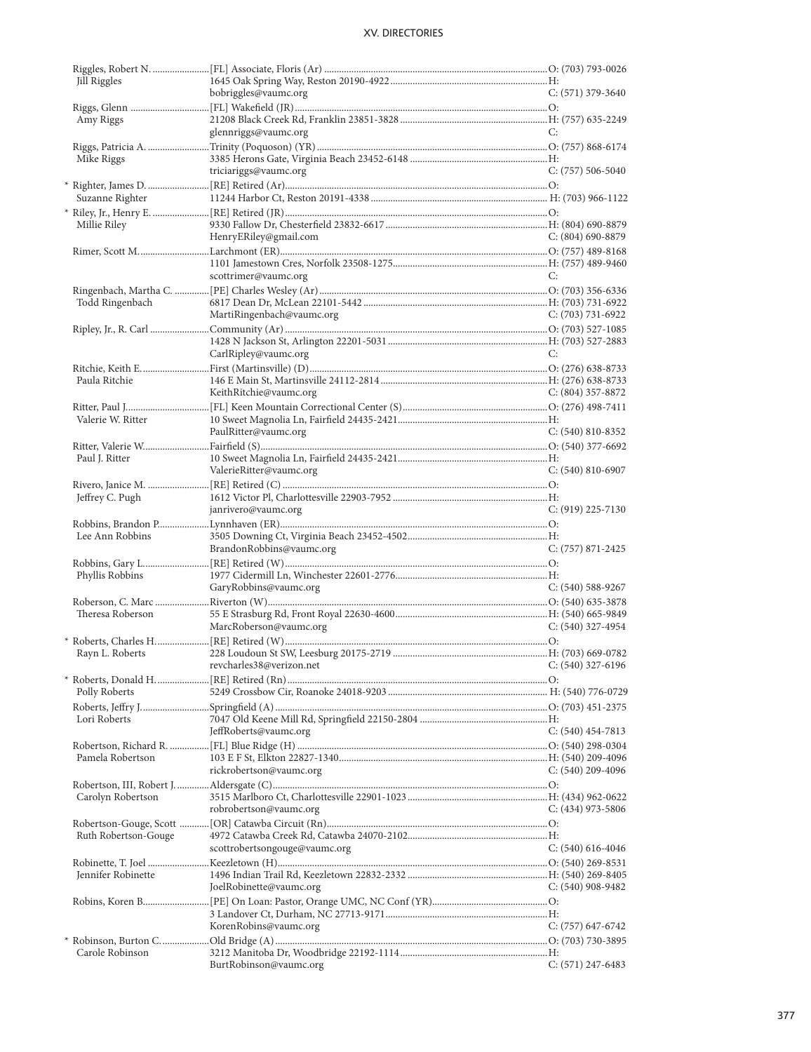| Name | Appointment / Address / Email | Phone |
|---|---|---|
| Riggles, Robert N. | [FL] Associate, Floris (Ar) | O: (703) 793-0026 |
| Jill Riggles | 1645 Oak Spring Way, Reston 20190-4922 | H: |
| | bobriggles@vaumc.org | C: (571) 379-3640 |
| Riggs, Glenn | [FL] Wakefield (JR) | O: |
| Amy Riggs | 21208 Black Creek Rd, Franklin 23851-3828 | H: (757) 635-2249 |
| | glennriggs@vaumc.org | C: |
| Riggs, Patricia A. | Trinity (Poquoson) (YR) | O: (757) 868-6174 |
| Mike Riggs | 3385 Herons Gate, Virginia Beach 23452-6148 | H: |
| | triciariggs@vaumc.org | C: (757) 506-5040 |
| * Righter, James D. | [RE] Retired (Ar) | O: |
| Suzanne Righter | 11244 Harbor Ct, Reston 20191-4338 | H: (703) 966-1122 |
| * Riley, Jr., Henry E. | [RE] Retired (JR) | O: |
| Millie Riley | 9330 Fallow Dr, Chesterfield 23832-6617 | H: (804) 690-8879 |
| | HenryERiley@gmail.com | C: (804) 690-8879 |
| Rimer, Scott M. | Larchmont (ER) | O: (757) 489-8168 |
| | 1101 Jamestown Cres, Norfolk 23508-1275 | H: (757) 489-9460 |
| | scottrimer@vaumc.org | C: |
| Ringenbach, Martha C. | [PE] Charles Wesley (Ar) | O: (703) 356-6336 |
| Todd Ringenbach | 6817 Dean Dr, McLean 22101-5442 | H: (703) 731-6922 |
| | MartiRingenbach@vaumc.org | C: (703) 731-6922 |
| Ripley, Jr., R. Carl | Community (Ar) | O: (703) 527-1085 |
| | 1428 N Jackson St, Arlington 22201-5031 | H: (703) 527-2883 |
| | CarlRipley@vaumc.org | C: |
| Ritchie, Keith E. | First (Martinsville) (D) | O: (276) 638-8733 |
| Paula Ritchie | 146 E Main St, Martinsville 24112-2814 | H: (276) 638-8733 |
| | KeithRitchie@vaumc.org | C: (804) 357-8872 |
| Ritter, Paul J. | [FL] Keen Mountain Correctional Center (S) | O: (276) 498-7411 |
| Valerie W. Ritter | 10 Sweet Magnolia Ln, Fairfield 24435-2421 | H: |
| | PaulRitter@vaumc.org | C: (540) 810-8352 |
| Ritter, Valerie W. | Fairfield (S) | O: (540) 377-6692 |
| Paul J. Ritter | 10 Sweet Magnolia Ln, Fairfield 24435-2421 | H: |
| | ValerieRitter@vaumc.org | C: (540) 810-6907 |
| Rivero, Janice M. | [RE] Retired (C) | O: |
| Jeffrey C. Pugh | 1612 Victor Pl, Charlottesville 22903-7952 | H: |
| | janrivero@vaumc.org | C: (919) 225-7130 |
| Robbins, Brandon P. | Lynnhaven (ER) | O: |
| Lee Ann Robbins | 3505 Downing Ct, Virginia Beach 23452-4502 | H: |
| | BrandonRobbins@vaumc.org | C: (757) 871-2425 |
| Robbins, Gary L. | [RE] Retired (W) | O: |
| Phyllis Robbins | 1977 Cidermill Ln, Winchester 22601-2776 | H: |
| | GaryRobbins@vaumc.org | C: (540) 588-9267 |
| Roberson, C. Marc | Riverton (W) | O: (540) 635-3878 |
| Theresa Roberson | 55 E Strasburg Rd, Front Royal 22630-4600 | H: (540) 665-9849 |
| | MarcRoberson@vaumc.org | C: (540) 327-4954 |
| * Roberts, Charles H. | [RE] Retired (W) | O: |
| Rayn L. Roberts | 228 Loudoun St SW, Leesburg 20175-2719 | H: (703) 669-0782 |
| | revcharles38@verizon.net | C: (540) 327-6196 |
| * Roberts, Donald H. | [RE] Retired (Rn) | O: |
| Polly Roberts | 5249 Crossbow Cir, Roanoke 24018-9203 | H: (540) 776-0729 |
| Roberts, Jeffry J. | Springfield (A) | O: (703) 451-2375 |
| Lori Roberts | 7047 Old Keene Mill Rd, Springfield 22150-2804 | H: |
| | JeffRoberts@vaumc.org | C: (540) 454-7813 |
| Robertson, Richard R. | [FL] Blue Ridge (H) | O: (540) 298-0304 |
| Pamela Robertson | 103 E F St, Elkton 22827-1340 | H: (540) 209-4096 |
| | rickrobertson@vaumc.org | C: (540) 209-4096 |
| Robertson, III, Robert J. | Aldersgate (C) | O: |
| Carolyn Robertson | 3515 Marlboro Ct, Charlottesville 22901-1023 | H: (434) 962-0622 |
| | robrobertson@vaumc.org | C: (434) 973-5806 |
| Robertson-Gouge, Scott | [OR] Catawba Circuit (Rn) | O: |
| Ruth Robertson-Gouge | 4972 Catawba Creek Rd, Catawba 24070-2102 | H: |
| | scottrobertsongouge@vaumc.org | C: (540) 616-4046 |
| Robinette, T. Joel | Keezletown (H) | O: (540) 269-8531 |
| Jennifer Robinette | 1496 Indian Trail Rd, Keezletown 22832-2332 | H: (540) 269-8405 |
| | JoelRobinette@vaumc.org | C: (540) 908-9482 |
| Robins, Koren B. | [PE] On Loan: Pastor, Orange UMC, NC Conf (YR) | O: |
| | 3 Landover Ct, Durham, NC 27713-9171 | H: |
| | KorenRobins@vaumc.org | C: (757) 647-6742 |
| * Robinson, Burton C. | Old Bridge (A) | O: (703) 730-3895 |
| Carole Robinson | 3212 Manitoba Dr, Woodbridge 22192-1114 | H: |
| | BurtRobinson@vaumc.org | C: (571) 247-6483 |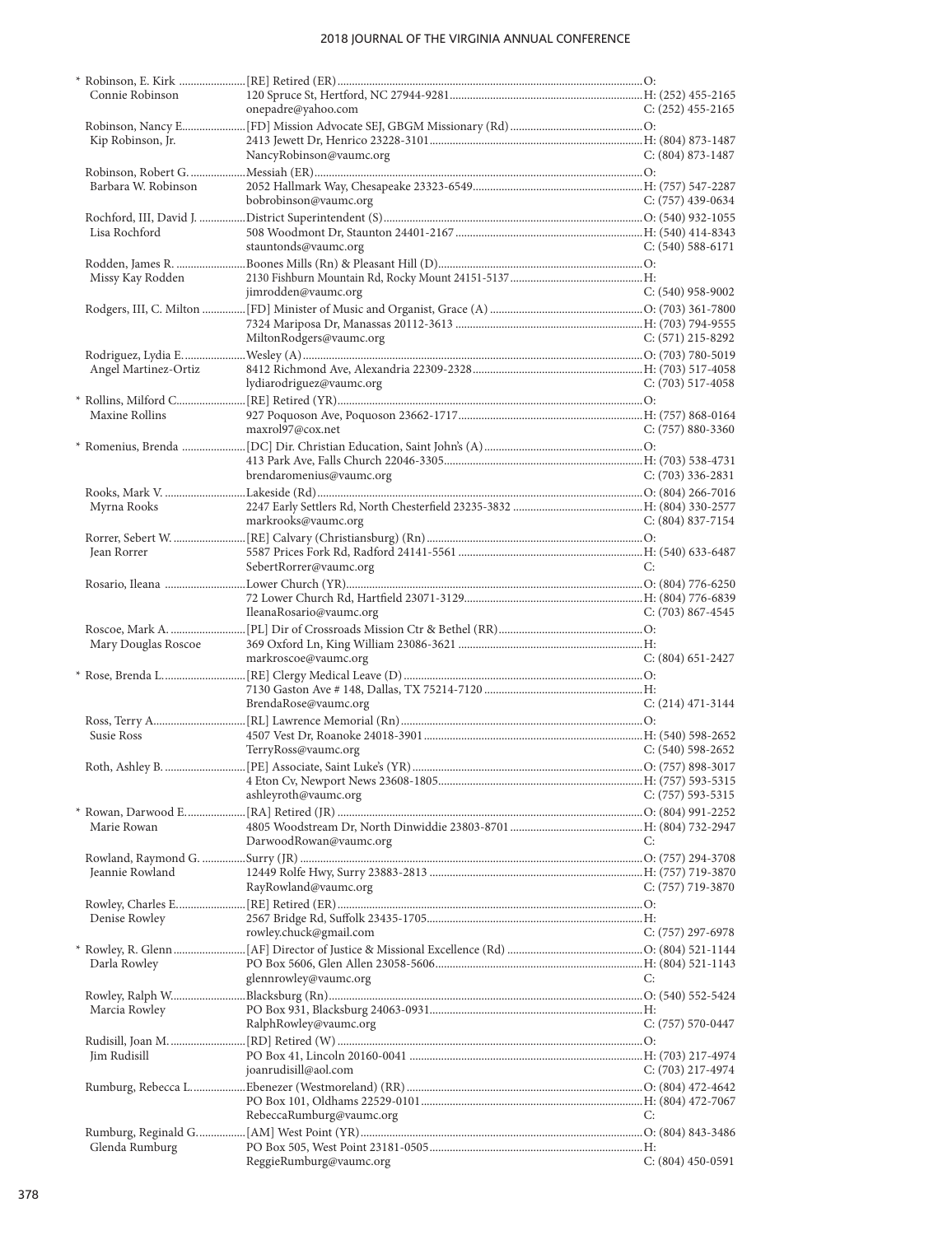| | | |
|---|---|---|
| * Robinson, E. Kirk | [RE] Retired (ER) | O: |
| Connie Robinson | 120 Spruce St, Hertford, NC 27944-9281 | H: (252) 455-2165 |
| | onepadre@yahoo.com | C: (252) 455-2165 |
| Robinson, Nancy E. | [FD] Mission Advocate SEJ, GBGM Missionary (Rd) | O: |
| Kip Robinson, Jr. | 2413 Jewett Dr, Henrico 23228-3101 | H: (804) 873-1487 |
| | NancyRobinson@vaumc.org | C: (804) 873-1487 |
| Robinson, Robert G. | Messiah (ER) | O: |
| Barbara W. Robinson | 2052 Hallmark Way, Chesapeake 23323-6549 | H: (757) 547-2287 |
| | bobrobinson@vaumc.org | C: (757) 439-0634 |
| Rochford, III, David J. | District Superintendent (S) | O: (540) 932-1055 |
| Lisa Rochford | 508 Woodmont Dr, Staunton 24401-2167 | H: (540) 414-8343 |
| | stauntonds@vaumc.org | C: (540) 588-6171 |
| Rodden, James R. | Boones Mills (Rn) & Pleasant Hill (D) | O: |
| Missy Kay Rodden | 2130 Fishburn Mountain Rd, Rocky Mount 24151-5137 | H: |
| | jimrodden@vaumc.org | C: (540) 958-9002 |
| Rodgers, III, C. Milton | [FD] Minister of Music and Organist, Grace (A) | O: (703) 361-7800 |
| | 7324 Mariposa Dr, Manassas 20112-3613 | H: (703) 794-9555 |
| | MiltonRodgers@vaumc.org | C: (571) 215-8292 |
| Rodriguez, Lydia E. | Wesley (A) | O: (703) 780-5019 |
| Angel Martinez-Ortiz | 8412 Richmond Ave, Alexandria 22309-2328 | H: (703) 517-4058 |
| | lydiarodriguez@vaumc.org | C: (703) 517-4058 |
| * Rollins, Milford C. | [RE] Retired (YR) | O: |
| Maxine Rollins | 927 Poquoson Ave, Poquoson 23662-1717 | H: (757) 868-0164 |
| | maxrol97@cox.net | C: (757) 880-3360 |
| * Romenius, Brenda | [DC] Dir. Christian Education, Saint John's (A) | O: |
| | 413 Park Ave, Falls Church 22046-3305 | H: (703) 538-4731 |
| | brendaromenius@vaumc.org | C: (703) 336-2831 |
| Rooks, Mark V. | Lakeside (Rd) | O: (804) 266-7016 |
| Myrna Rooks | 2247 Early Settlers Rd, North Chesterfield 23235-3832 | H: (804) 330-2577 |
| | markrooks@vaumc.org | C: (804) 837-7154 |
| Rorrer, Sebert W. | [RE] Calvary (Christiansburg) (Rn) | O: |
| Jean Rorrer | 5587 Prices Fork Rd, Radford 24141-5561 | H: (540) 633-6487 |
| | SebertRorrer@vaumc.org | C: |
| Rosario, Ileana | Lower Church (YR) | O: (804) 776-6250 |
| | 72 Lower Church Rd, Hartfield 23071-3129 | H: (804) 776-6839 |
| | IleanaRosario@vaumc.org | C: (703) 867-4545 |
| Roscoe, Mark A. | [PL] Dir of Crossroads Mission Ctr & Bethel (RR) | O: |
| Mary Douglas Roscoe | 369 Oxford Ln, King William 23086-3621 | H: |
| | markroscoe@vaumc.org | C: (804) 651-2427 |
| * Rose, Brenda L. | [RE] Clergy Medical Leave (D) | O: |
| | 7130 Gaston Ave # 148, Dallas, TX 75214-7120 | H: |
| | BrendaRose@vaumc.org | C: (214) 471-3144 |
| Ross, Terry A. | [RL] Lawrence Memorial (Rn) | O: |
| Susie Ross | 4507 Vest Dr, Roanoke 24018-3901 | H: (540) 598-2652 |
| | TerryRoss@vaumc.org | C: (540) 598-2652 |
| Roth, Ashley B. | [PE] Associate, Saint Luke's (YR) | O: (757) 898-3017 |
| | 4 Eton Cv, Newport News 23608-1805 | H: (757) 593-5315 |
| | ashleyroth@vaumc.org | C: (757) 593-5315 |
| * Rowan, Darwood E. | [RA] Retired (JR) | O: (804) 991-2252 |
| Marie Rowan | 4805 Woodstream Dr, North Dinwiddie 23803-8701 | H: (804) 732-2947 |
| | DarwoodRowan@vaumc.org | C: |
| Rowland, Raymond G. | Surry (JR) | O: (757) 294-3708 |
| Jeannie Rowland | 12449 Rolfe Hwy, Surry 23883-2813 | H: (757) 719-3870 |
| | RayRowland@vaumc.org | C: (757) 719-3870 |
| Rowley, Charles E. | [RE] Retired (ER) | O: |
| Denise Rowley | 2567 Bridge Rd, Suffolk 23435-1705 | H: |
| | rowley.chuck@gmail.com | C: (757) 297-6978 |
| * Rowley, R. Glenn | [AF] Director of Justice & Missional Excellence (Rd) | O: (804) 521-1144 |
| Darla Rowley | PO Box 5606, Glen Allen 23058-5606 | H: (804) 521-1143 |
| | glennrowley@vaumc.org | C: |
| Rowley, Ralph W. | Blacksburg (Rn) | O: (540) 552-5424 |
| Marcia Rowley | PO Box 931, Blacksburg 24063-0931 | H: |
| | RalphRowley@vaumc.org | C: (757) 570-0447 |
| Rudisill, Joan M. | [RD] Retired (W) | O: |
| Jim Rudisill | PO Box 41, Lincoln 20160-0041 | H: (703) 217-4974 |
| | joanrudisill@aol.com | C: (703) 217-4974 |
| Rumburg, Rebecca L. | Ebenezer (Westmoreland) (RR) | O: (804) 472-4642 |
| | PO Box 101, Oldhams 22529-0101 | H: (804) 472-7067 |
| | RebeccaRumburg@vaumc.org | C: |
| Rumburg, Reginald G. | [AM] West Point (YR) | O: (804) 843-3486 |
| Glenda Rumburg | PO Box 505, West Point 23181-0505 | H: |
| | ReggieRumburg@vaumc.org | C: (804) 450-0591 |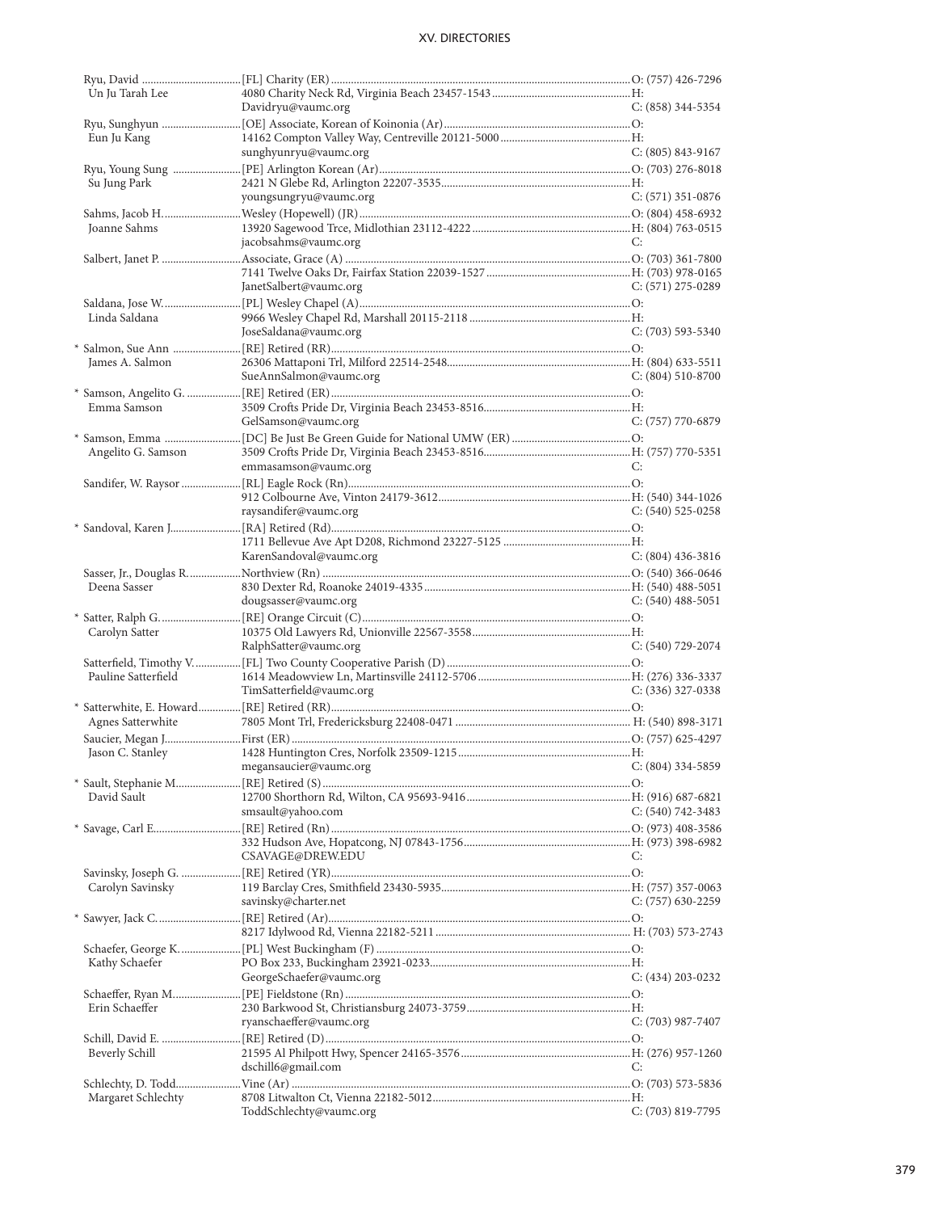| Name | Appointment / Address / Email | Phone |
|---|---|---|
| Ryu, David | [FL] Charity (ER) | O: (757) 426-7296 |
| Un Ju Tarah Lee | 4080 Charity Neck Rd, Virginia Beach 23457-1543 | H: |
| | Davidryu@vaumc.org | C: (858) 344-5354 |
| Ryu, Sunghyun | [OE] Associate, Korean of Koinonia (Ar) | O: |
| Eun Ju Kang | 14162 Compton Valley Way, Centreville 20121-5000 | H: |
| | sunghyunryu@vaumc.org | C: (805) 843-9167 |
| Ryu, Young Sung | [PE] Arlington Korean (Ar) | O: (703) 276-8018 |
| Su Jung Park | 2421 N Glebe Rd, Arlington 22207-3535 | H: |
| | youngsungryu@vaumc.org | C: (571) 351-0876 |
| Sahms, Jacob H. | Wesley (Hopewell) (JR) | O: (804) 458-6932 |
| Joanne Sahms | 13920 Sagewood Trce, Midlothian 23112-4222 | H: (804) 763-0515 |
| | jacobsahms@vaumc.org | C: |
| Salbert, Janet P. | Associate, Grace (A) | O: (703) 361-7800 |
| | 7141 Twelve Oaks Dr, Fairfax Station 22039-1527 | H: (703) 978-0165 |
| | JanetSalbert@vaumc.org | C: (571) 275-0289 |
| Saldana, Jose W. | [PL] Wesley Chapel (A) | O: |
| Linda Saldana | 9966 Wesley Chapel Rd, Marshall 20115-2118 | H: |
| | JoseSaldana@vaumc.org | C: (703) 593-5340 |
| * Salmon, Sue Ann | [RE] Retired (RR) | O: |
| James A. Salmon | 26306 Mattaponi Trl, Milford 22514-2548 | H: (804) 633-5511 |
| | SueAnnSalmon@vaumc.org | C: (804) 510-8700 |
| * Samson, Angelito G. | [RE] Retired (ER) | O: |
| Emma Samson | 3509 Crofts Pride Dr, Virginia Beach 23453-8516 | H: |
| | GelSamson@vaumc.org | C: (757) 770-6879 |
| * Samson, Emma | [DC] Be Just Be Green Guide for National UMW (ER) | O: |
| Angelito G. Samson | 3509 Crofts Pride Dr, Virginia Beach 23453-8516 | H: (757) 770-5351 |
| | emmasamson@vaumc.org | C: |
| Sandifer, W. Raysor | [RL] Eagle Rock (Rn) | O: |
| | 912 Colbourne Ave, Vinton 24179-3612 | H: (540) 344-1026 |
| | raysandifer@vaumc.org | C: (540) 525-0258 |
| * Sandoval, Karen J. | [RA] Retired (Rd) | O: |
| | 1711 Bellevue Ave Apt D208, Richmond 23227-5125 | H: |
| | KarenSandoval@vaumc.org | C: (804) 436-3816 |
| Sasser, Jr., Douglas R. | Northview (Rn) | O: (540) 366-0646 |
| Deena Sasser | 830 Dexter Rd, Roanoke 24019-4335 | H: (540) 488-5051 |
| | dougsasser@vaumc.org | C: (540) 488-5051 |
| * Satter, Ralph G. | [RE] Orange Circuit (C) | O: |
| Carolyn Satter | 10375 Old Lawyers Rd, Unionville 22567-3558 | H: |
| | RalphSatter@vaumc.org | C: (540) 729-2074 |
| Satterfield, Timothy V. | [FL] Two County Cooperative Parish (D) | O: |
| Pauline Satterfield | 1614 Meadowview Ln, Martinsville 24112-5706 | H: (276) 336-3337 |
| | TimSatterfield@vaumc.org | C: (336) 327-0338 |
| * Satterwhite, E. Howard | [RE] Retired (RR) | O: |
| Agnes Satterwhite | 7805 Mont Trl, Fredericksburg 22408-0471 | H: (540) 898-3171 |
| Saucier, Megan J. | First (ER) | O: (757) 625-4297 |
| Jason C. Stanley | 1428 Huntington Cres, Norfolk 23509-1215 | H: |
| | megansaucier@vaumc.org | C: (804) 334-5859 |
| * Sault, Stephanie M. | [RE] Retired (S) | O: |
| David Sault | 12700 Shorthorn Rd, Wilton, CA 95693-9416 | H: (916) 687-6821 |
| | smsault@yahoo.com | C: (540) 742-3483 |
| * Savage, Carl E. | [RE] Retired (Rn) | O: (973) 408-3586 |
| | 332 Hudson Ave, Hopatcong, NJ 07843-1756 | H: (973) 398-6982 |
| | CSAVAGE@DREW.EDU | C: |
| Savinsky, Joseph G. | [RE] Retired (YR) | O: |
| Carolyn Savinsky | 119 Barclay Cres, Smithfield 23430-5935 | H: (757) 357-0063 |
| | savinsky@charter.net | C: (757) 630-2259 |
| * Sawyer, Jack C. | [RE] Retired (Ar) | O: |
| | 8217 Idylwood Rd, Vienna 22182-5211 | H: (703) 573-2743 |
| Schaefer, George K. | [PL] West Buckingham (F) | O: |
| Kathy Schaefer | PO Box 233, Buckingham 23921-0233 | H: |
| | GeorgeSchaefer@vaumc.org | C: (434) 203-0232 |
| Schaeffer, Ryan M. | [PE] Fieldstone (Rn) | O: |
| Erin Schaeffer | 230 Barkwood St, Christiansburg 24073-3759 | H: |
| | ryanschaeffer@vaumc.org | C: (703) 987-7407 |
| Schill, David E. | [RE] Retired (D) | O: |
| Beverly Schill | 21595 Al Philpott Hwy, Spencer 24165-3576 | H: (276) 957-1260 |
| | dschill6@gmail.com | C: |
| Schlechty, D. Todd | Vine (Ar) | O: (703) 573-5836 |
| Margaret Schlechty | 8708 Litwalton Ct, Vienna 22182-5012 | H: |
| | ToddSchlechty@vaumc.org | C: (703) 819-7795 |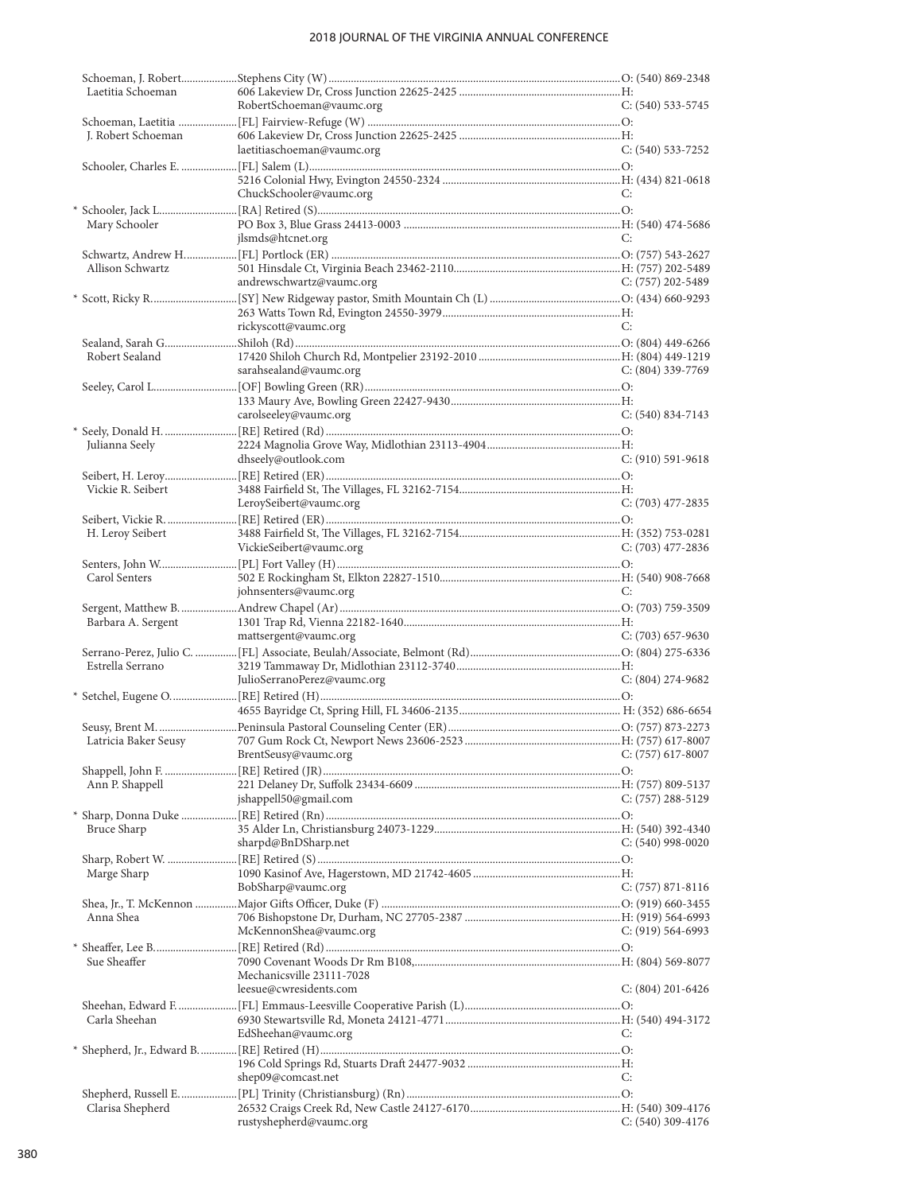| Name / Spouse | Appointment / Address / Email | Phone |
|---|---|---|
| Schoeman, J. Robert | Stephens City (W) | O: (540) 869-2348 |
| Laetitia Schoeman | 606 Lakeview Dr, Cross Junction 22625-2425 | H: |
| | RobertSchoeman@vaumc.org | C: (540) 533-5745 |
| Schoeman, Laetitia | [FL] Fairview-Refuge (W) | O: |
| J. Robert Schoeman | 606 Lakeview Dr, Cross Junction 22625-2425 | H: |
| | laetitiaschoeman@vaumc.org | C: (540) 533-7252 |
| Schooler, Charles E. | [FL] Salem (L) | O: |
| | 5216 Colonial Hwy, Evington 24550-2324 | H: (434) 821-0618 |
| | ChuckSchooler@vaumc.org | C: |
| * Schooler, Jack L. | [RA] Retired (S) | O: |
| Mary Schooler | PO Box 3, Blue Grass 24413-0003 | H: (540) 474-5686 |
| | jlsmds@htcnet.org | C: |
| Schwartz, Andrew H. | [FL] Portlock (ER) | O: (757) 543-2627 |
| Allison Schwartz | 501 Hinsdale Ct, Virginia Beach 23462-2110 | H: (757) 202-5489 |
| | andrewschwartz@vaumc.org | C: (757) 202-5489 |
| * Scott, Ricky R. | [SY] New Ridgeway pastor, Smith Mountain Ch (L) | O: (434) 660-9293 |
| | 263 Watts Town Rd, Evington 24550-3979 | H: |
| | rickyscott@vaumc.org | C: |
| Sealand, Sarah G. | Shiloh (Rd) | O: (804) 449-6266 |
| Robert Sealand | 17420 Shiloh Church Rd, Montpelier 23192-2010 | H: (804) 449-1219 |
| | sarahsealand@vaumc.org | C: (804) 339-7769 |
| Seeley, Carol L. | [OF] Bowling Green (RR) | O: |
| | 133 Maury Ave, Bowling Green 22427-9430 | H: |
| | carolseeley@vaumc.org | C: (540) 834-7143 |
| * Seely, Donald H. | [RE] Retired (Rd) | O: |
| Julianna Seely | 2224 Magnolia Grove Way, Midlothian 23113-4904 | H: |
| | dhseely@outlook.com | C: (910) 591-9618 |
| Seibert, H. Leroy | [RE] Retired (ER) | O: |
| Vickie R. Seibert | 3488 Fairfield St, The Villages, FL 32162-7154 | H: |
| | LeroySeibert@vaumc.org | C: (703) 477-2835 |
| Seibert, Vickie R. | [RE] Retired (ER) | O: |
| H. Leroy Seibert | 3488 Fairfield St, The Villages, FL 32162-7154 | H: (352) 753-0281 |
| | VickieSeibert@vaumc.org | C: (703) 477-2836 |
| Senters, John W. | [PL] Fort Valley (H) | O: |
| Carol Senters | 502 E Rockingham St, Elkton 22827-1510 | H: (540) 908-7668 |
| | johnsenters@vaumc.org | C: |
| Sergent, Matthew B. | Andrew Chapel (Ar) | O: (703) 759-3509 |
| Barbara A. Sergent | 1301 Trap Rd, Vienna 22182-1640 | H: |
| | mattsergent@vaumc.org | C: (703) 657-9630 |
| Serrano-Perez, Julio C. | [FL] Associate, Beulah/Associate, Belmont (Rd) | O: (804) 275-6336 |
| Estrella Serrano | 3219 Tammaway Dr, Midlothian 23112-3740 | H: |
| | JulioSerranoPerez@vaumc.org | C: (804) 274-9682 |
| * Setchel, Eugene O. | [RE] Retired (H) | O: |
| | 4655 Bayridge Ct, Spring Hill, FL 34606-2135 | H: (352) 686-6654 |
| Seusy, Brent M. | Peninsula Pastoral Counseling Center (ER) | O: (757) 873-2273 |
| Latricia Baker Seusy | 707 Gum Rock Ct, Newport News 23606-2523 | H: (757) 617-8007 |
| | BrentSeusy@vaumc.org | C: (757) 617-8007 |
| Shappell, John F. | [RE] Retired (JR) | O: |
| Ann P. Shappell | 221 Delaney Dr, Suffolk 23434-6609 | H: (757) 809-5137 |
| | jshappell50@gmail.com | C: (757) 288-5129 |
| * Sharp, Donna Duke | [RE] Retired (Rn) | O: |
| Bruce Sharp | 35 Alder Ln, Christiansburg 24073-1229 | H: (540) 392-4340 |
| | sharpd@BnDSharp.net | C: (540) 998-0020 |
| Sharp, Robert W. | [RE] Retired (S) | O: |
| Marge Sharp | 1090 Kasinof Ave, Hagerstown, MD 21742-4605 | H: |
| | BobSharp@vaumc.org | C: (757) 871-8116 |
| Shea, Jr., T. McKennon | Major Gifts Officer, Duke (F) | O: (919) 660-3455 |
| Anna Shea | 706 Bishopstone Dr, Durham, NC 27705-2387 | H: (919) 564-6993 |
| | McKennonShea@vaumc.org | C: (919) 564-6993 |
| * Sheaffer, Lee B. | [RE] Retired (Rd) | O: |
| Sue Sheaffer | 7090 Covenant Woods Dr Rm B108, Mechanicsville 23111-7028 | H: (804) 569-8077 |
| | leesue@cwresidents.com | C: (804) 201-6426 |
| Sheehan, Edward F. | [FL] Emmaus-Leesville Cooperative Parish (L) | O: |
| Carla Sheehan | 6930 Stewartsville Rd, Moneta 24121-4771 | H: (540) 494-3172 |
| | EdSheehan@vaumc.org | C: |
| * Shepherd, Jr., Edward B. | [RE] Retired (H) | O: |
| | 196 Cold Springs Rd, Stuarts Draft 24477-9032 | H: |
| | shep09@comcast.net | C: |
| Shepherd, Russell E. | [PL] Trinity (Christiansburg) (Rn) | O: |
| Clarisa Shepherd | 26532 Craigs Creek Rd, New Castle 24127-6170 | H: (540) 309-4176 |
| | rustyshepherd@vaumc.org | C: (540) 309-4176 |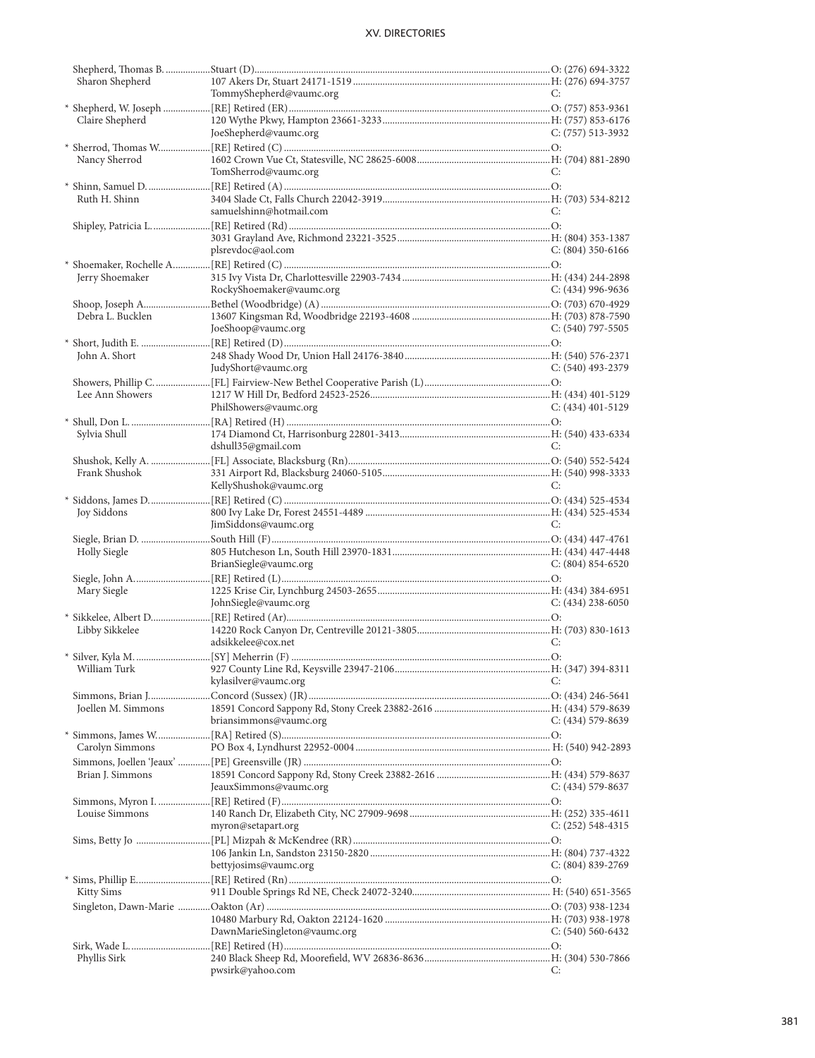| Name / Spouse | Appointment / Address / Email | Phone |
|---|---|---|
| Shepherd, Thomas B. | Stuart (D) | O: (276) 694-3322 |
| Sharon Shepherd | 107 Akers Dr, Stuart 24171-1519 | H: (276) 694-3757 |
| | TommyShepherd@vaumc.org | C: |
| * Shepherd, W. Joseph | [RE] Retired (ER) | O: (757) 853-9361 |
| Claire Shepherd | 120 Wythe Pkwy, Hampton 23661-3233 | H: (757) 853-6176 |
| | JoeShepherd@vaumc.org | C: (757) 513-3932 |
| * Sherrod, Thomas W. | [RE] Retired (C) | O: |
| Nancy Sherrod | 1602 Crown Vue Ct, Statesville, NC 28625-6008 | H: (704) 881-2890 |
| | TomSherrod@vaumc.org | C: |
| * Shinn, Samuel D. | [RE] Retired (A) | O: |
| Ruth H. Shinn | 3404 Slade Ct, Falls Church 22042-3919 | H: (703) 534-8212 |
| | samuelshinn@hotmail.com | C: |
| Shipley, Patricia L. | [RE] Retired (Rd) | O: |
| | 3031 Grayland Ave, Richmond 23221-3525 | H: (804) 353-1387 |
| | plsrevdoc@aol.com | C: (804) 350-6166 |
| * Shoemaker, Rochelle A. | [RE] Retired (C) | O: |
| Jerry Shoemaker | 315 Ivy Vista Dr, Charlottesville 22903-7434 | H: (434) 244-2898 |
| | RockyShoemaker@vaumc.org | C: (434) 996-9636 |
| Shoop, Joseph A. | Bethel (Woodbridge) (A) | O: (703) 670-4929 |
| Debra L. Bucklen | 13607 Kingsman Rd, Woodbridge 22193-4608 | H: (703) 878-7590 |
| | JoeShoop@vaumc.org | C: (540) 797-5505 |
| * Short, Judith E. | [RE] Retired (D) | O: |
| John A. Short | 248 Shady Wood Dr, Union Hall 24176-3840 | H: (540) 576-2371 |
| | JudyShort@vaumc.org | C: (540) 493-2379 |
| Showers, Phillip C. | [FL] Fairview-New Bethel Cooperative Parish (L) | O: |
| Lee Ann Showers | 1217 W Hill Dr, Bedford 24523-2526 | H: (434) 401-5129 |
| | PhilShowers@vaumc.org | C: (434) 401-5129 |
| * Shull, Don L. | [RA] Retired (H) | O: |
| Sylvia Shull | 174 Diamond Ct, Harrisonburg 22801-3413 | H: (540) 433-6334 |
| | dshull35@gmail.com | C: |
| Shushok, Kelly A. | [FL] Associate, Blacksburg (Rn) | O: (540) 552-5424 |
| Frank Shushok | 331 Airport Rd, Blacksburg 24060-5105 | H: (540) 998-3333 |
| | KellyShushok@vaumc.org | C: |
| * Siddons, James D. | [RE] Retired (C) | O: (434) 525-4534 |
| Joy Siddons | 800 Ivy Lake Dr, Forest 24551-4489 | H: (434) 525-4534 |
| | JimSiddons@vaumc.org | C: |
| Siegle, Brian D. | South Hill (F) | O: (434) 447-4761 |
| Holly Siegle | 805 Hutcheson Ln, South Hill 23970-1831 | H: (434) 447-4448 |
| | BrianSiegle@vaumc.org | C: (804) 854-6520 |
| Siegle, John A. | [RE] Retired (L) | O: |
| Mary Siegle | 1225 Krise Cir, Lynchburg 24503-2655 | H: (434) 384-6951 |
| | JohnSiegle@vaumc.org | C: (434) 238-6050 |
| * Sikkelee, Albert D. | [RE] Retired (Ar) | O: |
| Libby Sikkelee | 14220 Rock Canyon Dr, Centreville 20121-3805 | H: (703) 830-1613 |
| | adsikkelee@cox.net | C: |
| * Silver, Kyla M. | [SY] Meherrin (F) | O: |
| William Turk | 927 County Line Rd, Keysville 23947-2106 | H: (347) 394-8311 |
| | kylasilver@vaumc.org | C: |
| Simmons, Brian J. | Concord (Sussex) (JR) | O: (434) 246-5641 |
| Joellen M. Simmons | 18591 Concord Sappony Rd, Stony Creek 23882-2616 | H: (434) 579-8639 |
| | briansimmons@vaumc.org | C: (434) 579-8639 |
| * Simmons, James W. | [RA] Retired (S) | O: |
| Carolyn Simmons | PO Box 4, Lyndhurst 22952-0004 | H: (540) 942-2893 |
| Simmons, Joellen 'Jeaux' | [PE] Greensville (JR) | O: |
| Brian J. Simmons | 18591 Concord Sappony Rd, Stony Creek 23882-2616 | H: (434) 579-8637 |
| | JeauxSimmons@vaumc.org | C: (434) 579-8637 |
| Simmons, Myron I. | [RE] Retired (F) | O: |
| Louise Simmons | 140 Ranch Dr, Elizabeth City, NC 27909-9698 | H: (252) 335-4611 |
| | myron@setapart.org | C: (252) 548-4315 |
| Sims, Betty Jo | [PL] Mizpah & McKendree (RR) | O: |
| | 106 Jankin Ln, Sandston 23150-2820 | H: (804) 737-4322 |
| | bettyjosims@vaumc.org | C: (804) 839-2769 |
| * Sims, Phillip E. | [RE] Retired (Rn) | O: |
| Kitty Sims | 911 Double Springs Rd NE, Check 24072-3240 | H: (540) 651-3565 |
| Singleton, Dawn-Marie | Oakton (Ar) | O: (703) 938-1234 |
| | 10480 Marbury Rd, Oakton 22124-1620 | H: (703) 938-1978 |
| | DawnMarieSingleton@vaumc.org | C: (540) 560-6432 |
| Sirk, Wade L. | [RE] Retired (H) | O: |
| Phyllis Sirk | 240 Black Sheep Rd, Moorefield, WV 26836-8636 | H: (304) 530-7866 |
| | pwsirk@yahoo.com | C: |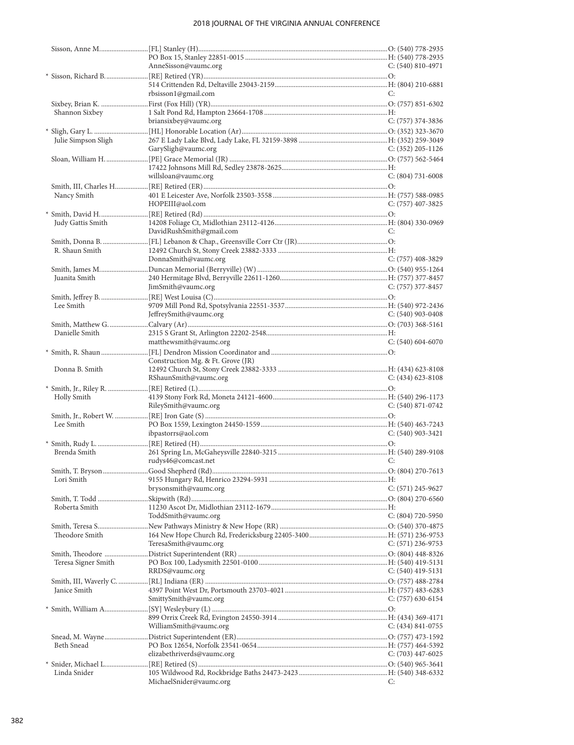| Name | Appointment / Address / Email | Phone |
|---|---|---|
| Sisson, Anne M. | [FL] Stanley (H) | O: (540) 778-2935 |
| | PO Box 15, Stanley 22851-0015 | H: (540) 778-2935 |
| | AnneSisson@vaumc.org | C: (540) 810-4971 |
| * Sisson, Richard B. | [RE] Retired (YR) | O: |
| | 514 Crittenden Rd, Deltaville 23043-2159 | H: (804) 210-6881 |
| | rbsisson1@gmail.com | C: |
| Sixbey, Brian K. | First (Fox Hill) (YR) | O: (757) 851-6302 |
| Shannon Sixbey | 1 Salt Pond Rd, Hampton 23664-1708 | H: |
| | briansixbey@vaumc.org | C: (757) 374-3836 |
| * Sligh, Gary L. | [HL] Honorable Location (Ar) | O: (352) 323-3670 |
| Julie Simpson Sligh | 267 E Lady Lake Blvd, Lady Lake, FL 32159-3898 | H: (352) 259-3049 |
| | GarySligh@vaumc.org | C: (352) 205-1126 |
| Sloan, William H. | [PE] Grace Memorial (JR) | O: (757) 562-5464 |
| | 17422 Johnsons Mill Rd, Sedley 23878-2625 | H: |
| | willsloan@vaumc.org | C: (804) 731-6008 |
| Smith, III, Charles H. | [RE] Retired (ER) | O: |
| Nancy Smith | 401 E Leicester Ave, Norfolk 23503-3558 | H: (757) 588-0985 |
| | HOPEIII@aol.com | C: (757) 407-3825 |
| * Smith, David H. | [RE] Retired (Rd) | O: |
| Judy Gattis Smith | 14208 Foliage Ct, Midlothian 23112-4126 | H: (804) 330-0969 |
| | DavidRushSmith@gmail.com | C: |
| Smith, Donna B. | [FL] Lebanon & Chap., Greensville Corr Ctr (JR) | O: |
| R. Shaun Smith | 12492 Church St, Stony Creek 23882-3333 | H: |
| | DonnaSmith@vaumc.org | C: (757) 408-3829 |
| Smith, James M. | Duncan Memorial (Berryville) (W) | O: (540) 955-1264 |
| Juanita Smith | 240 Hermitage Blvd, Berryville 22611-1260 | H: (757) 377-8457 |
| | JimSmith@vaumc.org | C: (757) 377-8457 |
| Smith, Jeffrey B. | [RE] West Louisa (C) | O: |
| Lee Smith | 9709 Mill Pond Rd, Spotsylvania 22551-3537 | H: (540) 972-2436 |
| | JeffreySmith@vaumc.org | C: (540) 903-0408 |
| Smith, Matthew G. | Calvary (Ar) | O: (703) 368-5161 |
| Danielle Smith | 2315 S Grant St, Arlington 22202-2548 | H: |
| | matthewsmith@vaumc.org | C: (540) 604-6070 |
| * Smith, R. Shaun | [FL] Dendron Mission Coordinator and Construction Mg. & Ft. Grove (JR) | O: |
| Donna B. Smith | 12492 Church St, Stony Creek 23882-3333 | H: (434) 623-8108 |
| | RShaunSmith@vaumc.org | C: (434) 623-8108 |
| * Smith, Jr., Riley R. | [RE] Retired (L) | O: |
| Holly Smith | 4139 Stony Fork Rd, Moneta 24121-4600 | H: (540) 296-1173 |
| | RileySmith@vaumc.org | C: (540) 871-0742 |
| Smith, Jr., Robert W. | [RE] Iron Gate (S) | O: |
| Lee Smith | PO Box 1559, Lexington 24450-1559 | H: (540) 463-7243 |
| | ibpastorrs@aol.com | C: (540) 903-3421 |
| * Smith, Rudy L. | [RE] Retired (H) | O: |
| Brenda Smith | 261 Spring Ln, McGaheysville 22840-3215 | H: (540) 289-9108 |
| | rudys46@comcast.net | C: |
| Smith, T. Bryson | Good Shepherd (Rd) | O: (804) 270-7613 |
| Lori Smith | 9155 Hungary Rd, Henrico 23294-5931 | H: |
| | brysonsmith@vaumc.org | C: (571) 245-9627 |
| Smith, T. Todd | Skipwith (Rd) | O: (804) 270-6560 |
| Roberta Smith | 11230 Ascot Dr, Midlothian 23112-1679 | H: |
| | ToddSmith@vaumc.org | C: (804) 720-5950 |
| Smith, Teresa S. | New Pathways Ministry & New Hope (RR) | O: (540) 370-4875 |
| Theodore Smith | 164 New Hope Church Rd, Fredericksburg 22405-3400 | H: (571) 236-9753 |
| | TeresaSmith@vaumc.org | C: (571) 236-9753 |
| Smith, Theodore | District Superintendent (RR) | O: (804) 448-8326 |
| Teresa Signer Smith | PO Box 100, Ladysmith 22501-0100 | H: (540) 419-5131 |
| | RRDS@vaumc.org | C: (540) 419-5131 |
| Smith, III, Waverly C. | [RL] Indiana (ER) | O: (757) 488-2784 |
| Janice Smith | 4397 Point West Dr, Portsmouth 23703-4021 | H: (757) 483-6283 |
| | SmittySmith@vaumc.org | C: (757) 630-6154 |
| * Smith, William A. | [SY] Wesleybury (L) | O: |
| | 899 Orrix Creek Rd, Evington 24550-3914 | H: (434) 369-4171 |
| | WilliamSmith@vaumc.org | C: (434) 841-0755 |
| Snead, M. Wayne | District Superintendent (ER) | O: (757) 473-1592 |
| Beth Snead | PO Box 12654, Norfolk 23541-0654 | H: (757) 464-5392 |
| | elizabethriverds@vaumc.org | C: (703) 447-6025 |
| * Snider, Michael L. | [RE] Retired (S) | O: (540) 965-3641 |
| Linda Snider | 105 Wildwood Rd, Rockbridge Baths 24473-2423 | H: (540) 348-6332 |
| | MichaelSnider@vaumc.org | C: |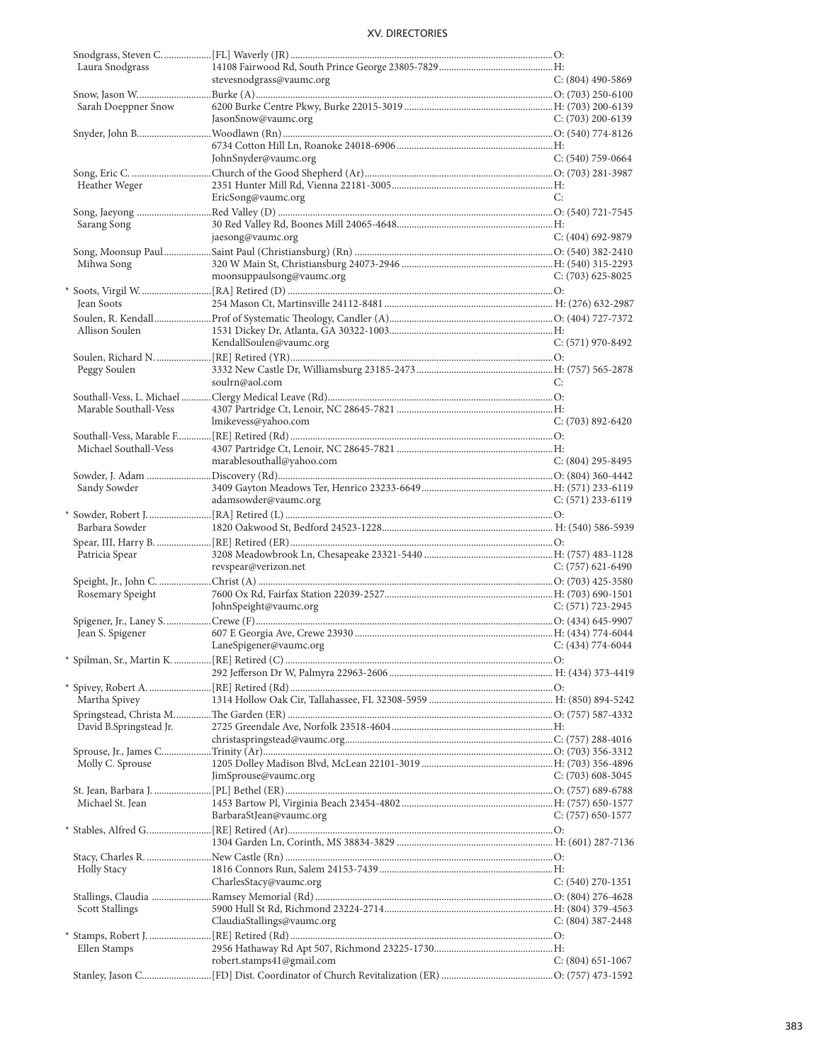Snodgrass, Steven C. ..................[FL] Waverly (JR) ..........................................................................................O:
Laura Snodgrass 14108 Fairwood Rd, South Prince George 23805-7829..........................................H:
stevesnodgrass@vaumc.org C: (804) 490-5869

Snow, Jason W. ..........................Burke (A) ........................................................................................................O: (703) 250-6100
Sarah Doeppner Snow 6200 Burke Centre Pkwy, Burke 22015-3019 ..............................................H: (703) 200-6139
JasonSnow@vaumc.org C: (703) 200-6139

Snyder, John B. ..........................Woodlawn (Rn) ...............................................................................................O: (540) 774-8126
6734 Cotton Hill Ln, Roanoke 24018-6906 ..........................................................H:
JohnSnyder@vaumc.org C: (540) 759-0664

Song, Eric C. ...............................Church of the Good Shepherd (Ar) .....................................................O: (703) 281-3987
Heather Weger 2351 Hunter Mill Rd, Vienna 22181-3005...........................................................H:
EricSong@vaumc.org C:

Song, Jaeyong ............................Red Valley (D) .................................................................................................O: (540) 721-7545
Sarang Song 30 Red Valley Rd, Boones Mill 24065-4648........................................................H:
jaesong@vaumc.org C: (404) 692-9879

Song, Moonsup Paul ..................Saint Paul (Christiansburg) (Rn) .........................................................O: (540) 382-2410
Mihwa Song 320 W Main St, Christiansburg 24073-2946 .....................................................H: (540) 315-2293
moonsuppaulsong@vaumc.org C: (703) 625-8025

\* Soots, Virgil W. .........................[RA] Retired (D) ..........................................................................................O:
Jean Soots 254 Mason Ct, Martinsville 24112-8481 ............................................................H: (276) 632-2987

Soulen, R. Kendall ......................Prof of Systematic Theology, Candler (A).........................................O: (404) 727-7372
Allison Soulen 1531 Dickey Dr, Atlanta, GA 30322-1003.............................................................H:
KendallSoulen@vaumc.org C: (571) 970-8492

Soulen, Richard N. .....................[RE] Retired (YR)..........................................................................................O:
Peggy Soulen 3332 New Castle Dr, Williamsburg 23185-2473 ..................................................H: (757) 565-2878
soulrn@aol.com C:

Southall-Vess, L. Michael ..........Clergy Medical Leave (Rd)..................................................................O:
Marable Southall-Vess 4307 Partridge Ct, Lenoir, NC 28645-7821 ........................................................H:
lmikevess@yahoo.com C: (703) 892-6420

Southall-Vess, Marable F. ...........[RE] Retired (Rd) ..........................................................................................O:
Michael Southall-Vess 4307 Partridge Ct, Lenoir, NC 28645-7821 ........................................................H:
marablesouthall@yahoo.com C: (804) 295-8495

Sowder, J. Adam .........................Discovery (Rd)...............................................................................................O: (804) 360-4442
Sandy Sowder 3409 Gayton Meadows Ter, Henrico 23233-6649..............................................H: (571) 233-6119
adamsowder@vaumc.org C: (571) 233-6119

\* Sowder, Robert J. .......................[RA] Retired (L) ............................................................................................O:
Barbara Sowder 1820 Oakwood St, Bedford 24523-1228..........................................................H: (540) 586-5939

Spear, III, Harry B. .....................[RE] Retired (ER)..........................................................................................O:
Patricia Spear 3208 Meadowbrook Ln, Chesapeake 23321-5440 ...............................................H: (757) 483-1128
revspear@verizon.net C: (757) 621-6490

Speight, Jr., John C. ....................Christ (A) .......................................................................................................O: (703) 425-3580
Rosemary Speight 7600 Ox Rd, Fairfax Station 22039-2527....................................................H: (703) 690-1501
JohnSpeight@vaumc.org C: (571) 723-2945

Spigener, Jr., Laney S. ................Crewe (F)........................................................................................................O: (434) 645-9907
Jean S. Spigener 607 E Georgia Ave, Crewe 23930 ................................................................H: (434) 774-6044
LaneSpigener@vaumc.org C: (434) 774-6044

\* Spilman, Sr., Martin K. ..............[RE] Retired (C) ............................................................................................O:
292 Jefferson Dr W, Palmyra 22963-2606 ...........................................................H: (434) 373-4419

\* Spivey, Robert A. .......................[RE] Retired (Rd) ..........................................................................................O:
Martha Spivey 1314 Hollow Oak Cir, Tallahassee, FL 32308-5959 ..........................................H: (850) 894-5242

Springstead, Christa M. .............The Garden (ER) ..........................................................................................O: (757) 587-4332
David B.Springstead Jr. 2725 Greendale Ave, Norfolk 23518-4604 .................................................H:
christaspringstead@vaumc.org..........................................................................C: (757) 288-4016

Sprouse, Jr., James C. .................Trinity (Ar)....................................................................................................O: (703) 356-3312
Molly C. Sprouse 1205 Dolley Madison Blvd, McLean 22101-3019 ..............................................H: (703) 356-4896
JimSprouse@vaumc.org C: (703) 608-3045

St. Jean, Barbara J. .....................[PL] Bethel (ER) ...........................................................................................O: (757) 689-6788
Michael St. Jean 1453 Bartow Pl, Virginia Beach 23454-4802 ................................................H: (757) 650-1577
BarbaraStJean@vaumc.org C: (757) 650-1577

\* Stables, Alfred G. ........................[RE] Retired (Ar)..........................................................................................O:
1304 Garden Ln, Corinth, MS 38834-3829 ..........................................................H: (601) 287-7136

Stacy, Charles R. .........................New Castle (Rn) ...........................................................................................O:
Holly Stacy 1816 Connors Run, Salem 24153-7439......................................................................H:
CharlesStacy@vaumc.org C: (540) 270-1351

Stallings, Claudia .......................Ramsey Memorial (Rd) ...............................................................................O: (804) 276-4628
Scott Stallings 5900 Hull St Rd, Richmond 23224-2714......................................................H: (804) 379-4563
ClaudiaStallings@vaumc.org C: (804) 387-2448

\* Stamps, Robert J. .......................[RE] Retired (Rd) ..........................................................................................O:
Ellen Stamps 2956 Hathaway Rd Apt 507, Richmond 23225-1730..........................................H:
robert.stamps41@gmail.com C: (804) 651-1067

Stanley, Jason C. ..........................[FD] Dist. Coordinator of Church Revitalization (ER) ......................O: (757) 473-1592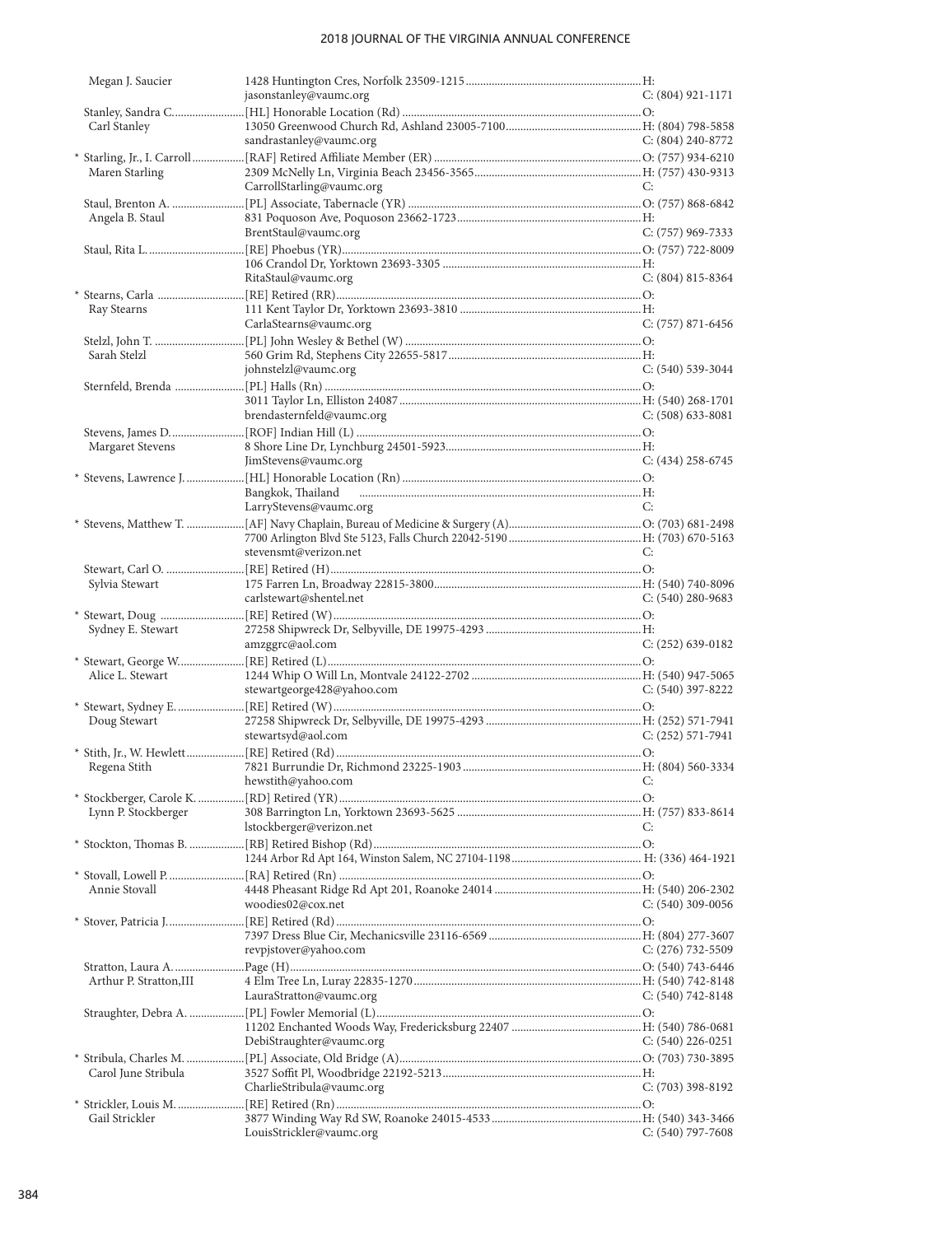| Name | Appointment / Address / Email | Phone |
|---|---|---|
| Megan J. Saucier | 1428 Huntington Cres, Norfolk 23509-1215 | H: |
| | jasonstanley@vaumc.org | C: (804) 921-1171 |
| Stanley, Sandra C. | [HL] Honorable Location (Rd) | O: |
| Carl Stanley | 13050 Greenwood Church Rd, Ashland 23005-7100 | H: (804) 798-5858 |
| | sandrastanley@vaumc.org | C: (804) 240-8772 |
| * Starling, Jr., I. Carroll | [RAF] Retired Affiliate Member (ER) | O: (757) 934-6210 |
| Maren Starling | 2309 McNelly Ln, Virginia Beach 23456-3565 | H: (757) 430-9313 |
| | CarrollStarling@vaumc.org | C: |
| Staul, Brenton A. | [PL] Associate, Tabernacle (YR) | O: (757) 868-6842 |
| Angela B. Staul | 831 Poquoson Ave, Poquoson 23662-1723 | H: |
| | BrentStaul@vaumc.org | C: (757) 969-7333 |
| Staul, Rita L. | [RE] Phoebus (YR) | O: (757) 722-8009 |
| | 106 Crandol Dr, Yorktown 23693-3305 | H: |
| | RitaStaul@vaumc.org | C: (804) 815-8364 |
| * Stearns, Carla | [RE] Retired (RR) | O: |
| Ray Stearns | 111 Kent Taylor Dr, Yorktown 23693-3810 | H: |
| | CarlaStearns@vaumc.org | C: (757) 871-6456 |
| Stelzl, John T. | [PL] John Wesley & Bethel (W) | O: |
| Sarah Stelzl | 560 Grim Rd, Stephens City 22655-5817 | H: |
| | johnstelzl@vaumc.org | C: (540) 539-3044 |
| Sternfeld, Brenda | [PL] Halls (Rn) | O: |
| | 3011 Taylor Ln, Elliston 24087 | H: (540) 268-1701 |
| | brendasternfeld@vaumc.org | C: (508) 633-8081 |
| Stevens, James D. | [ROF] Indian Hill (L) | O: |
| Margaret Stevens | 8 Shore Line Dr, Lynchburg 24501-5923 | H: |
| | JimStevens@vaumc.org | C: (434) 258-6745 |
| * Stevens, Lawrence J. | [HL] Honorable Location (Rn) | O: |
| | Bangkok, Thailand | H: |
| | LarryStevens@vaumc.org | C: |
| * Stevens, Matthew T. | [AF] Navy Chaplain, Bureau of Medicine & Surgery (A) | O: (703) 681-2498 |
| | 7700 Arlington Blvd Ste 5123, Falls Church 22042-5190 | H: (703) 670-5163 |
| | stevensmt@verizon.net | C: |
| Stewart, Carl O. | [RE] Retired (H) | O: |
| Sylvia Stewart | 175 Farren Ln, Broadway 22815-3800 | H: (540) 740-8096 |
| | carlstewart@shentel.net | C: (540) 280-9683 |
| * Stewart, Doug | [RE] Retired (W) | O: |
| Sydney E. Stewart | 27258 Shipwreck Dr, Selbyville, DE 19975-4293 | H: |
| | amzggrc@aol.com | C: (252) 639-0182 |
| * Stewart, George W. | [RE] Retired (L) | O: |
| Alice L. Stewart | 1244 Whip O Will Ln, Montvale 24122-2702 | H: (540) 947-5065 |
| | stewartgeorge428@yahoo.com | C: (540) 397-8222 |
| * Stewart, Sydney E. | [RE] Retired (W) | O: |
| Doug Stewart | 27258 Shipwreck Dr, Selbyville, DE 19975-4293 | H: (252) 571-7941 |
| | stewartsyd@aol.com | C: (252) 571-7941 |
| * Stith, Jr., W. Hewlett | [RE] Retired (Rd) | O: |
| Regena Stith | 7821 Burrundie Dr, Richmond 23225-1903 | H: (804) 560-3334 |
| | hewstith@yahoo.com | C: |
| * Stockberger, Carole K. | [RD] Retired (YR) | O: |
| Lynn P. Stockberger | 308 Barrington Ln, Yorktown 23693-5625 | H: (757) 833-8614 |
| | lstockberger@verizon.net | C: |
| * Stockton, Thomas B. | [RB] Retired Bishop (Rd) | O: |
| | 1244 Arbor Rd Apt 164, Winston Salem, NC 27104-1198 | H: (336) 464-1921 |
| * Stovall, Lowell P. | [RA] Retired (Rn) | O: |
| Annie Stovall | 4448 Pheasant Ridge Rd Apt 201, Roanoke 24014 | H: (540) 206-2302 |
| | woodies02@cox.net | C: (540) 309-0056 |
| * Stover, Patricia J. | [RE] Retired (Rd) | O: |
| | 7397 Dress Blue Cir, Mechanicsville 23116-6569 | H: (804) 277-3607 |
| | revpjstover@yahoo.com | C: (276) 732-5509 |
| Stratton, Laura A. | Page (H) | O: (540) 743-6446 |
| Arthur P. Stratton,III | 4 Elm Tree Ln, Luray 22835-1270 | H: (540) 742-8148 |
| | LauraStratton@vaumc.org | C: (540) 742-8148 |
| Straughter, Debra A. | [PL] Fowler Memorial (L) | O: |
| | 11202 Enchanted Woods Way, Fredericksburg 22407 | H: (540) 786-0681 |
| | DebiStraughter@vaumc.org | C: (540) 226-0251 |
| * Stribula, Charles M. | [PL] Associate, Old Bridge (A) | O: (703) 730-3895 |
| Carol June Stribula | 3527 Soffit Pl, Woodbridge 22192-5213 | H: |
| | CharlieStribula@vaumc.org | C: (703) 398-8192 |
| * Strickler, Louis M. | [RE] Retired (Rn) | O: |
| Gail Strickler | 3877 Winding Way Rd SW, Roanoke 24015-4533 | H: (540) 343-3466 |
| | LouisStrickler@vaumc.org | C: (540) 797-7608 |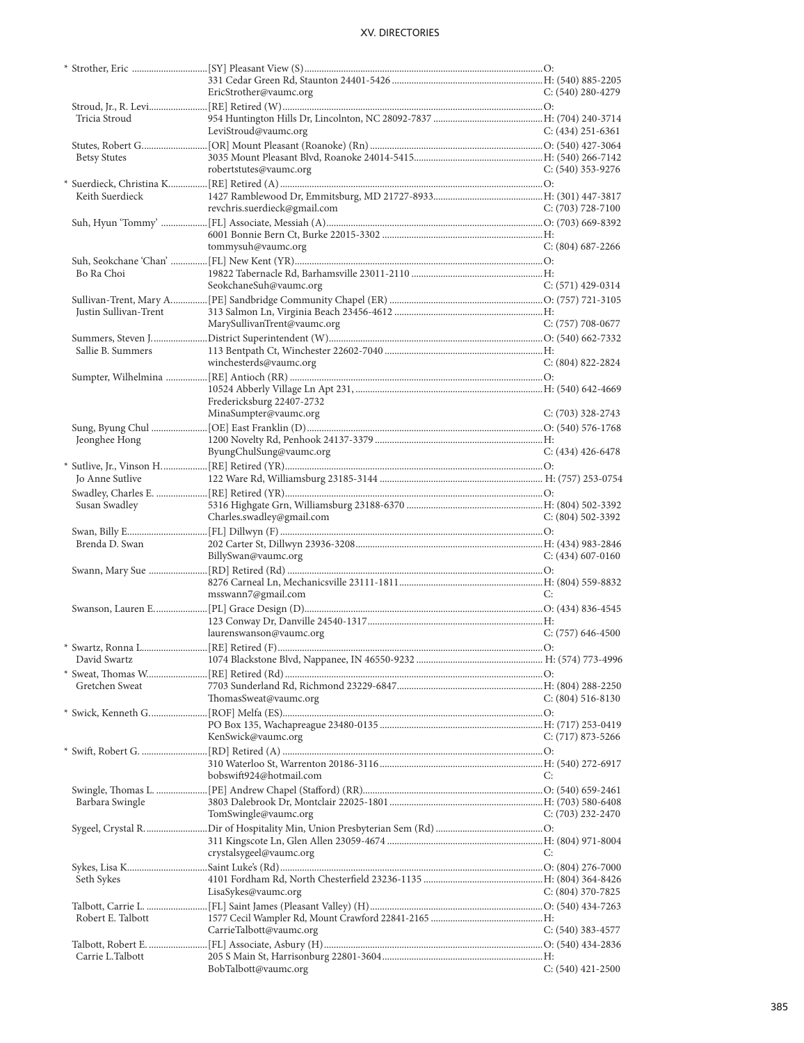| Name | Appointment / Address | Phone |
|---|---|---|
| * Strother, Eric | [SY] Pleasant View (S) | O: |
| | 331 Cedar Green Rd, Staunton 24401-5426 | H: (540) 885-2205 |
| | EricStrother@vaumc.org | C: (540) 280-4279 |
| Stroud, Jr., R. Levi | [RE] Retired (W) | O: |
| Tricia Stroud | 954 Huntington Hills Dr, Lincolnton, NC 28092-7837 | H: (704) 240-3714 |
| | LeviStroud@vaumc.org | C: (434) 251-6361 |
| Stutes, Robert G. | [OR] Mount Pleasant (Roanoke) (Rn) | O: (540) 427-3064 |
| Betsy Stutes | 3035 Mount Pleasant Blvd, Roanoke 24014-5415 | H: (540) 266-7142 |
| | robertstutes@vaumc.org | C: (540) 353-9276 |
| * Suerdieck, Christina K. | [RE] Retired (A) | O: |
| Keith Suerdieck | 1427 Ramblewood Dr, Emmitsburg, MD 21727-8933 | H: (301) 447-3817 |
| | revchris.suerdieck@gmail.com | C: (703) 728-7100 |
| Suh, Hyun 'Tommy' | [FL] Associate, Messiah (A) | O: (703) 669-8392 |
| | 6001 Bonnie Bern Ct, Burke 22015-3302 | H: |
| | tommysuh@vaumc.org | C: (804) 687-2266 |
| Suh, Seokchane 'Chan' | [FL] New Kent (YR) | O: |
| Bo Ra Choi | 19822 Tabernacle Rd, Barhamsville 23011-2110 | H: |
| | SeokchaneSuh@vaumc.org | C: (571) 429-0314 |
| Sullivan-Trent, Mary A. | [PE] Sandbridge Community Chapel (ER) | O: (757) 721-3105 |
| Justin Sullivan-Trent | 313 Salmon Ln, Virginia Beach 23456-4612 | H: |
| | MarySullivanTrent@vaumc.org | C: (757) 708-0677 |
| Summers, Steven J. | District Superintendent (W) | O: (540) 662-7332 |
| Sallie B. Summers | 113 Bentpath Ct, Winchester 22602-7040 | H: |
| | winchesterds@vaumc.org | C: (804) 822-2824 |
| Sumpter, Wilhelmina | [RE] Antioch (RR) | O: |
| | 10524 Abberly Village Ln Apt 231, | H: (540) 642-4669 |
| | Fredericksburg 22407-2732 | |
| | MinaSumpter@vaumc.org | C: (703) 328-2743 |
| Sung, Byung Chul | [OE] East Franklin (D) | O: (540) 576-1768 |
| Jeonghee Hong | 1200 Novelty Rd, Penhook 24137-3379 | H: |
| | ByungChulSung@vaumc.org | C: (434) 426-6478 |
| * Sutlive, Jr., Vinson H. | [RE] Retired (YR) | O: |
| Jo Anne Sutlive | 122 Ware Rd, Williamsburg 23185-3144 | H: (757) 253-0754 |
| Swadley, Charles E. | [RE] Retired (YR) | O: |
| Susan Swadley | 5316 Highgate Grn, Williamsburg 23188-6370 | H: (804) 502-3392 |
| | Charles.swadley@gmail.com | C: (804) 502-3392 |
| Swan, Billy E. | [FL] Dillwyn (F) | O: |
| Brenda D. Swan | 202 Carter St, Dillwyn 23936-3208 | H: (434) 983-2846 |
| | BillySwan@vaumc.org | C: (434) 607-0160 |
| Swann, Mary Sue | [RD] Retired (Rd) | O: |
| | 8276 Carneal Ln, Mechanicsville 23111-1811 | H: (804) 559-8832 |
| | msswann7@gmail.com | C: |
| Swanson, Lauren E. | [PL] Grace Design (D) | O: (434) 836-4545 |
| | 123 Conway Dr, Danville 24540-1317 | H: |
| | laurenswanson@vaumc.org | C: (757) 646-4500 |
| * Swartz, Ronna L. | [RE] Retired (F) | O: |
| David Swartz | 1074 Blackstone Blvd, Nappanee, IN 46550-9232 | H: (574) 773-4996 |
| * Sweat, Thomas W. | [RE] Retired (Rd) | O: |
| Gretchen Sweat | 7703 Sunderland Rd, Richmond 23229-6847 | H: (804) 288-2250 |
| | ThomasSweat@vaumc.org | C: (804) 516-8130 |
| * Swick, Kenneth G. | [ROF] Melfa (ES) | O: |
| | PO Box 135, Wachapreague 23480-0135 | H: (717) 253-0419 |
| | KenSwick@vaumc.org | C: (717) 873-5266 |
| * Swift, Robert G. | [RD] Retired (A) | O: |
| | 310 Waterloo St, Warrenton 20186-3116 | H: (540) 272-6917 |
| | bobswift924@hotmail.com | C: |
| Swingle, Thomas L. | [PE] Andrew Chapel (Stafford) (RR) | O: (540) 659-2461 |
| Barbara Swingle | 3803 Dalebrook Dr, Montclair 22025-1801 | H: (703) 580-6408 |
| | TomSwingle@vaumc.org | C: (703) 232-2470 |
| Sygeel, Crystal R. | Dir of Hospitality Min, Union Presbyterian Sem (Rd) | O: |
| | 311 Kingscote Ln, Glen Allen 23059-4674 | H: (804) 971-8004 |
| | crystalsygeel@vaumc.org | C: |
| Sykes, Lisa K. | Saint Luke's (Rd) | O: (804) 276-7000 |
| Seth Sykes | 4101 Fordham Rd, North Chesterfield 23236-1135 | H: (804) 364-8426 |
| | LisaSykes@vaumc.org | C: (804) 370-7825 |
| Talbott, Carrie L. | [FL] Saint James (Pleasant Valley) (H) | O: (540) 434-7263 |
| Robert E. Talbott | 1577 Cecil Wampler Rd, Mount Crawford 22841-2165 | H: |
| | CarrieTalbott@vaumc.org | C: (540) 383-4577 |
| Talbott, Robert E. | [FL] Associate, Asbury (H) | O: (540) 434-2836 |
| Carrie L.Talbott | 205 S Main St, Harrisonburg 22801-3604 | H: |
| | BobTalbott@vaumc.org | C: (540) 421-2500 |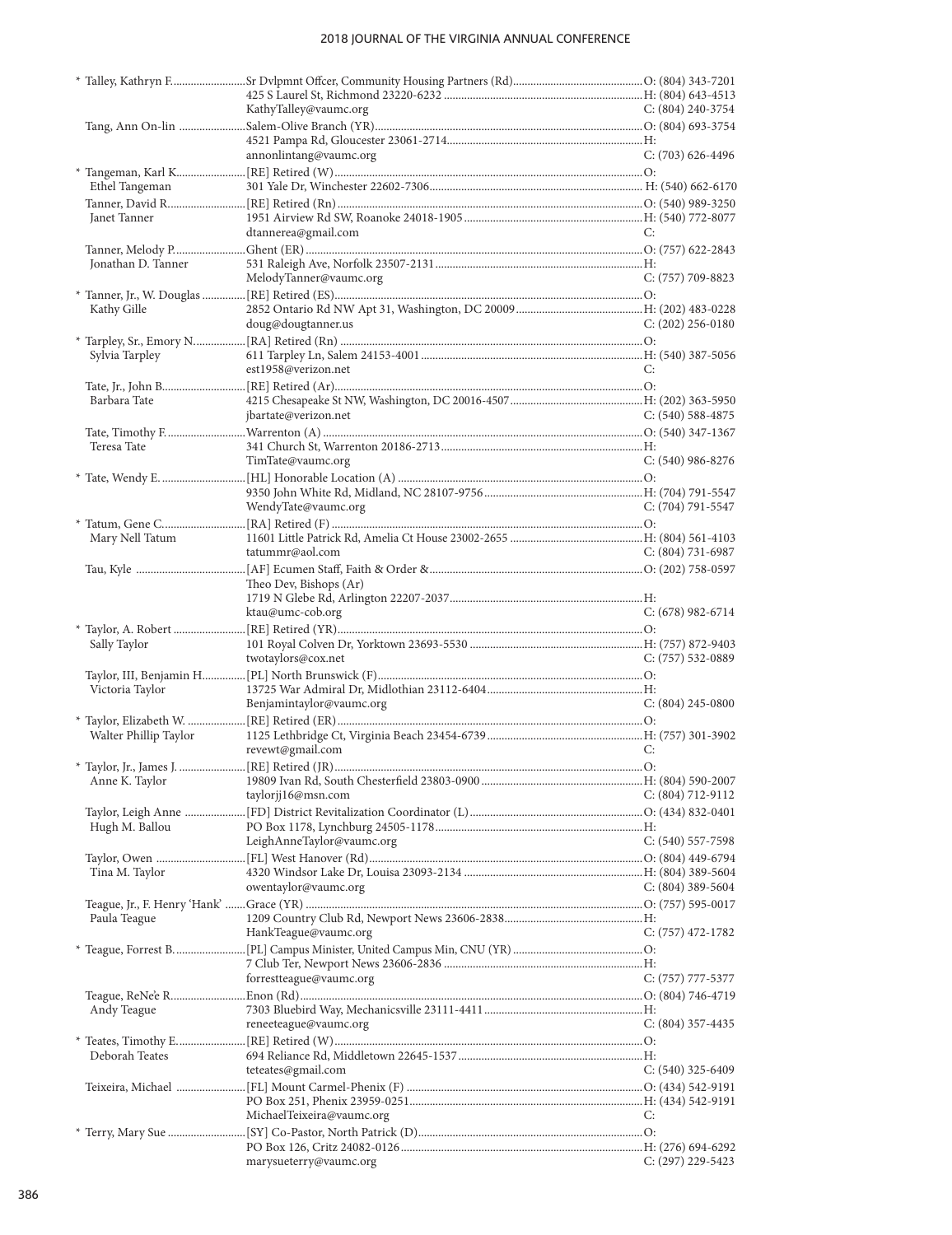| Name | Appointment / Address / Email | Phone |
|---|---|---|
| * Talley, Kathryn F. | Sr Dvlpmnt Offcer, Community Housing Partners (Rd) | O: (804) 343-7201 |
| | 425 S Laurel St, Richmond 23220-6232 | H: (804) 643-4513 |
| | KathyTalley@vaumc.org | C: (804) 240-3754 |
| Tang, Ann On-lin | Salem-Olive Branch (YR) | O: (804) 693-3754 |
| | 4521 Pampa Rd, Gloucester 23061-2714 | H: |
| | annonlintang@vaumc.org | C: (703) 626-4496 |
| * Tangeman, Karl K. | [RE] Retired (W) | O: |
| Ethel Tangeman | 301 Yale Dr, Winchester 22602-7306 | H: (540) 662-6170 |
| Tanner, David R. | [RE] Retired (Rn) | O: (540) 989-3250 |
| Janet Tanner | 1951 Airview Rd SW, Roanoke 24018-1905 | H: (540) 772-8077 |
| | dtannerea@gmail.com | C: |
| Tanner, Melody P. | Ghent (ER) | O: (757) 622-2843 |
| Jonathan D. Tanner | 531 Raleigh Ave, Norfolk 23507-2131 | H: |
| | MelodyTanner@vaumc.org | C: (757) 709-8823 |
| * Tanner, Jr., W. Douglas | [RE] Retired (ES) | O: |
| Kathy Gille | 2852 Ontario Rd NW Apt 31, Washington, DC 20009 | H: (202) 483-0228 |
| | doug@dougtanner.us | C: (202) 256-0180 |
| * Tarpley, Sr., Emory N. | [RA] Retired (Rn) | O: |
| Sylvia Tarpley | 611 Tarpley Ln, Salem 24153-4001 | H: (540) 387-5056 |
| | est1958@verizon.net | C: |
| Tate, Jr., John B. | [RE] Retired (Ar) | O: |
| Barbara Tate | 4215 Chesapeake St NW, Washington, DC 20016-4507 | H: (202) 363-5950 |
| | jbartate@verizon.net | C: (540) 588-4875 |
| Tate, Timothy F. | Warrenton (A) | O: (540) 347-1367 |
| Teresa Tate | 341 Church St, Warrenton 20186-2713 | H: |
| | TimTate@vaumc.org | C: (540) 986-8276 |
| * Tate, Wendy E. | [HL] Honorable Location (A) | O: |
| | 9350 John White Rd, Midland, NC 28107-9756 | H: (704) 791-5547 |
| | WendyTate@vaumc.org | C: (704) 791-5547 |
| * Tatum, Gene C. | [RA] Retired (F) | O: |
| Mary Nell Tatum | 11601 Little Patrick Rd, Amelia Ct House 23002-2655 | H: (804) 561-4103 |
| | tatummr@aol.com | C: (804) 731-6987 |
| Tau, Kyle | [AF] Ecumen Staff, Faith & Order & Theo Dev, Bishops (Ar) | O: (202) 758-0597 |
| | 1719 N Glebe Rd, Arlington 22207-2037 | H: |
| | ktau@umc-cob.org | C: (678) 982-6714 |
| * Taylor, A. Robert | [RE] Retired (YR) | O: |
| Sally Taylor | 101 Royal Colven Dr, Yorktown 23693-5530 | H: (757) 872-9403 |
| | twotaylors@cox.net | C: (757) 532-0889 |
| Taylor, III, Benjamin H. | [PL] North Brunswick (F) | O: |
| Victoria Taylor | 13725 War Admiral Dr, Midlothian 23112-6404 | H: |
| | Benjamintaylor@vaumc.org | C: (804) 245-0800 |
| * Taylor, Elizabeth W. | [RE] Retired (ER) | O: |
| Walter Phillip Taylor | 1125 Lethbridge Ct, Virginia Beach 23454-6739 | H: (757) 301-3902 |
| | revewt@gmail.com | C: |
| * Taylor, Jr., James J. | [RE] Retired (JR) | O: |
| Anne K. Taylor | 19809 Ivan Rd, South Chesterfield 23803-0900 | H: (804) 590-2007 |
| | taylorjj16@msn.com | C: (804) 712-9112 |
| Taylor, Leigh Anne | [FD] District Revitalization Coordinator (L) | O: (434) 832-0401 |
| Hugh M. Ballou | PO Box 1178, Lynchburg 24505-1178 | H: |
| | LeighAnneTaylor@vaumc.org | C: (540) 557-7598 |
| Taylor, Owen | [FL] West Hanover (Rd) | O: (804) 449-6794 |
| Tina M. Taylor | 4320 Windsor Lake Dr, Louisa 23093-2134 | H: (804) 389-5604 |
| | owentaylor@vaumc.org | C: (804) 389-5604 |
| Teague, Jr., F. Henry 'Hank' | Grace (YR) | O: (757) 595-0017 |
| Paula Teague | 1209 Country Club Rd, Newport News 23606-2838 | H: |
| | HankTeague@vaumc.org | C: (757) 472-1782 |
| * Teague, Forrest B. | [PL] Campus Minister, United Campus Min, CNU (YR) | O: |
| | 7 Club Ter, Newport News 23606-2836 | H: |
| | forrestteague@vaumc.org | C: (757) 777-5377 |
| Teague, ReNe'e R. | Enon (Rd) | O: (804) 746-4719 |
| Andy Teague | 7303 Bluebird Way, Mechanicsville 23111-4411 | H: |
| | reneeteague@vaumc.org | C: (804) 357-4435 |
| * Teates, Timothy E. | [RE] Retired (W) | O: |
| Deborah Teates | 694 Reliance Rd, Middletown 22645-1537 | H: |
| | teteates@gmail.com | C: (540) 325-6409 |
| Teixeira, Michael | [FL] Mount Carmel-Phenix (F) | O: (434) 542-9191 |
| | PO Box 251, Phenix 23959-0251 | H: (434) 542-9191 |
| | MichaelTeixeira@vaumc.org | C: |
| * Terry, Mary Sue | [SY] Co-Pastor, North Patrick (D) | O: |
| | PO Box 126, Critz 24082-0126 | H: (276) 694-6292 |
| | marysueterry@vaumc.org | C: (297) 229-5423 |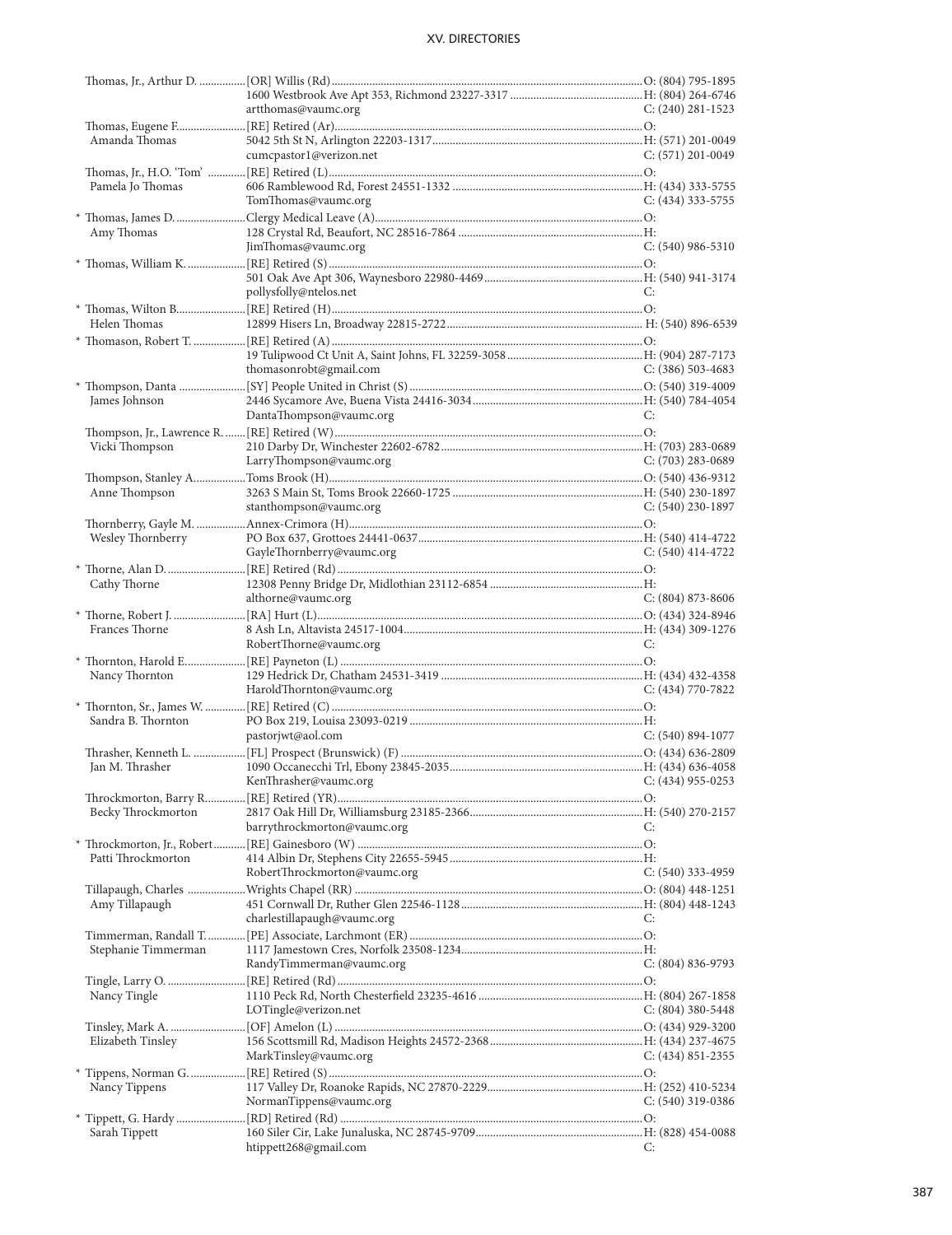| Name | Appointment / Address / Email | Phone |
|---|---|---|
| Thomas, Jr., Arthur D. | [OR] Willis (Rd) | O: (804) 795-1895 |
| | 1600 Westbrook Ave Apt 353, Richmond 23227-3317 | H: (804) 264-6746 |
| | artthomas@vaumc.org | C: (240) 281-1523 |
| Thomas, Eugene F. | [RE] Retired (Ar) | O: |
| Amanda Thomas | 5042 5th St N, Arlington 22203-1317 | H: (571) 201-0049 |
| | cumcpastor1@verizon.net | C: (571) 201-0049 |
| Thomas, Jr., H.O. 'Tom' | [RE] Retired (L) | O: |
| Pamela Jo Thomas | 606 Ramblewood Rd, Forest 24551-1332 | H: (434) 333-5755 |
| | TomThomas@vaumc.org | C: (434) 333-5755 |
| * Thomas, James D. | Clergy Medical Leave (A) | O: |
| Amy Thomas | 128 Crystal Rd, Beaufort, NC 28516-7864 | H: |
| | JimThomas@vaumc.org | C: (540) 986-5310 |
| * Thomas, William K. | [RE] Retired (S) | O: |
| | 501 Oak Ave Apt 306, Waynesboro 22980-4469 | H: (540) 941-3174 |
| | pollysfolly@ntelos.net | C: |
| * Thomas, Wilton B. | [RE] Retired (H) | O: |
| Helen Thomas | 12899 Hisers Ln, Broadway 22815-2722 | H: (540) 896-6539 |
| * Thomason, Robert T. | [RE] Retired (A) | O: |
| | 19 Tulipwood Ct Unit A, Saint Johns, FL 32259-3058 | H: (904) 287-7173 |
| | thomasonrobt@gmail.com | C: (386) 503-4683 |
| * Thompson, Danta | [SY] People United in Christ (S) | O: (540) 319-4009 |
| James Johnson | 2446 Sycamore Ave, Buena Vista 24416-3034 | H: (540) 784-4054 |
| | DantaThompson@vaumc.org | C: |
| Thompson, Jr., Lawrence R. | [RE] Retired (W) | O: |
| Vicki Thompson | 210 Darby Dr, Winchester 22602-6782 | H: (703) 283-0689 |
| | LarryThompson@vaumc.org | C: (703) 283-0689 |
| Thompson, Stanley A. | Toms Brook (H) | O: (540) 436-9312 |
| Anne Thompson | 3263 S Main St, Toms Brook 22660-1725 | H: (540) 230-1897 |
| | stanthompson@vaumc.org | C: (540) 230-1897 |
| Thornberry, Gayle M. | Annex-Crimora (H) | O: |
| Wesley Thornberry | PO Box 637, Grottoes 24441-0637 | H: (540) 414-4722 |
| | GayleThornberry@vaumc.org | C: (540) 414-4722 |
| * Thorne, Alan D. | [RE] Retired (Rd) | O: |
| Cathy Thorne | 12308 Penny Bridge Dr, Midlothian 23112-6854 | H: |
| | althorne@vaumc.org | C: (804) 873-8606 |
| * Thorne, Robert J. | [RA] Hurt (L) | O: (434) 324-8946 |
| Frances Thorne | 8 Ash Ln, Altavista 24517-1004 | H: (434) 309-1276 |
| | RobertThorne@vaumc.org | C: |
| * Thornton, Harold E. | [RE] Payneton (L) | O: |
| Nancy Thornton | 129 Hedrick Dr, Chatham 24531-3419 | H: (434) 432-4358 |
| | HaroldThornton@vaumc.org | C: (434) 770-7822 |
| * Thornton, Sr., James W. | [RE] Retired (C) | O: |
| Sandra B. Thornton | PO Box 219, Louisa 23093-0219 | H: |
| | pastorjwt@aol.com | C: (540) 894-1077 |
| Thrasher, Kenneth L. | [FL] Prospect (Brunswick) (F) | O: (434) 636-2809 |
| Jan M. Thrasher | 1090 Occanecchi Trl, Ebony 23845-2035 | H: (434) 636-4058 |
| | KenThrasher@vaumc.org | C: (434) 955-0253 |
| Throckmorton, Barry R. | [RE] Retired (YR) | O: |
| Becky Throckmorton | 2817 Oak Hill Dr, Williamsburg 23185-2366 | H: (540) 270-2157 |
| | barrythrockmorton@vaumc.org | C: |
| * Throckmorton, Jr., Robert | [RE] Gainesboro (W) | O: |
| Patti Throckmorton | 414 Albin Dr, Stephens City 22655-5945 | H: |
| | RobertThrockmorton@vaumc.org | C: (540) 333-4959 |
| Tillapaugh, Charles | Wrights Chapel (RR) | O: (804) 448-1251 |
| Amy Tillapaugh | 451 Cornwall Dr, Ruther Glen 22546-1128 | H: (804) 448-1243 |
| | charlestillapaugh@vaumc.org | C: |
| Timmerman, Randall T. | [PE] Associate, Larchmont (ER) | O: |
| Stephanie Timmerman | 1117 Jamestown Cres, Norfolk 23508-1234 | H: |
| | RandyTimmerman@vaumc.org | C: (804) 836-9793 |
| Tingle, Larry O. | [RE] Retired (Rd) | O: |
| Nancy Tingle | 1110 Peck Rd, North Chesterfield 23235-4616 | H: (804) 267-1858 |
| | LOTingle@verizon.net | C: (804) 380-5448 |
| Tinsley, Mark A. | [OF] Amelon (L) | O: (434) 929-3200 |
| Elizabeth Tinsley | 156 Scottsmill Rd, Madison Heights 24572-2368 | H: (434) 237-4675 |
| | MarkTinsley@vaumc.org | C: (434) 851-2355 |
| * Tippens, Norman G. | [RE] Retired (S) | O: |
| Nancy Tippens | 117 Valley Dr, Roanoke Rapids, NC 27870-2229 | H: (252) 410-5234 |
| | NormanTippens@vaumc.org | C: (540) 319-0386 |
| * Tippett, G. Hardy | [RD] Retired (Rd) | O: |
| Sarah Tippett | 160 Siler Cir, Lake Junaluska, NC 28745-9709 | H: (828) 454-0088 |
| | htippett268@gmail.com | C: |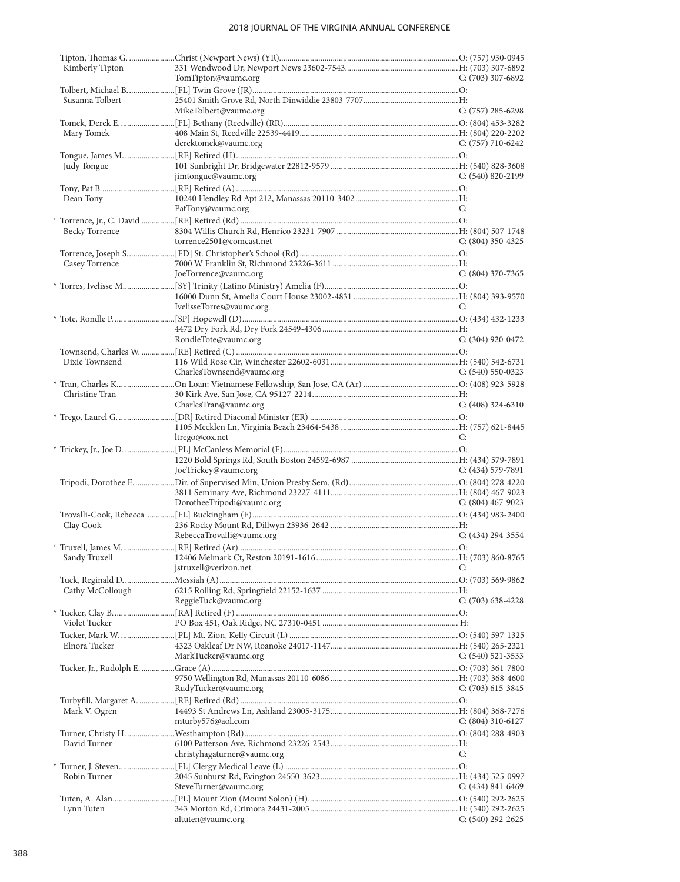| Name | Appointment / Address / Email | Phone |
|---|---|---|
| Tipton, Thomas G. | Christ (Newport News) (YR) | O: (757) 930-0945 |
| Kimberly Tipton | 331 Wendwood Dr, Newport News 23602-7543 | H: (703) 307-6892 |
| | TomTipton@vaumc.org | C: (703) 307-6892 |
| Tolbert, Michael B. | [FL] Twin Grove (JR) | O: |
| Susanna Tolbert | 25401 Smith Grove Rd, North Dinwiddie 23803-7707 | H: |
| | MikeTolbert@vaumc.org | C: (757) 285-6298 |
| Tomek, Derek E. | [FL] Bethany (Reedville) (RR) | O: (804) 453-3282 |
| Mary Tomek | 408 Main St, Reedville 22539-4419 | H: (804) 220-2202 |
| | derektomek@vaumc.org | C: (757) 710-6242 |
| Tongue, James M. | [RE] Retired (H) | O: |
| Judy Tongue | 101 Sunbright Dr, Bridgewater 22812-9579 | H: (540) 828-3608 |
| | jimtongue@vaumc.org | C: (540) 820-2199 |
| Tony, Pat B. | [RE] Retired (A) | O: |
| Dean Tony | 10240 Hendley Rd Apt 212, Manassas 20110-3402 | H: |
| | PatTony@vaumc.org | C: |
| * Torrence, Jr., C. David | [RE] Retired (Rd) | O: |
| Becky Torrence | 8304 Willis Church Rd, Henrico 23231-7907 | H: (804) 507-1748 |
| | torrence2501@comcast.net | C: (804) 350-4325 |
| Torrence, Joseph S. | [FD] St. Christopher's School (Rd) | O: |
| Casey Torrence | 7000 W Franklin St, Richmond 23226-3611 | H: |
| | JoeTorrence@vaumc.org | C: (804) 370-7365 |
| * Torres, Ivelisse M. | [SY] Trinity (Latino Ministry) Amelia (F) | O: |
| | 16000 Dunn St, Amelia Court House 23002-4831 | H: (804) 393-9570 |
| | IvelisseTorres@vaumc.org | C: |
| * Tote, Rondle P. | [SP] Hopewell (D) | O: (434) 432-1233 |
| | 4472 Dry Fork Rd, Dry Fork 24549-4306 | H: |
| | RondleTote@vaumc.org | C: (304) 920-0472 |
| Townsend, Charles W. | [RE] Retired (C) | O: |
| Dixie Townsend | 116 Wild Rose Cir, Winchester 22602-6031 | H: (540) 542-6731 |
| | CharlesTownsend@vaumc.org | C: (540) 550-0323 |
| * Tran, Charles K. | On Loan: Vietnamese Fellowship, San Jose, CA (Ar) | O: (408) 923-5928 |
| Christine Tran | 30 Kirk Ave, San Jose, CA 95127-2214 | H: |
| | CharlesTran@vaumc.org | C: (408) 324-6310 |
| * Trego, Laurel G. | [DR] Retired Diaconal Minister (ER) | O: |
| | 1105 Mecklen Ln, Virginia Beach 23464-5438 | H: (757) 621-8445 |
| | ltrego@cox.net | C: |
| * Trickey, Jr., Joe D. | [PL] McCanless Memorial (F) | O: |
| | 1220 Bold Springs Rd, South Boston 24592-6987 | H: (434) 579-7891 |
| | JoeTrickey@vaumc.org | C: (434) 579-7891 |
| Tripodi, Dorothee E. | Dir. of Supervised Min, Union Presby Sem. (Rd) | O: (804) 278-4220 |
| | 3811 Seminary Ave, Richmond 23227-4111 | H: (804) 467-9023 |
| | DorotheeTripodi@vaumc.org | C: (804) 467-9023 |
| Trovalli-Cook, Rebecca | [FL] Buckingham (F) | O: (434) 983-2400 |
| Clay Cook | 236 Rocky Mount Rd, Dillwyn 23936-2642 | H: |
| | RebeccaTrovalli@vaumc.org | C: (434) 294-3554 |
| * Truxell, James M. | [RE] Retired (Ar) | O: |
| Sandy Truxell | 12406 Melmark Ct, Reston 20191-1616 | H: (703) 860-8765 |
| | jstruxell@verizon.net | C: |
| Tuck, Reginald D. | Messiah (A) | O: (703) 569-9862 |
| Cathy McCollough | 6215 Rolling Rd, Springfield 22152-1637 | H: |
| | ReggieTuck@vaumc.org | C: (703) 638-4228 |
| * Tucker, Clay B. | [RA] Retired (F) | O: |
| Violet Tucker | PO Box 451, Oak Ridge, NC 27310-0451 | H: |
| Tucker, Mark W. | [PL] Mt. Zion, Kelly Circuit (L) | O: (540) 597-1325 |
| Elnora Tucker | 4323 Oakleaf Dr NW, Roanoke 24017-1147 | H: (540) 265-2321 |
| | MarkTucker@vaumc.org | C: (540) 521-3533 |
| Tucker, Jr., Rudolph E. | Grace (A) | O: (703) 361-7800 |
| | 9750 Wellington Rd, Manassas 20110-6086 | H: (703) 368-4600 |
| | RudyTucker@vaumc.org | C: (703) 615-3845 |
| Turbyfill, Margaret A. | [RE] Retired (Rd) | O: |
| Mark V. Ogren | 14493 St Andrews Ln, Ashland 23005-3175 | H: (804) 368-7276 |
| | mturby576@aol.com | C: (804) 310-6127 |
| Turner, Christy H. | Westhampton (Rd) | O: (804) 288-4903 |
| David Turner | 6100 Patterson Ave, Richmond 23226-2543 | H: |
| | christyhagaturner@vaumc.org | C: |
| * Turner, J. Steven | [FL] Clergy Medical Leave (L) | O: |
| Robin Turner | 2045 Sunburst Rd, Evington 24550-3623 | H: (434) 525-0997 |
| | SteveTurner@vaumc.org | C: (434) 841-6469 |
| Tuten, A. Alan | [PL] Mount Zion (Mount Solon) (H) | O: (540) 292-2625 |
| Lynn Tuten | 343 Morton Rd, Crimora 24431-2005 | H: (540) 292-2625 |
| | altuten@vaumc.org | C: (540) 292-2625 |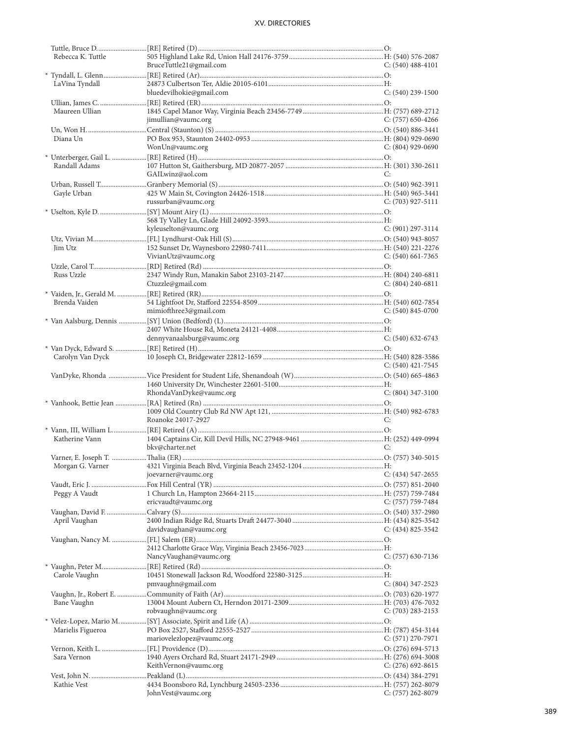| Name | Appointment / Address / Email | Phone |
|---|---|---|
| Tuttle, Bruce D. | [RE] Retired (D) | O: |
| Rebecca K. Tuttle | 505 Highland Lake Rd, Union Hall 24176-3759 | H: (540) 576-2087 |
| | BruceTuttle21@gmail.com | C: (540) 488-4101 |
| * Tyndall, L. Glenn | [RE] Retired (Ar) | O: |
| LaVina Tyndall | 24873 Culbertson Ter, Aldie 20105-6101 | H: |
| | bluedevilhokie@gmail.com | C: (540) 239-1500 |
| Ullian, James C. | [RE] Retired (ER) | O: |
| Maureen Ullian | 1845 Capel Manor Way, Virginia Beach 23456-7749 | H: (757) 689-2712 |
| | jimullian@vaumc.org | C: (757) 650-4266 |
| Un, Won H. | Central (Staunton) (S) | O: (540) 886-3441 |
| Diana Un | PO Box 953, Staunton 24402-0953 | H: (804) 929-0690 |
| | WonUn@vaumc.org | C: (804) 929-0690 |
| * Unterberger, Gail L. | [RE] Retired (H) | O: |
| Randall Adams | 107 Hutton St, Gaithersburg, MD 20877-2057 | H: (301) 330-2611 |
| | GAILwinz@aol.com | C: |
| Urban, Russell T. | Granbery Memorial (S) | O: (540) 962-3911 |
| Gayle Urban | 425 W Main St, Covington 24426-1518 | H: (540) 965-3441 |
| | russurban@vaumc.org | C: (703) 927-5111 |
| * Uselton, Kyle D. | [SY] Mount Airy (L) | O: |
| | 568 Ty Valley Ln, Glade Hill 24092-3593 | H: |
| | kyleuselton@vaumc.org | C: (901) 297-3114 |
| Utz, Vivian M. | [FL] Lyndhurst-Oak Hill (S) | O: (540) 943-8057 |
| Jim Utz | 152 Sunset Dr, Waynesboro 22980-7411 | H: (540) 221-2276 |
| | VivianUtz@vaumc.org | C: (540) 661-7365 |
| Uzzle, Carol T. | [RD] Retired (Rd) | O: |
| Russ Uzzle | 2347 Windy Run, Manakin Sabot 23103-2147 | H: (804) 240-6811 |
| | Ctuzzle@gmail.com | C: (804) 240-6811 |
| * Vaiden, Jr., Gerald M. | [RE] Retired (RR) | O: |
| Brenda Vaiden | 54 Lightfoot Dr, Stafford 22554-8509 | H: (540) 602-7854 |
| | mimiofthree3@gmail.com | C: (540) 845-0700 |
| * Van Aalsburg, Dennis | [SY] Union (Bedford) (L) | O: |
| | 2407 White House Rd, Moneta 24121-4408 | H: |
| | dennyvanaalsburg@vaumc.org | C: (540) 632-6743 |
| * Van Dyck, Edward S. | [RE] Retired (H) | O: |
| Carolyn Van Dyck | 10 Joseph Ct, Bridgewater 22812-1659 | H: (540) 828-3586 |
| | | C: (540) 421-7545 |
| VanDyke, Rhonda | Vice President for Student Life, Shenandoah (W) | O: (540) 665-4863 |
| | 1460 University Dr, Winchester 22601-5100 | H: |
| | RhondaVanDyke@vaumc.org | C: (804) 347-3100 |
| * Vanhook, Bettie Jean | [RA] Retired (Rn) | O: |
| | 1009 Old Country Club Rd NW Apt 121, | H: (540) 982-6783 |
| | Roanoke 24017-2927 | C: |
| * Vann, III, William L. | [RE] Retired (A) | O: |
| Katherine Vann | 1404 Captains Cir, Kill Devil Hills, NC 27948-9461 | H: (252) 449-0994 |
| | bkv@charter.net | C: |
| Varner, E. Joseph T. | Thalia (ER) | O: (757) 340-5015 |
| Morgan G. Varner | 4321 Virginia Beach Blvd, Virginia Beach 23452-1204 | H: |
| | joevarner@vaumc.org | C: (434) 547-2655 |
| Vaudt, Eric J. | Fox Hill Central (YR) | O: (757) 851-2040 |
| Peggy A Vaudt | 1 Church Ln, Hampton 23664-2115 | H: (757) 759-7484 |
| | ericvaudt@vaumc.org | C: (757) 759-7484 |
| Vaughan, David F. | Calvary (S) | O: (540) 337-2980 |
| April Vaughan | 2400 Indian Ridge Rd, Stuarts Draft 24477-3040 | H: (434) 825-3542 |
| | davidvaughan@vaumc.org | C: (434) 825-3542 |
| Vaughan, Nancy M. | [FL] Salem (ER) | O: |
| | 2412 Charlotte Grace Way, Virginia Beach 23456-7023 | H: |
| | NancyVaughan@vaumc.org | C: (757) 630-7136 |
| * Vaughn, Peter M. | [RE] Retired (Rd) | O: |
| Carole Vaughn | 10451 Stonewall Jackson Rd, Woodford 22580-3125 | H: |
| | pmvaughn@gmail.com | C: (804) 347-2523 |
| Vaughn, Jr., Robert E. | Community of Faith (Ar) | O: (703) 620-1977 |
| Bane Vaughn | 13004 Mount Aubern Ct, Herndon 20171-2309 | H: (703) 476-7032 |
| | robvaughn@vaumc.org | C: (703) 283-2153 |
| * Velez-Lopez, Mario M. | [SY] Associate, Spirit and Life (A) | O: |
| Marielis Figueroa | PO Box 2527, Stafford 22555-2527 | H: (787) 454-3144 |
| | mariovelezlopez@vaumc.org | C: (571) 270-7971 |
| Vernon, Keith L. | [FL] Providence (D) | O: (276) 694-5713 |
| Sara Vernon | 1940 Ayers Orchard Rd, Stuart 24171-2949 | H: (276) 694-3008 |
| | KeithVernon@vaumc.org | C: (276) 692-8615 |
| Vest, John N. | Peakland (L) | O: (434) 384-2791 |
| Kathie Vest | 4434 Boonsboro Rd, Lynchburg 24503-2336 | H: (757) 262-8079 |
| | JohnVest@vaumc.org | C: (757) 262-8079 |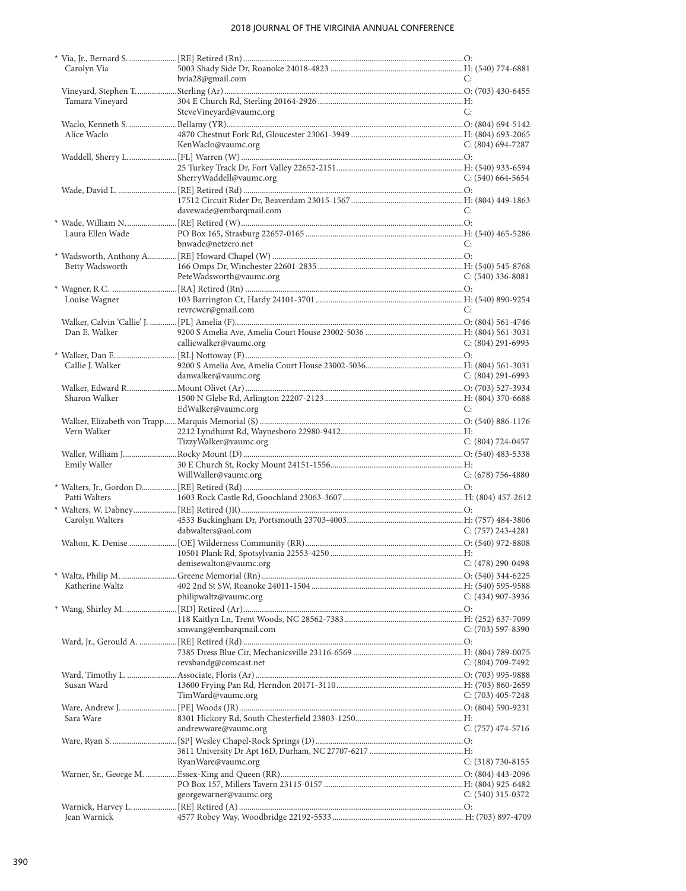| Name | Appointment / Address / Email | Phone |
|---|---|---|
| * Via, Jr., Bernard S. | [RE] Retired (Rn) | O: |
| Carolyn Via | 5003 Shady Side Dr, Roanoke 24018-4823 | H: (540) 774-6881 |
| | bvia28@gmail.com | C: |
| Vineyard, Stephen T. | Sterling (Ar) | O: (703) 430-6455 |
| Tamara Vineyard | 304 E Church Rd, Sterling 20164-2926 | H: |
| | SteveVineyard@vaumc.org | C: |
| Waclo, Kenneth S. | Bellamy (YR) | O: (804) 694-5142 |
| Alice Waclo | 4870 Chestnut Fork Rd, Gloucester 23061-3949 | H: (804) 693-2065 |
| | KenWaclo@vaumc.org | C: (804) 694-7287 |
| Waddell, Sherry L. | [FL] Warren (W) | O: |
| | 25 Turkey Track Dr, Fort Valley 22652-2151 | H: (540) 933-6594 |
| | SherryWaddell@vaumc.org | C: (540) 664-5654 |
| Wade, David L. | [RE] Retired (Rd) | O: |
| | 17512 Circuit Rider Dr, Beaverdam 23015-1567 | H: (804) 449-1863 |
| | davewade@embarqmail.com | C: |
| * Wade, William N. | [RE] Retired (W) | O: |
| Laura Ellen Wade | PO Box 165, Strasburg 22657-0165 | H: (540) 465-5286 |
| | bnwade@netzero.net | C: |
| * Wadsworth, Anthony A. | [RE] Howard Chapel (W) | O: |
| Betty Wadsworth | 166 Omps Dr, Winchester 22601-2835 | H: (540) 545-8768 |
| | PeteWadsworth@vaumc.org | C: (540) 336-8081 |
| * Wagner, R.C. | [RA] Retired (Rn) | O: |
| Louise Wagner | 103 Barrington Ct, Hardy 24101-3701 | H: (540) 890-9254 |
| | revrcwcr@gmail.com | C: |
| Walker, Calvin 'Callie' J. | [PL] Amelia (F) | O: (804) 561-4746 |
| Dan E. Walker | 9200 S Amelia Ave, Amelia Court House 23002-5036 | H: (804) 561-3031 |
| | calliewalker@vaumc.org | C: (804) 291-6993 |
| * Walker, Dan E. | [RL] Nottoway (F) | O: |
| Callie J. Walker | 9200 S Amelia Ave, Amelia Court House 23002-5036 | H: (804) 561-3031 |
| | danwalker@vaumc.org | C: (804) 291-6993 |
| Walker, Edward R. | Mount Olivet (Ar) | O: (703) 527-3934 |
| Sharon Walker | 1500 N Glebe Rd, Arlington 22207-2123 | H: (804) 370-6688 |
| | EdWalker@vaumc.org | C: |
| Walker, Elizabeth von Trapp | Marquis Memorial (S) | O: (540) 886-1176 |
| Vern Walker | 2212 Lyndhurst Rd, Waynesboro 22980-9412 | H: |
| | TizzyWalker@vaumc.org | C: (804) 724-0457 |
| Waller, William J. | Rocky Mount (D) | O: (540) 483-5338 |
| Emily Waller | 30 E Church St, Rocky Mount 24151-1556 | H: |
| | WillWaller@vaumc.org | C: (678) 756-4880 |
| * Walters, Jr., Gordon D. | [RE] Retired (Rd) | O: |
| Patti Walters | 1603 Rock Castle Rd, Goochland 23063-3607 | H: (804) 457-2612 |
| * Walters, W. Dabney | [RE] Retired (JR) | O: |
| Carolyn Walters | 4533 Buckingham Dr, Portsmouth 23703-4003 | H: (757) 484-3806 |
| | dabwalters@aol.com | C: (757) 243-4281 |
| Walton, K. Denise | [OE] Wilderness Community (RR) | O: (540) 972-8808 |
| | 10501 Plank Rd, Spotsylvania 22553-4250 | H: |
| | denisewalton@vaumc.org | C: (478) 290-0498 |
| * Waltz, Philip M. | Greene Memorial (Rn) | O: (540) 344-6225 |
| Katherine Waltz | 402 2nd St SW, Roanoke 24011-1504 | H: (540) 595-9588 |
| | philipwaltz@vaumc.org | C: (434) 907-3936 |
| * Wang, Shirley M. | [RD] Retired (Ar) | O: |
| | 118 Kaitlyn Ln, Trent Woods, NC 28562-7383 | H: (252) 637-7099 |
| | smwang@embarqmail.com | C: (703) 597-8390 |
| Ward, Jr., Gerould A. | [RE] Retired (Rd) | O: |
| | 7385 Dress Blue Cir, Mechanicsville 23116-6569 | H: (804) 789-0075 |
| | revsbandg@comcast.net | C: (804) 709-7492 |
| Ward, Timothy L. | Associate, Floris (Ar) | O: (703) 995-9888 |
| Susan Ward | 13600 Frying Pan Rd, Herndon 20171-3110 | H: (703) 860-2659 |
| | TimWard@vaumc.org | C: (703) 405-7248 |
| Ware, Andrew J. | [PE] Woods (JR) | O: (804) 590-9231 |
| Sara Ware | 8301 Hickory Rd, South Chesterfield 23803-1250 | H: |
| | andrewware@vaumc.org | C: (757) 474-5716 |
| Ware, Ryan S. | [SP] Wesley Chapel-Rock Springs (D) | O: |
| | 3611 University Dr Apt 16D, Durham, NC 27707-6217 | H: |
| | RyanWare@vaumc.org | C: (318) 730-8155 |
| Warner, Sr., George M. | Essex-King and Queen (RR) | O: (804) 443-2096 |
| | PO Box 157, Millers Tavern 23115-0157 | H: (804) 925-6482 |
| | georgewarner@vaumc.org | C: (540) 315-0372 |
| Warnick, Harvey L. | [RE] Retired (A) | O: |
| Jean Warnick | 4577 Robey Way, Woodbridge 22192-5533 | H: (703) 897-4709 |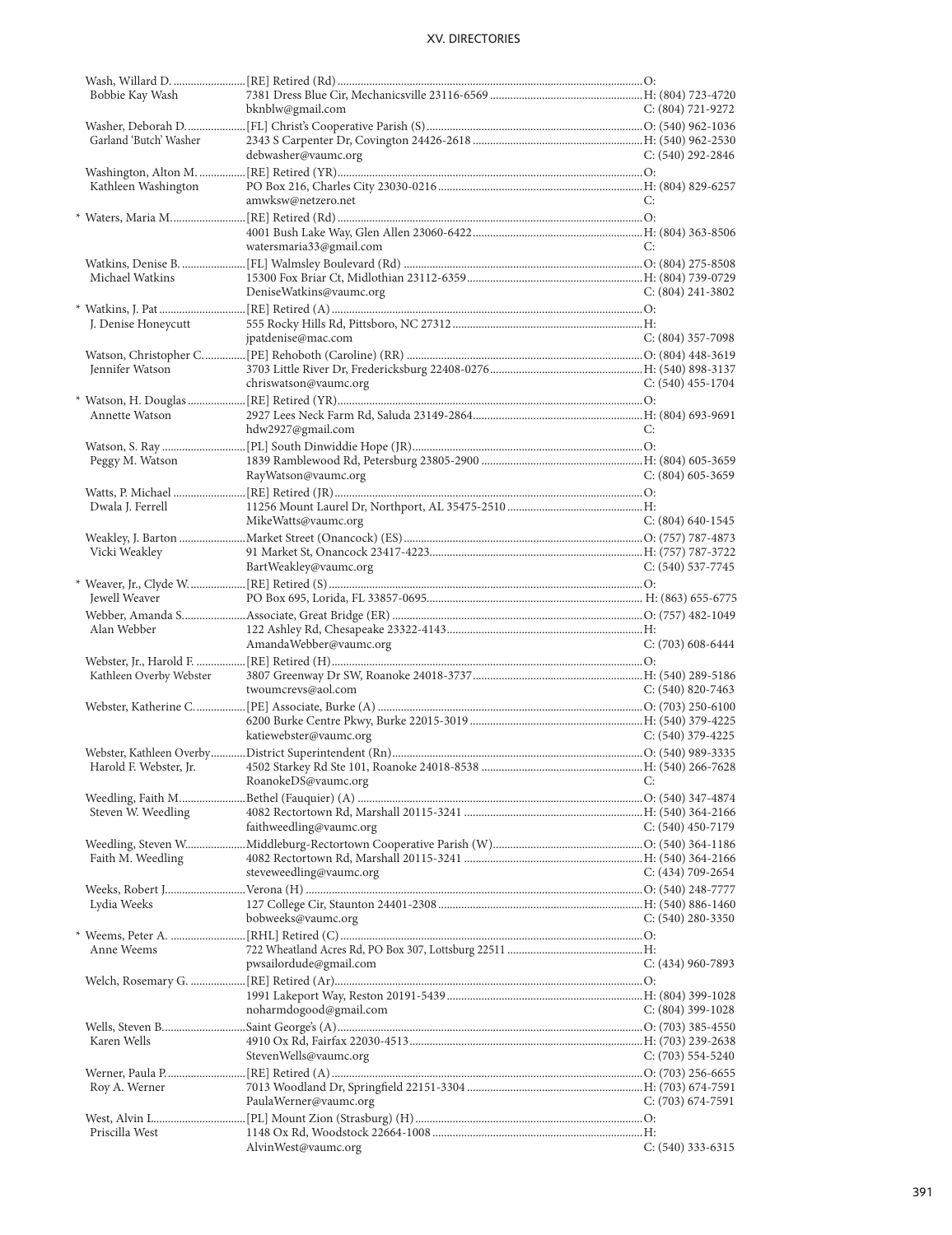| Name / Spouse | Appointment / Address / Email | Phone |
|---|---|---|
| Wash, Willard D. | [RE] Retired (Rd) | O: |
| Bobbie Kay Wash | 7381 Dress Blue Cir, Mechanicsville 23116-6569 | H: (804) 723-4720 |
| | bknblw@gmail.com | C: (804) 721-9272 |
| Washer, Deborah D. | [FL] Christ's Cooperative Parish (S) | O: (540) 962-1036 |
| Garland 'Butch' Washer | 2343 S Carpenter Dr, Covington 24426-2618 | H: (540) 962-2530 |
| | debwasher@vaumc.org | C: (540) 292-2846 |
| Washington, Alton M. | [RE] Retired (YR) | O: |
| Kathleen Washington | PO Box 216, Charles City 23030-0216 | H: (804) 829-6257 |
| | amwksw@netzero.net | C: |
| * Waters, Maria M. | [RE] Retired (Rd) | O: |
| | 4001 Bush Lake Way, Glen Allen 23060-6422 | H: (804) 363-8506 |
| | watersmaria33@gmail.com | C: |
| Watkins, Denise B. | [FL] Walmsley Boulevard (Rd) | O: (804) 275-8508 |
| Michael Watkins | 15300 Fox Briar Ct, Midlothian 23112-6359 | H: (804) 739-0729 |
| | DeniseWatkins@vaumc.org | C: (804) 241-3802 |
| * Watkins, J. Pat | [RE] Retired (A) | O: |
| J. Denise Honeycutt | 555 Rocky Hills Rd, Pittsboro, NC 27312 | H: |
| | jpatdenise@mac.com | C: (804) 357-7098 |
| Watson, Christopher C. | [PE] Rehoboth (Caroline) (RR) | O: (804) 448-3619 |
| Jennifer Watson | 3703 Little River Dr, Fredericksburg 22408-0276 | H: (540) 898-3137 |
| | chriswatson@vaumc.org | C: (540) 455-1704 |
| * Watson, H. Douglas | [RE] Retired (YR) | O: |
| Annette Watson | 2927 Lees Neck Farm Rd, Saluda 23149-2864 | H: (804) 693-9691 |
| | hdw2927@gmail.com | C: |
| Watson, S. Ray | [PL] South Dinwiddie Hope (JR) | O: |
| Peggy M. Watson | 1839 Ramblewood Rd, Petersburg 23805-2900 | H: (804) 605-3659 |
| | RayWatson@vaumc.org | C: (804) 605-3659 |
| Watts, P. Michael | [RE] Retired (JR) | O: |
| Dwala J. Ferrell | 11256 Mount Laurel Dr, Northport, AL 35475-2510 | H: |
| | MikeWatts@vaumc.org | C: (804) 640-1545 |
| Weakley, J. Barton | Market Street (Onancock) (ES) | O: (757) 787-4873 |
| Vicki Weakley | 91 Market St, Onancock 23417-4223 | H: (757) 787-3722 |
| | BartWeakley@vaumc.org | C: (540) 537-7745 |
| * Weaver, Jr., Clyde W. | [RE] Retired (S) | O: |
| Jewell Weaver | PO Box 695, Lorida, FL 33857-0695 | H: (863) 655-6775 |
| Webber, Amanda S. | Associate, Great Bridge (ER) | O: (757) 482-1049 |
| Alan Webber | 122 Ashley Rd, Chesapeake 23322-4143 | H: |
| | AmandaWebber@vaumc.org | C: (703) 608-6444 |
| Webster, Jr., Harold F. | [RE] Retired (H) | O: |
| Kathleen Overby Webster | 3807 Greenway Dr SW, Roanoke 24018-3737 | H: (540) 289-5186 |
| | twoumcrevs@aol.com | C: (540) 820-7463 |
| Webster, Katherine C. | [PE] Associate, Burke (A) | O: (703) 250-6100 |
| | 6200 Burke Centre Pkwy, Burke 22015-3019 | H: (540) 379-4225 |
| | katiewebster@vaumc.org | C: (540) 379-4225 |
| Webster, Kathleen Overby | District Superintendent (Rn) | O: (540) 989-3335 |
| Harold F. Webster, Jr. | 4502 Starkey Rd Ste 101, Roanoke 24018-8538 | H: (540) 266-7628 |
| | RoanokeDS@vaumc.org | C: |
| Weedling, Faith M. | Bethel (Fauquier) (A) | O: (540) 347-4874 |
| Steven W. Weedling | 4082 Rectortown Rd, Marshall 20115-3241 | H: (540) 364-2166 |
| | faithweedling@vaumc.org | C: (540) 450-7179 |
| Weedling, Steven W. | Middleburg-Rectortown Cooperative Parish (W) | O: (540) 364-1186 |
| Faith M. Weedling | 4082 Rectortown Rd, Marshall 20115-3241 | H: (540) 364-2166 |
| | steveweedling@vaumc.org | C: (434) 709-2654 |
| Weeks, Robert J. | Verona (H) | O: (540) 248-7777 |
| Lydia Weeks | 127 College Cir, Staunton 24401-2308 | H: (540) 886-1460 |
| | bobweeks@vaumc.org | C: (540) 280-3350 |
| * Weems, Peter A. | [RHL] Retired (C) | O: |
| Anne Weems | 722 Wheatland Acres Rd, PO Box 307, Lottsburg 22511 | H: |
| | pwsailordude@gmail.com | C: (434) 960-7893 |
| Welch, Rosemary G. | [RE] Retired (Ar) | O: |
| | 1991 Lakeport Way, Reston 20191-5439 | H: (804) 399-1028 |
| | noharmdogood@gmail.com | C: (804) 399-1028 |
| Wells, Steven B. | Saint George's (A) | O: (703) 385-4550 |
| Karen Wells | 4910 Ox Rd, Fairfax 22030-4513 | H: (703) 239-2638 |
| | StevenWells@vaumc.org | C: (703) 554-5240 |
| Werner, Paula P. | [RE] Retired (A) | O: (703) 256-6655 |
| Roy A. Werner | 7013 Woodland Dr, Springfield 22151-3304 | H: (703) 674-7591 |
| | PaulaWerner@vaumc.org | C: (703) 674-7591 |
| West, Alvin L. | [PL] Mount Zion (Strasburg) (H) | O: |
| Priscilla West | 1148 Ox Rd, Woodstock 22664-1008 | H: |
| | AlvinWest@vaumc.org | C: (540) 333-6315 |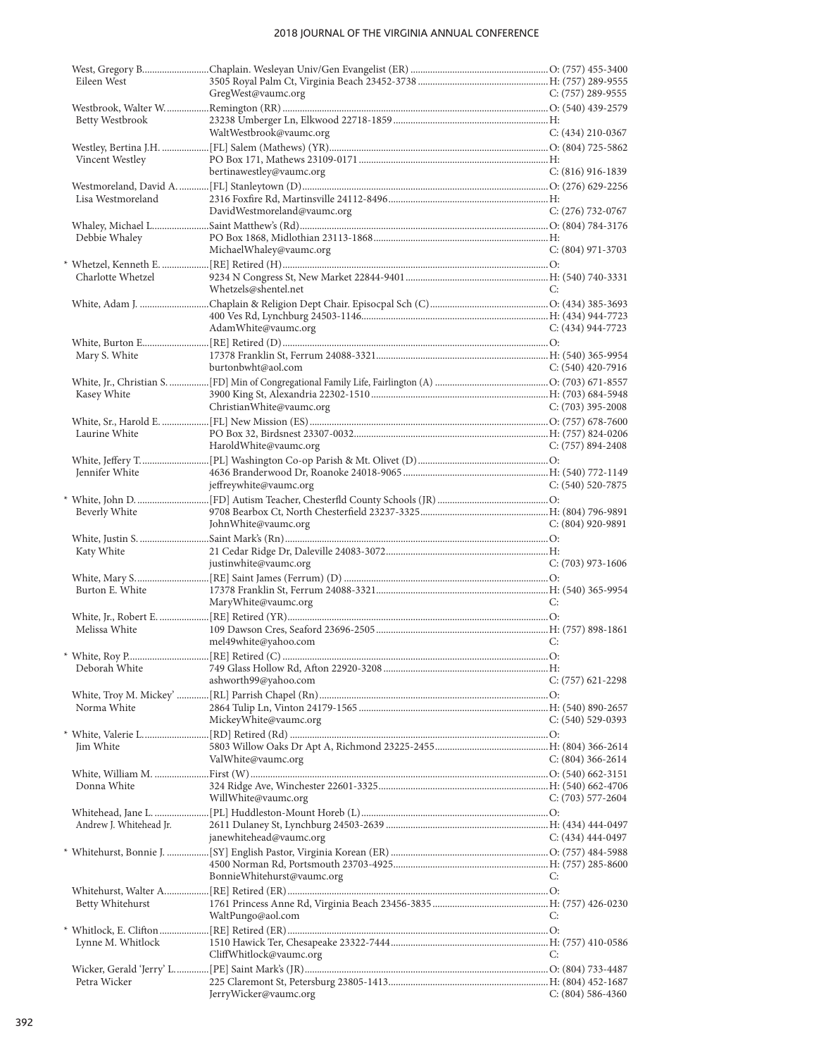| Name / Spouse | Appointment / Address / Email | Phone |
|---|---|---|
| West, Gregory B. | Chaplain. Wesleyan Univ/Gen Evangelist (ER) | O: (757) 455-3400 |
| Eileen West | 3505 Royal Palm Ct, Virginia Beach 23452-3738 | H: (757) 289-9555 |
| | GregWest@vaumc.org | C: (757) 289-9555 |
| Westbrook, Walter W. | Remington (RR) | O: (540) 439-2579 |
| Betty Westbrook | 23238 Umberger Ln, Elkwood 22718-1859 | H: |
| | WaltWestbrook@vaumc.org | C: (434) 210-0367 |
| Westley, Bertina J.H. | [FL] Salem (Mathews) (YR) | O: (804) 725-5862 |
| Vincent Westley | PO Box 171, Mathews 23109-0171 | H: |
| | bertinawestley@vaumc.org | C: (816) 916-1839 |
| Westmoreland, David A. | [FL] Stanleytown (D) | O: (276) 629-2256 |
| Lisa Westmoreland | 2316 Foxfire Rd, Martinsville 24112-8496 | H: |
| | DavidWestmoreland@vaumc.org | C: (276) 732-0767 |
| Whaley, Michael L. | Saint Matthew's (Rd) | O: (804) 784-3176 |
| Debbie Whaley | PO Box 1868, Midlothian 23113-1868 | H: |
| | MichaelWhaley@vaumc.org | C: (804) 971-3703 |
| * Whetzel, Kenneth E. | [RE] Retired (H) | O: |
| Charlotte Whetzel | 9234 N Congress St, New Market 22844-9401 | H: (540) 740-3331 |
| | Whetzels@shentel.net | C: |
| White, Adam J. | Chaplain & Religion Dept Chair. Episocpal Sch (C) | O: (434) 385-3693 |
| | 400 Ves Rd, Lynchburg 24503-1146 | H: (434) 944-7723 |
| | AdamWhite@vaumc.org | C: (434) 944-7723 |
| White, Burton E. | [RE] Retired (D) | O: |
| Mary S. White | 17378 Franklin St, Ferrum 24088-3321 | H: (540) 365-9954 |
| | burtonbwht@aol.com | C: (540) 420-7916 |
| White, Jr., Christian S. | [FD] Min of Congregational Family Life, Fairlington (A) | O: (703) 671-8557 |
| Kasey White | 3900 King St, Alexandria 22302-1510 | H: (703) 684-5948 |
| | ChristianWhite@vaumc.org | C: (703) 395-2008 |
| White, Sr., Harold E. | [FL] New Mission (ES) | O: (757) 678-7600 |
| Laurine White | PO Box 32, Birdsnest 23307-0032 | H: (757) 824-0206 |
| | HaroldWhite@vaumc.org | C: (757) 894-2408 |
| White, Jeffery T. | [PL] Washington Co-op Parish & Mt. Olivet (D) | O: |
| Jennifer White | 4636 Branderwood Dr, Roanoke 24018-9065 | H: (540) 772-1149 |
| | jeffreywhite@vaumc.org | C: (540) 520-7875 |
| * White, John D. | [FD] Autism Teacher, Chesterfld County Schools (JR) | O: |
| Beverly White | 9708 Bearbox Ct, North Chesterfield 23237-3325 | H: (804) 796-9891 |
| | JohnWhite@vaumc.org | C: (804) 920-9891 |
| White, Justin S. | Saint Mark's (Rn) | O: |
| Katy White | 21 Cedar Ridge Dr, Daleville 24083-3072 | H: |
| | justinwhite@vaumc.org | C: (703) 973-1606 |
| White, Mary S. | [RE] Saint James (Ferrum) (D) | O: |
| Burton E. White | 17378 Franklin St, Ferrum 24088-3321 | H: (540) 365-9954 |
| | MaryWhite@vaumc.org | C: |
| White, Jr., Robert E. | [RE] Retired (YR) | O: |
| Melissa White | 109 Dawson Cres, Seaford 23696-2505 | H: (757) 898-1861 |
| | mel49white@yahoo.com | C: |
| * White, Roy P. | [RE] Retired (C) | O: |
| Deborah White | 749 Glass Hollow Rd, Afton 22920-3208 | H: |
| | ashworth99@yahoo.com | C: (757) 621-2298 |
| White, Troy M. Mickey' | [RL] Parrish Chapel (Rn) | O: |
| Norma White | 2864 Tulip Ln, Vinton 24179-1565 | H: (540) 890-2657 |
| | MickeyWhite@vaumc.org | C: (540) 529-0393 |
| * White, Valerie L. | [RD] Retired (Rd) | O: |
| Jim White | 5803 Willow Oaks Dr Apt A, Richmond 23225-2455 | H: (804) 366-2614 |
| | ValWhite@vaumc.org | C: (804) 366-2614 |
| White, William M. | First (W) | O: (540) 662-3151 |
| Donna White | 324 Ridge Ave, Winchester 22601-3325 | H: (540) 662-4706 |
| | WillWhite@vaumc.org | C: (703) 577-2604 |
| Whitehead, Jane L. | [PL] Huddleston-Mount Horeb (L) | O: |
| Andrew J. Whitehead Jr. | 2611 Dulaney St, Lynchburg 24503-2639 | H: (434) 444-0497 |
| | janewhitehead@vaumc.org | C: (434) 444-0497 |
| * Whitehurst, Bonnie J. | [SY] English Pastor, Virginia Korean (ER) | O: (757) 484-5988 |
| | 4500 Norman Rd, Portsmouth 23703-4925 | H: (757) 285-8600 |
| | BonnieWhitehurst@vaumc.org | C: |
| Whitehurst, Walter A. | [RE] Retired (ER) | O: |
| Betty Whitehurst | 1761 Princess Anne Rd, Virginia Beach 23456-3835 | H: (757) 426-0230 |
| | WaltPungo@aol.com | C: |
| * Whitlock, E. Clifton | [RE] Retired (ER) | O: |
| Lynne M. Whitlock | 1510 Hawick Ter, Chesapeake 23322-7444 | H: (757) 410-0586 |
| | CliffWhitlock@vaumc.org | C: |
| Wicker, Gerald 'Jerry' L. | [PE] Saint Mark's (JR) | O: (804) 733-4487 |
| Petra Wicker | 225 Claremont St, Petersburg 23805-1413 | H: (804) 452-1687 |
| | JerryWicker@vaumc.org | C: (804) 586-4360 |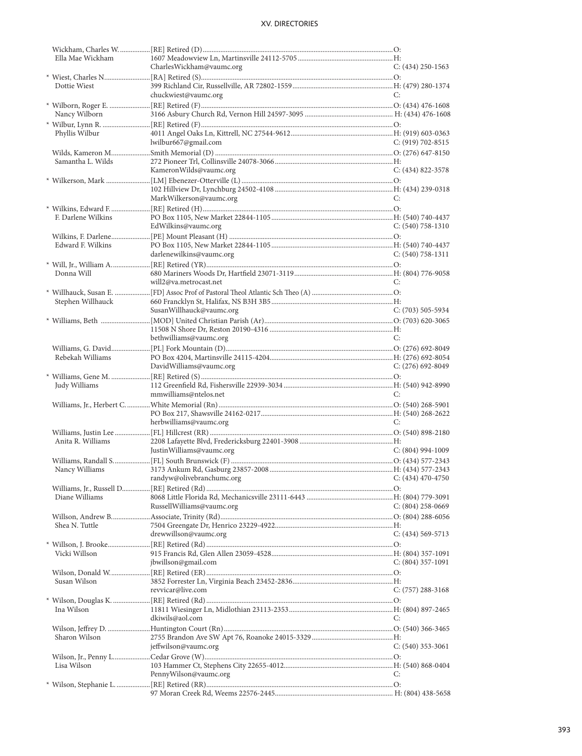| Name / Spouse | Appointment / Address / Email | Phone |
|---|---|---|
| Wickham, Charles W. | [RE] Retired (D) | O: |
| Ella Mae Wickham | 1607 Meadowview Ln, Martinsville 24112-5705 | H: |
| | CharlesWickham@vaumc.org | C: (434) 250-1563 |
| * Wiest, Charles N. | [RA] Retired (S) | O: |
| Dottie Wiest | 399 Richland Cir, Russellville, AR 72802-1559 | H: (479) 280-1374 |
| | chuckwiest@vaumc.org | C: |
| * Wilborn, Roger E. | [RE] Retired (F) | O: (434) 476-1608 |
| Nancy Wilborn | 3166 Asbury Church Rd, Vernon Hill 24597-3095 | H: (434) 476-1608 |
| * Wilbur, Lynn R. | [RE] Retired (F) | O: |
| Phyllis Wilbur | 4011 Angel Oaks Ln, Kittrell, NC 27544-9612 | H: (919) 603-0363 |
| | lwilbur667@gmail.com | C: (919) 702-8515 |
| Wilds, Kameron M. | Smith Memorial (D) | O: (276) 647-8150 |
| Samantha L. Wilds | 272 Pioneer Trl, Collinsville 24078-3066 | H: |
| | KameronWilds@vaumc.org | C: (434) 822-3578 |
| * Wilkerson, Mark | [LM] Ebenezer-Otterville (L) | O: |
| | 102 Hillview Dr, Lynchburg 24502-4108 | H: (434) 239-0318 |
| | MarkWilkerson@vaumc.org | C: |
| * Wilkins, Edward F. | [RE] Retired (H) | O: |
| F. Darlene Wilkins | PO Box 1105, New Market 22844-1105 | H: (540) 740-4437 |
| | EdWilkins@vaumc.org | C: (540) 758-1310 |
| Wilkins, F. Darlene | [PE] Mount Pleasant (H) | O: |
| Edward F. Wilkins | PO Box 1105, New Market 22844-1105 | H: (540) 740-4437 |
| | darlenewilkins@vaumc.org | C: (540) 758-1311 |
| * Will, Jr., William A. | [RE] Retired (YR) | O: |
| Donna Will | 680 Mariners Woods Dr, Hartfield 23071-3119 | H: (804) 776-9058 |
| | will2@va.metrocast.net | C: |
| * Willhauck, Susan E. | [FD] Assoc Prof of Pastoral Theol Atlantic Sch Theo (A) | O: |
| Stephen Willhauck | 660 Francklyn St, Halifax, NS B3H 3B5 | H: |
| | SusanWillhauck@vaumc.org | C: (703) 505-5934 |
| * Williams, Beth | [MOD] United Christian Parish (Ar) | O: (703) 620-3065 |
| | 11508 N Shore Dr, Reston 20190-4316 | H: |
| | bethwilliams@vaumc.org | C: |
| Williams, G. David | [PL] Fork Mountain (D) | O: (276) 692-8049 |
| Rebekah Williams | PO Box 4204, Martinsville 24115-4204 | H: (276) 692-8054 |
| | DavidWilliams@vaumc.org | C: (276) 692-8049 |
| * Williams, Gene M. | [RE] Retired (S) | O: |
| Judy Williams | 112 Greenfield Rd, Fishersville 22939-3034 | H: (540) 942-8990 |
| | mmwilliams@ntelos.net | C: |
| Williams, Jr., Herbert C. | White Memorial (Rn) | O: (540) 268-5901 |
| | PO Box 217, Shawsville 24162-0217 | H: (540) 268-2622 |
| | herbwilliams@vaumc.org | C: |
| Williams, Justin Lee | [FL] Hillcrest (RR) | O: (540) 898-2180 |
| Anita R. Williams | 2208 Lafayette Blvd, Fredericksburg 22401-3908 | H: |
| | JustinWilliams@vaumc.org | C: (804) 994-1009 |
| Williams, Randall S. | [FL] South Brunswick (F) | O: (434) 577-2343 |
| Nancy Williams | 3173 Ankum Rd, Gasburg 23857-2008 | H: (434) 577-2343 |
| | randyw@olivebranchumc.org | C: (434) 470-4750 |
| Williams, Jr., Russell D. | [RE] Retired (Rd) | O: |
| Diane Williams | 8068 Little Florida Rd, Mechanicsville 23111-6443 | H: (804) 779-3091 |
| | RussellWilliams@vaumc.org | C: (804) 258-0669 |
| Willson, Andrew B. | Associate, Trinity (Rd) | O: (804) 288-6056 |
| Shea N. Tuttle | 7504 Greengate Dr, Henrico 23229-4922 | H: |
| | drewwillson@vaumc.org | C: (434) 569-5713 |
| * Willson, J. Brooke | [RE] Retired (Rd) | O: |
| Vicki Willson | 915 Francis Rd, Glen Allen 23059-4528 | H: (804) 357-1091 |
| | jbwillson@gmail.com | C: (804) 357-1091 |
| Wilson, Donald W. | [RE] Retired (ER) | O: |
| Susan Wilson | 3852 Forrester Ln, Virginia Beach 23452-2836 | H: |
| | revvicar@live.com | C: (757) 288-3168 |
| * Wilson, Douglas K. | [RE] Retired (Rd) | O: |
| Ina Wilson | 11811 Wiesinger Ln, Midlothian 23113-2353 | H: (804) 897-2465 |
| | dkiwils@aol.com | C: |
| Wilson, Jeffrey D. | Huntington Court (Rn) | O: (540) 366-3465 |
| Sharon Wilson | 2755 Brandon Ave SW Apt 76, Roanoke 24015-3329 | H: |
| | jeffwilson@vaumc.org | C: (540) 353-3061 |
| Wilson, Jr., Penny L. | Cedar Grove (W) | O: |
| Lisa Wilson | 103 Hammer Ct, Stephens City 22655-4012 | H: (540) 868-0404 |
| | PennyWilson@vaumc.org | C: |
| * Wilson, Stephanie L. | [RE] Retired (RR) | O: |
| | 97 Moran Creek Rd, Weems 22576-2445 | H: (804) 438-5658 |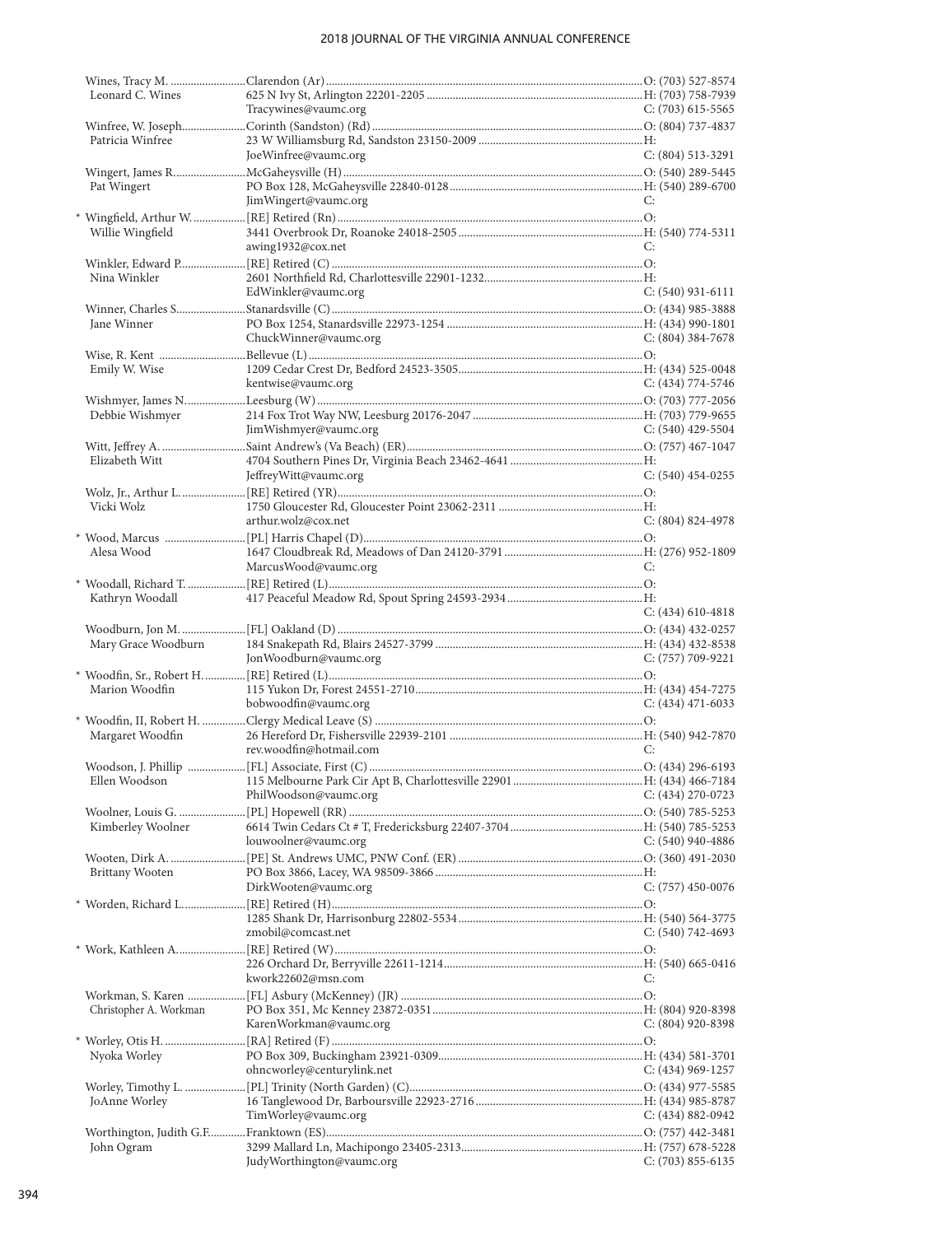| Name / Spouse | Appointment / Address / Email | Phone |
|---|---|---|
| Wines, Tracy M. | Clarendon (Ar) | O: (703) 527-8574 |
| Leonard C. Wines | 625 N Ivy St, Arlington 22201-2205 | H: (703) 758-7939 |
| | Tracywines@vaumc.org | C: (703) 615-5565 |
| Winfree, W. Joseph | Corinth (Sandston) (Rd) | O: (804) 737-4837 |
| Patricia Winfree | 23 W Williamsburg Rd, Sandston 23150-2009 | H: |
| | JoeWinfree@vaumc.org | C: (804) 513-3291 |
| Wingert, James R. | McGaheysville (H) | O: (540) 289-5445 |
| Pat Wingert | PO Box 128, McGaheysville 22840-0128 | H: (540) 289-6700 |
| | JimWingert@vaumc.org | C: |
| * Wingfield, Arthur W. | [RE] Retired (Rn) | O: |
| Willie Wingfield | 3441 Overbrook Dr, Roanoke 24018-2505 | H: (540) 774-5311 |
| | awing1932@cox.net | C: |
| Winkler, Edward P. | [RE] Retired (C) | O: |
| Nina Winkler | 2601 Northfield Rd, Charlottesville 22901-1232 | H: |
| | EdWinkler@vaumc.org | C: (540) 931-6111 |
| Winner, Charles S. | Stanardsville (C) | O: (434) 985-3888 |
| Jane Winner | PO Box 1254, Stanardsville 22973-1254 | H: (434) 990-1801 |
| | ChuckWinner@vaumc.org | C: (804) 384-7678 |
| Wise, R. Kent | Bellevue (L) | O: |
| Emily W. Wise | 1209 Cedar Crest Dr, Bedford 24523-3505 | H: (434) 525-0048 |
| | kentwise@vaumc.org | C: (434) 774-5746 |
| Wishmyer, James N. | Leesburg (W) | O: (703) 777-2056 |
| Debbie Wishmyer | 214 Fox Trot Way NW, Leesburg 20176-2047 | H: (703) 779-9655 |
| | JimWishmyer@vaumc.org | C: (540) 429-5504 |
| Witt, Jeffrey A. | Saint Andrew's (Va Beach) (ER) | O: (757) 467-1047 |
| Elizabeth Witt | 4704 Southern Pines Dr, Virginia Beach 23462-4641 | H: |
| | JeffreyWitt@vaumc.org | C: (540) 454-0255 |
| Wolz, Jr., Arthur L. | [RE] Retired (YR) | O: |
| Vicki Wolz | 1750 Gloucester Rd, Gloucester Point 23062-2311 | H: |
| | arthur.wolz@cox.net | C: (804) 824-4978 |
| * Wood, Marcus | [PL] Harris Chapel (D) | O: |
| Alesa Wood | 1647 Cloudbreak Rd, Meadows of Dan 24120-3791 | H: (276) 952-1809 |
| | MarcusWood@vaumc.org | C: |
| * Woodall, Richard T. | [RE] Retired (L) | O: |
| Kathryn Woodall | 417 Peaceful Meadow Rd, Spout Spring 24593-2934 | H: |
| | | C: (434) 610-4818 |
| Woodburn, Jon M. | [FL] Oakland (D) | O: (434) 432-0257 |
| Mary Grace Woodburn | 184 Snakepath Rd, Blairs 24527-3799 | H: (434) 432-8538 |
| | JonWoodburn@vaumc.org | C: (757) 709-9221 |
| * Woodfin, Sr., Robert H. | [RE] Retired (L) | O: |
| Marion Woodfin | 115 Yukon Dr, Forest 24551-2710 | H: (434) 454-7275 |
| | bobwoodfin@vaumc.org | C: (434) 471-6033 |
| * Woodfin, II, Robert H. | Clergy Medical Leave (S) | O: |
| Margaret Woodfin | 26 Hereford Dr, Fishersville 22939-2101 | H: (540) 942-7870 |
| | rev.woodfin@hotmail.com | C: |
| Woodson, J. Phillip | [FL] Associate, First (C) | O: (434) 296-6193 |
| Ellen Woodson | 115 Melbourne Park Cir Apt B, Charlottesville 22901 | H: (434) 466-7184 |
| | PhilWoodson@vaumc.org | C: (434) 270-0723 |
| Woolner, Louis G. | [PL] Hopewell (RR) | O: (540) 785-5253 |
| Kimberley Woolner | 6614 Twin Cedars Ct # T, Fredericksburg 22407-3704 | H: (540) 785-5253 |
| | louwoolner@vaumc.org | C: (540) 940-4886 |
| Wooten, Dirk A. | [PE] St. Andrews UMC, PNW Conf. (ER) | O: (360) 491-2030 |
| Brittany Wooten | PO Box 3866, Lacey, WA 98509-3866 | H: |
| | DirkWooten@vaumc.org | C: (757) 450-0076 |
| * Worden, Richard L. | [RE] Retired (H) | O: |
| | 1285 Shank Dr, Harrisonburg 22802-5534 | H: (540) 564-3775 |
| | zmobil@comcast.net | C: (540) 742-4693 |
| * Work, Kathleen A. | [RE] Retired (W) | O: |
| | 226 Orchard Dr, Berryville 22611-1214 | H: (540) 665-0416 |
| | kwork22602@msn.com | C: |
| Workman, S. Karen | [FL] Asbury (McKenney) (JR) | O: |
| Christopher A. Workman | PO Box 351, Mc Kenney 23872-0351 | H: (804) 920-8398 |
| | KarenWorkman@vaumc.org | C: (804) 920-8398 |
| * Worley, Otis H. | [RA] Retired (F) | O: |
| Nyoka Worley | PO Box 309, Buckingham 23921-0309 | H: (434) 581-3701 |
| | ohncworley@centurylink.net | C: (434) 969-1257 |
| Worley, Timothy L. | [PL] Trinity (North Garden) (C) | O: (434) 977-5585 |
| JoAnne Worley | 16 Tanglewood Dr, Barboursville 22923-2716 | H: (434) 985-8787 |
| | TimWorley@vaumc.org | C: (434) 882-0942 |
| Worthington, Judith G.F. | Franktown (ES) | O: (757) 442-3481 |
| John Ogram | 3299 Mallard Ln, Machipongo 23405-2313 | H: (757) 678-5228 |
| | JudyWorthington@vaumc.org | C: (703) 855-6135 |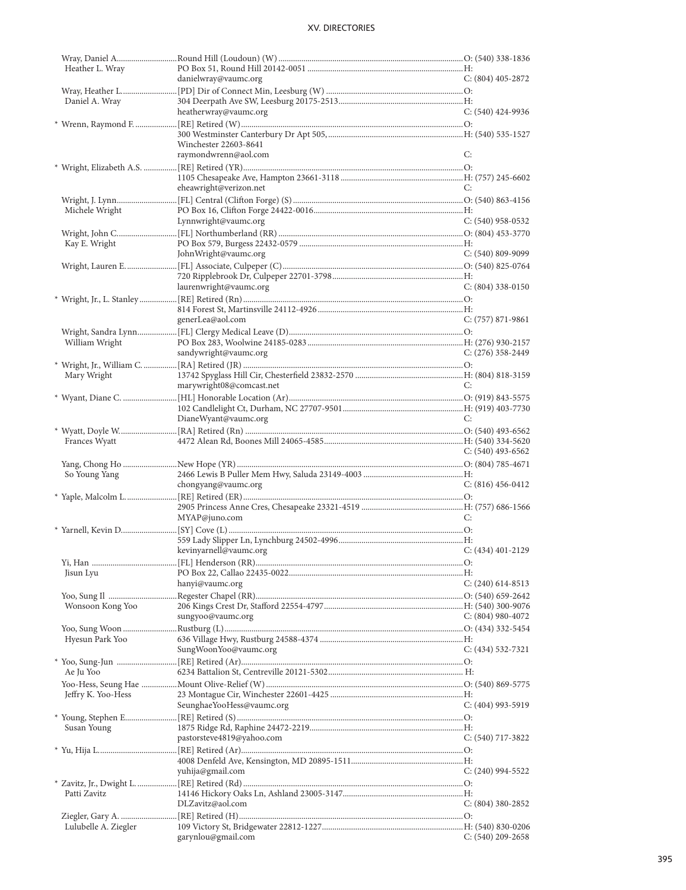| Name | Appointment / Address | Phone |
|---|---|---|
| Wray, Daniel A. | Round Hill (Loudoun) (W) | O: (540) 338-1836 |
| Heather L. Wray | PO Box 51, Round Hill 20142-0051 | H: |
| | danielwray@vaumc.org | C: (804) 405-2872 |
| Wray, Heather L. | [PD] Dir of Connect Min, Leesburg (W) | O: |
| Daniel A. Wray | 304 Deerpath Ave SW, Leesburg 20175-2513 | H: |
| | heatherwray@vaumc.org | C: (540) 424-9936 |
| * Wrenn, Raymond F. | [RE] Retired (W) | O: |
| | 300 Westminster Canterbury Dr Apt 505, | H: (540) 535-1527 |
| | Winchester 22603-8641 | |
| | raymondwrenn@aol.com | C: |
| * Wright, Elizabeth A.S. | [RE] Retired (YR) | O: |
| | 1105 Chesapeake Ave, Hampton 23661-3118 | H: (757) 245-6602 |
| | eheawright@verizon.net | C: |
| Wright, J. Lynn | [FL] Central (Clifton Forge) (S) | O: (540) 863-4156 |
| Michele Wright | PO Box 16, Clifton Forge 24422-0016 | H: |
| | Lynnwright@vaumc.org | C: (540) 958-0532 |
| Wright, John C. | [FL] Northumberland (RR) | O: (804) 453-3770 |
| Kay E. Wright | PO Box 579, Burgess 22432-0579 | H: |
| | JohnWright@vaumc.org | C: (540) 809-9099 |
| Wright, Lauren E. | [FL] Associate, Culpeper (C) | O: (540) 825-0764 |
| | 720 Ripplebrook Dr, Culpeper 22701-3798 | H: |
| | laurenwright@vaumc.org | C: (804) 338-0150 |
| * Wright, Jr., L. Stanley | [RE] Retired (Rn) | O: |
| | 814 Forest St, Martinsville 24112-4926 | H: |
| | generLea@aol.com | C: (757) 871-9861 |
| Wright, Sandra Lynn | [FL] Clergy Medical Leave (D) | O: |
| William Wright | PO Box 283, Woolwine 24185-0283 | H: (276) 930-2157 |
| | sandywright@vaumc.org | C: (276) 358-2449 |
| * Wright, Jr., William C. | [RA] Retired (JR) | O: |
| Mary Wright | 13742 Spyglass Hill Cir, Chesterfield 23832-2570 | H: (804) 818-3159 |
| | marywright08@comcast.net | C: |
| * Wyant, Diane C. | [HL] Honorable Location (Ar) | O: (919) 843-5575 |
| | 102 Candlelight Ct, Durham, NC 27707-9501 | H: (919) 403-7730 |
| | DianeWyant@vaumc.org | C: |
| * Wyatt, Doyle W. | [RA] Retired (Rn) | O: (540) 493-6562 |
| Frances Wyatt | 4472 Alean Rd, Boones Mill 24065-4585 | H: (540) 334-5620 |
| | | C: (540) 493-6562 |
| Yang, Chong Ho | New Hope (YR) | O: (804) 785-4671 |
| So Young Yang | 2466 Lewis B Puller Mem Hwy, Saluda 23149-4003 | H: |
| | chongyang@vaumc.org | C: (816) 456-0412 |
| * Yaple, Malcolm L. | [RE] Retired (ER) | O: |
| | 2905 Princess Anne Cres, Chesapeake 23321-4519 | H: (757) 686-1566 |
| | MYAP@juno.com | C: |
| * Yarnell, Kevin D. | [SY] Cove (L) | O: |
| | 559 Lady Slipper Ln, Lynchburg 24502-4996 | H: |
| | kevinyarnell@vaumc.org | C: (434) 401-2129 |
| Yi, Han | [FL] Henderson (RR) | O: |
| Jisun Lyu | PO Box 22, Callao 22435-0022 | H: |
| | hanyi@vaumc.org | C: (240) 614-8513 |
| Yoo, Sung Il | Regester Chapel (RR) | O: (540) 659-2642 |
| Wonsoon Kong Yoo | 206 Kings Crest Dr, Stafford 22554-4797 | H: (540) 300-9076 |
| | sungyoo@vaumc.org | C: (804) 980-4072 |
| Yoo, Sung Woon | Rustburg (L) | O: (434) 332-5454 |
| Hyesun Park Yoo | 636 Village Hwy, Rustburg 24588-4374 | H: |
| | SungWoonYoo@vaumc.org | C: (434) 532-7321 |
| * Yoo, Sung-Jun | [RE] Retired (Ar) | O: |
| Ae Ju Yoo | 6234 Battalion St, Centreville 20121-5302 | H: |
| Yoo-Hess, Seung Hae | Mount Olive-Relief (W) | O: (540) 869-5775 |
| Jeffry K. Yoo-Hess | 23 Montague Cir, Winchester 22601-4425 | H: |
| | SeunghaeYooHess@vaumc.org | C: (404) 993-5919 |
| * Young, Stephen E. | [RE] Retired (S) | O: |
| Susan Young | 1875 Ridge Rd, Raphine 24472-2219 | H: |
| | pastorsteve4819@yahoo.com | C: (540) 717-3822 |
| * Yu, Hija L. | [RE] Retired (Ar) | O: |
| | 4008 Denfeld Ave, Kensington, MD 20895-1511 | H: |
| | yuhija@gmail.com | C: (240) 994-5522 |
| * Zavitz, Jr., Dwight L. | [RE] Retired (Rd) | O: |
| Patti Zavitz | 14146 Hickory Oaks Ln, Ashland 23005-3147 | H: |
| | DLZavitz@aol.com | C: (804) 380-2852 |
| Ziegler, Gary A. | [RE] Retired (H) | O: |
| Lulubelle A. Ziegler | 109 Victory St, Bridgewater 22812-1227 | H: (540) 830-0206 |
| | garynlou@gmail.com | C: (540) 209-2658 |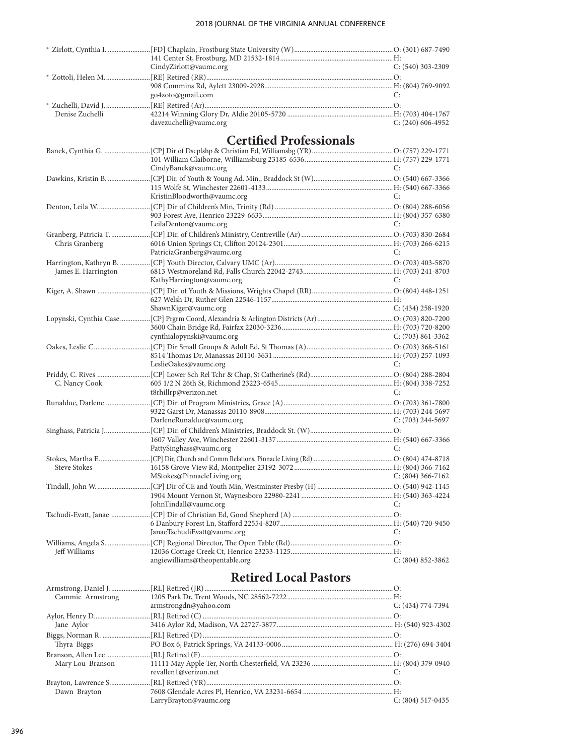| | | |
|---|---|---|
| * Zirlott, Cynthia I. | [FD] Chaplain, Frostburg State University (W) | O: (301) 687-7490 |
| | 141 Center St, Frostburg, MD 21532-1814 | H: |
| | CindyZirlott@vaumc.org | C: (540) 303-2309 |
| * Zottoli, Helen M. | [RE] Retired (RR) | O: |
| | 908 Commins Rd, Aylett 23009-2928 | H: (804) 769-9092 |
| | go4zoto@gmail.com | C: |
| * Zuchelli, David J. | [RE] Retired (Ar) | O: |
| Denise Zuchelli | 42214 Winning Glory Dr, Aldie 20105-5720 | H: (703) 404-1767 |
| | davezuchelli@vaumc.org | C: (240) 606-4952 |

## Certified Professionals

| | | |
|---|---|---|
| Banek, Cynthia G. | [CP] Dir of Dscplshp & Christian Ed, Williamsbg (YR) | O: (757) 229-1771 |
| | 101 William Claiborne, Williamsburg 23185-6536 | H: (757) 229-1771 |
| | CindyBanek@vaumc.org | C: |
| Dawkins, Kristin B. | [CP] Dir. of Youth & Young Ad. Min., Braddock St (W) | O: (540) 667-3366 |
| | 115 Wolfe St, Winchester 22601-4133 | H: (540) 667-3366 |
| | KristinBloodworth@vaumc.org | C: |
| Denton, Leila W. | [CP] Dir of Children's Min, Trinity (Rd) | O: (804) 288-6056 |
| | 903 Forest Ave, Henrico 23229-6633 | H: (804) 357-6380 |
| | LeilaDenton@vaumc.org | C: |
| Granberg, Patricia T. | [CP] Dir. of Children's Ministry, Centreville (Ar) | O: (703) 830-2684 |
| Chris Granberg | 6016 Union Springs Ct, Clifton 20124-2301 | H: (703) 266-6215 |
| | PatriciaGranberg@vaumc.org | C: |
| Harrington, Kathryn B. | [CP] Youth Director, Calvary UMC (Ar) | O: (703) 403-5870 |
| James E. Harrington | 6813 Westmoreland Rd, Falls Church 22042-2743 | H: (703) 241-8703 |
| | KathyHarrington@vaumc.org | C: |
| Kiger, A. Shawn | [CP] Dir. of Youth & Missions, Wrights Chapel (RR) | O: (804) 448-1251 |
| | 627 Welsh Dr, Ruther Glen 22546-1157 | H: |
| | ShawnKiger@vaumc.org | C: (434) 258-1920 |
| Lopynski, Cynthia Case | [CP] Prgrm Coord, Alexandria & Arlington Districts (Ar) | O: (703) 820-7200 |
| | 3600 Chain Bridge Rd, Fairfax 22030-3236 | H: (703) 720-8200 |
| | cynthialopynski@vaumc.org | C: (703) 861-3362 |
| Oakes, Leslie C. | [CP] Dir Small Groups & Adult Ed, St Thomas (A) | O: (703) 368-5161 |
| | 8514 Thomas Dr, Manassas 20110-3631 | H: (703) 257-1093 |
| | LeslieOakes@vaumc.org | C: |
| Priddy, C. Rives | [CP] Lower Sch Rel Tchr & Chap, St Catherine's (Rd) | O: (804) 288-2804 |
| C. Nancy Cook | 605 1/2 N 26th St, Richmond 23223-6545 | H: (804) 338-7252 |
| | t8rhillrp@verizon.net | C: |
| Runaldue, Darlene | [CP] Dir. of Program Ministries, Grace (A) | O: (703) 361-7800 |
| | 9322 Garst Dr, Manassas 20110-8908 | H: (703) 244-5697 |
| | DarleneRunaldue@vaumc.org | C: (703) 244-5697 |
| Singhass, Patricia J. | [CP] Dir. of Children's Ministries, Braddock St. (W) | O: |
| | 1607 Valley Ave, Winchester 22601-3137 | H: (540) 667-3366 |
| | PattySinghass@vaumc.org | C: |
| Stokes, Martha E. | [CP] Dir, Church and Comm Relations, Pinnacle Living (Rd) | O: (804) 474-8718 |
| Steve Stokes | 16158 Grove View Rd, Montpelier 23192-3072 | H: (804) 366-7162 |
| | MStokes@PinnacleLiving.org | C: (804) 366-7162 |
| Tindall, John W. | [CP] Dir of CE and Youth Min, Westminster Presby (H) | O: (540) 942-1145 |
| | 1904 Mount Vernon St, Waynesboro 22980-2241 | H: (540) 363-4224 |
| | JohnTindall@vaumc.org | C: |
| Tschudi-Evatt, Janae | [CP] Dir of Christian Ed, Good Shepherd (A) | O: |
| | 6 Danbury Forest Ln, Stafford 22554-8207 | H: (540) 720-9450 |
| | JanaeTschudiEvatt@vaumc.org | C: |
| Williams, Angela S. | [CP] Regional Director, The Open Table (Rd) | O: |
| Jeff Williams | 12036 Cottage Creek Ct, Henrico 23233-1125 | H: |
| | angiewilliams@theopentable.org | C: (804) 852-3862 |

## Retired Local Pastors

| | | |
|---|---|---|
| Armstrong, Daniel J. | [RL] Retired (JR) | O: |
| Cammie Armstrong | 1205 Park Dr, Trent Woods, NC 28562-7222 | H: |
| | armstrongdn@yahoo.com | C: (434) 774-7394 |
| Aylor, Henry D. | [RL] Retired (C) | O: |
| Jane Aylor | 3416 Aylor Rd, Madison, VA 22727-3877 | H: (540) 923-4302 |
| Biggs, Norman R. | [RL] Retired (D) | O: |
| Thyra Biggs | PO Box 6, Patrick Springs, VA 24133-0006 | H: (276) 694-3404 |
| Branson, Allen Lee | [RL] Retired (F) | O: |
| Mary Lou Branson | 11111 May Apple Ter, North Chesterfield, VA 23236 | H: (804) 379-0940 |
| | revallen1@verizon.net | C: |
| Brayton, Lawrence S. | [RL] Retired (YR) | O: |
| Dawn Brayton | 7608 Glendale Acres Pl, Henrico, VA 23231-6654 | H: |
| | LarryBrayton@vaumc.org | C: (804) 517-0435 |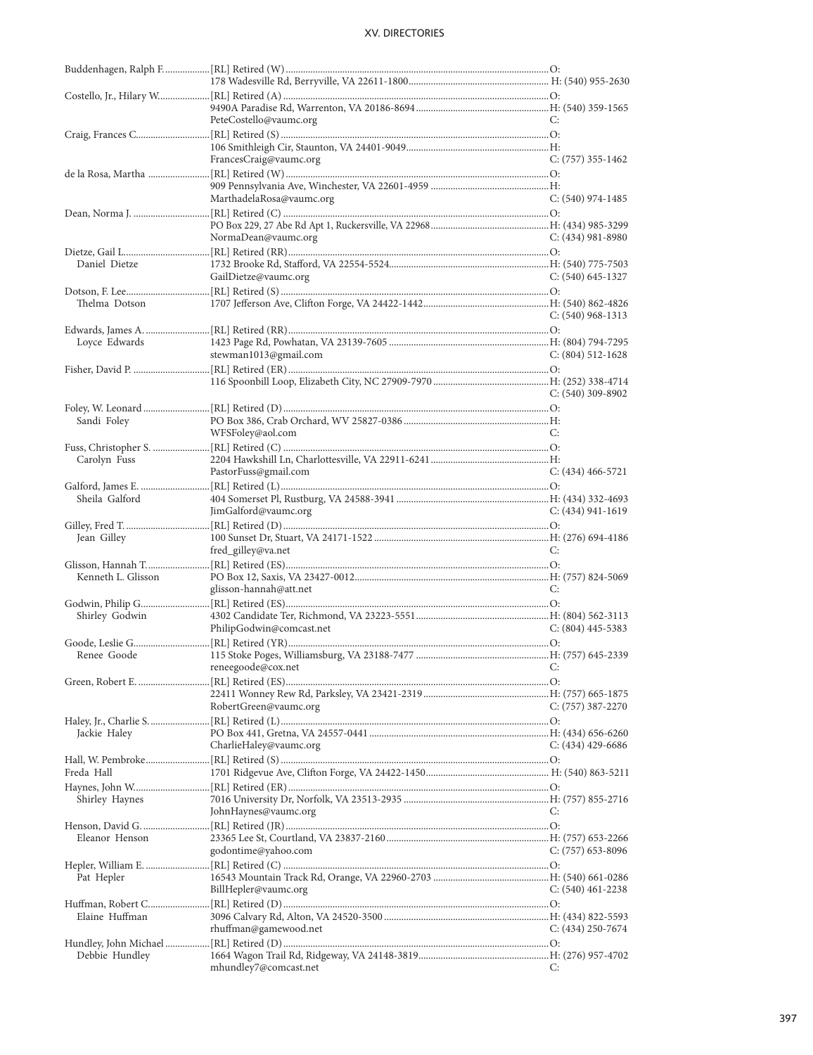| Name | Status / Address / Email | Phone |
|---|---|---|
| Buddenhagen, Ralph F. | [RL] Retired (W) | O: |
| | 178 Wadesville Rd, Berryville, VA 22611-1800 | H: (540) 955-2630 |
| Costello, Jr., Hilary W. | [RL] Retired (A) | O: |
| | 9490A Paradise Rd, Warrenton, VA 20186-8694 | H: (540) 359-1565 |
| | PeteCostello@vaumc.org | C: |
| Craig, Frances C. | [RL] Retired (S) | O: |
| | 106 Smithleigh Cir, Staunton, VA 24401-9049 | H: |
| | FrancesCraig@vaumc.org | C: (757) 355-1462 |
| de la Rosa, Martha | [RL] Retired (W) | O: |
| | 909 Pennsylvania Ave, Winchester, VA 22601-4959 | H: |
| | MarthadelaRosa@vaumc.org | C: (540) 974-1485 |
| Dean, Norma J. | [RL] Retired (C) | O: |
| | PO Box 229, 27 Abe Rd Apt 1, Ruckersville, VA 22968 | H: (434) 985-3299 |
| | NormaDean@vaumc.org | C: (434) 981-8980 |
| Dietze, Gail L. | [RL] Retired (RR) | O: |
| Daniel Dietze | 1732 Brooke Rd, Stafford, VA 22554-5524 | H: (540) 775-7503 |
| | GailDietze@vaumc.org | C: (540) 645-1327 |
| Dotson, F. Lee | [RL] Retired (S) | O: |
| Thelma Dotson | 1707 Jefferson Ave, Clifton Forge, VA 24422-1442 | H: (540) 862-4826 |
| | | C: (540) 968-1313 |
| Edwards, James A. | [RL] Retired (RR) | O: |
| Loyce Edwards | 1423 Page Rd, Powhatan, VA 23139-7605 | H: (804) 794-7295 |
| | stewman1013@gmail.com | C: (804) 512-1628 |
| Fisher, David P. | [RL] Retired (ER) | O: |
| | 116 Spoonbill Loop, Elizabeth City, NC 27909-7970 | H: (252) 338-4714 |
| | | C: (540) 309-8902 |
| Foley, W. Leonard | [RL] Retired (D) | O: |
| Sandi Foley | PO Box 386, Crab Orchard, WV 25827-0386 | H: |
| | WFSFoley@aol.com | C: |
| Fuss, Christopher S. | [RL] Retired (C) | O: |
| Carolyn Fuss | 2204 Hawkshill Ln, Charlottesville, VA 22911-6241 | H: |
| | PastorFuss@gmail.com | C: (434) 466-5721 |
| Galford, James E. | [RL] Retired (L) | O: |
| Sheila Galford | 404 Somerset Pl, Rustburg, VA 24588-3941 | H: (434) 332-4693 |
| | JimGalford@vaumc.org | C: (434) 941-1619 |
| Gilley, Fred T. | [RL] Retired (D) | O: |
| Jean Gilley | 100 Sunset Dr, Stuart, VA 24171-1522 | H: (276) 694-4186 |
| | fred_gilley@va.net | C: |
| Glisson, Hannah T. | [RL] Retired (ES) | O: |
| Kenneth L. Glisson | PO Box 12, Saxis, VA 23427-0012 | H: (757) 824-5069 |
| | glisson-hannah@att.net | C: |
| Godwin, Philip G. | [RL] Retired (ES) | O: |
| Shirley Godwin | 4302 Candidate Ter, Richmond, VA 23223-5551 | H: (804) 562-3113 |
| | PhilipGodwin@comcast.net | C: (804) 445-5383 |
| Goode, Leslie G. | [RL] Retired (YR) | O: |
| Renee Goode | 115 Stoke Poges, Williamsburg, VA 23188-7477 | H: (757) 645-2339 |
| | reneegoode@cox.net | C: |
| Green, Robert E. | [RL] Retired (ES) | O: |
| | 22411 Wonney Rew Rd, Parksley, VA 23421-2319 | H: (757) 665-1875 |
| | RobertGreen@vaumc.org | C: (757) 387-2270 |
| Haley, Jr., Charlie S. | [RL] Retired (L) | O: |
| Jackie Haley | PO Box 441, Gretna, VA 24557-0441 | H: (434) 656-6260 |
| | CharlieHaley@vaumc.org | C: (434) 429-6686 |
| Hall, W. Pembroke | [RL] Retired (S) | O: |
| Freda Hall | 1701 Ridgevue Ave, Clifton Forge, VA 24422-1450 | H: (540) 863-5211 |
| Haynes, John W. | [RL] Retired (ER) | O: |
| Shirley Haynes | 7016 University Dr, Norfolk, VA 23513-2935 | H: (757) 855-2716 |
| | JohnHaynes@vaumc.org | C: |
| Henson, David G. | [RL] Retired (JR) | O: |
| Eleanor Henson | 23365 Lee St, Courtland, VA 23837-2160 | H: (757) 653-2266 |
| | godontime@yahoo.com | C: (757) 653-8096 |
| Hepler, William E. | [RL] Retired (C) | O: |
| Pat Hepler | 16543 Mountain Track Rd, Orange, VA 22960-2703 | H: (540) 661-0286 |
| | BillHepler@vaumc.org | C: (540) 461-2238 |
| Huffman, Robert C. | [RL] Retired (D) | O: |
| Elaine Huffman | 3096 Calvary Rd, Alton, VA 24520-3500 | H: (434) 822-5593 |
| | rhuffman@gamewood.net | C: (434) 250-7674 |
| Hundley, John Michael | [RL] Retired (D) | O: |
| Debbie Hundley | 1664 Wagon Trail Rd, Ridgeway, VA 24148-3819 | H: (276) 957-4702 |
| | mhundley7@comcast.net | C: |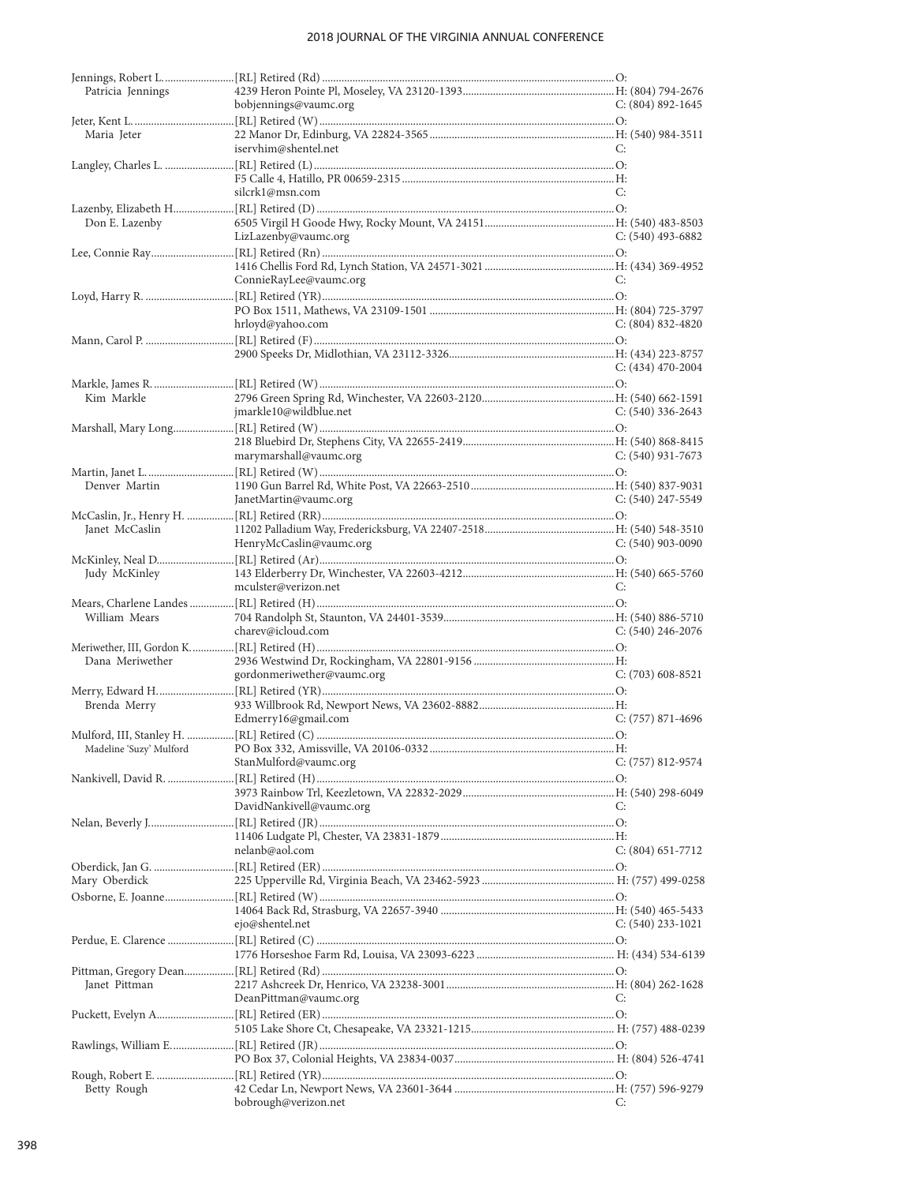| Name | Status / Address / Email | Phone |
|---|---|---|
| Jennings, Robert L. | [RL] Retired (Rd) | O: |
| Patricia Jennings | 4239 Heron Pointe Pl, Moseley, VA 23120-1393 | H: (804) 794-2676 |
| | bobjennings@vaumc.org | C: (804) 892-1645 |
| Jeter, Kent L. | [RL] Retired (W) | O: |
| Maria Jeter | 22 Manor Dr, Edinburg, VA 22824-3565 | H: (540) 984-3511 |
| | iservhim@shentel.net | C: |
| Langley, Charles L. | [RL] Retired (L) | O: |
| | F5 Calle 4, Hatillo, PR 00659-2315 | H: |
| | silcrk1@msn.com | C: |
| Lazenby, Elizabeth H. | [RL] Retired (D) | O: |
| Don E. Lazenby | 6505 Virgil H Goode Hwy, Rocky Mount, VA 24151 | H: (540) 483-8503 |
| | LizLazenby@vaumc.org | C: (540) 493-6882 |
| Lee, Connie Ray | [RL] Retired (Rn) | O: |
| | 1416 Chellis Ford Rd, Lynch Station, VA 24571-3021 | H: (434) 369-4952 |
| | ConnieRayLee@vaumc.org | C: |
| Loyd, Harry R. | [RL] Retired (YR) | O: |
| | PO Box 1511, Mathews, VA 23109-1501 | H: (804) 725-3797 |
| | hrloyd@yahoo.com | C: (804) 832-4820 |
| Mann, Carol P. | [RL] Retired (F) | O: |
| | 2900 Speeks Dr, Midlothian, VA 23112-3326 | H: (434) 223-8757 |
| | | C: (434) 470-2004 |
| Markle, James R. | [RL] Retired (W) | O: |
| Kim Markle | 2796 Green Spring Rd, Winchester, VA 22603-2120 | H: (540) 662-1591 |
| | jmarkle10@wildblue.net | C: (540) 336-2643 |
| Marshall, Mary Long | [RL] Retired (W) | O: |
| | 218 Bluebird Dr, Stephens City, VA 22655-2419 | H: (540) 868-8415 |
| | marymarshall@vaumc.org | C: (540) 931-7673 |
| Martin, Janet L. | [RL] Retired (W) | O: |
| Denver Martin | 1190 Gun Barrel Rd, White Post, VA 22663-2510 | H: (540) 837-9031 |
| | JanetMartin@vaumc.org | C: (540) 247-5549 |
| McCaslin, Jr., Henry H. | [RL] Retired (RR) | O: |
| Janet McCaslin | 11202 Palladium Way, Fredericksburg, VA 22407-2518 | H: (540) 548-3510 |
| | HenryMcCaslin@vaumc.org | C: (540) 903-0090 |
| McKinley, Neal D. | [RL] Retired (Ar) | O: |
| Judy McKinley | 143 Elderberry Dr, Winchester, VA 22603-4212 | H: (540) 665-5760 |
| | mculster@verizon.net | C: |
| Mears, Charlene Landes | [RL] Retired (H) | O: |
| William Mears | 704 Randolph St, Staunton, VA 24401-3539 | H: (540) 886-5710 |
| | charev@icloud.com | C: (540) 246-2076 |
| Meriwether, III, Gordon K. | [RL] Retired (H) | O: |
| Dana Meriwether | 2936 Westwind Dr, Rockingham, VA 22801-9156 | H: |
| | gordonmeriwether@vaumc.org | C: (703) 608-8521 |
| Merry, Edward H. | [RL] Retired (YR) | O: |
| Brenda Merry | 933 Willbrook Rd, Newport News, VA 23602-8882 | H: |
| | Edmerry16@gmail.com | C: (757) 871-4696 |
| Mulford, III, Stanley H. | [RL] Retired (C) | O: |
| Madeline 'Suzy' Mulford | PO Box 332, Amissville, VA 20106-0332 | H: |
| | StanMulford@vaumc.org | C: (757) 812-9574 |
| Nankivell, David R. | [RL] Retired (H) | O: |
| | 3973 Rainbow Trl, Keezletown, VA 22832-2029 | H: (540) 298-6049 |
| | DavidNankivell@vaumc.org | C: |
| Nelan, Beverly J. | [RL] Retired (JR) | O: |
| | 11406 Ludgate Pl, Chester, VA 23831-1879 | H: |
| | nelanb@aol.com | C: (804) 651-7712 |
| Oberdick, Jan G. | [RL] Retired (ER) | O: |
| Mary Oberdick | 225 Upperville Rd, Virginia Beach, VA 23462-5923 | H: (757) 499-0258 |
| Osborne, E. Joanne | [RL] Retired (W) | O: |
| | 14064 Back Rd, Strasburg, VA 22657-3940 | H: (540) 465-5433 |
| | ejo@shentel.net | C: (540) 233-1021 |
| Perdue, E. Clarence | [RL] Retired (C) | O: |
| | 1776 Horseshoe Farm Rd, Louisa, VA 23093-6223 | H: (434) 534-6139 |
| Pittman, Gregory Dean | [RL] Retired (Rd) | O: |
| Janet Pittman | 2217 Ashcreek Dr, Henrico, VA 23238-3001 | H: (804) 262-1628 |
| | DeanPittman@vaumc.org | C: |
| Puckett, Evelyn A. | [RL] Retired (ER) | O: |
| | 5105 Lake Shore Ct, Chesapeake, VA 23321-1215 | H: (757) 488-0239 |
| Rawlings, William E. | [RL] Retired (JR) | O: |
| | PO Box 37, Colonial Heights, VA 23834-0037 | H: (804) 526-4741 |
| Rough, Robert E. | [RL] Retired (YR) | O: |
| Betty Rough | 42 Cedar Ln, Newport News, VA 23601-3644 | H: (757) 596-9279 |
| | bobrough@verizon.net | C: |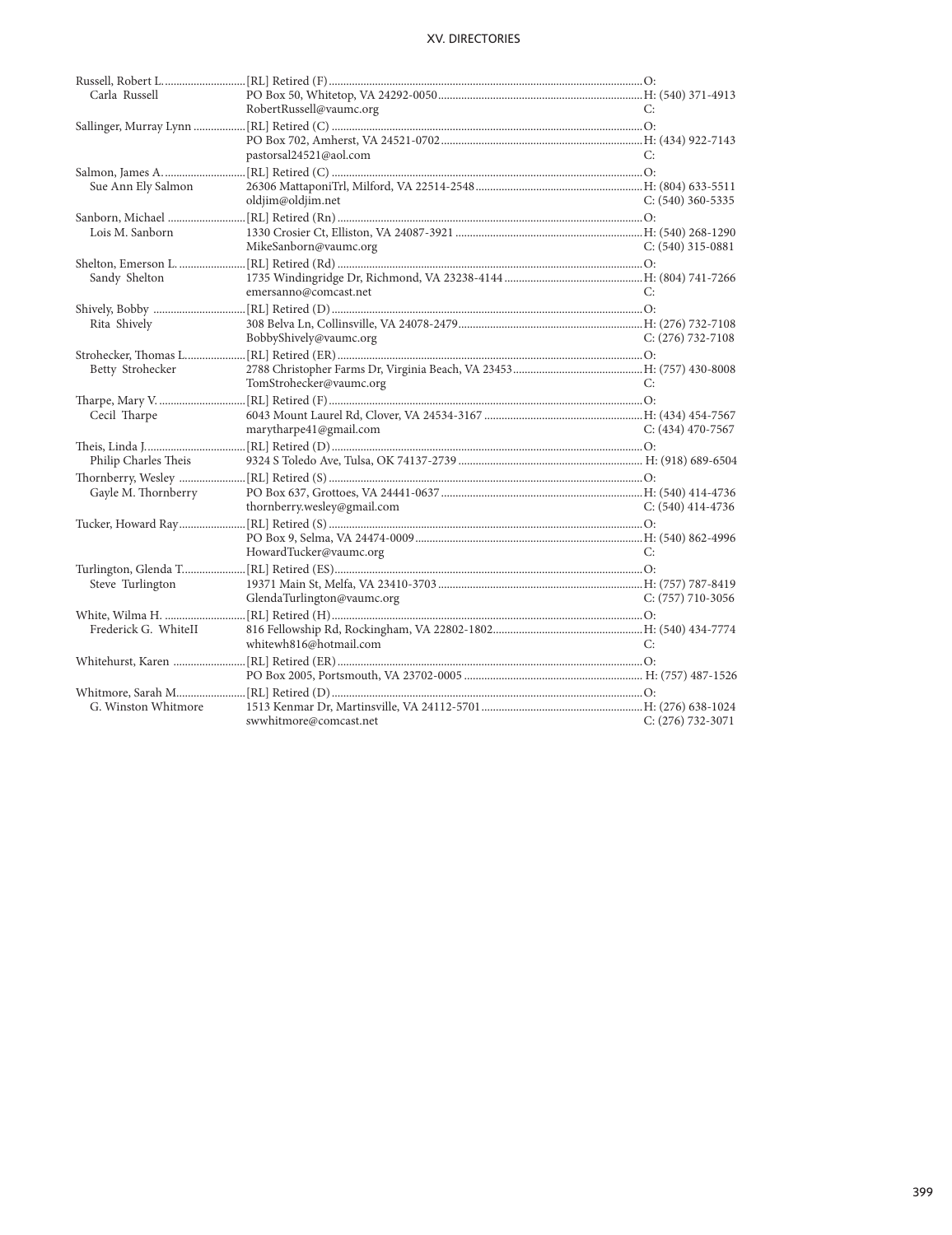| Name | Status / Address / Email | Phone |
| --- | --- | --- |
| Russell, Robert L. | [RL] Retired (F) | O: |
| Carla Russell | PO Box 50, Whitetop, VA 24292-0050 | H: (540) 371-4913 |
| | RobertRussell@vaumc.org | C: |
| Sallinger, Murray Lynn | [RL] Retired (C) | O: |
| | PO Box 702, Amherst, VA 24521-0702 | H: (434) 922-7143 |
| | pastorsal24521@aol.com | C: |
| Salmon, James A. | [RL] Retired (C) | O: |
| Sue Ann Ely Salmon | 26306 MattaponiTrl, Milford, VA 22514-2548 | H: (804) 633-5511 |
| | oldjim@oldjim.net | C: (540) 360-5335 |
| Sanborn, Michael | [RL] Retired (Rn) | O: |
| Lois M. Sanborn | 1330 Crosier Ct, Elliston, VA 24087-3921 | H: (540) 268-1290 |
| | MikeSanborn@vaumc.org | C: (540) 315-0881 |
| Shelton, Emerson L. | [RL] Retired (Rd) | O: |
| Sandy Shelton | 1735 Windingridge Dr, Richmond, VA 23238-4144 | H: (804) 741-7266 |
| | emersanno@comcast.net | C: |
| Shively, Bobby | [RL] Retired (D) | O: |
| Rita Shively | 308 Belva Ln, Collinsville, VA 24078-2479 | H: (276) 732-7108 |
| | BobbyShively@vaumc.org | C: (276) 732-7108 |
| Strohecker, Thomas L. | [RL] Retired (ER) | O: |
| Betty Strohecker | 2788 Christopher Farms Dr, Virginia Beach, VA 23453 | H: (757) 430-8008 |
| | TomStrohecker@vaumc.org | C: |
| Tharpe, Mary V. | [RL] Retired (F) | O: |
| Cecil Tharpe | 6043 Mount Laurel Rd, Clover, VA 24534-3167 | H: (434) 454-7567 |
| | marytharpe41@gmail.com | C: (434) 470-7567 |
| Theis, Linda J. | [RL] Retired (D) | O: |
| Philip Charles Theis | 9324 S Toledo Ave, Tulsa, OK 74137-2739 | H: (918) 689-6504 |
| Thornberry, Wesley | [RL] Retired (S) | O: |
| Gayle M. Thornberry | PO Box 637, Grottoes, VA 24441-0637 | H: (540) 414-4736 |
| | thornberry.wesley@gmail.com | C: (540) 414-4736 |
| Tucker, Howard Ray | [RL] Retired (S) | O: |
| | PO Box 9, Selma, VA 24474-0009 | H: (540) 862-4996 |
| | HowardTucker@vaumc.org | C: |
| Turlington, Glenda T. | [RL] Retired (ES) | O: |
| Steve Turlington | 19371 Main St, Melfa, VA 23410-3703 | H: (757) 787-8419 |
| | GlendaTurlington@vaumc.org | C: (757) 710-3056 |
| White, Wilma H. | [RL] Retired (H) | O: |
| Frederick G. WhiteII | 816 Fellowship Rd, Rockingham, VA 22802-1802 | H: (540) 434-7774 |
| | whitewh816@hotmail.com | C: |
| Whitehurst, Karen | [RL] Retired (ER) | O: |
| | PO Box 2005, Portsmouth, VA 23702-0005 | H: (757) 487-1526 |
| Whitmore, Sarah M. | [RL] Retired (D) | O: |
| G. Winston Whitmore | 1513 Kenmar Dr, Martinsville, VA 24112-5701 | H: (276) 638-1024 |
| | swwhitmore@comcast.net | C: (276) 732-3071 |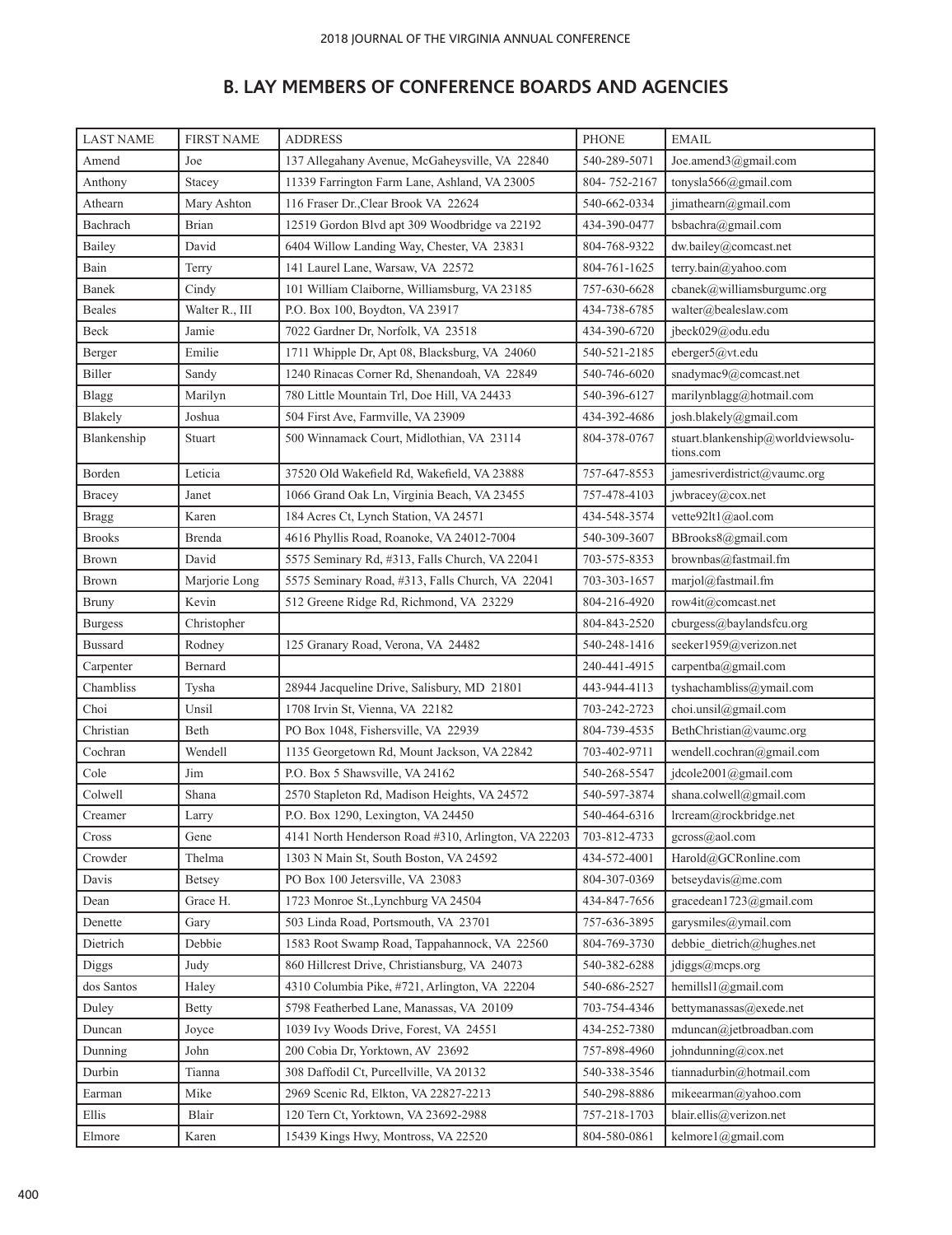## B. LAY MEMBERS OF CONFERENCE BOARDS AND AGENCIES

| LAST NAME | FIRST NAME | ADDRESS | PHONE | EMAIL |
|---|---|---|---|---|
| Amend | Joe | 137 Allegahany Avenue, McGaheysville, VA 22840 | 540-289-5071 | Joe.amend3@gmail.com |
| Anthony | Stacey | 11339 Farrington Farm Lane, Ashland, VA 23005 | 804- 752-2167 | tonysla566@gmail.com |
| Athearn | Mary Ashton | 116 Fraser Dr.,Clear Brook VA 22624 | 540-662-0334 | jimathearn@gmail.com |
| Bachrach | Brian | 12519 Gordon Blvd apt 309 Woodbridge va 22192 | 434-390-0477 | bsbachra@gmail.com |
| Bailey | David | 6404 Willow Landing Way, Chester, VA 23831 | 804-768-9322 | dw.bailey@comcast.net |
| Bain | Terry | 141 Laurel Lane, Warsaw, VA 22572 | 804-761-1625 | terry.bain@yahoo.com |
| Banek | Cindy | 101 William Claiborne, Williamsburg, VA 23185 | 757-630-6628 | cbanek@williamsburgumc.org |
| Beales | Walter R., III | P.O. Box 100, Boydton, VA 23917 | 434-738-6785 | walter@bealeslaw.com |
| Beck | Jamie | 7022 Gardner Dr, Norfolk, VA 23518 | 434-390-6720 | jbeck029@odu.edu |
| Berger | Emilie | 1711 Whipple Dr, Apt 08, Blacksburg, VA 24060 | 540-521-2185 | eberger5@vt.edu |
| Biller | Sandy | 1240 Rinacas Corner Rd, Shenandoah, VA 22849 | 540-746-6020 | snadymac9@comcast.net |
| Blagg | Marilyn | 780 Little Mountain Trl, Doe Hill, VA 24433 | 540-396-6127 | marilynblagg@hotmail.com |
| Blakely | Joshua | 504 First Ave, Farmville, VA 23909 | 434-392-4686 | josh.blakely@gmail.com |
| Blankenship | Stuart | 500 Winnamack Court, Midlothian, VA 23114 | 804-378-0767 | stuart.blankenship@worldviewsolutions.com |
| Borden | Leticia | 37520 Old Wakefield Rd, Wakefield, VA 23888 | 757-647-8553 | jamesriverdistrict@vaumc.org |
| Bracey | Janet | 1066 Grand Oak Ln, Virginia Beach, VA 23455 | 757-478-4103 | jwbracey@cox.net |
| Bragg | Karen | 184 Acres Ct, Lynch Station, VA 24571 | 434-548-3574 | vette92lt1@aol.com |
| Brooks | Brenda | 4616 Phyllis Road, Roanoke, VA 24012-7004 | 540-309-3607 | BBrooks8@gmail.com |
| Brown | David | 5575 Seminary Rd, #313, Falls Church, VA 22041 | 703-575-8353 | brownbas@fastmail.fm |
| Brown | Marjorie Long | 5575 Seminary Road, #313, Falls Church, VA 22041 | 703-303-1657 | marjol@fastmail.fm |
| Bruny | Kevin | 512 Greene Ridge Rd, Richmond, VA 23229 | 804-216-4920 | row4it@comcast.net |
| Burgess | Christopher | | 804-843-2520 | cburgess@baylandsfcu.org |
| Bussard | Rodney | 125 Granary Road, Verona, VA 24482 | 540-248-1416 | seeker1959@verizon.net |
| Carpenter | Bernard | | 240-441-4915 | carpentba@gmail.com |
| Chambliss | Tysha | 28944 Jacqueline Drive, Salisbury, MD 21801 | 443-944-4113 | tyshachambliss@ymail.com |
| Choi | Unsil | 1708 Irvin St, Vienna, VA 22182 | 703-242-2723 | choi.unsil@gmail.com |
| Christian | Beth | PO Box 1048, Fishersville, VA 22939 | 804-739-4535 | BethChristian@vaumc.org |
| Cochran | Wendell | 1135 Georgetown Rd, Mount Jackson, VA 22842 | 703-402-9711 | wendell.cochran@gmail.com |
| Cole | Jim | P.O. Box 5 Shawsville, VA 24162 | 540-268-5547 | jdcole2001@gmail.com |
| Colwell | Shana | 2570 Stapleton Rd, Madison Heights, VA 24572 | 540-597-3874 | shana.colwell@gmail.com |
| Creamer | Larry | P.O. Box 1290, Lexington, VA 24450 | 540-464-6316 | lrcream@rockbridge.net |
| Cross | Gene | 4141 North Henderson Road #310, Arlington, VA 22203 | 703-812-4733 | gcross@aol.com |
| Crowder | Thelma | 1303 N Main St, South Boston, VA 24592 | 434-572-4001 | Harold@GCRonline.com |
| Davis | Betsey | PO Box 100 Jetersville, VA 23083 | 804-307-0369 | betseydavis@me.com |
| Dean | Grace H. | 1723 Monroe St.,Lynchburg VA 24504 | 434-847-7656 | gracedean1723@gmail.com |
| Denette | Gary | 503 Linda Road, Portsmouth, VA 23701 | 757-636-3895 | garysmiles@ymail.com |
| Dietrich | Debbie | 1583 Root Swamp Road, Tappahannock, VA 22560 | 804-769-3730 | debbie_dietrich@hughes.net |
| Diggs | Judy | 860 Hillcrest Drive, Christiansburg, VA 24073 | 540-382-6288 | jdiggs@mcps.org |
| dos Santos | Haley | 4310 Columbia Pike, #721, Arlington, VA 22204 | 540-686-2527 | hemillsl1@gmail.com |
| Duley | Betty | 5798 Featherbed Lane, Manassas, VA 20109 | 703-754-4346 | bettymanassas@exede.net |
| Duncan | Joyce | 1039 Ivy Woods Drive, Forest, VA 24551 | 434-252-7380 | mduncan@jetbroadban.com |
| Dunning | John | 200 Cobia Dr, Yorktown, AV 23692 | 757-898-4960 | johndunning@cox.net |
| Durbin | Tianna | 308 Daffodil Ct, Purcellville, VA 20132 | 540-338-3546 | tiannadurbin@hotmail.com |
| Earman | Mike | 2969 Scenic Rd, Elkton, VA 22827-2213 | 540-298-8886 | mikeearman@yahoo.com |
| Ellis | Blair | 120 Tern Ct, Yorktown, VA 23692-2988 | 757-218-1703 | blair.ellis@verizon.net |
| Elmore | Karen | 15439 Kings Hwy, Montross, VA 22520 | 804-580-0861 | kelmore1@gmail.com |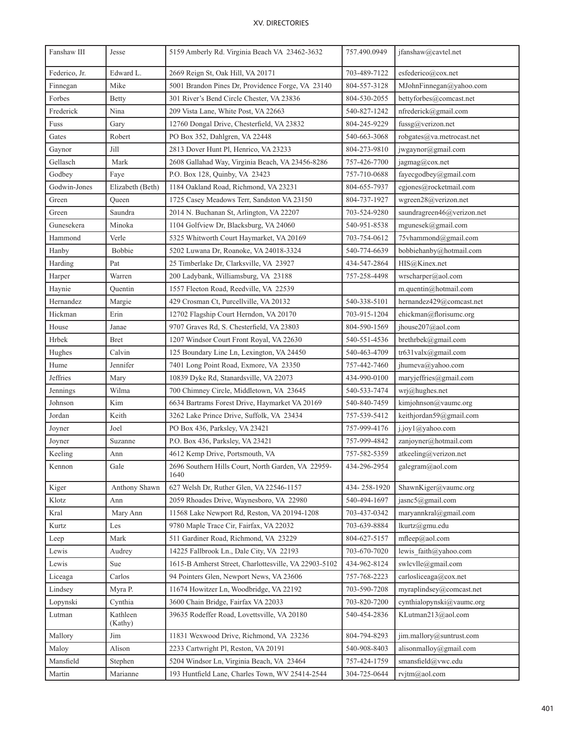| Fanshaw III | Jesse | 5159 Amberly Rd. Virginia Beach VA 23462-3632 | 757.490.0949 | jfanshaw@cavtel.net |
|---|---|---|---|---|
| Federico, Jr. | Edward L. | 2669 Reign St, Oak Hill, VA 20171 | 703-489-7122 | esfederico@cox.net |
| Finnegan | Mike | 5001 Brandon Pines Dr, Providence Forge, VA 23140 | 804-557-3128 | MJohnFinnegan@yahoo.com |
| Forbes | Betty | 301 River's Bend Circle Chester, VA 23836 | 804-530-2055 | bettyforbes@comcast.net |
| Frederick | Nina | 209 Vista Lane, White Post, VA 22663 | 540-827-1242 | nfrederick@gmail.com |
| Fuss | Gary | 12760 Dongal Drive, Chesterfield, VA 23832 | 804-245-9229 | fussg@verizon.net |
| Gates | Robert | PO Box 352, Dahlgren, VA 22448 | 540-663-3068 | robgates@va.metrocast.net |
| Gaynor | Jill | 2813 Dover Hunt Pl, Henrico, VA 23233 | 804-273-9810 | jwgaynor@gmail.com |
| Gellasch | Mark | 2608 Gallahad Way, Virginia Beach, VA 23456-8286 | 757-426-7700 | jagmag@cox.net |
| Godbey | Faye | P.O. Box 128, Quinby, VA 23423 | 757-710-0688 | fayecgodbey@gmail.com |
| Godwin-Jones | Elizabeth (Beth) | 1184 Oakland Road, Richmond, VA 23231 | 804-655-7937 | egjones@rocketmail.com |
| Green | Queen | 1725 Casey Meadows Terr, Sandston VA 23150 | 804-737-1927 | wgreen28@verizon.net |
| Green | Saundra | 2014 N. Buchanan St, Arlington, VA 22207 | 703-524-9280 | saundragreen46@verizon.net |
| Gunesekera | Minoka | 1104 Golfview Dr, Blacksburg, VA 24060 | 540-951-8538 | mgunesek@gmail.com |
| Hammond | Verle | 5325 Whitworth Court Haymarket, VA 20169 | 703-754-0612 | 75vhammond@gmail.com |
| Hanby | Bobbie | 5202 Luwana Dr, Roanoke, VA 24018-3324 | 540-774-6639 | bobbiehanby@hotmail.com |
| Harding | Pat | 25 Timberlake Dr, Clarksville, VA 23927 | 434-547-2864 | HIS@Kinex.net |
| Harper | Warren | 200 Ladybank, Williamsburg, VA 23188 | 757-258-4498 | wrscharper@aol.com |
| Haynie | Quentin | 1557 Fleeton Road, Reedville, VA 22539 | | m.quentin@hotmail.com |
| Hernandez | Margie | 429 Crosman Ct, Purcellville, VA 20132 | 540-338-5101 | hernandez429@comcast.net |
| Hickman | Erin | 12702 Flagship Court Herndon, VA 20170 | 703-915-1204 | ehickman@florisumc.org |
| House | Janae | 9707 Graves Rd, S. Chesterfield, VA 23803 | 804-590-1569 | jhouse207@aol.com |
| Hrbek | Bret | 1207 Windsor Court Front Royal, VA 22630 | 540-551-4536 | brethrbek@gmail.com |
| Hughes | Calvin | 125 Boundary Line Ln, Lexington, VA 24450 | 540-463-4709 | tr631valx@gmail.com |
| Hume | Jennifer | 7401 Long Point Road, Exmore, VA 23350 | 757-442-7460 | jhumeva@yahoo.com |
| Jeffries | Mary | 10839 Dyke Rd, Stanardsville, VA 22073 | 434-990-0100 | maryjeffries@gmail.com |
| Jennings | Wilma | 700 Chimney Circle, Middletown, VA 23645 | 540-533-7474 | wrj@hughes.net |
| Johnson | Kim | 6634 Bartrams Forest Drive, Haymarket VA 20169 | 540-840-7459 | kimjohnson@vaumc.org |
| Jordan | Keith | 3262 Lake Prince Drive, Suffolk, VA 23434 | 757-539-5412 | keithjordan59@gmail.com |
| Joyner | Joel | PO Box 436, Parksley, VA 23421 | 757-999-4176 | j.joy1@yahoo.com |
| Joyner | Suzanne | P.O. Box 436, Parksley, VA 23421 | 757-999-4842 | zanjoyner@hotmail.com |
| Keeling | Ann | 4612 Kemp Drive, Portsmouth, VA | 757-582-5359 | atkeeling@verizon.net |
| Kennon | Gale | 2696 Southern Hills Court, North Garden, VA 22959-1640 | 434-296-2954 | galegram@aol.com |
| Kiger | Anthony Shawn | 627 Welsh Dr, Ruther Glen, VA 22546-1157 | 434- 258-1920 | ShawnKiger@vaumc.org |
| Klotz | Ann | 2059 Rhoades Drive, Waynesboro, VA 22980 | 540-494-1697 | jasnc5@gmail.com |
| Kral | Mary Ann | 11568 Lake Newport Rd, Reston, VA 20194-1208 | 703-437-0342 | maryannkral@gmail.com |
| Kurtz | Les | 9780 Maple Trace Cir, Fairfax, VA 22032 | 703-639-8884 | lkurtz@gmu.edu |
| Leep | Mark | 511 Gardiner Road, Richmond, VA 23229 | 804-627-5157 | mfleep@aol.com |
| Lewis | Audrey | 14225 Fallbrook Ln., Dale City, VA 22193 | 703-670-7020 | lewis_faith@yahoo.com |
| Lewis | Sue | 1615-B Amherst Street, Charlottesville, VA 22903-5102 | 434-962-8124 | swlcvlle@gmail.com |
| Liceaga | Carlos | 94 Pointers Glen, Newport News, VA 23606 | 757-768-2223 | carlosliceaga@cox.net |
| Lindsey | Myra P. | 11674 Howitzer Ln, Woodbridge, VA 22192 | 703-590-7208 | myraplindsey@comcast.net |
| Lopynski | Cynthia | 3600 Chain Bridge, Fairfax VA 22033 | 703-820-7200 | cynthialopynski@vaumc.org |
| Lutman | Kathleen (Kathy) | 39635 Rodeffer Road, Lovettsville, VA 20180 | 540-454-2836 | KLutman213@aol.com |
| Mallory | Jim | 11831 Wexwood Drive, Richmond, VA 23236 | 804-794-8293 | jim.mallory@suntrust.com |
| Maloy | Alison | 2233 Cartwright Pl, Reston, VA 20191 | 540-908-8403 | alisonmalloy@gmail.com |
| Mansfield | Stephen | 5204 Windsor Ln, Virginia Beach, VA 23464 | 757-424-1759 | smansfield@vwc.edu |
| Martin | Marianne | 193 Huntfield Lane, Charles Town, WV 25414-2544 | 304-725-0644 | rvjtm@aol.com |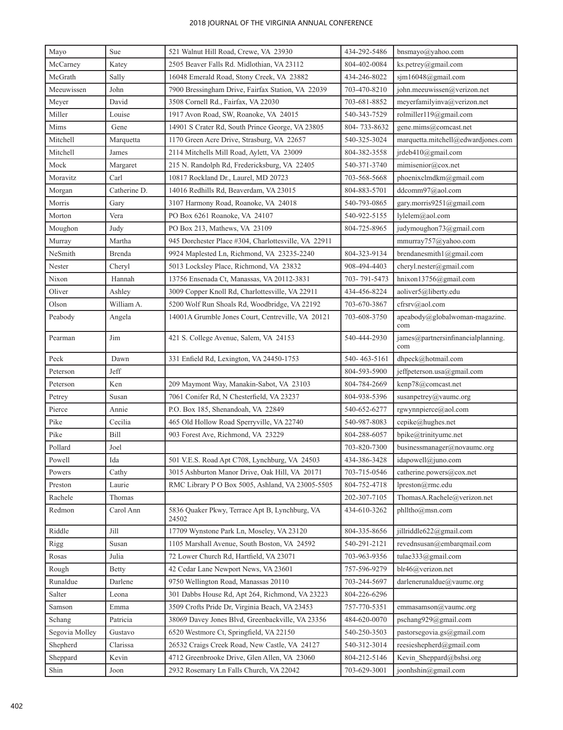| Mayo | Sue | 521 Walnut Hill Road, Crewe, VA 23930 | 434-292-5486 | bnsmayo@yahoo.com |
|---|---|---|---|---|
| McCarney | Katey | 2505 Beaver Falls Rd. Midlothian, VA 23112 | 804-402-0084 | ks.petrey@gmail.com |
| McGrath | Sally | 16048 Emerald Road, Stony Creek, VA 23882 | 434-246-8022 | sjm16048@gmail.com |
| Meeuwissen | John | 7900 Bressingham Drive, Fairfax Station, VA 22039 | 703-470-8210 | john.meeuwissen@verizon.net |
| Meyer | David | 3508 Cornell Rd., Fairfax, VA 22030 | 703-681-8852 | meyerfamilyinva@verizon.net |
| Miller | Louise | 1917 Avon Road, SW, Roanoke, VA 24015 | 540-343-7529 | rolmiller119@gmail.com |
| Mims | Gene | 14901 S Crater Rd, South Prince George, VA 23805 | 804- 733-8632 | gene.mims@comcast.net |
| Mitchell | Marquetta | 1170 Green Acre Drive, Strasburg, VA 22657 | 540-325-3024 | marquetta.mitchell@edwardjones.com |
| Mitchell | James | 2114 Mitchells Mill Road, Aylett, VA 23009 | 804-382-3558 | jrdeb410@gmail.com |
| Mock | Margaret | 215 N. Randolph Rd, Fredericksburg, VA 22405 | 540-371-3740 | mimisenior@cox.net |
| Moravitz | Carl | 10817 Rockland Dr., Laurel, MD 20723 | 703-568-5668 | phoenixclmdkm@gmail.com |
| Morgan | Catherine D. | 14016 Redhills Rd, Beaverdam, VA 23015 | 804-883-5701 | ddcomm97@aol.com |
| Morris | Gary | 3107 Harmony Road, Roanoke, VA 24018 | 540-793-0865 | gary.morris9251@gmail.com |
| Morton | Vera | PO Box 6261 Roanoke, VA 24107 | 540-922-5155 | lylelem@aol.com |
| Moughon | Judy | PO Box 213, Mathews, VA 23109 | 804-725-8965 | judymoughon73@gmail.com |
| Murray | Martha | 945 Dorchester Place #304, Charlottesville, VA 22911 | | mmurray757@yahoo.com |
| NeSmith | Brenda | 9924 Maplested Ln, Richmond, VA 23235-2240 | 804-323-9134 | brendanesmith1@gmail.com |
| Nester | Cheryl | 5013 Locksley Place, Richmond, VA 23832 | 908-494-4403 | cheryl.nester@gmail.com |
| Nixon | Hannah | 13756 Ensenada Ct, Manassas, VA 20112-3831 | 703- 791-5473 | hnixon13756@gmail.com |
| Oliver | Ashley | 3009 Copper Knoll Rd, Charlottesville, VA 22911 | 434-456-8224 | aoliver5@liberty.edu |
| Olson | William A. | 5200 Wolf Run Shoals Rd, Woodbridge, VA 22192 | 703-670-3867 | cfrsrv@aol.com |
| Peabody | Angela | 14001A Grumble Jones Court, Centreville, VA 20121 | 703-608-3750 | apeabody@globalwoman-magazine.com |
| Pearman | Jim | 421 S. College Avenue, Salem, VA 24153 | 540-444-2930 | james@partnersinfinancialplanning.com |
| Peck | Dawn | 331 Enfield Rd, Lexington, VA 24450-1753 | 540- 463-5161 | dhpeck@hotmail.com |
| Peterson | Jeff | | 804-593-5900 | jeffpeterson.usa@gmail.com |
| Peterson | Ken | 209 Maymont Way, Manakin-Sabot, VA 23103 | 804-784-2669 | kenp78@comcast.net |
| Petrey | Susan | 7061 Conifer Rd, N Chesterfield, VA 23237 | 804-938-5396 | susanpetrey@vaumc.org |
| Pierce | Annie | P.O. Box 185, Shenandoah, VA 22849 | 540-652-6277 | rgwynnpierce@aol.com |
| Pike | Cecilia | 465 Old Hollow Road Sperryville, VA 22740 | 540-987-8083 | cepike@hughes.net |
| Pike | Bill | 903 Forest Ave, Richmond, VA 23229 | 804-288-6057 | bpike@trinityumc.net |
| Pollard | Joel | | 703-820-7300 | businessmanager@novaumc.org |
| Powell | Ida | 501 V.E.S. Road Apt C708, Lynchburg, VA 24503 | 434-386-3428 | idapowell@juno.com |
| Powers | Cathy | 3015 Ashburton Manor Drive, Oak Hill, VA 20171 | 703-715-0546 | catherine.powers@cox.net |
| Preston | Laurie | RMC Library P O Box 5005, Ashland, VA 23005-5505 | 804-752-4718 | lpreston@rmc.edu |
| Rachele | Thomas | | 202-307-7105 | ThomasA.Rachele@verizon.net |
| Redmon | Carol Ann | 5836 Quaker Pkwy, Terrace Apt B, Lynchburg, VA 24502 | 434-610-3262 | phlltho@msn.com |
| Riddle | Jill | 17709 Wynstone Park Ln, Moseley, VA 23120 | 804-335-8656 | jillriddle622@gmail.com |
| Rigg | Susan | 1105 Marshall Avenue, South Boston, VA 24592 | 540-291-2121 | revednsusan@embarqmail.com |
| Rosas | Julia | 72 Lower Church Rd, Hartfield, VA 23071 | 703-963-9356 | tulae333@gmail.com |
| Rough | Betty | 42 Cedar Lane Newport News, VA 23601 | 757-596-9279 | blr46@verizon.net |
| Runaldue | Darlene | 9750 Wellington Road, Manassas 20110 | 703-244-5697 | darlenerunaldue@vaumc.org |
| Salter | Leona | 301 Dabbs House Rd, Apt 264, Richmond, VA 23223 | 804-226-6296 | |
| Samson | Emma | 3509 Crofts Pride Dr, Virginia Beach, VA 23453 | 757-770-5351 | emmasamson@vaumc.org |
| Schang | Patricia | 38069 Davey Jones Blvd, Greenbackville, VA 23356 | 484-620-0070 | pschang929@gmail.com |
| Segovia Molley | Gustavo | 6520 Westmore Ct, Springfield, VA 22150 | 540-250-3503 | pastorsegovia.gs@gmail.com |
| Shepherd | Clarissa | 26532 Craigs Creek Road, New Castle, VA 24127 | 540-312-3014 | reesieshepherd@gmail.com |
| Sheppard | Kevin | 4712 Greenbrooke Drive, Glen Allen, VA 23060 | 804-212-5146 | Kevin_Sheppard@bshsi.org |
| Shin | Joon | 2932 Rosemary Ln Falls Church, VA 22042 | 703-629-3001 | joonhshin@gmail.com |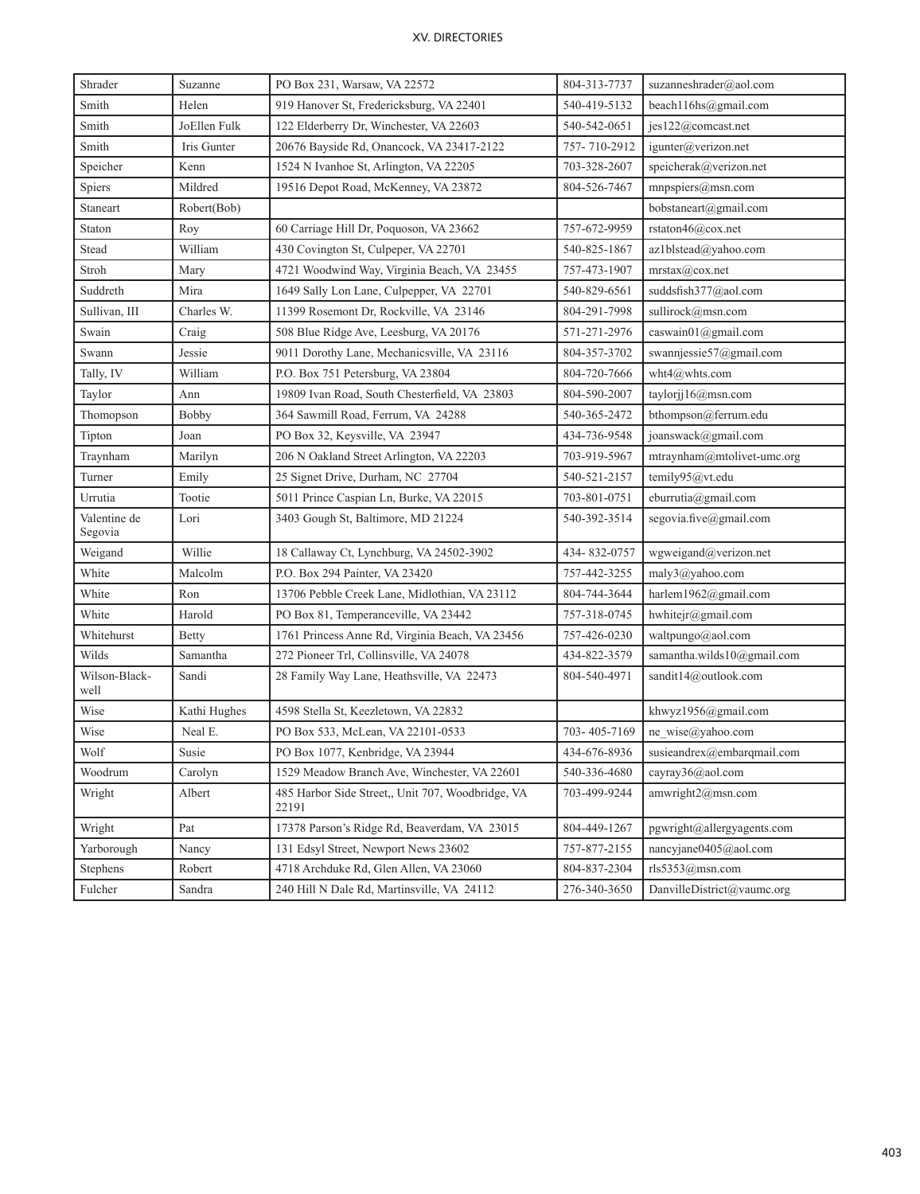| Shrader | Suzanne | PO Box 231, Warsaw, VA 22572 | 804-313-7737 | suzanneshrader@aol.com |
|---|---|---|---|---|
| Smith | Helen | 919 Hanover St, Fredericksburg, VA 22401 | 540-419-5132 | beach116hs@gmail.com |
| Smith | JoEllen Fulk | 122 Elderberry Dr, Winchester, VA 22603 | 540-542-0651 | jes122@comcast.net |
| Smith | Iris Gunter | 20676 Bayside Rd, Onancock, VA 23417-2122 | 757- 710-2912 | igunter@verizon.net |
| Speicher | Kenn | 1524 N Ivanhoe St, Arlington, VA 22205 | 703-328-2607 | speicherak@verizon.net |
| Spiers | Mildred | 19516 Depot Road, McKenney, VA 23872 | 804-526-7467 | mnpspiers@msn.com |
| Staneart | Robert(Bob) | | | bobstaneart@gmail.com |
| Staton | Roy | 60 Carriage Hill Dr, Poquoson, VA 23662 | 757-672-9959 | rstaton46@cox.net |
| Stead | William | 430 Covington St, Culpeper, VA 22701 | 540-825-1867 | az1blstead@yahoo.com |
| Stroh | Mary | 4721 Woodwind Way, Virginia Beach, VA 23455 | 757-473-1907 | mrstax@cox.net |
| Suddreth | Mira | 1649 Sally Lon Lane, Culpepper, VA 22701 | 540-829-6561 | suddsfish377@aol.com |
| Sullivan, III | Charles W. | 11399 Rosemont Dr, Rockville, VA 23146 | 804-291-7998 | sullirock@msn.com |
| Swain | Craig | 508 Blue Ridge Ave, Leesburg, VA 20176 | 571-271-2976 | caswain01@gmail.com |
| Swann | Jessie | 9011 Dorothy Lane, Mechanicsville, VA 23116 | 804-357-3702 | swannjessie57@gmail.com |
| Tally, IV | William | P.O. Box 751 Petersburg, VA 23804 | 804-720-7666 | wht4@whts.com |
| Taylor | Ann | 19809 Ivan Road, South Chesterfield, VA 23803 | 804-590-2007 | taylorjj16@msn.com |
| Thomopson | Bobby | 364 Sawmill Road, Ferrum, VA 24288 | 540-365-2472 | bthompson@ferrum.edu |
| Tipton | Joan | PO Box 32, Keysville, VA 23947 | 434-736-9548 | joanswack@gmail.com |
| Traynham | Marilyn | 206 N Oakland Street Arlington, VA 22203 | 703-919-5967 | mtraynham@mtolivet-umc.org |
| Turner | Emily | 25 Signet Drive, Durham, NC 27704 | 540-521-2157 | temily95@vt.edu |
| Urrutia | Tootie | 5011 Prince Caspian Ln, Burke, VA 22015 | 703-801-0751 | eburrutia@gmail.com |
| Valentine de Segovia | Lori | 3403 Gough St, Baltimore, MD 21224 | 540-392-3514 | segovia.five@gmail.com |
| Weigand | Willie | 18 Callaway Ct, Lynchburg, VA 24502-3902 | 434- 832-0757 | wgweigand@verizon.net |
| White | Malcolm | P.O. Box 294 Painter, VA 23420 | 757-442-3255 | maly3@yahoo.com |
| White | Ron | 13706 Pebble Creek Lane, Midlothian, VA 23112 | 804-744-3644 | harlem1962@gmail.com |
| White | Harold | PO Box 81, Temperanceville, VA 23442 | 757-318-0745 | hwhitejr@gmail.com |
| Whitehurst | Betty | 1761 Princess Anne Rd, Virginia Beach, VA 23456 | 757-426-0230 | waltpungo@aol.com |
| Wilds | Samantha | 272 Pioneer Trl, Collinsville, VA 24078 | 434-822-3579 | samantha.wilds10@gmail.com |
| Wilson-Black-well | Sandi | 28 Family Way Lane, Heathsville, VA 22473 | 804-540-4971 | sandit14@outlook.com |
| Wise | Kathi Hughes | 4598 Stella St, Keezletown, VA 22832 | | khwyz1956@gmail.com |
| Wise | Neal E. | PO Box 533, McLean, VA 22101-0533 | 703- 405-7169 | ne_wise@yahoo.com |
| Wolf | Susie | PO Box 1077, Kenbridge, VA 23944 | 434-676-8936 | susieandrex@embarqmail.com |
| Woodrum | Carolyn | 1529 Meadow Branch Ave, Winchester, VA 22601 | 540-336-4680 | cayray36@aol.com |
| Wright | Albert | 485 Harbor Side Street,, Unit 707, Woodbridge, VA 22191 | 703-499-9244 | amwright2@msn.com |
| Wright | Pat | 17378 Parson's Ridge Rd, Beaverdam, VA 23015 | 804-449-1267 | pgwright@allergyagents.com |
| Yarborough | Nancy | 131 Edsyl Street, Newport News 23602 | 757-877-2155 | nancyjane0405@aol.com |
| Stephens | Robert | 4718 Archduke Rd, Glen Allen, VA 23060 | 804-837-2304 | rls5353@msn.com |
| Fulcher | Sandra | 240 Hill N Dale Rd, Martinsville, VA 24112 | 276-340-3650 | DanvilleDistrict@vaumc.org |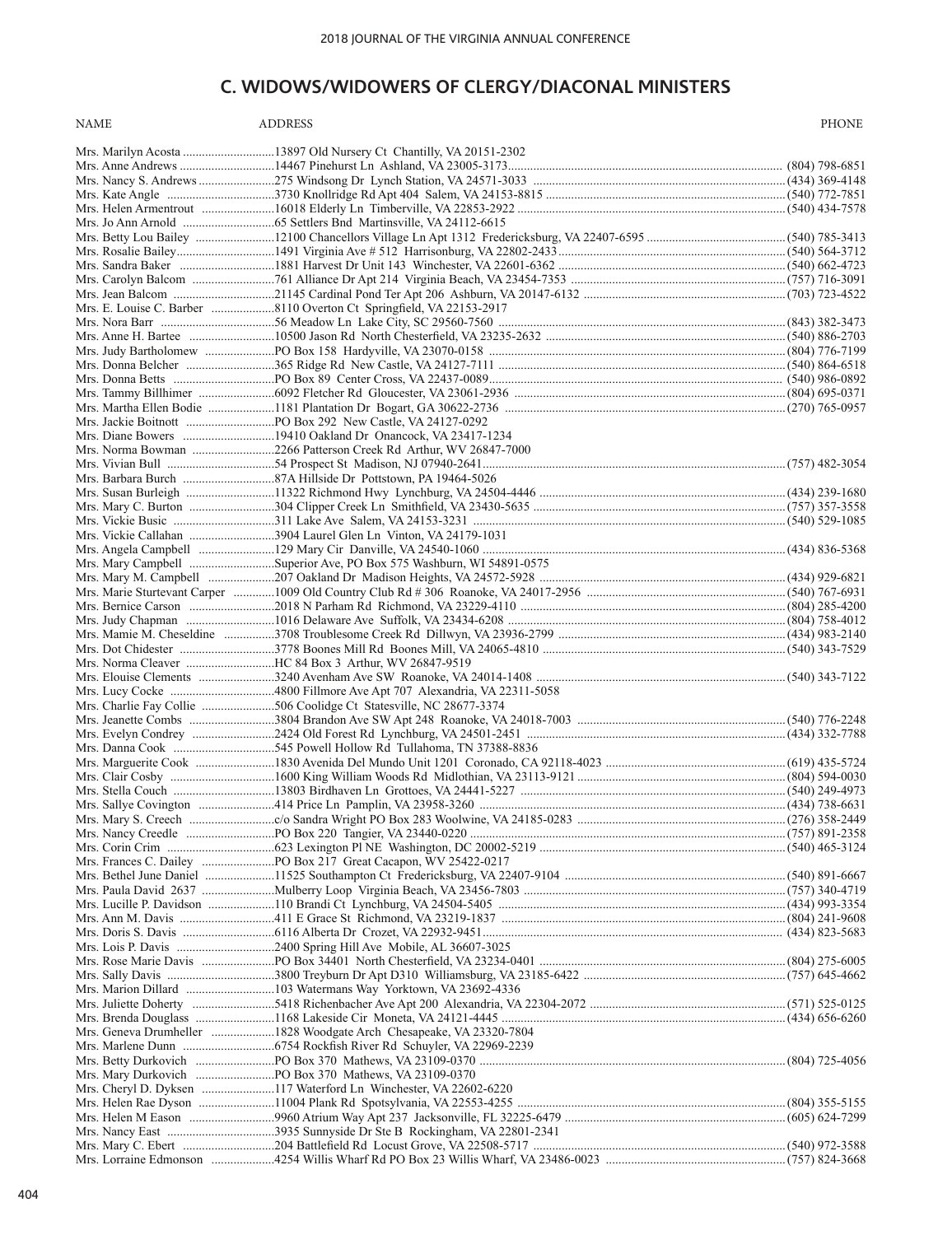## C. WIDOWS/WIDOWERS OF CLERGY/DIACONAL MINISTERS

| NAME | ADDRESS | PHONE |
|---|---|---|
| Mrs. Marilyn Acosta | 13897 Old Nursery Ct Chantilly, VA 20151-2302 | |
| Mrs. Anne Andrews | 14467 Pinehurst Ln Ashland, VA 23005-3173 | (804) 798-6851 |
| Mrs. Nancy S. Andrews | 275 Windsong Dr Lynch Station, VA 24571-3033 | (434) 369-4148 |
| Mrs. Kate Angle | 3730 Knollridge Rd Apt 404 Salem, VA 24153-8815 | (540) 772-7851 |
| Mrs. Helen Armentrout | 16018 Elderly Ln Timberville, VA 22853-2922 | (540) 434-7578 |
| Mrs. Jo Ann Arnold | 65 Settlers Bnd Martinsville, VA 24112-6615 | |
| Mrs. Betty Lou Bailey | 12100 Chancellors Village Ln Apt 1312 Fredericksburg, VA 22407-6595 | (540) 785-3413 |
| Mrs. Rosalie Bailey | 1491 Virginia Ave # 512 Harrisonburg, VA 22802-2433 | (540) 564-3712 |
| Mrs. Sandra Baker | 1881 Harvest Dr Unit 143 Winchester, VA 22601-6362 | (540) 662-4723 |
| Mrs. Carolyn Balcom | 761 Alliance Dr Apt 214 Virginia Beach, VA 23454-7353 | (757) 716-3091 |
| Mrs. Jean Balcom | 21145 Cardinal Pond Ter Apt 206 Ashburn, VA 20147-6132 | (703) 723-4522 |
| Mrs. E. Louise C. Barber | 8110 Overton Ct Springfield, VA 22153-2917 | |
| Mrs. Nora Barr | 56 Meadow Ln Lake City, SC 29560-7560 | (843) 382-3473 |
| Mrs. Anne H. Bartee | 10500 Jason Rd North Chesterfield, VA 23235-2632 | (540) 886-2703 |
| Mrs. Judy Bartholomew | PO Box 158 Hardyville, VA 23070-0158 | (804) 776-7199 |
| Mrs. Donna Belcher | 365 Ridge Rd New Castle, VA 24127-7111 | (540) 864-6518 |
| Mrs. Donna Betts | PO Box 89 Center Cross, VA 22437-0089 | (540) 986-0892 |
| Mrs. Tammy Billhimer | 6092 Fletcher Rd Gloucester, VA 23061-2936 | (804) 695-0371 |
| Mrs. Martha Ellen Bodie | 1181 Plantation Dr Bogart, GA 30622-2736 | (270) 765-0957 |
| Mrs. Jackie Boitnott | PO Box 292 New Castle, VA 24127-0292 | |
| Mrs. Diane Bowers | 19410 Oakland Dr Onancock, VA 23417-1234 | |
| Mrs. Norma Bowman | 2266 Patterson Creek Rd Arthur, WV 26847-7000 | |
| Mrs. Vivian Bull | 54 Prospect St Madison, NJ 07940-2641 | (757) 482-3054 |
| Mrs. Barbara Burch | 87A Hillside Dr Pottstown, PA 19464-5026 | |
| Mrs. Susan Burleigh | 11322 Richmond Hwy Lynchburg, VA 24504-4446 | (434) 239-1680 |
| Mrs. Mary C. Burton | 304 Clipper Creek Ln Smithfield, VA 23430-5635 | (757) 357-3558 |
| Mrs. Vickie Busic | 311 Lake Ave Salem, VA 24153-3231 | (540) 529-1085 |
| Mrs. Vickie Callahan | 3904 Laurel Glen Ln Vinton, VA 24179-1031 | |
| Mrs. Angela Campbell | 129 Mary Cir Danville, VA 24540-1060 | (434) 836-5368 |
| Mrs. Mary Campbell | Superior Ave, PO Box 575 Washburn, WI 54891-0575 | |
| Mrs. Mary M. Campbell | 207 Oakland Dr Madison Heights, VA 24572-5928 | (434) 929-6821 |
| Mrs. Marie Sturtevant Carper | 1009 Old Country Club Rd # 306 Roanoke, VA 24017-2956 | (540) 767-6931 |
| Mrs. Bernice Carson | 2018 N Parham Rd Richmond, VA 23229-4110 | (804) 285-4200 |
| Mrs. Judy Chapman | 1016 Delaware Ave Suffolk, VA 23434-6208 | (804) 758-4012 |
| Mrs. Mamie M. Cheseldine | 3708 Troublesome Creek Rd Dillwyn, VA 23936-2799 | (434) 983-2140 |
| Mrs. Dot Chidester | 3778 Boones Mill Rd Boones Mill, VA 24065-4810 | (540) 343-7529 |
| Mrs. Norma Cleaver | HC 84 Box 3 Arthur, WV 26847-9519 | |
| Mrs. Elouise Clements | 3240 Avenham Ave SW Roanoke, VA 24014-1408 | (540) 343-7122 |
| Mrs. Lucy Cocke | 4800 Fillmore Ave Apt 707 Alexandria, VA 22311-5058 | |
| Mrs. Charlie Fay Collie | 506 Coolidge Ct Statesville, NC 28677-3374 | |
| Mrs. Jeanette Combs | 3804 Brandon Ave SW Apt 248 Roanoke, VA 24018-7003 | (540) 776-2248 |
| Mrs. Evelyn Condrey | 2424 Old Forest Rd Lynchburg, VA 24501-2451 | (434) 332-7788 |
| Mrs. Danna Cook | 545 Powell Hollow Rd Tullahoma, TN 37388-8836 | |
| Mrs. Marguerite Cook | 1830 Avenida Del Mundo Unit 1201 Coronado, CA 92118-4023 | (619) 435-5724 |
| Mrs. Clair Cosby | 1600 King William Woods Rd Midlothian, VA 23113-9121 | (804) 594-0030 |
| Mrs. Stella Couch | 13803 Birdhaven Ln Grottoes, VA 24441-5227 | (540) 249-4973 |
| Mrs. Sallye Covington | 414 Price Ln Pamplin, VA 23958-3260 | (434) 738-6631 |
| Mrs. Mary S. Creech | c/o Sandra Wright PO Box 283 Woolwine, VA 24185-0283 | (276) 358-2449 |
| Mrs. Nancy Creedle | PO Box 220 Tangier, VA 23440-0220 | (757) 891-2358 |
| Mrs. Corin Crim | 623 Lexington Pl NE Washington, DC 20002-5219 | (540) 465-3124 |
| Mrs. Frances C. Dailey | PO Box 217 Great Cacapon, WV 25422-0217 | |
| Mrs. Bethel June Daniel | 11525 Southampton Ct Fredericksburg, VA 22407-9104 | (540) 891-6667 |
| Mrs. Paula David 2637 | Mulberry Loop Virginia Beach, VA 23456-7803 | (757) 340-4719 |
| Mrs. Lucille P. Davidson | 110 Brandi Ct Lynchburg, VA 24504-5405 | (434) 993-3354 |
| Mrs. Ann M. Davis | 411 E Grace St Richmond, VA 23219-1837 | (804) 241-9608 |
| Mrs. Doris S. Davis | 6116 Alberta Dr Crozet, VA 22932-9451 | (434) 823-5683 |
| Mrs. Lois P. Davis | 2400 Spring Hill Ave Mobile, AL 36607-3025 | |
| Mrs. Rose Marie Davis | PO Box 34401 North Chesterfield, VA 23234-0401 | (804) 275-6005 |
| Mrs. Sally Davis | 3800 Treyburn Dr Apt D310 Williamsburg, VA 23185-6422 | (757) 645-4662 |
| Mrs. Marion Dillard | 103 Watermans Way Yorktown, VA 23692-4336 | |
| Mrs. Juliette Doherty | 5418 Richenbacher Ave Apt 200 Alexandria, VA 22304-2072 | (571) 525-0125 |
| Mrs. Brenda Douglass | 1168 Lakeside Cir Moneta, VA 24121-4445 | (434) 656-6260 |
| Mrs. Geneva Drumheller | 1828 Woodgate Arch Chesapeake, VA 23320-7804 | |
| Mrs. Marlene Dunn | 6754 Rockfish River Rd Schuyler, VA 22969-2239 | |
| Mrs. Betty Durkovich | PO Box 370 Mathews, VA 23109-0370 | (804) 725-4056 |
| Mrs. Mary Durkovich | PO Box 370 Mathews, VA 23109-0370 | |
| Mrs. Cheryl D. Dyksen | 117 Waterford Ln Winchester, VA 22602-6220 | |
| Mrs. Helen Rae Dyson | 11004 Plank Rd Spotsylvania, VA 22553-4255 | (804) 355-5155 |
| Mrs. Helen M Eason | 9960 Atrium Way Apt 237 Jacksonville, FL 32225-6479 | (605) 624-7299 |
| Mrs. Nancy East | 3935 Sunnyside Dr Ste B Rockingham, VA 22801-2341 | |
| Mrs. Mary C. Ebert | 204 Battlefield Rd Locust Grove, VA 22508-5717 | (540) 972-3588 |
| Mrs. Lorraine Edmonson | 4254 Willis Wharf Rd PO Box 23 Willis Wharf, VA 23486-0023 | (757) 824-3668 |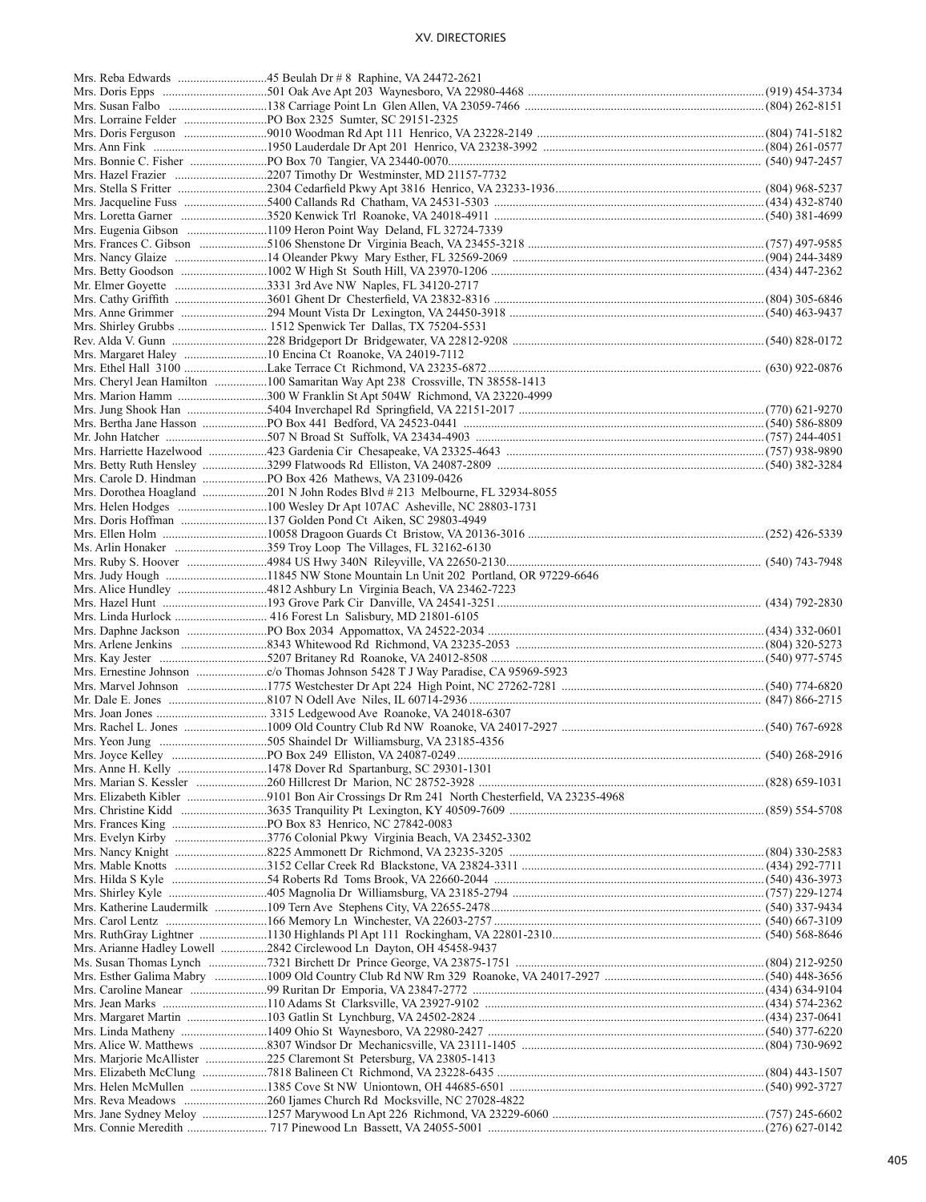| Name | Address | Phone |
|---|---|---|
| Mrs. Reba Edwards | 45 Beulah Dr # 8 Raphine, VA 24472-2621 | |
| Mrs. Doris Epps | 501 Oak Ave Apt 203 Waynesboro, VA 22980-4468 | (919) 454-3734 |
| Mrs. Susan Falbo | 138 Carriage Point Ln Glen Allen, VA 23059-7466 | (804) 262-8151 |
| Mrs. Lorraine Felder | PO Box 2325 Sumter, SC 29151-2325 | |
| Mrs. Doris Ferguson | 9010 Woodman Rd Apt 111 Henrico, VA 23228-2149 | (804) 741-5182 |
| Mrs. Ann Fink | 1950 Lauderdale Dr Apt 201 Henrico, VA 23238-3992 | (804) 261-0577 |
| Mrs. Bonnie C. Fisher | PO Box 70 Tangier, VA 23440-0070 | (540) 947-2457 |
| Mrs. Hazel Frazier | 2207 Timothy Dr Westminster, MD 21157-7732 | |
| Mrs. Stella S Fritter | 2304 Cedarfield Pkwy Apt 3816 Henrico, VA 23233-1936 | (804) 968-5237 |
| Mrs. Jacqueline Fuss | 5400 Callands Rd Chatham, VA 24531-5303 | (434) 432-8740 |
| Mrs. Loretta Garner | 3520 Kenwick Trl Roanoke, VA 24018-4911 | (540) 381-4699 |
| Mrs. Eugenia Gibson | 1109 Heron Point Way Deland, FL 32724-7339 | |
| Mrs. Frances C. Gibson | 5106 Shenstone Dr Virginia Beach, VA 23455-3218 | (757) 497-9585 |
| Mrs. Nancy Glaize | 14 Oleander Pkwy Mary Esther, FL 32569-2069 | (904) 244-3489 |
| Mrs. Betty Goodson | 1002 W High St South Hill, VA 23970-1206 | (434) 447-2362 |
| Mr. Elmer Goyette | 3331 3rd Ave NW Naples, FL 34120-2717 | |
| Mrs. Cathy Griffith | 3601 Ghent Dr Chesterfield, VA 23832-8316 | (804) 305-6846 |
| Mrs. Anne Grimmer | 294 Mount Vista Dr Lexington, VA 24450-3918 | (540) 463-9437 |
| Mrs. Shirley Grubbs | 1512 Spenwick Ter Dallas, TX 75204-5531 | |
| Rev. Alda V. Gunn | 228 Bridgeport Dr Bridgewater, VA 22812-9208 | (540) 828-0172 |
| Mrs. Margaret Haley | 10 Encina Ct Roanoke, VA 24019-7112 | |
| Mrs. Ethel Hall 3100 | Lake Terrace Ct Richmond, VA 23235-6872 | (630) 922-0876 |
| Mrs. Cheryl Jean Hamilton | 100 Samaritan Way Apt 238 Crossville, TN 38558-1413 | |
| Mrs. Marion Hamm | 300 W Franklin St Apt 504W Richmond, VA 23220-4999 | |
| Mrs. Jung Shook Han | 5404 Inverchapel Rd Springfield, VA 22151-2017 | (770) 621-9270 |
| Mrs. Bertha Jane Hasson | PO Box 441 Bedford, VA 24523-0441 | (540) 586-8809 |
| Mr. John Hatcher | 507 N Broad St Suffolk, VA 23434-4903 | (757) 244-4051 |
| Mrs. Harriette Hazelwood | 423 Gardenia Cir Chesapeake, VA 23325-4643 | (757) 938-9890 |
| Mrs. Betty Ruth Hensley | 3299 Flatwoods Rd Elliston, VA 24087-2809 | (540) 382-3284 |
| Mrs. Carole D. Hindman | PO Box 426 Mathews, VA 23109-0426 | |
| Mrs. Dorothea Hoagland | 201 N John Rodes Blvd # 213 Melbourne, FL 32934-8055 | |
| Mrs. Helen Hodges | 100 Wesley Dr Apt 107AC Asheville, NC 28803-1731 | |
| Mrs. Doris Hoffman | 137 Golden Pond Ct Aiken, SC 29803-4949 | |
| Mrs. Ellen Holm | 10058 Dragoon Guards Ct Bristow, VA 20136-3016 | (252) 426-5339 |
| Ms. Arlin Honaker | 359 Troy Loop The Villages, FL 32162-6130 | |
| Mrs. Ruby S. Hoover | 4984 US Hwy 340N Rileyville, VA 22650-2130 | (540) 743-7948 |
| Mrs. Judy Hough | 11845 NW Stone Mountain Ln Unit 202 Portland, OR 97229-6646 | |
| Mrs. Alice Hundley | 4812 Ashbury Ln Virginia Beach, VA 23462-7223 | |
| Mrs. Hazel Hunt | 193 Grove Park Cir Danville, VA 24541-3251 | (434) 792-2830 |
| Mrs. Linda Hurlock | 416 Forest Ln Salisbury, MD 21801-6105 | |
| Mrs. Daphne Jackson | PO Box 2034 Appomattox, VA 24522-2034 | (434) 332-0601 |
| Mrs. Arlene Jenkins | 8343 Whitewood Rd Richmond, VA 23235-2053 | (804) 320-5273 |
| Mrs. Kay Jester | 5207 Britaney Rd Roanoke, VA 24012-8508 | (540) 977-5745 |
| Mrs. Ernestine Johnson | c/o Thomas Johnson 5428 T J Way Paradise, CA 95969-5923 | |
| Mrs. Marvel Johnson | 1775 Westchester Dr Apt 224 High Point, NC 27262-7281 | (540) 774-6820 |
| Mr. Dale E. Jones | 8107 N Odell Ave Niles, IL 60714-2936 | (847) 866-2715 |
| Mrs. Joan Jones | 3315 Ledgewood Ave Roanoke, VA 24018-6307 | |
| Mrs. Rachel L. Jones | 1009 Old Country Club Rd NW Roanoke, VA 24017-2927 | (540) 767-6928 |
| Mrs. Yeon Jung | 505 Shaindel Dr Williamsburg, VA 23185-4356 | |
| Mrs. Joyce Kelley | PO Box 249 Elliston, VA 24087-0249 | (540) 268-2916 |
| Mrs. Anne H. Kelly | 1478 Dover Rd Spartanburg, SC 29301-1301 | |
| Mrs. Marian S. Kessler | 260 Hillcrest Dr Marion, NC 28752-3928 | (828) 659-1031 |
| Mrs. Elizabeth Kibler | 9101 Bon Air Crossings Dr Rm 241 North Chesterfield, VA 23235-4968 | |
| Mrs. Christine Kidd | 3635 Tranquility Pt Lexington, KY 40509-7609 | (859) 554-5708 |
| Mrs. Frances King | PO Box 83 Henrico, NC 27842-0083 | |
| Mrs. Evelyn Kirby | 3776 Colonial Pkwy Virginia Beach, VA 23452-3302 | |
| Mrs. Nancy Knight | 8225 Ammonett Dr Richmond, VA 23235-3205 | (804) 330-2583 |
| Mrs. Mable Knotts | 3152 Cellar Creek Rd Blackstone, VA 23824-3311 | (434) 292-7711 |
| Mrs. Hilda S Kyle | 54 Roberts Rd Toms Brook, VA 22660-2044 | (540) 436-3973 |
| Mrs. Shirley Kyle | 405 Magnolia Dr Williamsburg, VA 23185-2794 | (757) 229-1274 |
| Mrs. Katherine Laudermilk | 109 Tern Ave Stephens City, VA 22655-2478 | (540) 337-9434 |
| Mrs. Carol Lentz | 166 Memory Ln Winchester, VA 22603-2757 | (540) 667-3109 |
| Mrs. RuthGray Lightner | 1130 Highlands Pl Apt 111 Rockingham, VA 22801-2310 | (540) 568-8646 |
| Mrs. Arianne Hadley Lowell | 2842 Circlewood Ln Dayton, OH 45458-9437 | |
| Ms. Susan Thomas Lynch | 7321 Birchett Dr Prince George, VA 23875-1751 | (804) 212-9250 |
| Mrs. Esther Galima Mabry | 1009 Old Country Club Rd NW Rm 329 Roanoke, VA 24017-2927 | (540) 448-3656 |
| Mrs. Caroline Manear | 99 Ruritan Dr Emporia, VA 23847-2772 | (434) 634-9104 |
| Mrs. Jean Marks | 110 Adams St Clarksville, VA 23927-9102 | (434) 574-2362 |
| Mrs. Margaret Martin | 103 Gatlin St Lynchburg, VA 24502-2824 | (434) 237-0641 |
| Mrs. Linda Matheny | 1409 Ohio St Waynesboro, VA 22980-2427 | (540) 377-6220 |
| Mrs. Alice W. Matthews | 8307 Windsor Dr Mechanicsville, VA 23111-1405 | (804) 730-9692 |
| Mrs. Marjorie McAllister | 225 Claremont St Petersburg, VA 23805-1413 | |
| Mrs. Elizabeth McClung | 7818 Balineen Ct Richmond, VA 23228-6435 | (804) 443-1507 |
| Mrs. Helen McMullen | 1385 Cove St NW Uniontown, OH 44685-6501 | (540) 992-3727 |
| Mrs. Reva Meadows | 260 Ijames Church Rd Mocksville, NC 27028-4822 | |
| Mrs. Jane Sydney Meloy | 1257 Marywood Ln Apt 226 Richmond, VA 23229-6060 | (757) 245-6602 |
| Mrs. Connie Meredith | 717 Pinewood Ln Bassett, VA 24055-5001 | (276) 627-0142 |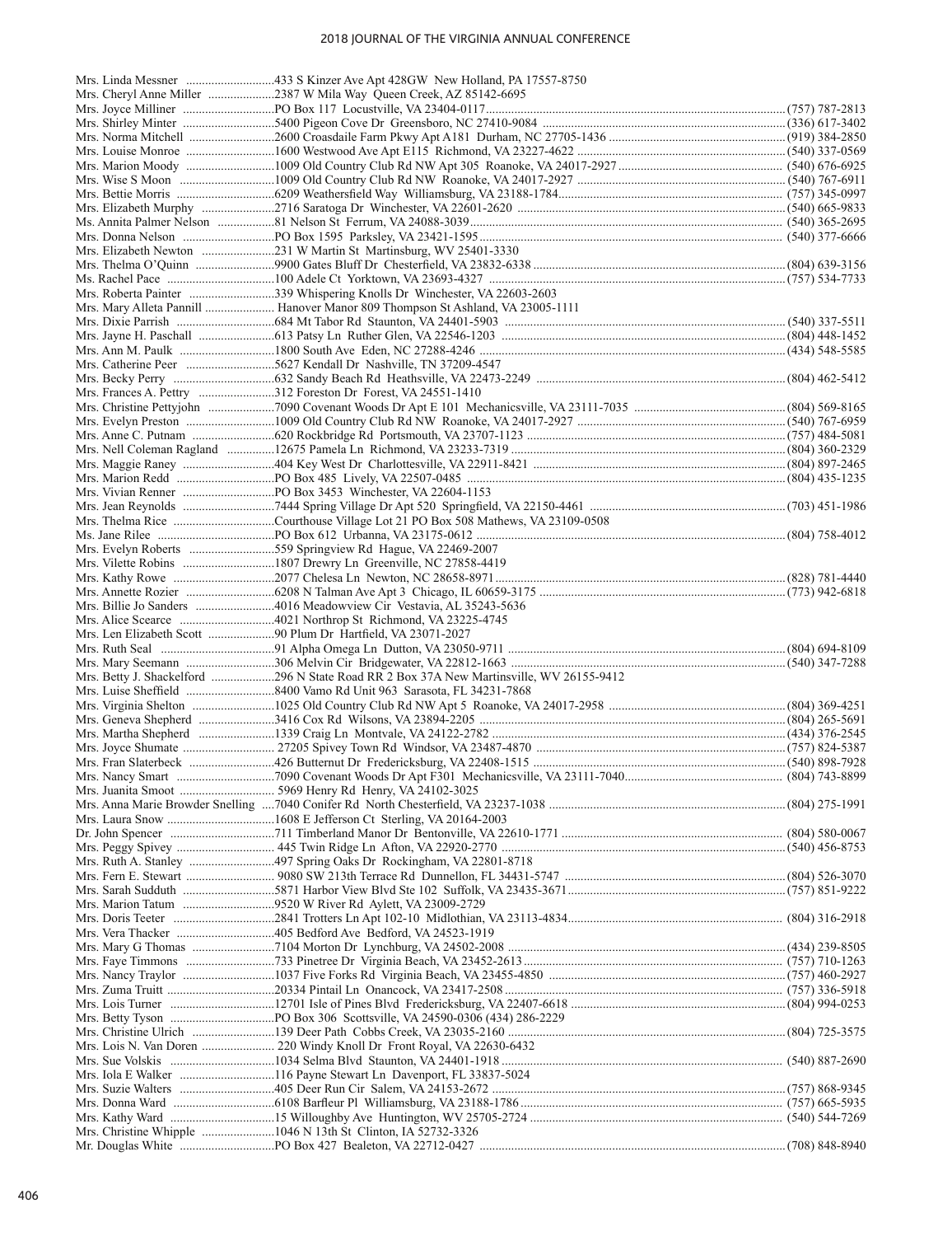| Name | Address | Phone |
|---|---|---|
| Mrs. Linda Messner | 433 S Kinzer Ave Apt 428GW New Holland, PA 17557-8750 | |
| Mrs. Cheryl Anne Miller | 2387 W Mila Way Queen Creek, AZ 85142-6695 | |
| Mrs. Joyce Milliner | PO Box 117 Locustville, VA 23404-0117 | (757) 787-2813 |
| Mrs. Shirley Minter | 5400 Pigeon Cove Dr Greensboro, NC 27410-9084 | (336) 617-3402 |
| Mrs. Norma Mitchell | 2600 Croasdaile Farm Pkwy Apt A181 Durham, NC 27705-1436 | (919) 384-2850 |
| Mrs. Louise Monroe | 1600 Westwood Ave Apt E115 Richmond, VA 23227-4622 | (540) 337-0569 |
| Mrs. Marion Moody | 1009 Old Country Club Rd NW Apt 305 Roanoke, VA 24017-2927 | (540) 676-6925 |
| Mrs. Wise S Moon | 1009 Old Country Club Rd NW Roanoke, VA 24017-2927 | (540) 767-6911 |
| Mrs. Bettie Morris | 6209 Weathersfield Way Williamsburg, VA 23188-1784 | (757) 345-0997 |
| Mrs. Elizabeth Murphy | 2716 Saratoga Dr Winchester, VA 22601-2620 | (540) 665-9833 |
| Ms. Annita Palmer Nelson | 81 Nelson St Ferrum, VA 24088-3039 | (540) 365-2695 |
| Mrs. Donna Nelson | PO Box 1595 Parksley, VA 23421-1595 | (540) 377-6666 |
| Mrs. Elizabeth Newton | 231 W Martin St Martinsburg, WV 25401-3330 | |
| Mrs. Thelma O'Quinn | 9900 Gates Bluff Dr Chesterfield, VA 23832-6338 | (804) 639-3156 |
| Ms. Rachel Pace | 100 Adele Ct Yorktown, VA 23693-4327 | (757) 534-7733 |
| Mrs. Roberta Painter | 339 Whispering Knolls Dr Winchester, VA 22603-2603 | |
| Mrs. Mary Alleta Pannill | Hanover Manor 809 Thompson St Ashland, VA 23005-1111 | |
| Mrs. Dixie Parrish | 684 Mt Tabor Rd Staunton, VA 24401-5903 | (540) 337-5511 |
| Mrs. Jayne H. Paschall | 613 Patsy Ln Ruther Glen, VA 22546-1203 | (804) 448-1452 |
| Mrs. Ann M. Paulk | 1800 South Ave Eden, NC 27288-4246 | (434) 548-5585 |
| Mrs. Catherine Peer | 5627 Kendall Dr Nashville, TN 37209-4547 | |
| Mrs. Becky Perry | 632 Sandy Beach Rd Heathsville, VA 22473-2249 | (804) 462-5412 |
| Mrs. Frances A. Pettry | 312 Foreston Dr Forest, VA 24551-1410 | |
| Mrs. Christine Pettyjohn | 7090 Covenant Woods Dr Apt E 101 Mechanicsville, VA 23111-7035 | (804) 569-8165 |
| Mrs. Evelyn Preston | 1009 Old Country Club Rd NW Roanoke, VA 24017-2927 | (540) 767-6959 |
| Mrs. Anne C. Putnam | 620 Rockbridge Rd Portsmouth, VA 23707-1123 | (757) 484-5081 |
| Mrs. Nell Coleman Ragland | 12675 Pamela Ln Richmond, VA 23233-7319 | (804) 360-2329 |
| Mrs. Maggie Raney | 404 Key West Dr Charlottesville, VA 22911-8421 | (804) 897-2465 |
| Mrs. Marion Redd | PO Box 485 Lively, VA 22507-0485 | (804) 435-1235 |
| Mrs. Vivian Renner | PO Box 3453 Winchester, VA 22604-1153 | |
| Mrs. Jean Reynolds | 7444 Spring Village Dr Apt 520 Springfield, VA 22150-4461 | (703) 451-1986 |
| Mrs. Thelma Rice | Courthouse Village Lot 21 PO Box 508 Mathews, VA 23109-0508 | |
| Ms. Jane Rilee | PO Box 612 Urbanna, VA 23175-0612 | (804) 758-4012 |
| Mrs. Evelyn Roberts | 559 Springview Rd Hague, VA 22469-2007 | |
| Mrs. Vilette Robins | 1807 Drewry Ln Greenville, NC 27858-4419 | |
| Mrs. Kathy Rowe | 2077 Chelesa Ln Newton, NC 28658-8971 | (828) 781-4440 |
| Mrs. Annette Rozier | 6208 N Talman Ave Apt 3 Chicago, IL 60659-3175 | (773) 942-6818 |
| Mrs. Billie Jo Sanders | 4016 Meadowview Cir Vestavia, AL 35243-5636 | |
| Mrs. Alice Scearce | 4021 Northrop St Richmond, VA 23225-4745 | |
| Mrs. Len Elizabeth Scott | 90 Plum Dr Hartfield, VA 23071-2027 | |
| Mrs. Ruth Seal | 91 Alpha Omega Ln Dutton, VA 23050-9711 | (804) 694-8109 |
| Mrs. Mary Seemann | 306 Melvin Cir Bridgewater, VA 22812-1663 | (540) 347-7288 |
| Mrs. Betty J. Shackelford | 296 N State Road RR 2 Box 37A New Martinsville, WV 26155-9412 | |
| Mrs. Luise Sheffield | 8400 Vamo Rd Unit 963 Sarasota, FL 34231-7868 | |
| Mrs. Virginia Shelton | 1025 Old Country Club Rd NW Apt 5 Roanoke, VA 24017-2958 | (804) 369-4251 |
| Mrs. Geneva Shepherd | 3416 Cox Rd Wilsons, VA 23894-2205 | (804) 265-5691 |
| Mrs. Martha Shepherd | 1339 Craig Ln Montvale, VA 24122-2782 | (434) 376-2545 |
| Mrs. Joyce Shumate | 27205 Spivey Town Rd Windsor, VA 23487-4870 | (757) 824-5387 |
| Mrs. Fran Slaterbeck | 426 Butternut Dr Fredericksburg, VA 22408-1515 | (540) 898-7928 |
| Mrs. Nancy Smart | 7090 Covenant Woods Dr Apt F301 Mechanicsville, VA 23111-7040 | (804) 743-8899 |
| Mrs. Juanita Smoot | 5969 Henry Rd Henry, VA 24102-3025 | |
| Mrs. Anna Marie Browder Snelling | 7040 Conifer Rd North Chesterfield, VA 23237-1038 | (804) 275-1991 |
| Mrs. Laura Snow | 1608 E Jefferson Ct Sterling, VA 20164-2003 | |
| Dr. John Spencer | 711 Timberland Manor Dr Bentonville, VA 22610-1771 | (804) 580-0067 |
| Mrs. Peggy Spivey | 445 Twin Ridge Ln Afton, VA 22920-2770 | (540) 456-8753 |
| Mrs. Ruth A. Stanley | 497 Spring Oaks Dr Rockingham, VA 22801-8718 | |
| Mrs. Fern E. Stewart | 9080 SW 213th Terrace Rd Dunnellon, FL 34431-5747 | (804) 526-3070 |
| Mrs. Sarah Sudduth | 5871 Harbor View Blvd Ste 102 Suffolk, VA 23435-3671 | (757) 851-9222 |
| Mrs. Marion Tatum | 9520 W River Rd Aylett, VA 23009-2729 | |
| Mrs. Doris Teeter | 2841 Trotters Ln Apt 102-10 Midlothian, VA 23113-4834 | (804) 316-2918 |
| Mrs. Vera Thacker | 405 Bedford Ave Bedford, VA 24523-1919 | |
| Mrs. Mary G Thomas | 7104 Morton Dr Lynchburg, VA 24502-2008 | (434) 239-8505 |
| Mrs. Faye Timmons | 733 Pinetree Dr Virginia Beach, VA 23452-2613 | (757) 710-1263 |
| Mrs. Nancy Traylor | 1037 Five Forks Rd Virginia Beach, VA 23455-4850 | (757) 460-2927 |
| Mrs. Zuma Truitt | 20334 Pintail Ln Onancock, VA 23417-2508 | (757) 336-5918 |
| Mrs. Lois Turner | 12701 Isle of Pines Blvd Fredericksburg, VA 22407-6618 | (804) 994-0253 |
| Mrs. Betty Tyson | PO Box 306 Scottsville, VA 24590-0306 (434) 286-2229 | |
| Mrs. Christine Ulrich | 139 Deer Path Cobbs Creek, VA 23035-2160 | (804) 725-3575 |
| Mrs. Lois N. Van Doren | 220 Windy Knoll Dr Front Royal, VA 22630-6432 | |
| Mrs. Sue Volskis | 1034 Selma Blvd Staunton, VA 24401-1918 | (540) 887-2690 |
| Mrs. Iola E Walker | 116 Payne Stewart Ln Davenport, FL 33837-5024 | |
| Mrs. Suzie Walters | 405 Deer Run Cir Salem, VA 24153-2672 | (757) 868-9345 |
| Mrs. Donna Ward | 6108 Barfleur Pl Williamsburg, VA 23188-1786 | (757) 665-5935 |
| Mrs. Kathy Ward | 15 Willoughby Ave Huntington, WV 25705-2724 | (540) 544-7269 |
| Mrs. Christine Whipple | 1046 N 13th St Clinton, IA 52732-3326 | |
| Mr. Douglas White | PO Box 427 Bealeton, VA 22712-0427 | (708) 848-8940 |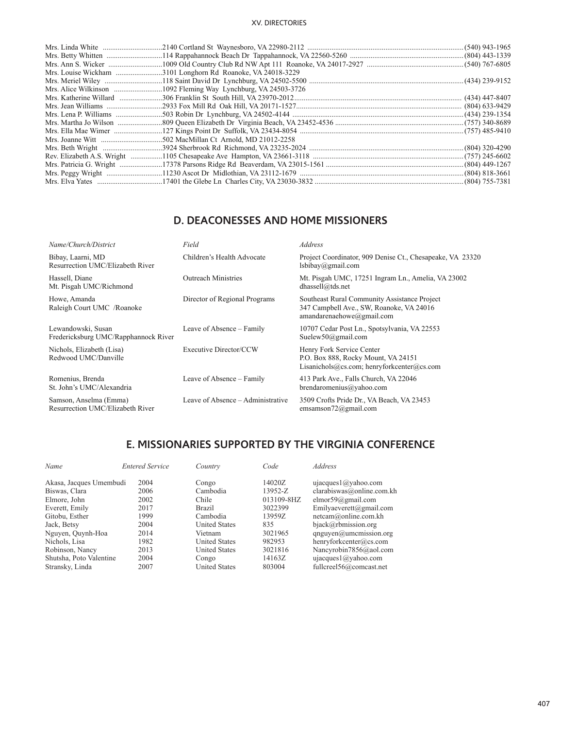| | | |
|---|---|---|
| Mrs. Linda White | 2140 Cortland St Waynesboro, VA 22980-2112 | (540) 943-1965 |
| Mrs. Betty Whitten | 114 Rappahannock Beach Dr Tappahannock, VA 22560-5260 | (804) 443-1339 |
| Mrs. Ann S. Wicker | 1009 Old Country Club Rd NW Apt 111 Roanoke, VA 24017-2927 | (540) 767-6805 |
| Mrs. Louise Wickham | 3101 Longhorn Rd Roanoke, VA 24018-3229 | |
| Mrs. Meriel Wiley | 118 Saint David Dr Lynchburg, VA 24502-5500 | (434) 239-9152 |
| Mrs. Alice Wilkinson | 1092 Fleming Way Lynchburg, VA 24503-3726 | |
| Mrs. Katherine Willard | 306 Franklin St South Hill, VA 23970-2012 | (434) 447-8407 |
| Mrs. Jean Williams | 2933 Fox Mill Rd Oak Hill, VA 20171-1527 | (804) 633-9429 |
| Mrs. Lena P. Williams | 503 Robin Dr Lynchburg, VA 24502-4144 | (434) 239-1354 |
| Mrs. Martha Jo Wilson | 809 Queen Elizabeth Dr Virginia Beach, VA 23452-4536 | (757) 340-8689 |
| Mrs. Ella Mae Wimer | 127 Kings Point Dr Suffolk, VA 23434-8054 | (757) 485-9410 |
| Mrs. Joanne Witt | 502 MacMillan Ct Arnold, MD 21012-2258 | |
| Mrs. Beth Wright | 3924 Sherbrook Rd Richmond, VA 23235-2024 | (804) 320-4290 |
| Rev. Elizabeth A.S. Wright | 1105 Chesapeake Ave Hampton, VA 23661-3118 | (757) 245-6602 |
| Mrs. Patricia G. Wright | 17378 Parsons Ridge Rd Beaverdam, VA 23015-1561 | (804) 449-1267 |
| Mrs. Peggy Wright | 11230 Ascot Dr Midlothian, VA 23112-1679 | (804) 818-3661 |
| Mrs. Elva Yates | 17401 the Glebe Ln Charles City, VA 23030-3832 | (804) 755-7381 |

## D. DEACONESSES AND HOME MISSIONERS

| *Name/Church/District* | *Field* | *Address* |
|---|---|---|
| Bibay, Laarni, MD<br>Resurrection UMC/Elizabeth River | Children's Health Advocate | Project Coordinator, 909 Denise Ct., Chesapeake, VA 23320<br>lsbibay@gmail.com |
| Hassell, Diane<br>Mt. Pisgah UMC/Richmond | Outreach Ministries | Mt. Pisgah UMC, 17251 Ingram Ln., Amelia, VA 23002<br>dhassell@tds.net |
| Howe, Amanda<br>Raleigh Court UMC /Roanoke | Director of Regional Programs | Southeast Rural Community Assistance Project<br>347 Campbell Ave., SW, Roanoke, VA 24016<br>amandarenaehowe@gmail.com |
| Lewandowski, Susan<br>Fredericksburg UMC/Rapphannock River | Leave of Absence – Family | 10707 Cedar Post Ln., Spotsylvania, VA 22553<br>Suelew50@gmail.com |
| Nichols, Elizabeth (Lisa)<br>Redwood UMC/Danville | Executive Director/CCW | Henry Fork Service Center<br>P.O. Box 888, Rocky Mount, VA 24151<br>Lisanichols@cs.com; henryforkcenter@cs.com |
| Romenius, Brenda<br>St. John's UMC/Alexandria | Leave of Absence – Family | 413 Park Ave., Falls Church, VA 22046<br>brendaromenius@yahoo.com |
| Samson, Anselma (Emma)<br>Resurrection UMC/Elizabeth River | Leave of Absence – Administrative | 3509 Crofts Pride Dr., VA Beach, VA 23453<br>emsamson72@gmail.com |

## E. MISSIONARIES SUPPORTED BY THE VIRGINIA CONFERENCE

| *Name* | *Entered Service* | *Country* | *Code* | *Address* |
|---|---|---|---|---|
| Akasa, Jacques Umembudi | 2004 | Congo | 14020Z | ujacques1@yahoo.com |
| Biswas, Clara | 2006 | Cambodia | 13952-Z | clarabiswas@online.com.kh |
| Elmore, John | 2002 | Chile | 013109-8HZ | elmor59@gmail.com |
| Everett, Emily | 2017 | Brazil | 3022399 | Emilyaeverett@gmail.com |
| Gitobu, Esther | 1999 | Cambodia | 13959Z | netcam@online.com.kh |
| Jack, Betsy | 2004 | United States | 835 | bjack@rbmission.org |
| Nguyen, Quynh-Hoa | 2014 | Vietnam | 3021965 | qnguyen@umcmission.org |
| Nichols, Lisa | 1982 | United States | 982953 | henryforkcenter@cs.com |
| Robinson, Nancy | 2013 | United States | 3021816 | Nancyrobin7856@aol.com |
| Shutsha, Poto Valentine | 2004 | Congo | 14163Z | ujacques1@yahoo.com |
| Stransky, Linda | 2007 | United States | 803004 | fullcreel56@comcast.net |